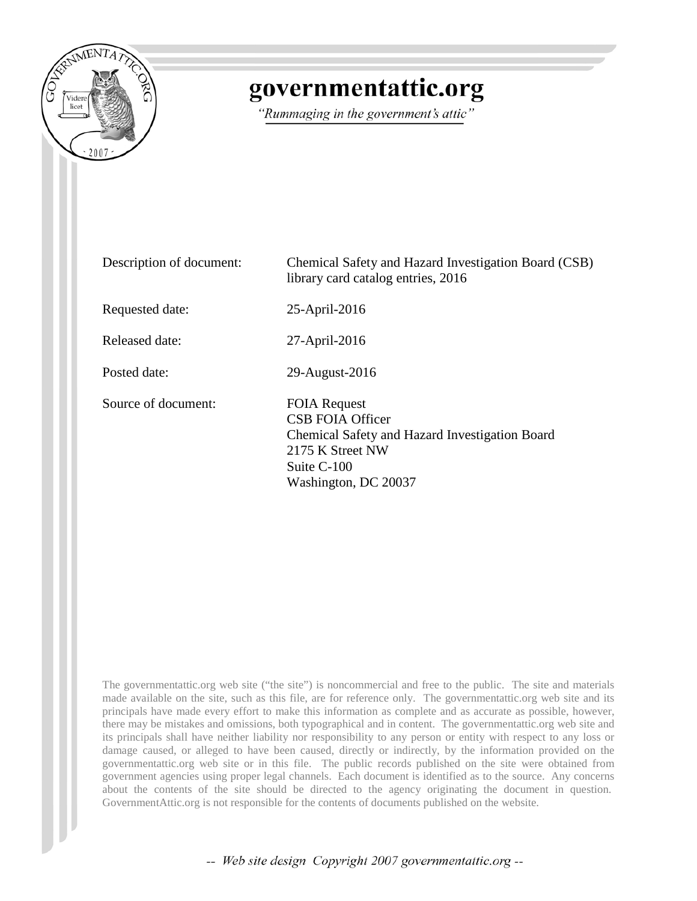# governmentattic.org

*"Rummaging in the government's attic"*

| | |
|---|---|
| Description of document: | Chemical Safety and Hazard Investigation Board (CSB) library card catalog entries, 2016 |
| Requested date: | 25-April-2016 |
| Released date: | 27-April-2016 |
| Posted date: | 29-August-2016 |
| Source of document: | FOIA Request<br>CSB FOIA Officer<br>Chemical Safety and Hazard Investigation Board<br>2175 K Street NW<br>Suite C-100<br>Washington, DC 20037 |

The governmentattic.org web site ("the site") is noncommercial and free to the public. The site and materials made available on the site, such as this file, are for reference only. The governmentattic.org web site and its principals have made every effort to make this information as complete and as accurate as possible, however, there may be mistakes and omissions, both typographical and in content. The governmentattic.org web site and its principals shall have neither liability nor responsibility to any person or entity with respect to any loss or damage caused, or alleged to have been caused, directly or indirectly, by the information provided on the governmentattic.org web site or in this file. The public records published on the site were obtained from government agencies using proper legal channels. Each document is identified as to the source. Any concerns about the contents of the site should be directed to the agency originating the document in question. GovernmentAttic.org is not responsible for the contents of documents published on the website.

-- Web site design Copyright 2007 governmentattic.org --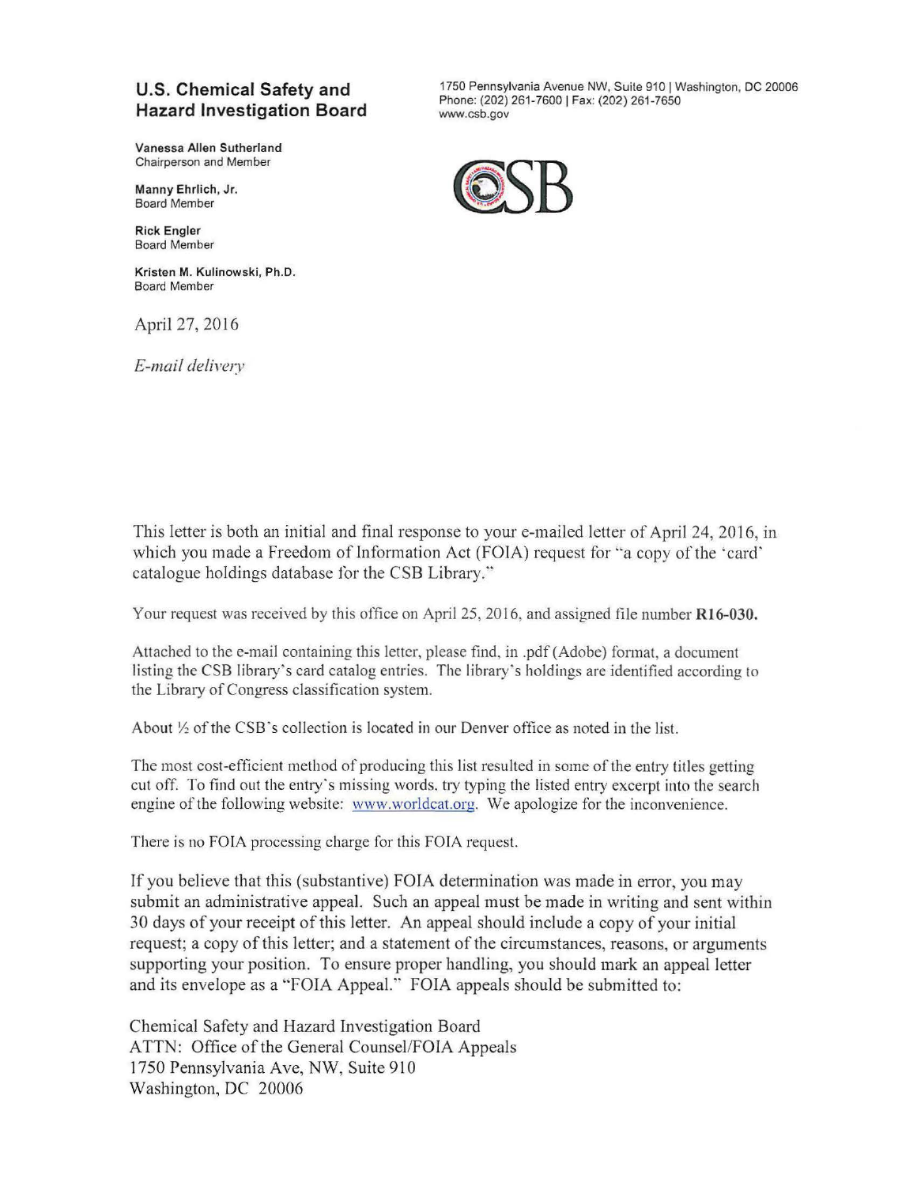## U.S. Chemical Safety and Hazard Investigation Board

1750 Pennsylvania Avenue NW, Suite 910 | Washington, DC 20006
Phone: (202) 261-7600 | Fax: (202) 261-7650
www.csb.gov

**Vanessa Allen Sutherland**
Chairperson and Member

**Manny Ehrlich, Jr.**
Board Member

**Rick Engler**
Board Member

**Kristen M. Kulinowski, Ph.D.**
Board Member

April 27, 2016

*E-mail delivery*

This letter is both an initial and final response to your e-mailed letter of April 24, 2016, in which you made a Freedom of Information Act (FOIA) request for "a copy of the 'card' catalogue holdings database for the CSB Library."

Your request was received by this office on April 25, 2016, and assigned file number **R16-030.**

Attached to the e-mail containing this letter, please find, in .pdf (Adobe) format, a document listing the CSB library's card catalog entries. The library's holdings are identified according to the Library of Congress classification system.

About ½ of the CSB's collection is located in our Denver office as noted in the list.

The most cost-efficient method of producing this list resulted in some of the entry titles getting cut off. To find out the entry's missing words, try typing the listed entry excerpt into the search engine of the following website: www.worldcat.org. We apologize for the inconvenience.

There is no FOIA processing charge for this FOIA request.

If you believe that this (substantive) FOIA determination was made in error, you may submit an administrative appeal. Such an appeal must be made in writing and sent within 30 days of your receipt of this letter. An appeal should include a copy of your initial request; a copy of this letter; and a statement of the circumstances, reasons, or arguments supporting your position. To ensure proper handling, you should mark an appeal letter and its envelope as a "FOIA Appeal." FOIA appeals should be submitted to:

Chemical Safety and Hazard Investigation Board
ATTN: Office of the General Counsel/FOIA Appeals
1750 Pennsylvania Ave, NW, Suite 910
Washington, DC 20006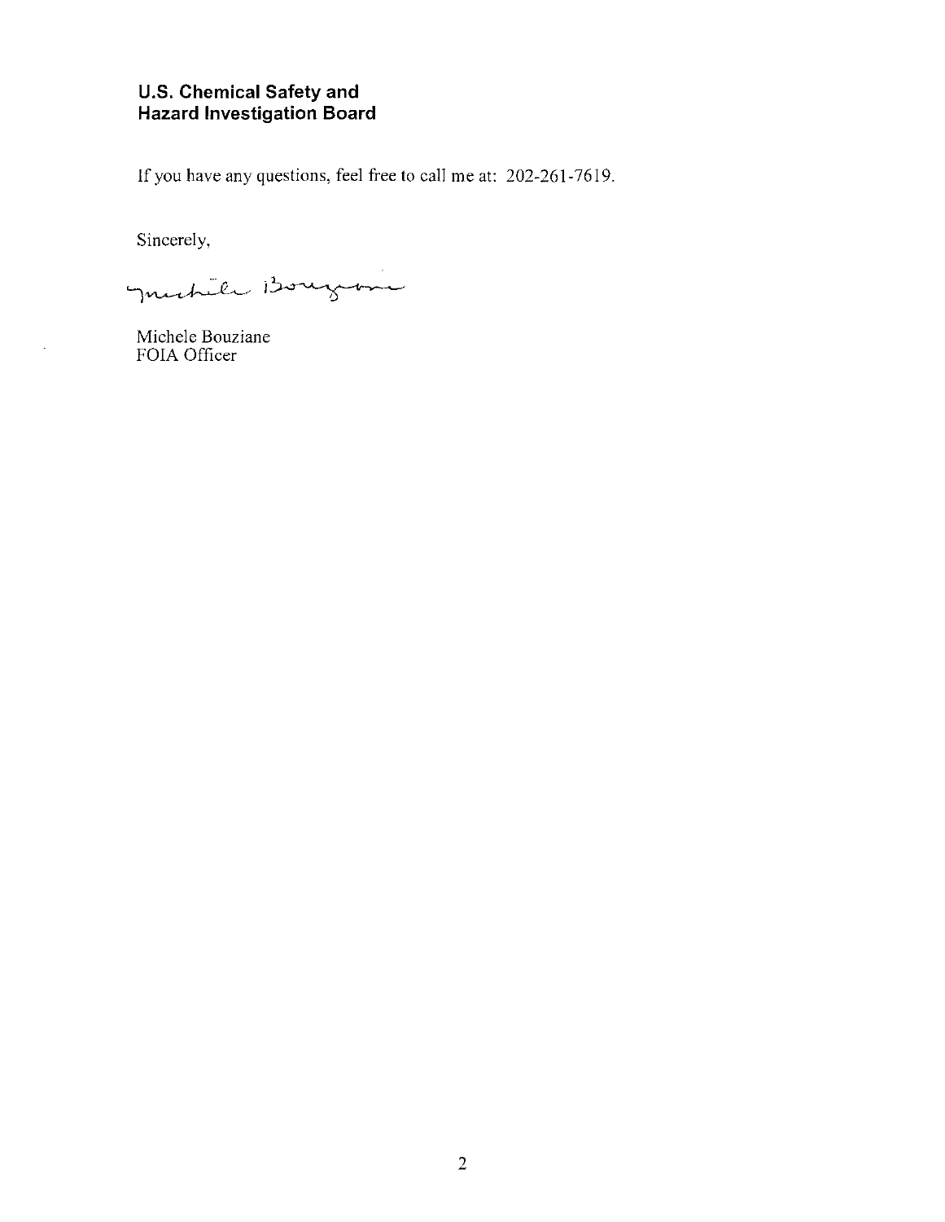**U.S. Chemical Safety and Hazard Investigation Board**

If you have any questions, feel free to call me at: 202-261-7619.

Sincerely,

Michele Bouziane

Michele Bouziane
FOIA Officer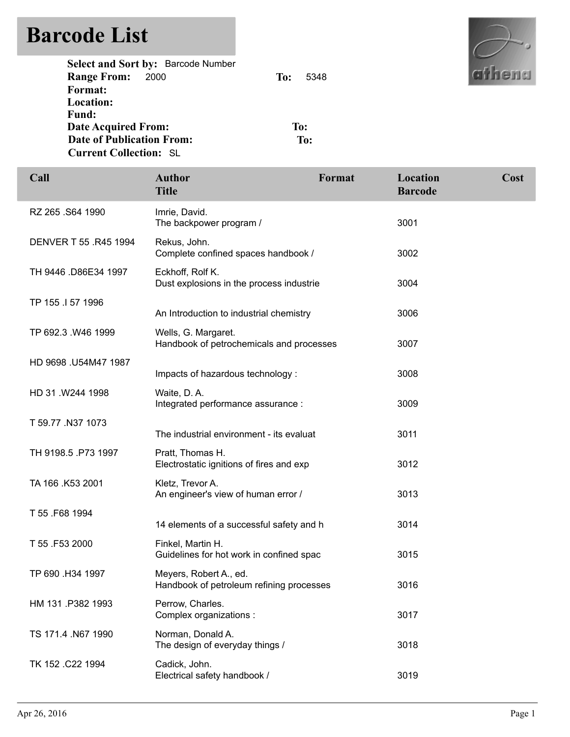# Barcode List

**Select and Sort by:** Barcode Number
**Range From:** 2000 **To:** 5348
**Format:**
**Location:**
**Fund:**
**Date Acquired From:** **To:**
**Date of Publication From:** **To:**
**Current Collection:** SL

| Call | Author / Title | Format | Location / Barcode | Cost |
|---|---|---|---|---|
| RZ 265 .S64 1990 | Imrie, David. / The backpower program / | | 3001 | |
| DENVER T 55 .R45 1994 | Rekus, John. / Complete confined spaces handbook / | | 3002 | |
| TH 9446 .D86E34 1997 | Eckhoff, Rolf K. / Dust explosions in the process industrie | | 3004 | |
| TP 155 .I 57 1996 | An Introduction to industrial chemistry | | 3006 | |
| TP 692.3 .W46 1999 | Wells, G. Margaret. / Handbook of petrochemicals and processes | | 3007 | |
| HD 9698 .U54M47 1987 | Impacts of hazardous technology : | | 3008 | |
| HD 31 .W244 1998 | Waite, D. A. / Integrated performance assurance : | | 3009 | |
| T 59.77 .N37 1073 | The industrial environment - its evaluat | | 3011 | |
| TH 9198.5 .P73 1997 | Pratt, Thomas H. / Electrostatic ignitions of fires and exp | | 3012 | |
| TA 166 .K53 2001 | Kletz, Trevor A. / An engineer's view of human error / | | 3013 | |
| T 55 .F68 1994 | 14 elements of a successful safety and h | | 3014 | |
| T 55 .F53 2000 | Finkel, Martin H. / Guidelines for hot work in confined spac | | 3015 | |
| TP 690 .H34 1997 | Meyers, Robert A., ed. / Handbook of petroleum refining processes | | 3016 | |
| HM 131 .P382 1993 | Perrow, Charles. / Complex organizations : | | 3017 | |
| TS 171.4 .N67 1990 | Norman, Donald A. / The design of everyday things / | | 3018 | |
| TK 152 .C22 1994 | Cadick, John. / Electrical safety handbook / | | 3019 | |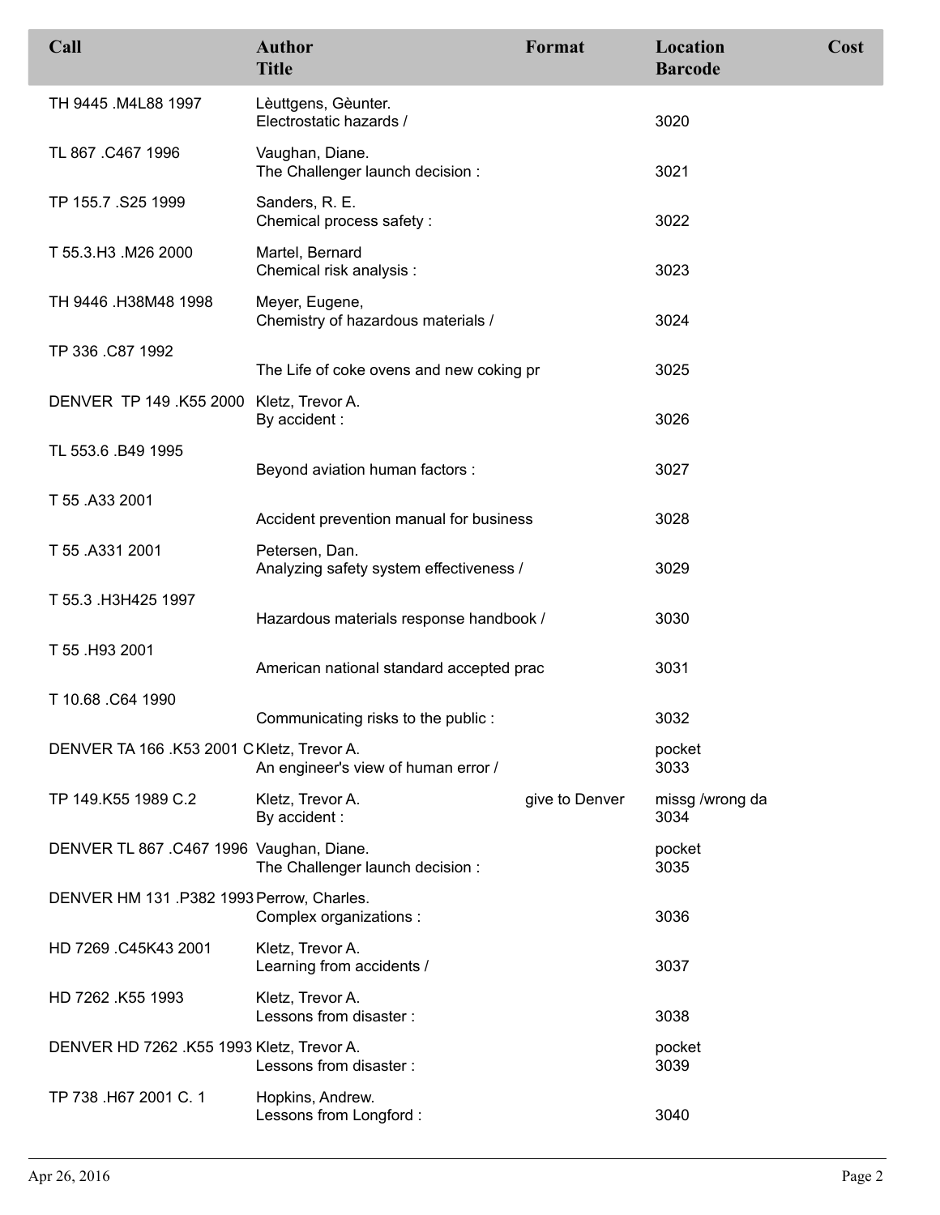| Call | Author<br>Title | Format | Location<br>Barcode | Cost |
|---|---|---|---|---|
| TH 9445 .M4L88 1997 | Lèuttgens, Gèunter.<br>Electrostatic hazards / | | 3020 | |
| TL 867 .C467 1996 | Vaughan, Diane.<br>The Challenger launch decision : | | 3021 | |
| TP 155.7 .S25 1999 | Sanders, R. E.<br>Chemical process safety : | | 3022 | |
| T 55.3.H3 .M26 2000 | Martel, Bernard<br>Chemical risk analysis : | | 3023 | |
| TH 9446 .H38M48 1998 | Meyer, Eugene,<br>Chemistry of hazardous materials / | | 3024 | |
| TP 336 .C87 1992 | The Life of coke ovens and new coking pr | | 3025 | |
| DENVER TP 149 .K55 2000 | Kletz, Trevor A.<br>By accident : | | 3026 | |
| TL 553.6 .B49 1995 | Beyond aviation human factors : | | 3027 | |
| T 55 .A33 2001 | Accident prevention manual for business | | 3028 | |
| T 55 .A331 2001 | Petersen, Dan.<br>Analyzing safety system effectiveness / | | 3029 | |
| T 55.3 .H3H425 1997 | Hazardous materials response handbook / | | 3030 | |
| T 55 .H93 2001 | American national standard accepted prac | | 3031 | |
| T 10.68 .C64 1990 | Communicating risks to the public : | | 3032 | |
| DENVER TA 166 .K53 2001 C | Kletz, Trevor A.<br>An engineer's view of human error / | | pocket<br>3033 | |
| TP 149.K55 1989 C.2 | Kletz, Trevor A.<br>By accident : | give to Denver | missg /wrong da<br>3034 | |
| DENVER TL 867 .C467 1996 | Vaughan, Diane.<br>The Challenger launch decision : | | pocket<br>3035 | |
| DENVER HM 131 .P382 1993 | Perrow, Charles.<br>Complex organizations : | | 3036 | |
| HD 7269 .C45K43 2001 | Kletz, Trevor A.<br>Learning from accidents / | | 3037 | |
| HD 7262 .K55 1993 | Kletz, Trevor A.<br>Lessons from disaster : | | 3038 | |
| DENVER HD 7262 .K55 1993 | Kletz, Trevor A.<br>Lessons from disaster : | | pocket<br>3039 | |
| TP 738 .H67 2001 C. 1 | Hopkins, Andrew.<br>Lessons from Longford : | | 3040 | |

Apr 26, 2016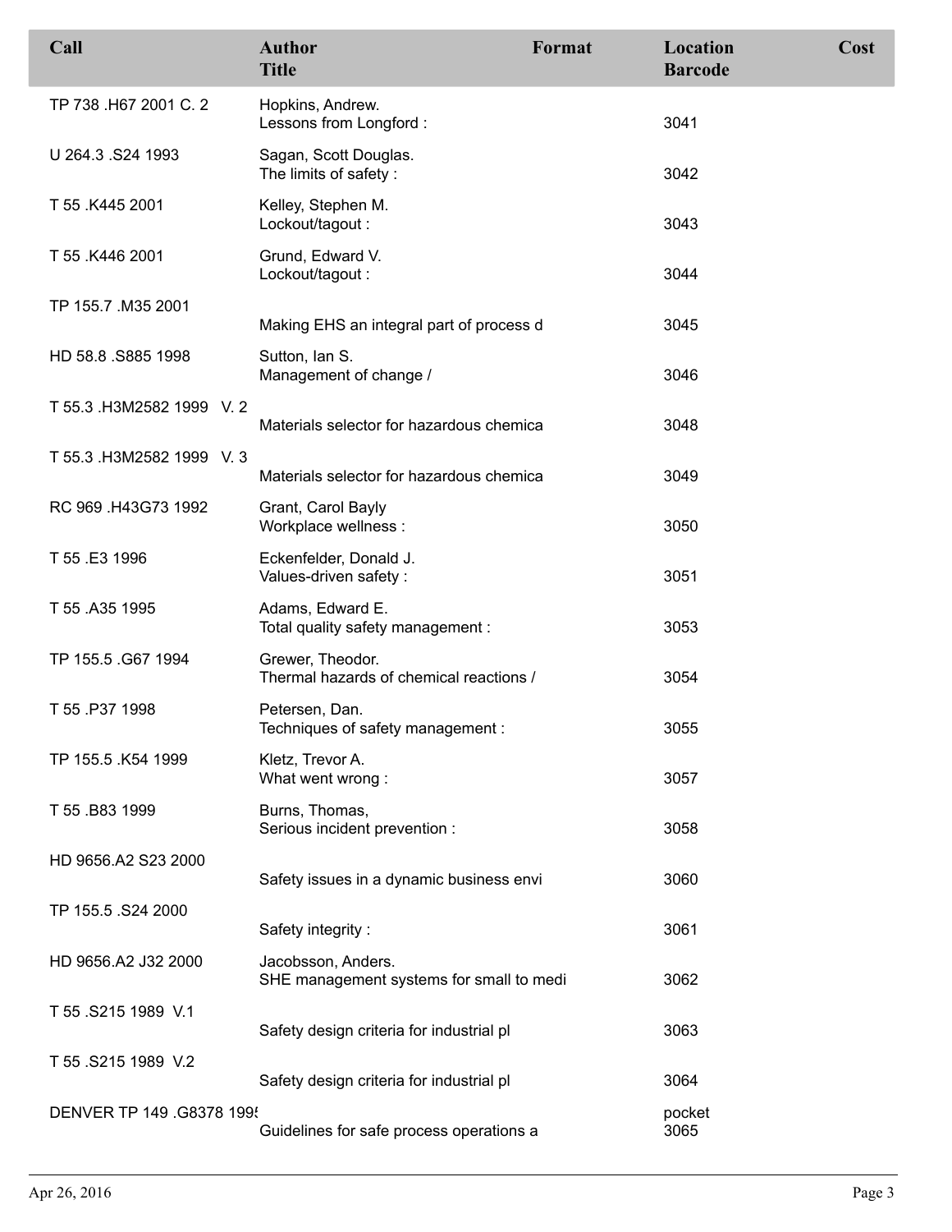| Call | Author / Title | Format | Location / Barcode | Cost |
|---|---|---|---|---|
| TP 738 .H67 2001 C. 2 | Hopkins, Andrew. Lessons from Longford : | | 3041 | |
| U 264.3 .S24 1993 | Sagan, Scott Douglas. The limits of safety : | | 3042 | |
| T 55 .K445 2001 | Kelley, Stephen M. Lockout/tagout : | | 3043 | |
| T 55 .K446 2001 | Grund, Edward V. Lockout/tagout : | | 3044 | |
| TP 155.7 .M35 2001 | Making EHS an integral part of process d | | 3045 | |
| HD 58.8 .S885 1998 | Sutton, Ian S. Management of change / | | 3046 | |
| T 55.3 .H3M2582 1999 V. 2 | Materials selector for hazardous chemica | | 3048 | |
| T 55.3 .H3M2582 1999 V. 3 | Materials selector for hazardous chemica | | 3049 | |
| RC 969 .H43G73 1992 | Grant, Carol Bayly Workplace wellness : | | 3050 | |
| T 55 .E3 1996 | Eckenfelder, Donald J. Values-driven safety : | | 3051 | |
| T 55 .A35 1995 | Adams, Edward E. Total quality safety management : | | 3053 | |
| TP 155.5 .G67 1994 | Grewer, Theodor. Thermal hazards of chemical reactions / | | 3054 | |
| T 55 .P37 1998 | Petersen, Dan. Techniques of safety management : | | 3055 | |
| TP 155.5 .K54 1999 | Kletz, Trevor A. What went wrong : | | 3057 | |
| T 55 .B83 1999 | Burns, Thomas, Serious incident prevention : | | 3058 | |
| HD 9656.A2 S23 2000 | Safety issues in a dynamic business envi | | 3060 | |
| TP 155.5 .S24 2000 | Safety integrity : | | 3061 | |
| HD 9656.A2 J32 2000 | Jacobsson, Anders. SHE management systems for small to medi | | 3062 | |
| T 55 .S215 1989 V.1 | Safety design criteria for industrial pl | | 3063 | |
| T 55 .S215 1989 V.2 | Safety design criteria for industrial pl | | 3064 | |
| DENVER TP 149 .G8378 1995 | Guidelines for safe process operations a | | pocket 3065 | |

Apr 26, 2016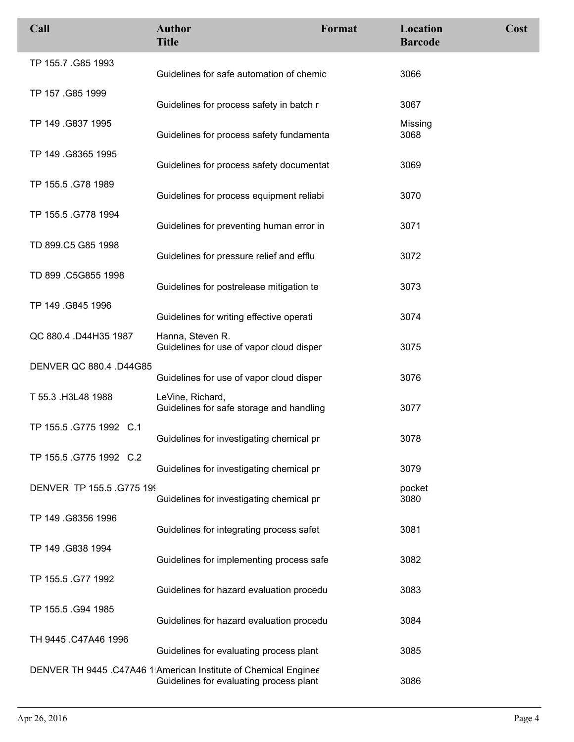| Call | Author<br>Title | Format | Location<br>Barcode | Cost |
|---|---|---|---|---|
| TP 155.7 .G85 1993 | Guidelines for safe automation of chemic | | 3066 | |
| TP 157 .G85 1999 | Guidelines for process safety in batch r | | 3067 | |
| TP 149 .G837 1995 | Guidelines for process safety fundamenta | | Missing<br>3068 | |
| TP 149 .G8365 1995 | Guidelines for process safety documentat | | 3069 | |
| TP 155.5 .G78 1989 | Guidelines for process equipment reliabi | | 3070 | |
| TP 155.5 .G778 1994 | Guidelines for preventing human error in | | 3071 | |
| TD 899.C5 G85 1998 | Guidelines for pressure relief and efflu | | 3072 | |
| TD 899 .C5G855 1998 | Guidelines for postrelease mitigation te | | 3073 | |
| TP 149 .G845 1996 | Guidelines for writing effective operati | | 3074 | |
| QC 880.4 .D44H35 1987 | Hanna, Steven R.<br>Guidelines for use of vapor cloud disper | | 3075 | |
| DENVER QC 880.4 .D44G85 | Guidelines for use of vapor cloud disper | | 3076 | |
| T 55.3 .H3L48 1988 | LeVine, Richard,<br>Guidelines for safe storage and handling | | 3077 | |
| TP 155.5 .G775 1992 C.1 | Guidelines for investigating chemical pr | | 3078 | |
| TP 155.5 .G775 1992 C.2 | Guidelines for investigating chemical pr | | 3079 | |
| DENVER TP 155.5 .G775 199 | Guidelines for investigating chemical pr | | pocket<br>3080 | |
| TP 149 .G8356 1996 | Guidelines for integrating process safet | | 3081 | |
| TP 149 .G838 1994 | Guidelines for implementing process safe | | 3082 | |
| TP 155.5 .G77 1992 | Guidelines for hazard evaluation procedu | | 3083 | |
| TP 155.5 .G94 1985 | Guidelines for hazard evaluation procedu | | 3084 | |
| TH 9445 .C47A46 1996 | Guidelines for evaluating process plant | | 3085 | |
| DENVER TH 9445 .C47A46 1 | American Institute of Chemical Enginee<br>Guidelines for evaluating process plant | | 3086 | |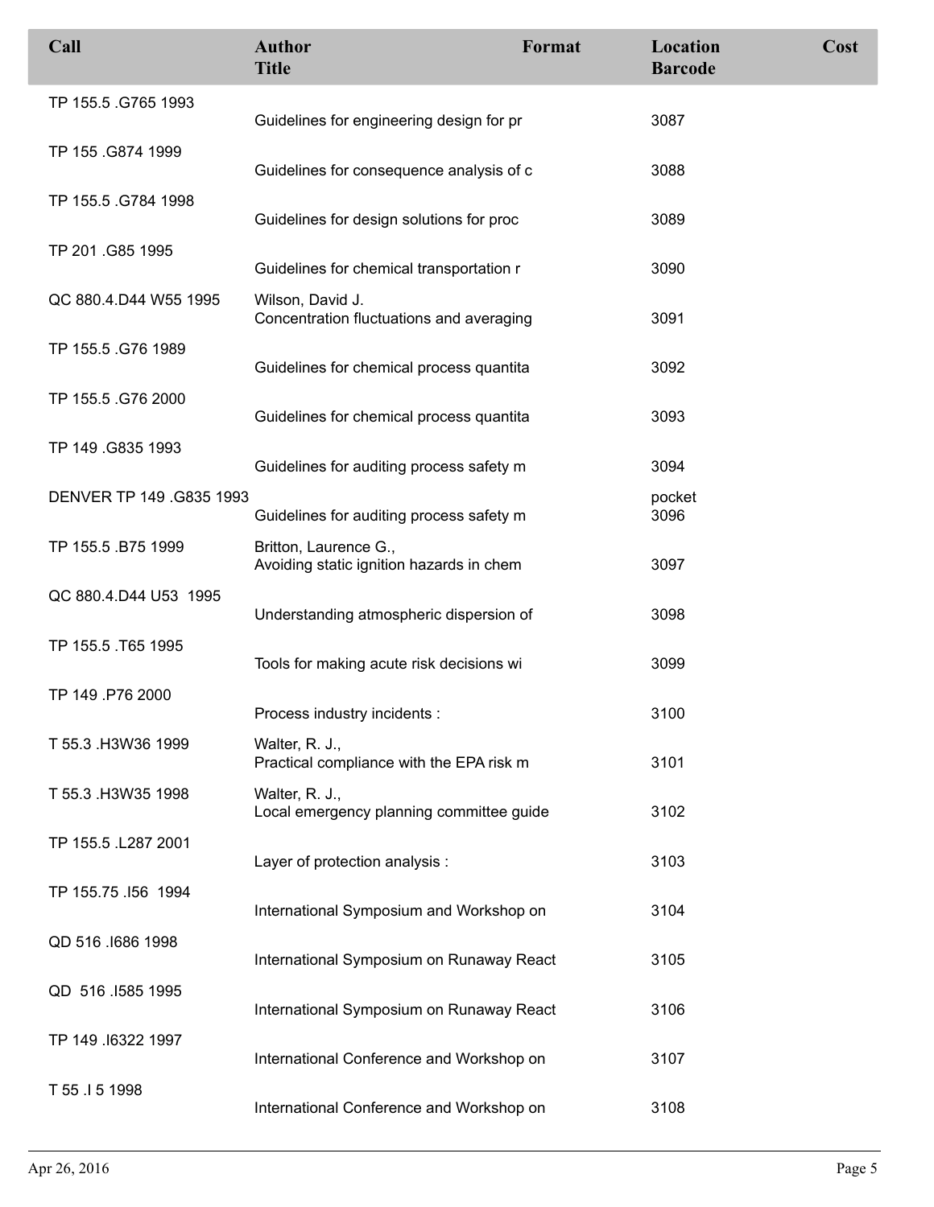| Call | Author<br>Title | Format | Location<br>Barcode | Cost |
|---|---|---|---|---|
| TP 155.5 .G765 1993 | Guidelines for engineering design for pr | | 3087 | |
| TP 155 .G874 1999 | Guidelines for consequence analysis of c | | 3088 | |
| TP 155.5 .G784 1998 | Guidelines for design solutions for proc | | 3089 | |
| TP 201 .G85 1995 | Guidelines for chemical transportation r | | 3090 | |
| QC 880.4.D44 W55 1995 | Wilson, David J.<br>Concentration fluctuations and averaging | | 3091 | |
| TP 155.5 .G76 1989 | Guidelines for chemical process quantita | | 3092 | |
| TP 155.5 .G76 2000 | Guidelines for chemical process quantita | | 3093 | |
| TP 149 .G835 1993 | Guidelines for auditing process safety m | | 3094 | |
| DENVER TP 149 .G835 1993 | Guidelines for auditing process safety m | | pocket<br>3096 | |
| TP 155.5 .B75 1999 | Britton, Laurence G.,<br>Avoiding static ignition hazards in chem | | 3097 | |
| QC 880.4.D44 U53 1995 | Understanding atmospheric dispersion of | | 3098 | |
| TP 155.5 .T65 1995 | Tools for making acute risk decisions wi | | 3099 | |
| TP 149 .P76 2000 | Process industry incidents : | | 3100 | |
| T 55.3 .H3W36 1999 | Walter, R. J.,<br>Practical compliance with the EPA risk m | | 3101 | |
| T 55.3 .H3W35 1998 | Walter, R. J.,<br>Local emergency planning committee guide | | 3102 | |
| TP 155.5 .L287 2001 | Layer of protection analysis : | | 3103 | |
| TP 155.75 .I56 1994 | International Symposium and Workshop on | | 3104 | |
| QD 516 .I686 1998 | International Symposium on Runaway React | | 3105 | |
| QD 516 .I585 1995 | International Symposium on Runaway React | | 3106 | |
| TP 149 .I6322 1997 | International Conference and Workshop on | | 3107 | |
| T 55 .I 5 1998 | International Conference and Workshop on | | 3108 | |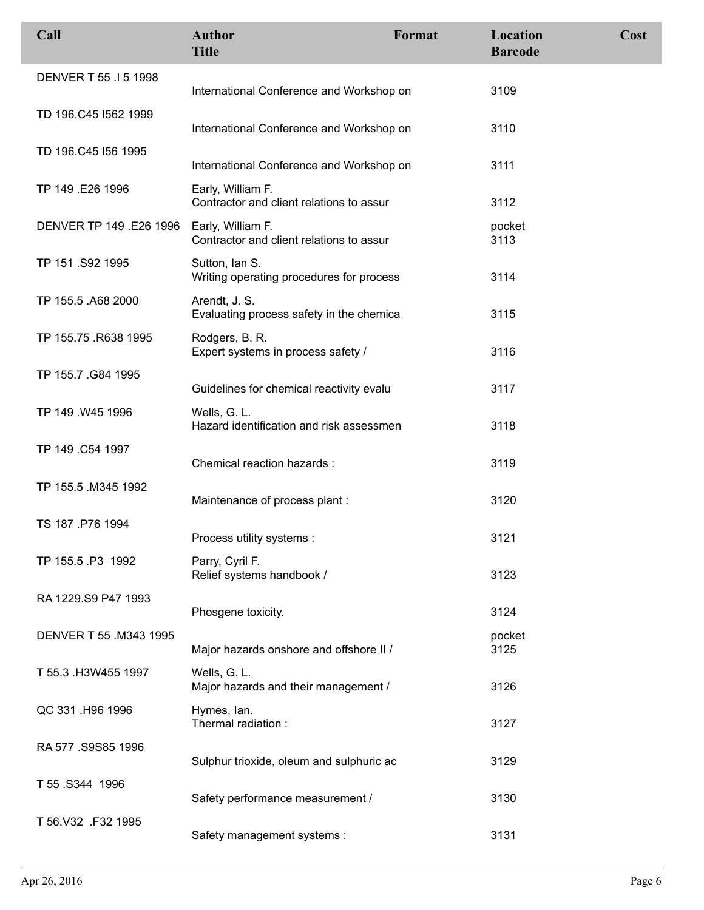| Call | Author<br>Title | Format | Location<br>Barcode | Cost |
|---|---|---|---|---|
| DENVER T 55 .I 5 1998 | International Conference and Workshop on | | 3109 | |
| TD 196.C45 I562 1999 | International Conference and Workshop on | | 3110 | |
| TD 196.C45 I56 1995 | International Conference and Workshop on | | 3111 | |
| TP 149 .E26 1996 | Early, William F.<br>Contractor and client relations to assur | | 3112 | |
| DENVER TP 149 .E26 1996 | Early, William F.<br>Contractor and client relations to assur | | pocket<br>3113 | |
| TP 151 .S92 1995 | Sutton, Ian S.<br>Writing operating procedures for process | | 3114 | |
| TP 155.5 .A68 2000 | Arendt, J. S.<br>Evaluating process safety in the chemica | | 3115 | |
| TP 155.75 .R638 1995 | Rodgers, B. R.<br>Expert systems in process safety / | | 3116 | |
| TP 155.7 .G84 1995 | Guidelines for chemical reactivity evalu | | 3117 | |
| TP 149 .W45 1996 | Wells, G. L.<br>Hazard identification and risk assessmen | | 3118 | |
| TP 149 .C54 1997 | Chemical reaction hazards : | | 3119 | |
| TP 155.5 .M345 1992 | Maintenance of process plant : | | 3120 | |
| TS 187 .P76 1994 | Process utility systems : | | 3121 | |
| TP 155.5 .P3 1992 | Parry, Cyril F.<br>Relief systems handbook / | | 3123 | |
| RA 1229.S9 P47 1993 | Phosgene toxicity. | | 3124 | |
| DENVER T 55 .M343 1995 | Major hazards onshore and offshore II / | | pocket<br>3125 | |
| T 55.3 .H3W455 1997 | Wells, G. L.<br>Major hazards and their management / | | 3126 | |
| QC 331 .H96 1996 | Hymes, Ian.<br>Thermal radiation : | | 3127 | |
| RA 577 .S9S85 1996 | Sulphur trioxide, oleum and sulphuric ac | | 3129 | |
| T 55 .S344 1996 | Safety performance measurement / | | 3130 | |
| T 56.V32 .F32 1995 | Safety management systems : | | 3131 | |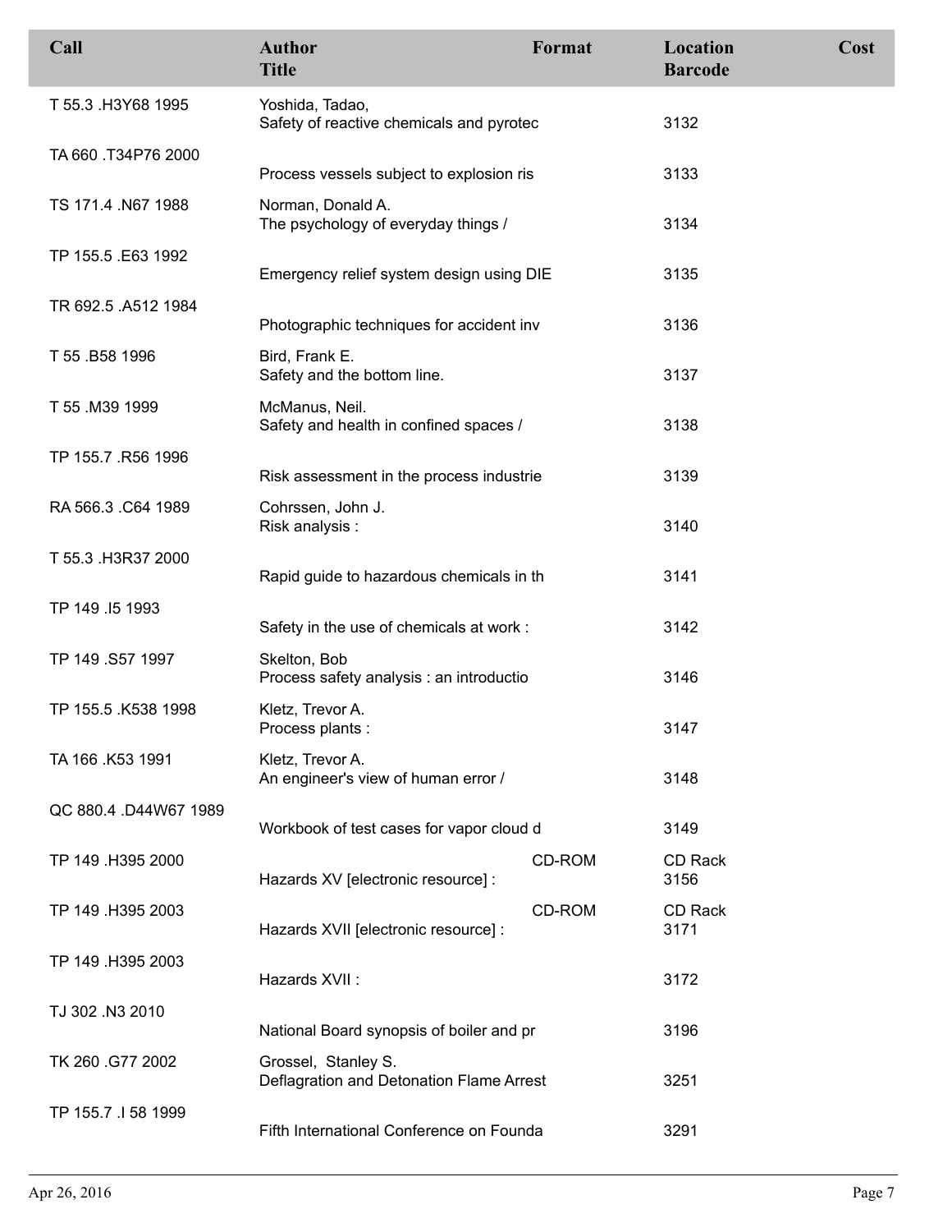| Call | Author<br>Title | Format | Location<br>Barcode | Cost |
|---|---|---|---|---|
| T 55.3 .H3Y68 1995 | Yoshida, Tadao,<br>Safety of reactive chemicals and pyrotec | | 3132 | |
| TA 660 .T34P76 2000 | Process vessels subject to explosion ris | | 3133 | |
| TS 171.4 .N67 1988 | Norman, Donald A.<br>The psychology of everyday things / | | 3134 | |
| TP 155.5 .E63 1992 | Emergency relief system design using DIE | | 3135 | |
| TR 692.5 .A512 1984 | Photographic techniques for accident inv | | 3136 | |
| T 55 .B58 1996 | Bird, Frank E.<br>Safety and the bottom line. | | 3137 | |
| T 55 .M39 1999 | McManus, Neil.<br>Safety and health in confined spaces / | | 3138 | |
| TP 155.7 .R56 1996 | Risk assessment in the process industrie | | 3139 | |
| RA 566.3 .C64 1989 | Cohrssen, John J.<br>Risk analysis : | | 3140 | |
| T 55.3 .H3R37 2000 | Rapid guide to hazardous chemicals in th | | 3141 | |
| TP 149 .I5 1993 | Safety in the use of chemicals at work : | | 3142 | |
| TP 149 .S57 1997 | Skelton, Bob<br>Process safety analysis : an introductio | | 3146 | |
| TP 155.5 .K538 1998 | Kletz, Trevor A.<br>Process plants : | | 3147 | |
| TA 166 .K53 1991 | Kletz, Trevor A.<br>An engineer's view of human error / | | 3148 | |
| QC 880.4 .D44W67 1989 | Workbook of test cases for vapor cloud d | | 3149 | |
| TP 149 .H395 2000 | Hazards XV [electronic resource] : | CD-ROM | CD Rack<br>3156 | |
| TP 149 .H395 2003 | Hazards XVII [electronic resource] : | CD-ROM | CD Rack<br>3171 | |
| TP 149 .H395 2003 | Hazards XVII : | | 3172 | |
| TJ 302 .N3 2010 | National Board synopsis of boiler and pr | | 3196 | |
| TK 260 .G77 2002 | Grossel, Stanley S.<br>Deflagration and Detonation Flame Arrest | | 3251 | |
| TP 155.7 .I 58 1999 | Fifth International Conference on Founda | | 3291 | |

Apr 26, 2016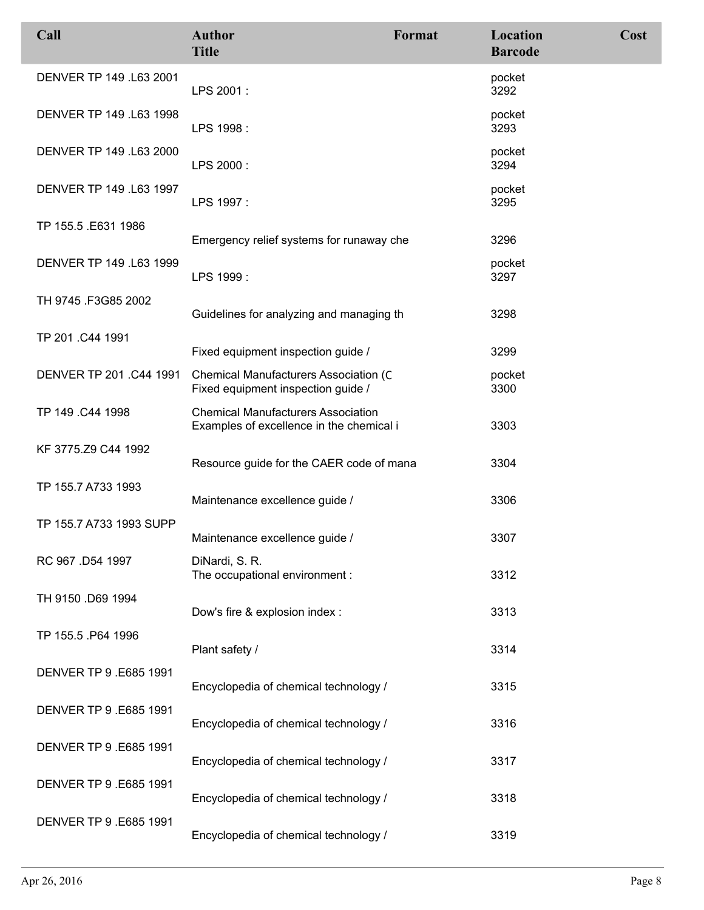| Call | Author<br>Title | Format | Location<br>Barcode | Cost |
|---|---|---|---|---|
| DENVER TP 149 .L63 2001 | LPS 2001 : | | pocket<br>3292 | |
| DENVER TP 149 .L63 1998 | LPS 1998 : | | pocket<br>3293 | |
| DENVER TP 149 .L63 2000 | LPS 2000 : | | pocket<br>3294 | |
| DENVER TP 149 .L63 1997 | LPS 1997 : | | pocket<br>3295 | |
| TP 155.5 .E631 1986 | Emergency relief systems for runaway che | | 3296 | |
| DENVER TP 149 .L63 1999 | LPS 1999 : | | pocket<br>3297 | |
| TH 9745 .F3G85 2002 | Guidelines for analyzing and managing th | | 3298 | |
| TP 201 .C44 1991 | Fixed equipment inspection guide / | | 3299 | |
| DENVER TP 201 .C44 1991 | Chemical Manufacturers Association (C<br>Fixed equipment inspection guide / | | pocket<br>3300 | |
| TP 149 .C44 1998 | Chemical Manufacturers Association<br>Examples of excellence in the chemical i | | 3303 | |
| KF 3775.Z9 C44 1992 | Resource guide for the CAER code of mana | | 3304 | |
| TP 155.7 A733 1993 | Maintenance excellence guide / | | 3306 | |
| TP 155.7 A733 1993 SUPP | Maintenance excellence guide / | | 3307 | |
| RC 967 .D54 1997 | DiNardi, S. R.<br>The occupational environment : | | 3312 | |
| TH 9150 .D69 1994 | Dow's fire & explosion index : | | 3313 | |
| TP 155.5 .P64 1996 | Plant safety / | | 3314 | |
| DENVER TP 9 .E685 1991 | Encyclopedia of chemical technology / | | 3315 | |
| DENVER TP 9 .E685 1991 | Encyclopedia of chemical technology / | | 3316 | |
| DENVER TP 9 .E685 1991 | Encyclopedia of chemical technology / | | 3317 | |
| DENVER TP 9 .E685 1991 | Encyclopedia of chemical technology / | | 3318 | |
| DENVER TP 9 .E685 1991 | Encyclopedia of chemical technology / | | 3319 | |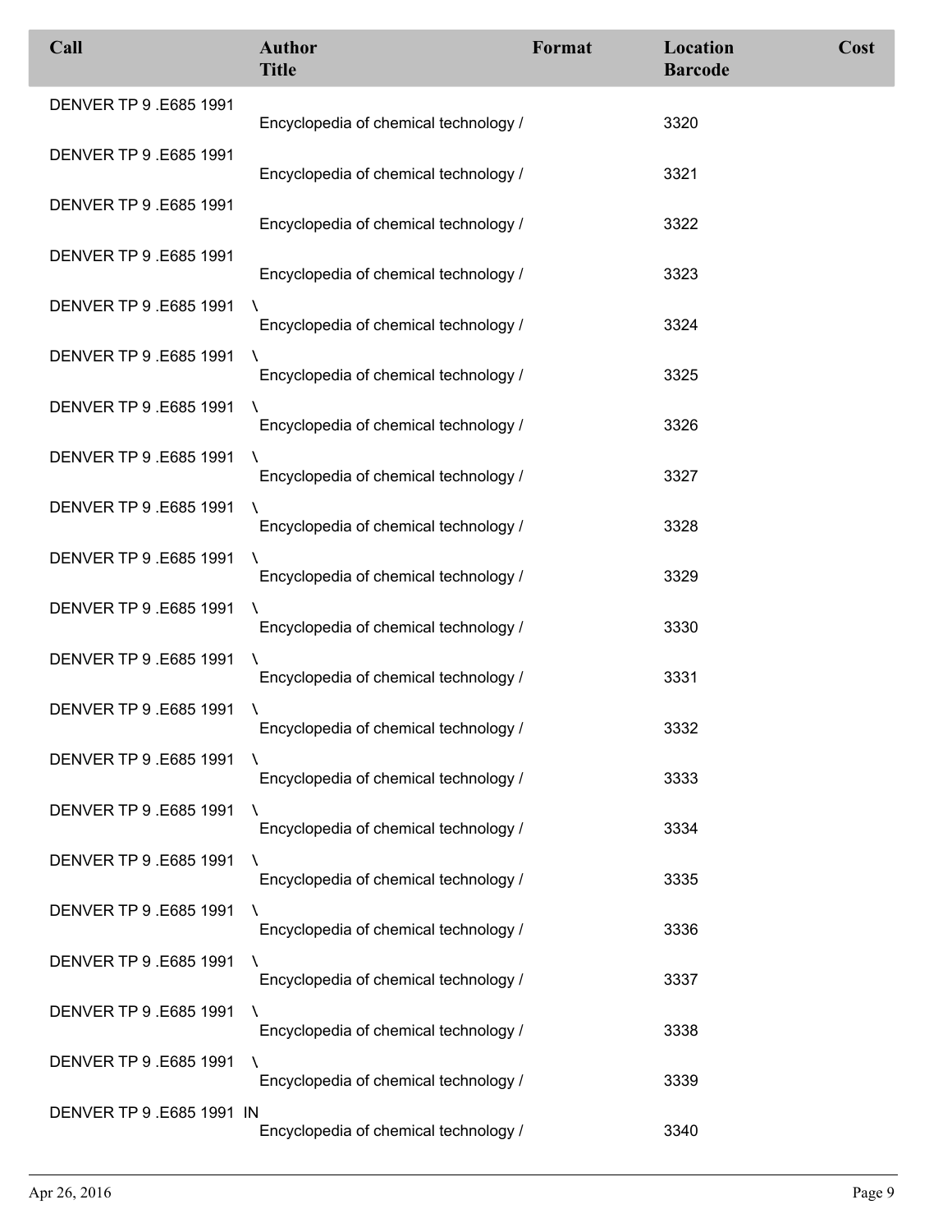| Call | Author<br>Title | Format | Location<br>Barcode | Cost |
|---|---|---|---|---|
| DENVER TP 9 .E685 1991 | Encyclopedia of chemical technology / | | 3320 | |
| DENVER TP 9 .E685 1991 | Encyclopedia of chemical technology / | | 3321 | |
| DENVER TP 9 .E685 1991 | Encyclopedia of chemical technology / | | 3322 | |
| DENVER TP 9 .E685 1991 | Encyclopedia of chemical technology / | | 3323 | |
| DENVER TP 9 .E685 1991 \ | Encyclopedia of chemical technology / | | 3324 | |
| DENVER TP 9 .E685 1991 \ | Encyclopedia of chemical technology / | | 3325 | |
| DENVER TP 9 .E685 1991 \ | Encyclopedia of chemical technology / | | 3326 | |
| DENVER TP 9 .E685 1991 \ | Encyclopedia of chemical technology / | | 3327 | |
| DENVER TP 9 .E685 1991 \ | Encyclopedia of chemical technology / | | 3328 | |
| DENVER TP 9 .E685 1991 \ | Encyclopedia of chemical technology / | | 3329 | |
| DENVER TP 9 .E685 1991 \ | Encyclopedia of chemical technology / | | 3330 | |
| DENVER TP 9 .E685 1991 \ | Encyclopedia of chemical technology / | | 3331 | |
| DENVER TP 9 .E685 1991 \ | Encyclopedia of chemical technology / | | 3332 | |
| DENVER TP 9 .E685 1991 \ | Encyclopedia of chemical technology / | | 3333 | |
| DENVER TP 9 .E685 1991 \ | Encyclopedia of chemical technology / | | 3334 | |
| DENVER TP 9 .E685 1991 \ | Encyclopedia of chemical technology / | | 3335 | |
| DENVER TP 9 .E685 1991 \ | Encyclopedia of chemical technology / | | 3336 | |
| DENVER TP 9 .E685 1991 \ | Encyclopedia of chemical technology / | | 3337 | |
| DENVER TP 9 .E685 1991 \ | Encyclopedia of chemical technology / | | 3338 | |
| DENVER TP 9 .E685 1991 \ | Encyclopedia of chemical technology / | | 3339 | |
| DENVER TP 9 .E685 1991 IN | Encyclopedia of chemical technology / | | 3340 | |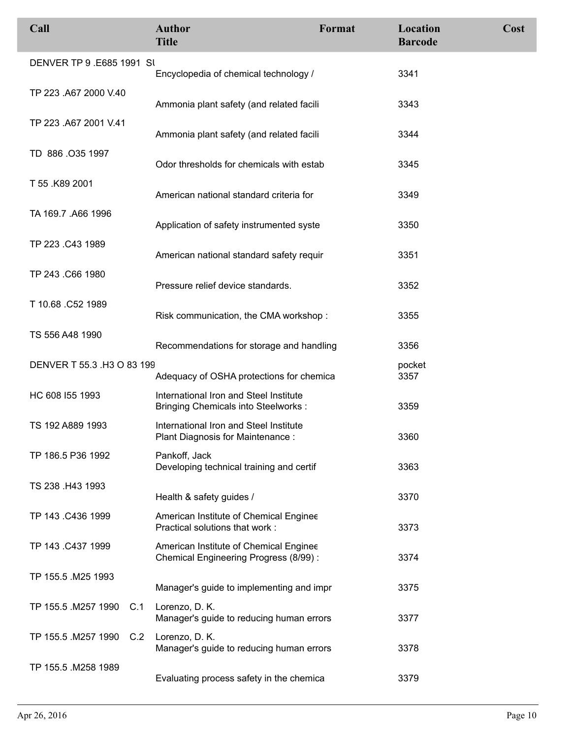| Call | Author<br>Title | Format | Location<br>Barcode | Cost |
|---|---|---|---|---|
| DENVER TP 9 .E685 1991 SU | Encyclopedia of chemical technology / | | 3341 | |
| TP 223 .A67 2000 V.40 | Ammonia plant safety (and related facili | | 3343 | |
| TP 223 .A67 2001 V.41 | Ammonia plant safety (and related facili | | 3344 | |
| TD 886 .O35 1997 | Odor thresholds for chemicals with estab | | 3345 | |
| T 55 .K89 2001 | American national standard criteria for | | 3349 | |
| TA 169.7 .A66 1996 | Application of safety instrumented syste | | 3350 | |
| TP 223 .C43 1989 | American national standard safety requir | | 3351 | |
| TP 243 .C66 1980 | Pressure relief device standards. | | 3352 | |
| T 10.68 .C52 1989 | Risk communication, the CMA workshop : | | 3355 | |
| TS 556 A48 1990 | Recommendations for storage and handling | | 3356 | |
| DENVER T 55.3 .H3 O 83 199 | Adequacy of OSHA protections for chemica | | pocket<br>3357 | |
| HC 608 I55 1993 | International Iron and Steel Institute<br>Bringing Chemicals into Steelworks : | | 3359 | |
| TS 192 A889 1993 | International Iron and Steel Institute<br>Plant Diagnosis for Maintenance : | | 3360 | |
| TP 186.5 P36 1992 | Pankoff, Jack<br>Developing technical training and certif | | 3363 | |
| TS 238 .H43 1993 | Health & safety guides / | | 3370 | |
| TP 143 .C436 1999 | American Institute of Chemical Enginee<br>Practical solutions that work : | | 3373 | |
| TP 143 .C437 1999 | American Institute of Chemical Enginee<br>Chemical Engineering Progress (8/99) : | | 3374 | |
| TP 155.5 .M25 1993 | Manager's guide to implementing and impr | | 3375 | |
| TP 155.5 .M257 1990 C.1 | Lorenzo, D. K.<br>Manager's guide to reducing human errors | | 3377 | |
| TP 155.5 .M257 1990 C.2 | Lorenzo, D. K.<br>Manager's guide to reducing human errors | | 3378 | |
| TP 155.5 .M258 1989 | Evaluating process safety in the chemica | | 3379 | |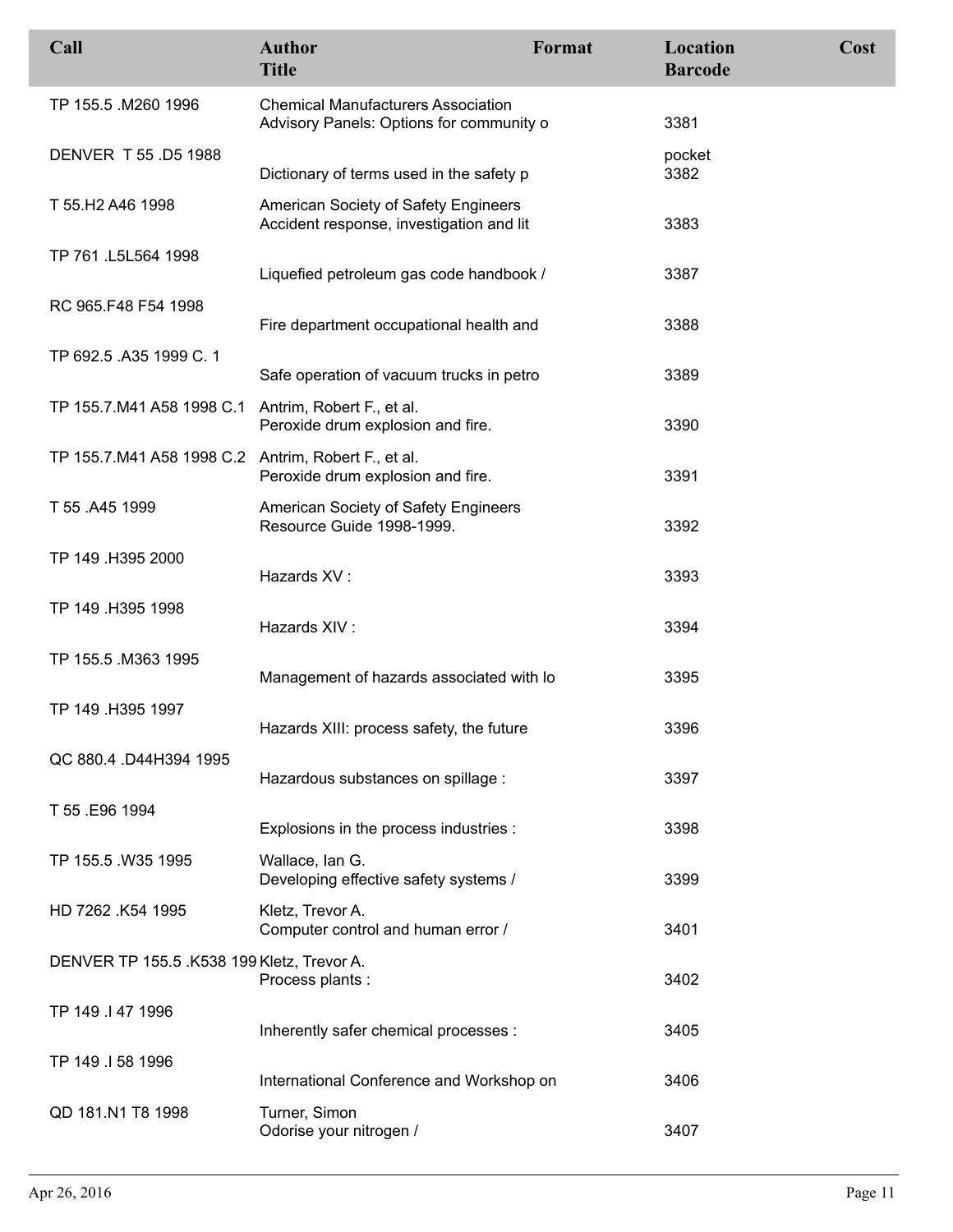| Call | Author / Title | Format | Location / Barcode | Cost |
|---|---|---|---|---|
| TP 155.5 .M260 1996 | Chemical Manufacturers Association<br>Advisory Panels: Options for community o | | 3381 | |
| DENVER T 55 .D5 1988 | Dictionary of terms used in the safety p | | pocket<br>3382 | |
| T 55.H2 A46 1998 | American Society of Safety Engineers<br>Accident response, investigation and lit | | 3383 | |
| TP 761 .L5L564 1998 | Liquefied petroleum gas code handbook / | | 3387 | |
| RC 965.F48 F54 1998 | Fire department occupational health and | | 3388 | |
| TP 692.5 .A35 1999 C. 1 | Safe operation of vacuum trucks in petro | | 3389 | |
| TP 155.7.M41 A58 1998 C.1 | Antrim, Robert F., et al.<br>Peroxide drum explosion and fire. | | 3390 | |
| TP 155.7.M41 A58 1998 C.2 | Antrim, Robert F., et al.<br>Peroxide drum explosion and fire. | | 3391 | |
| T 55 .A45 1999 | American Society of Safety Engineers<br>Resource Guide 1998-1999. | | 3392 | |
| TP 149 .H395 2000 | Hazards XV : | | 3393 | |
| TP 149 .H395 1998 | Hazards XIV : | | 3394 | |
| TP 155.5 .M363 1995 | Management of hazards associated with lo | | 3395 | |
| TP 149 .H395 1997 | Hazards XIII: process safety, the future | | 3396 | |
| QC 880.4 .D44H394 1995 | Hazardous substances on spillage : | | 3397 | |
| T 55 .E96 1994 | Explosions in the process industries : | | 3398 | |
| TP 155.5 .W35 1995 | Wallace, Ian G.<br>Developing effective safety systems / | | 3399 | |
| HD 7262 .K54 1995 | Kletz, Trevor A.<br>Computer control and human error / | | 3401 | |
| DENVER TP 155.5 .K538 199 | Kletz, Trevor A.<br>Process plants : | | 3402 | |
| TP 149 .I 47 1996 | Inherently safer chemical processes : | | 3405 | |
| TP 149 .I 58 1996 | International Conference and Workshop on | | 3406 | |
| QD 181.N1 T8 1998 | Turner, Simon<br>Odorise your nitrogen / | | 3407 | |

Apr 26, 2016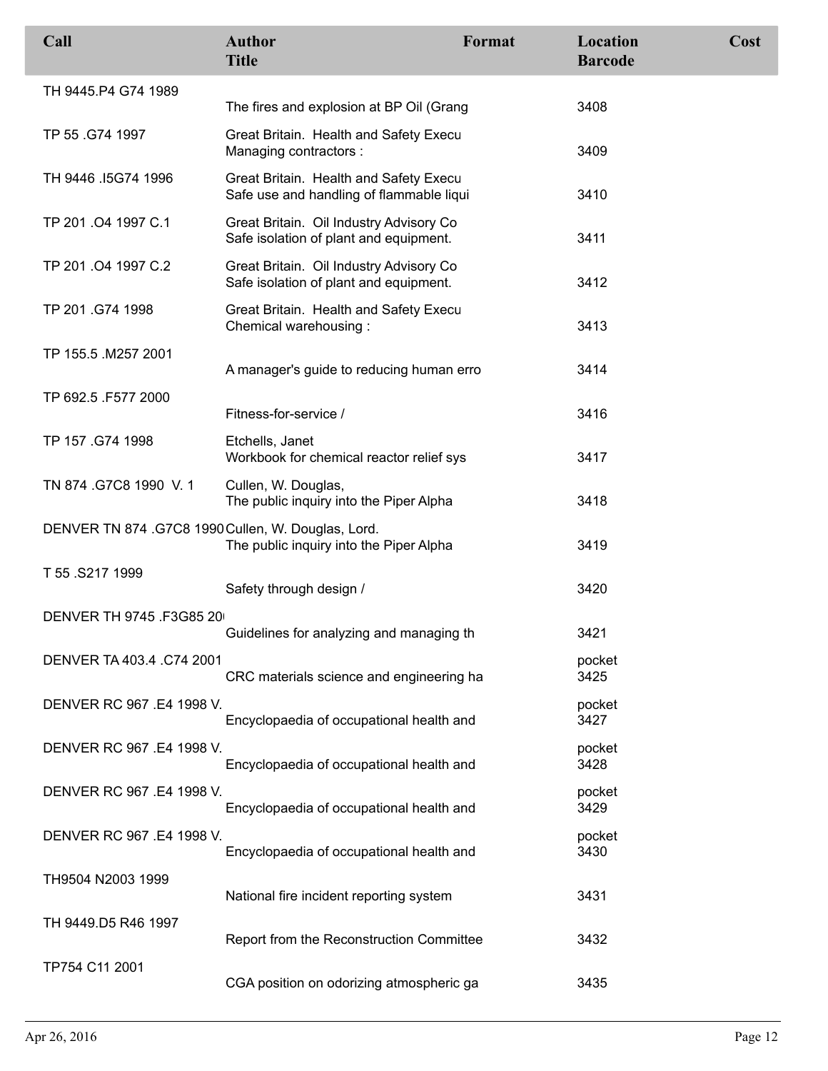| Call | Author<br>Title | Format | Location<br>Barcode | Cost |
|---|---|---|---|---|
| TH 9445.P4 G74 1989 | The fires and explosion at BP Oil (Grang | | 3408 | |
| TP 55 .G74 1997 | Great Britain. Health and Safety Execu<br>Managing contractors : | | 3409 | |
| TH 9446 .I5G74 1996 | Great Britain. Health and Safety Execu<br>Safe use and handling of flammable liqui | | 3410 | |
| TP 201 .O4 1997 C.1 | Great Britain. Oil Industry Advisory Co<br>Safe isolation of plant and equipment. | | 3411 | |
| TP 201 .O4 1997 C.2 | Great Britain. Oil Industry Advisory Co<br>Safe isolation of plant and equipment. | | 3412 | |
| TP 201 .G74 1998 | Great Britain. Health and Safety Execu<br>Chemical warehousing : | | 3413 | |
| TP 155.5 .M257 2001 | A manager's guide to reducing human erro | | 3414 | |
| TP 692.5 .F577 2000 | Fitness-for-service / | | 3416 | |
| TP 157 .G74 1998 | Etchells, Janet<br>Workbook for chemical reactor relief sys | | 3417 | |
| TN 874 .G7C8 1990 V. 1 | Cullen, W. Douglas,<br>The public inquiry into the Piper Alpha | | 3418 | |
| DENVER TN 874 .G7C8 1990 | Cullen, W. Douglas, Lord.<br>The public inquiry into the Piper Alpha | | 3419 | |
| T 55 .S217 1999 | Safety through design / | | 3420 | |
| DENVER TH 9745 .F3G85 20 | Guidelines for analyzing and managing th | | 3421 | |
| DENVER TA 403.4 .C74 2001 | CRC materials science and engineering ha | | pocket<br>3425 | |
| DENVER RC 967 .E4 1998 V. | Encyclopaedia of occupational health and | | pocket<br>3427 | |
| DENVER RC 967 .E4 1998 V. | Encyclopaedia of occupational health and | | pocket<br>3428 | |
| DENVER RC 967 .E4 1998 V. | Encyclopaedia of occupational health and | | pocket<br>3429 | |
| DENVER RC 967 .E4 1998 V. | Encyclopaedia of occupational health and | | pocket<br>3430 | |
| TH9504 N2003 1999 | National fire incident reporting system | | 3431 | |
| TH 9449.D5 R46 1997 | Report from the Reconstruction Committee | | 3432 | |
| TP754 C11 2001 | CGA position on odorizing atmospheric ga | | 3435 | |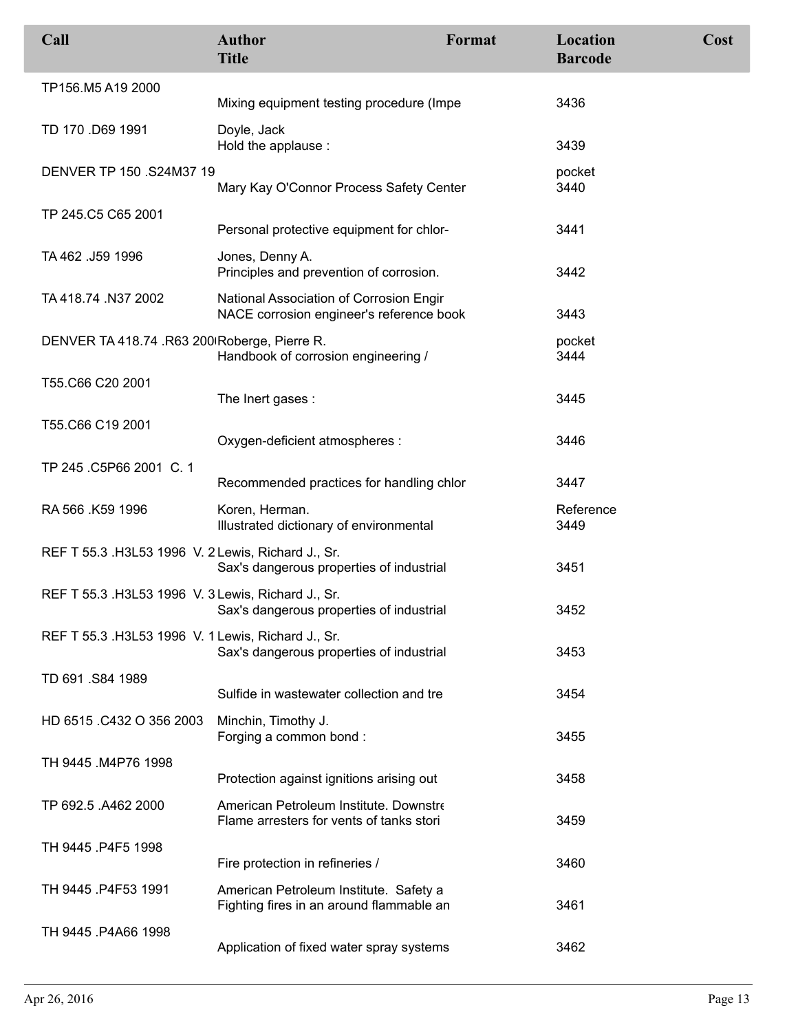| Call | Author / Title | Format | Location / Barcode | Cost |
|---|---|---|---|---|
| TP156.M5 A19 2000 | Mixing equipment testing procedure (Impe | | 3436 | |
| TD 170 .D69 1991 | Doyle, Jack<br>Hold the applause : | | 3439 | |
| DENVER TP 150 .S24M37 19 | Mary Kay O'Connor Process Safety Center | | pocket<br>3440 | |
| TP 245.C5 C65 2001 | Personal protective equipment for chlor- | | 3441 | |
| TA 462 .J59 1996 | Jones, Denny A.<br>Principles and prevention of corrosion. | | 3442 | |
| TA 418.74 .N37 2002 | National Association of Corrosion Engir<br>NACE corrosion engineer's reference book | | 3443 | |
| DENVER TA 418.74 .R63 200( | Roberge, Pierre R.<br>Handbook of corrosion engineering / | | pocket<br>3444 | |
| T55.C66 C20 2001 | The Inert gases : | | 3445 | |
| T55.C66 C19 2001 | Oxygen-deficient atmospheres : | | 3446 | |
| TP 245 .C5P66 2001 C. 1 | Recommended practices for handling chlor | | 3447 | |
| RA 566 .K59 1996 | Koren, Herman.<br>Illustrated dictionary of environmental | | Reference<br>3449 | |
| REF T 55.3 .H3L53 1996 V. 2 | Lewis, Richard J., Sr.<br>Sax's dangerous properties of industrial | | 3451 | |
| REF T 55.3 .H3L53 1996 V. 3 | Lewis, Richard J., Sr.<br>Sax's dangerous properties of industrial | | 3452 | |
| REF T 55.3 .H3L53 1996 V. 1 | Lewis, Richard J., Sr.<br>Sax's dangerous properties of industrial | | 3453 | |
| TD 691 .S84 1989 | Sulfide in wastewater collection and tre | | 3454 | |
| HD 6515 .C432 O 356 2003 | Minchin, Timothy J.<br>Forging a common bond : | | 3455 | |
| TH 9445 .M4P76 1998 | Protection against ignitions arising out | | 3458 | |
| TP 692.5 .A462 2000 | American Petroleum Institute. Downstre<br>Flame arresters for vents of tanks stori | | 3459 | |
| TH 9445 .P4F5 1998 | Fire protection in refineries / | | 3460 | |
| TH 9445 .P4F53 1991 | American Petroleum Institute. Safety a<br>Fighting fires in an around flammable an | | 3461 | |
| TH 9445 .P4A66 1998 | Application of fixed water spray systems | | 3462 | |

Apr 26, 2016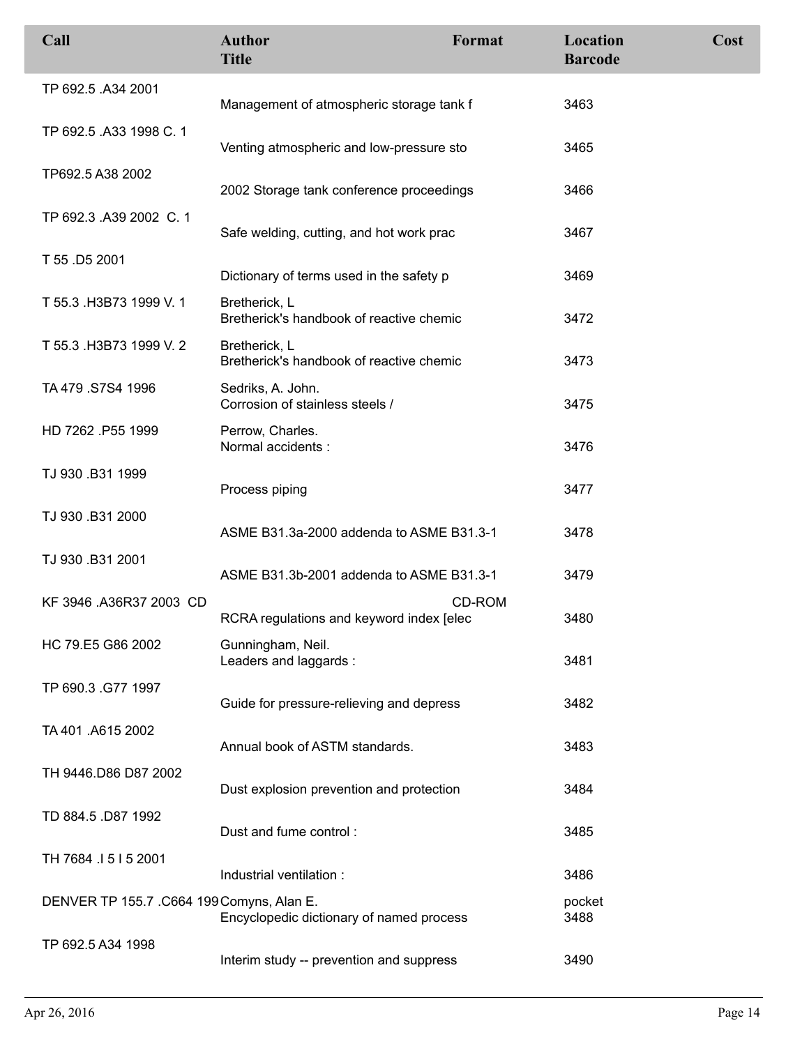| Call | Author<br>Title | Format | Location<br>Barcode | Cost |
|---|---|---|---|---|
| TP 692.5 .A34 2001 | Management of atmospheric storage tank f | | 3463 | |
| TP 692.5 .A33 1998 C. 1 | Venting atmospheric and low-pressure sto | | 3465 | |
| TP692.5 A38 2002 | 2002 Storage tank conference proceedings | | 3466 | |
| TP 692.3 .A39 2002 C. 1 | Safe welding, cutting, and hot work prac | | 3467 | |
| T 55 .D5 2001 | Dictionary of terms used in the safety p | | 3469 | |
| T 55.3 .H3B73 1999 V. 1 | Bretherick, L<br>Bretherick's handbook of reactive chemic | | 3472 | |
| T 55.3 .H3B73 1999 V. 2 | Bretherick, L<br>Bretherick's handbook of reactive chemic | | 3473 | |
| TA 479 .S7S4 1996 | Sedriks, A. John.<br>Corrosion of stainless steels / | | 3475 | |
| HD 7262 .P55 1999 | Perrow, Charles.<br>Normal accidents : | | 3476 | |
| TJ 930 .B31 1999 | Process piping | | 3477 | |
| TJ 930 .B31 2000 | ASME B31.3a-2000 addenda to ASME B31.3-1 | | 3478 | |
| TJ 930 .B31 2001 | ASME B31.3b-2001 addenda to ASME B31.3-1 | | 3479 | |
| KF 3946 .A36R37 2003 CD | RCRA regulations and keyword index [elec | CD-ROM | 3480 | |
| HC 79.E5 G86 2002 | Gunningham, Neil.<br>Leaders and laggards : | | 3481 | |
| TP 690.3 .G77 1997 | Guide for pressure-relieving and depress | | 3482 | |
| TA 401 .A615 2002 | Annual book of ASTM standards. | | 3483 | |
| TH 9446.D86 D87 2002 | Dust explosion prevention and protection | | 3484 | |
| TD 884.5 .D87 1992 | Dust and fume control : | | 3485 | |
| TH 7684 .I 5 I 5 2001 | Industrial ventilation : | | 3486 | |
| DENVER TP 155.7 .C664 199 | Comyns, Alan E.<br>Encyclopedic dictionary of named process | | pocket<br>3488 | |
| TP 692.5 A34 1998 | Interim study -- prevention and suppress | | 3490 | |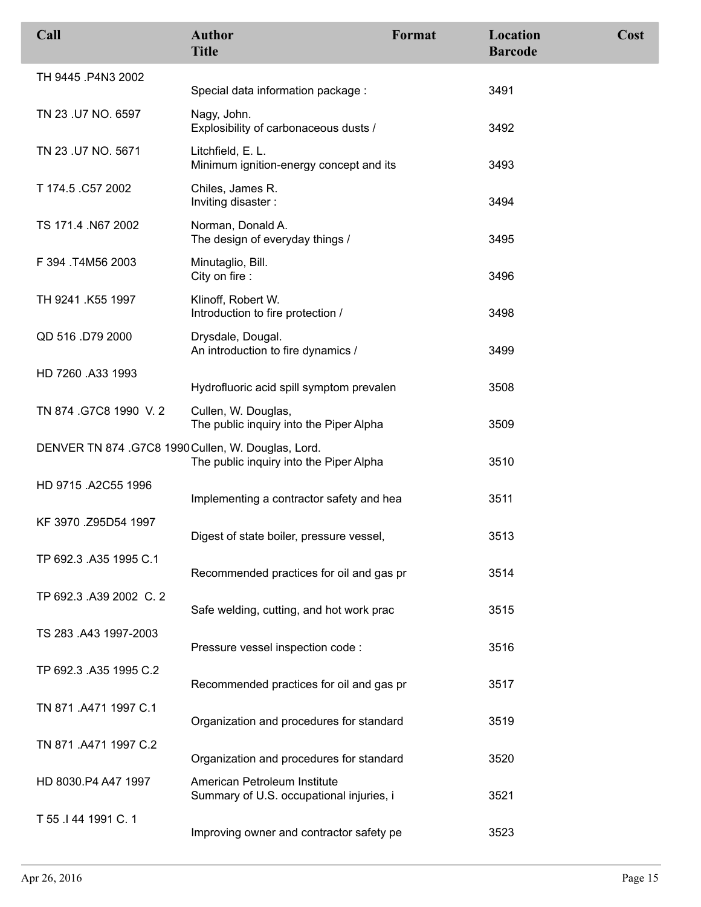| Call | Author<br>Title | Format | Location<br>Barcode | Cost |
|---|---|---|---|---|
| TH 9445 .P4N3 2002 | Special data information package : | | 3491 | |
| TN 23 .U7 NO. 6597 | Nagy, John.<br>Explosibility of carbonaceous dusts / | | 3492 | |
| TN 23 .U7 NO. 5671 | Litchfield, E. L.<br>Minimum ignition-energy concept and its | | 3493 | |
| T 174.5 .C57 2002 | Chiles, James R.<br>Inviting disaster : | | 3494 | |
| TS 171.4 .N67 2002 | Norman, Donald A.<br>The design of everyday things / | | 3495 | |
| F 394 .T4M56 2003 | Minutaglio, Bill.<br>City on fire : | | 3496 | |
| TH 9241 .K55 1997 | Klinoff, Robert W.<br>Introduction to fire protection / | | 3498 | |
| QD 516 .D79 2000 | Drysdale, Dougal.<br>An introduction to fire dynamics / | | 3499 | |
| HD 7260 .A33 1993 | Hydrofluoric acid spill symptom prevalen | | 3508 | |
| TN 874 .G7C8 1990 V. 2 | Cullen, W. Douglas,<br>The public inquiry into the Piper Alpha | | 3509 | |
| DENVER TN 874 .G7C8 1990 | Cullen, W. Douglas, Lord.<br>The public inquiry into the Piper Alpha | | 3510 | |
| HD 9715 .A2C55 1996 | Implementing a contractor safety and hea | | 3511 | |
| KF 3970 .Z95D54 1997 | Digest of state boiler, pressure vessel, | | 3513 | |
| TP 692.3 .A35 1995 C.1 | Recommended practices for oil and gas pr | | 3514 | |
| TP 692.3 .A39 2002 C. 2 | Safe welding, cutting, and hot work prac | | 3515 | |
| TS 283 .A43 1997-2003 | Pressure vessel inspection code : | | 3516 | |
| TP 692.3 .A35 1995 C.2 | Recommended practices for oil and gas pr | | 3517 | |
| TN 871 .A471 1997 C.1 | Organization and procedures for standard | | 3519 | |
| TN 871 .A471 1997 C.2 | Organization and procedures for standard | | 3520 | |
| HD 8030.P4 A47 1997 | American Petroleum Institute<br>Summary of U.S. occupational injuries, i | | 3521 | |
| T 55 .I 44 1991 C. 1 | Improving owner and contractor safety pe | | 3523 | |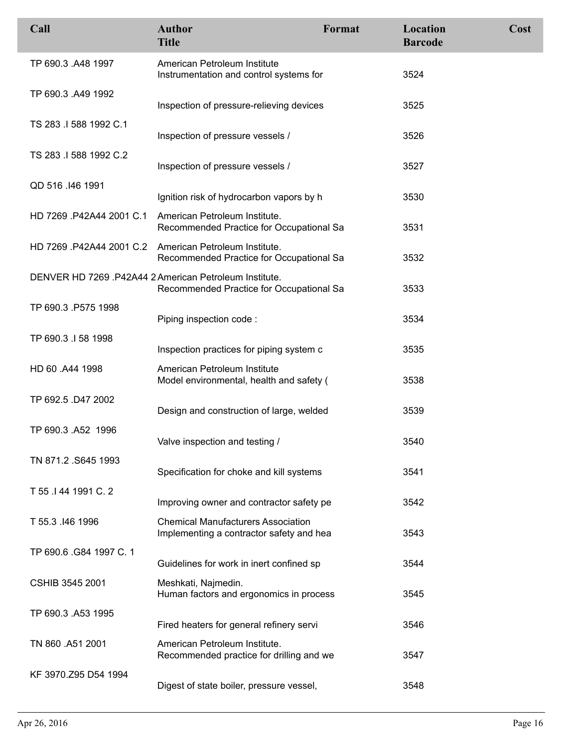| Call | Author<br>Title | Format | Location<br>Barcode | Cost |
|---|---|---|---|---|
| TP 690.3 .A48 1997 | American Petroleum Institute<br>Instrumentation and control systems for | | 3524 | |
| TP 690.3 .A49 1992 | Inspection of pressure-relieving devices | | 3525 | |
| TS 283 .I 588 1992 C.1 | Inspection of pressure vessels / | | 3526 | |
| TS 283 .I 588 1992 C.2 | Inspection of pressure vessels / | | 3527 | |
| QD 516 .I46 1991 | Ignition risk of hydrocarbon vapors by h | | 3530 | |
| HD 7269 .P42A44 2001 C.1 | American Petroleum Institute.<br>Recommended Practice for Occupational Sa | | 3531 | |
| HD 7269 .P42A44 2001 C.2 | American Petroleum Institute.<br>Recommended Practice for Occupational Sa | | 3532 | |
| DENVER HD 7269 .P42A44 2 | American Petroleum Institute.<br>Recommended Practice for Occupational Sa | | 3533 | |
| TP 690.3 .P575 1998 | Piping inspection code : | | 3534 | |
| TP 690.3 .I 58 1998 | Inspection practices for piping system c | | 3535 | |
| HD 60 .A44 1998 | American Petroleum Institute<br>Model environmental, health and safety ( | | 3538 | |
| TP 692.5 .D47 2002 | Design and construction of large, welded | | 3539 | |
| TP 690.3 .A52 1996 | Valve inspection and testing / | | 3540 | |
| TN 871.2 .S645 1993 | Specification for choke and kill systems | | 3541 | |
| T 55 .I 44 1991 C. 2 | Improving owner and contractor safety pe | | 3542 | |
| T 55.3 .I46 1996 | Chemical Manufacturers Association<br>Implementing a contractor safety and hea | | 3543 | |
| TP 690.6 .G84 1997 C. 1 | Guidelines for work in inert confined sp | | 3544 | |
| CSHIB 3545 2001 | Meshkati, Najmedin.<br>Human factors and ergonomics in process | | 3545 | |
| TP 690.3 .A53 1995 | Fired heaters for general refinery servi | | 3546 | |
| TN 860 .A51 2001 | American Petroleum Institute.<br>Recommended practice for drilling and we | | 3547 | |
| KF 3970.Z95 D54 1994 | Digest of state boiler, pressure vessel, | | 3548 | |

Apr 26, 2016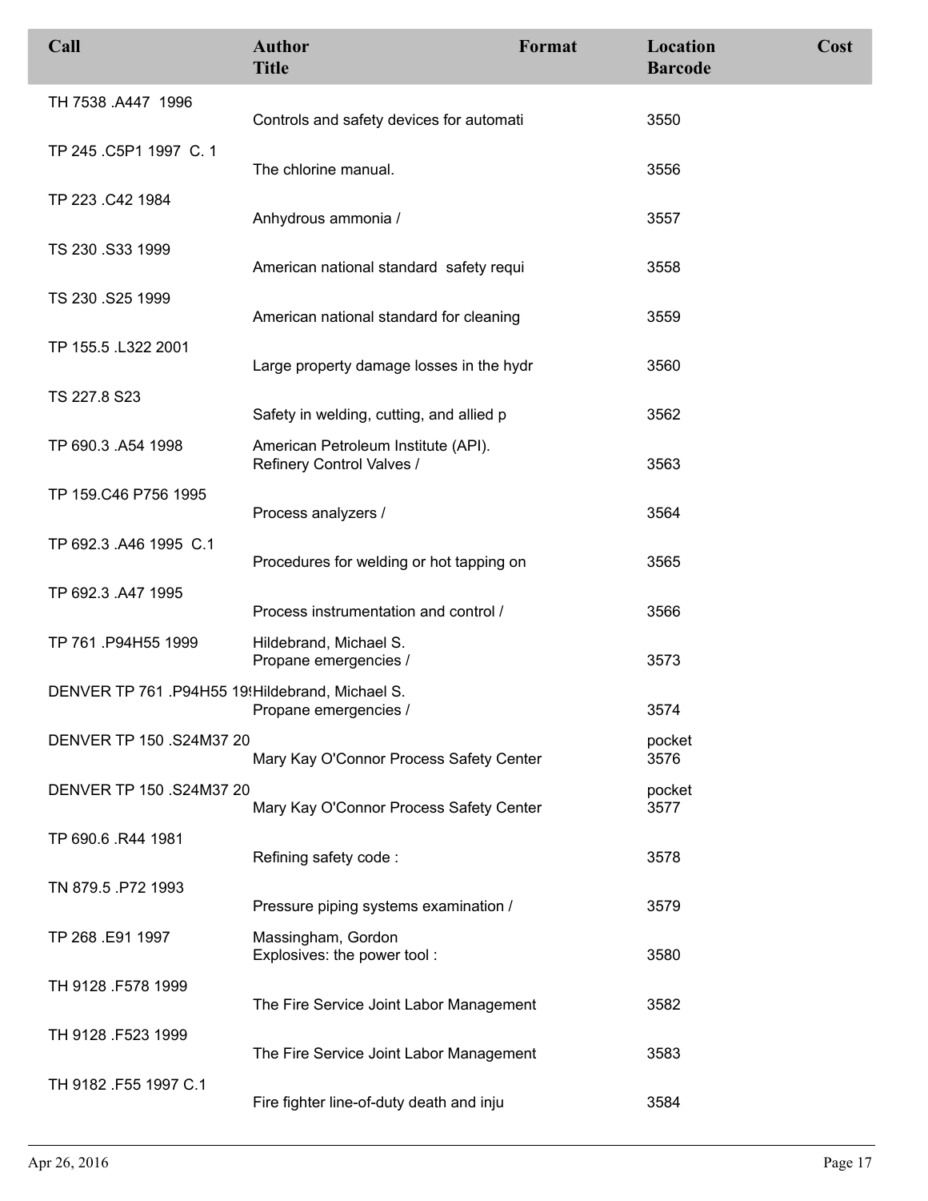| Call | Author<br>Title | Format | Location<br>Barcode | Cost |
|---|---|---|---|---|
| TH 7538 .A447 1996 | Controls and safety devices for automati | | 3550 | |
| TP 245 .C5P1 1997 C. 1 | The chlorine manual. | | 3556 | |
| TP 223 .C42 1984 | Anhydrous ammonia / | | 3557 | |
| TS 230 .S33 1999 | American national standard safety requi | | 3558 | |
| TS 230 .S25 1999 | American national standard for cleaning | | 3559 | |
| TP 155.5 .L322 2001 | Large property damage losses in the hydr | | 3560 | |
| TS 227.8 S23 | Safety in welding, cutting, and allied p | | 3562 | |
| TP 690.3 .A54 1998 | American Petroleum Institute (API).<br>Refinery Control Valves / | | 3563 | |
| TP 159.C46 P756 1995 | Process analyzers / | | 3564 | |
| TP 692.3 .A46 1995 C.1 | Procedures for welding or hot tapping on | | 3565 | |
| TP 692.3 .A47 1995 | Process instrumentation and control / | | 3566 | |
| TP 761 .P94H55 1999 | Hildebrand, Michael S.<br>Propane emergencies / | | 3573 | |
| DENVER TP 761 .P94H55 19 | Hildebrand, Michael S.<br>Propane emergencies / | | 3574 | |
| DENVER TP 150 .S24M37 20 | Mary Kay O'Connor Process Safety Center | | pocket<br>3576 | |
| DENVER TP 150 .S24M37 20 | Mary Kay O'Connor Process Safety Center | | pocket<br>3577 | |
| TP 690.6 .R44 1981 | Refining safety code : | | 3578 | |
| TN 879.5 .P72 1993 | Pressure piping systems examination / | | 3579 | |
| TP 268 .E91 1997 | Massingham, Gordon<br>Explosives: the power tool : | | 3580 | |
| TH 9128 .F578 1999 | The Fire Service Joint Labor Management | | 3582 | |
| TH 9128 .F523 1999 | The Fire Service Joint Labor Management | | 3583 | |
| TH 9182 .F55 1997 C.1 | Fire fighter line-of-duty death and inju | | 3584 | |

Apr 26, 2016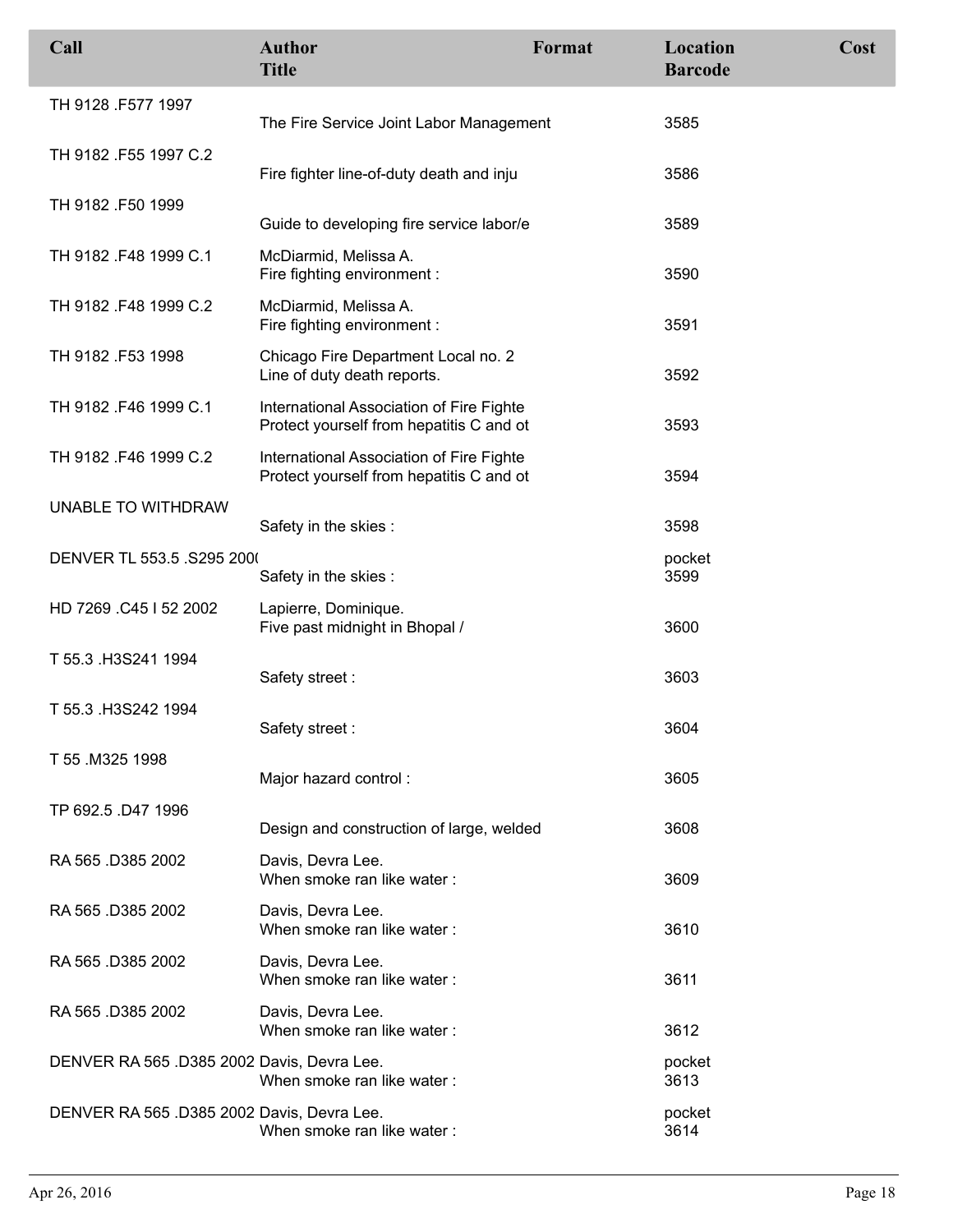| Call | Author<br>Title | Format | Location<br>Barcode | Cost |
|---|---|---|---|---|
| TH 9128 .F577 1997 | The Fire Service Joint Labor Management | | 3585 | |
| TH 9182 .F55 1997 C.2 | Fire fighter line-of-duty death and inju | | 3586 | |
| TH 9182 .F50 1999 | Guide to developing fire service labor/e | | 3589 | |
| TH 9182 .F48 1999 C.1 | McDiarmid, Melissa A.<br>Fire fighting environment : | | 3590 | |
| TH 9182 .F48 1999 C.2 | McDiarmid, Melissa A.<br>Fire fighting environment : | | 3591 | |
| TH 9182 .F53 1998 | Chicago Fire Department Local no. 2<br>Line of duty death reports. | | 3592 | |
| TH 9182 .F46 1999 C.1 | International Association of Fire Fighte<br>Protect yourself from hepatitis C and ot | | 3593 | |
| TH 9182 .F46 1999 C.2 | International Association of Fire Fighte<br>Protect yourself from hepatitis C and ot | | 3594 | |
| UNABLE TO WITHDRAW | Safety in the skies : | | 3598 | |
| DENVER TL 553.5 .S295 200( | Safety in the skies : | | pocket<br>3599 | |
| HD 7269 .C45 I 52 2002 | Lapierre, Dominique.<br>Five past midnight in Bhopal / | | 3600 | |
| T 55.3 .H3S241 1994 | Safety street : | | 3603 | |
| T 55.3 .H3S242 1994 | Safety street : | | 3604 | |
| T 55 .M325 1998 | Major hazard control : | | 3605 | |
| TP 692.5 .D47 1996 | Design and construction of large, welded | | 3608 | |
| RA 565 .D385 2002 | Davis, Devra Lee.<br>When smoke ran like water : | | 3609 | |
| RA 565 .D385 2002 | Davis, Devra Lee.<br>When smoke ran like water : | | 3610 | |
| RA 565 .D385 2002 | Davis, Devra Lee.<br>When smoke ran like water : | | 3611 | |
| RA 565 .D385 2002 | Davis, Devra Lee.<br>When smoke ran like water : | | 3612 | |
| DENVER RA 565 .D385 2002 | Davis, Devra Lee.<br>When smoke ran like water : | | pocket<br>3613 | |
| DENVER RA 565 .D385 2002 | Davis, Devra Lee.<br>When smoke ran like water : | | pocket<br>3614 | |

Apr 26, 2016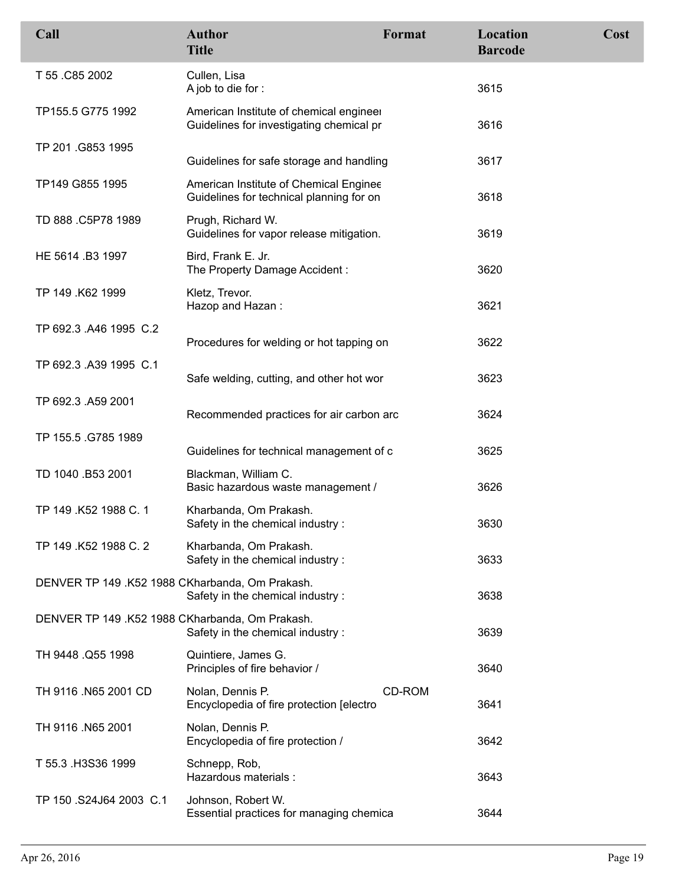| Call | Author<br>Title | Format | Location<br>Barcode | Cost |
|---|---|---|---|---|
| T 55 .C85 2002 | Cullen, Lisa<br>A job to die for : | | 3615 | |
| TP155.5 G775 1992 | American Institute of chemical engineer<br>Guidelines for investigating chemical pr | | 3616 | |
| TP 201 .G853 1995 | Guidelines for safe storage and handling | | 3617 | |
| TP149 G855 1995 | American Institute of Chemical Enginee<br>Guidelines for technical planning for on | | 3618 | |
| TD 888 .C5P78 1989 | Prugh, Richard W.<br>Guidelines for vapor release mitigation. | | 3619 | |
| HE 5614 .B3 1997 | Bird, Frank E. Jr.<br>The Property Damage Accident : | | 3620 | |
| TP 149 .K62 1999 | Kletz, Trevor.<br>Hazop and Hazan : | | 3621 | |
| TP 692.3 .A46 1995 C.2 | Procedures for welding or hot tapping on | | 3622 | |
| TP 692.3 .A39 1995 C.1 | Safe welding, cutting, and other hot wor | | 3623 | |
| TP 692.3 .A59 2001 | Recommended practices for air carbon arc | | 3624 | |
| TP 155.5 .G785 1989 | Guidelines for technical management of c | | 3625 | |
| TD 1040 .B53 2001 | Blackman, William C.<br>Basic hazardous waste management / | | 3626 | |
| TP 149 .K52 1988 C. 1 | Kharbanda, Om Prakash.<br>Safety in the chemical industry : | | 3630 | |
| TP 149 .K52 1988 C. 2 | Kharbanda, Om Prakash.<br>Safety in the chemical industry : | | 3633 | |
| DENVER TP 149 .K52 1988 C | Kharbanda, Om Prakash.<br>Safety in the chemical industry : | | 3638 | |
| DENVER TP 149 .K52 1988 C | Kharbanda, Om Prakash.<br>Safety in the chemical industry : | | 3639 | |
| TH 9448 .Q55 1998 | Quintiere, James G.<br>Principles of fire behavior / | | 3640 | |
| TH 9116 .N65 2001 CD | Nolan, Dennis P.<br>Encyclopedia of fire protection [electro | CD-ROM | 3641 | |
| TH 9116 .N65 2001 | Nolan, Dennis P.<br>Encyclopedia of fire protection / | | 3642 | |
| T 55.3 .H3S36 1999 | Schnepp, Rob,<br>Hazardous materials : | | 3643 | |
| TP 150 .S24J64 2003 C.1 | Johnson, Robert W.<br>Essential practices for managing chemica | | 3644 | |

Apr 26, 2016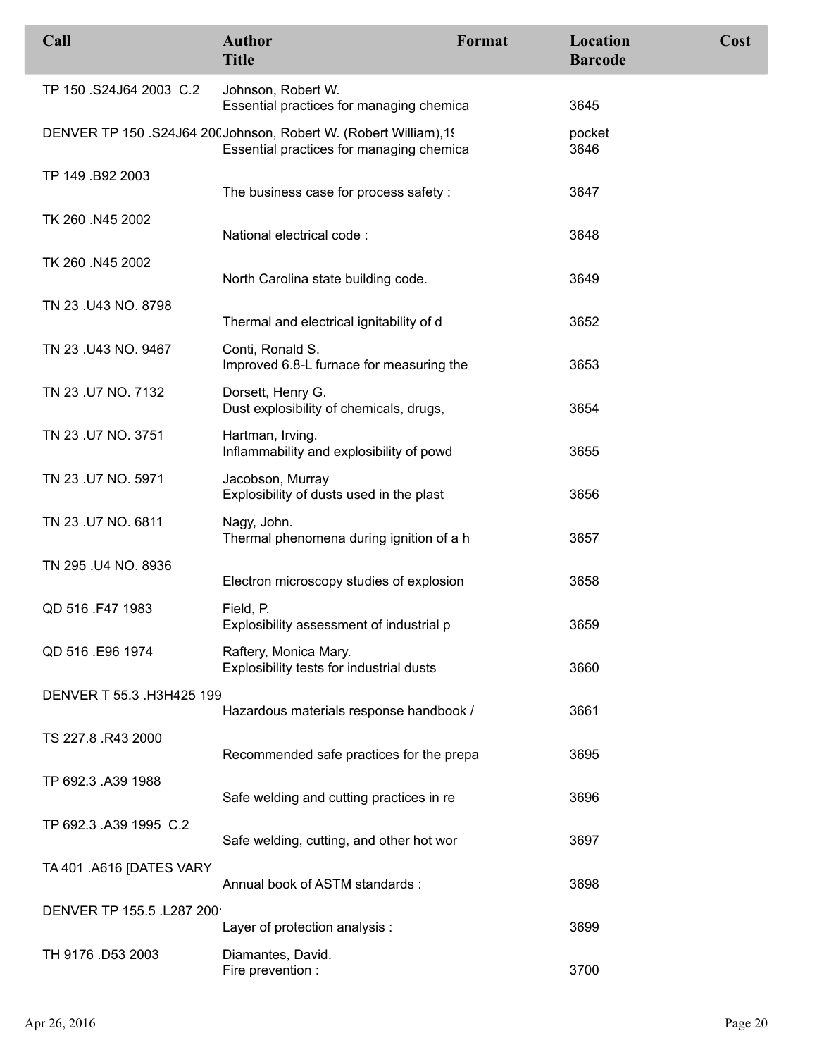| Call | Author<br>Title | Format | Location<br>Barcode | Cost |
|---|---|---|---|---|
| TP 150 .S24J64 2003 C.2 | Johnson, Robert W.<br>Essential practices for managing chemica | | 3645 | |
| DENVER TP 150 .S24J64 200 | Johnson, Robert W. (Robert William),19<br>Essential practices for managing chemica | | pocket<br>3646 | |
| TP 149 .B92 2003 | The business case for process safety : | | 3647 | |
| TK 260 .N45 2002 | National electrical code : | | 3648 | |
| TK 260 .N45 2002 | North Carolina state building code. | | 3649 | |
| TN 23 .U43 NO. 8798 | Thermal and electrical ignitability of d | | 3652 | |
| TN 23 .U43 NO. 9467 | Conti, Ronald S.<br>Improved 6.8-L furnace for measuring the | | 3653 | |
| TN 23 .U7 NO. 7132 | Dorsett, Henry G.<br>Dust explosibility of chemicals, drugs, | | 3654 | |
| TN 23 .U7 NO. 3751 | Hartman, Irving.<br>Inflammability and explosibility of powd | | 3655 | |
| TN 23 .U7 NO. 5971 | Jacobson, Murray<br>Explosibility of dusts used in the plast | | 3656 | |
| TN 23 .U7 NO. 6811 | Nagy, John.<br>Thermal phenomena during ignition of a h | | 3657 | |
| TN 295 .U4 NO. 8936 | Electron microscopy studies of explosion | | 3658 | |
| QD 516 .F47 1983 | Field, P.<br>Explosibility assessment of industrial p | | 3659 | |
| QD 516 .E96 1974 | Raftery, Monica Mary.<br>Explosibility tests for industrial dusts | | 3660 | |
| DENVER T 55.3 .H3H425 199 | Hazardous materials response handbook / | | 3661 | |
| TS 227.8 .R43 2000 | Recommended safe practices for the prepa | | 3695 | |
| TP 692.3 .A39 1988 | Safe welding and cutting practices in re | | 3696 | |
| TP 692.3 .A39 1995 C.2 | Safe welding, cutting, and other hot wor | | 3697 | |
| TA 401 .A616 [DATES VARY | Annual book of ASTM standards : | | 3698 | |
| DENVER TP 155.5 .L287 200 | Layer of protection analysis : | | 3699 | |
| TH 9176 .D53 2003 | Diamantes, David.<br>Fire prevention : | | 3700 | |

Apr 26, 2016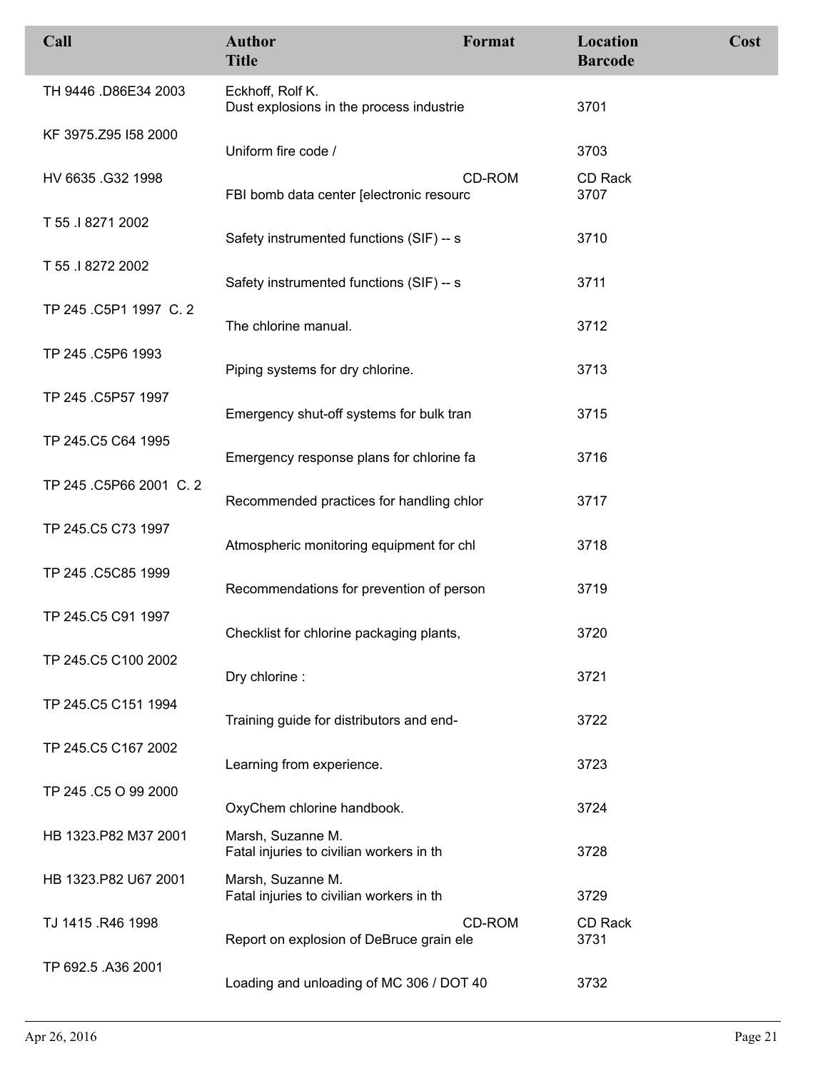| Call | Author / Title | Format | Location / Barcode | Cost |
|---|---|---|---|---|
| TH 9446 .D86E34 2003 | Eckhoff, Rolf K. / Dust explosions in the process industrie | | 3701 | |
| KF 3975.Z95 I58 2000 | Uniform fire code / | | 3703 | |
| HV 6635 .G32 1998 | FBI bomb data center [electronic resourc | CD-ROM | CD Rack / 3707 | |
| T 55 .I 8271 2002 | Safety instrumented functions (SIF) -- s | | 3710 | |
| T 55 .I 8272 2002 | Safety instrumented functions (SIF) -- s | | 3711 | |
| TP 245 .C5P1 1997 C. 2 | The chlorine manual. | | 3712 | |
| TP 245 .C5P6 1993 | Piping systems for dry chlorine. | | 3713 | |
| TP 245 .C5P57 1997 | Emergency shut-off systems for bulk tran | | 3715 | |
| TP 245.C5 C64 1995 | Emergency response plans for chlorine fa | | 3716 | |
| TP 245 .C5P66 2001 C. 2 | Recommended practices for handling chlor | | 3717 | |
| TP 245.C5 C73 1997 | Atmospheric monitoring equipment for chl | | 3718 | |
| TP 245 .C5C85 1999 | Recommendations for prevention of person | | 3719 | |
| TP 245.C5 C91 1997 | Checklist for chlorine packaging plants, | | 3720 | |
| TP 245.C5 C100 2002 | Dry chlorine : | | 3721 | |
| TP 245.C5 C151 1994 | Training guide for distributors and end- | | 3722 | |
| TP 245.C5 C167 2002 | Learning from experience. | | 3723 | |
| TP 245 .C5 O 99 2000 | OxyChem chlorine handbook. | | 3724 | |
| HB 1323.P82 M37 2001 | Marsh, Suzanne M. / Fatal injuries to civilian workers in th | | 3728 | |
| HB 1323.P82 U67 2001 | Marsh, Suzanne M. / Fatal injuries to civilian workers in th | | 3729 | |
| TJ 1415 .R46 1998 | Report on explosion of DeBruce grain ele | CD-ROM | CD Rack / 3731 | |
| TP 692.5 .A36 2001 | Loading and unloading of MC 306 / DOT 40 | | 3732 | |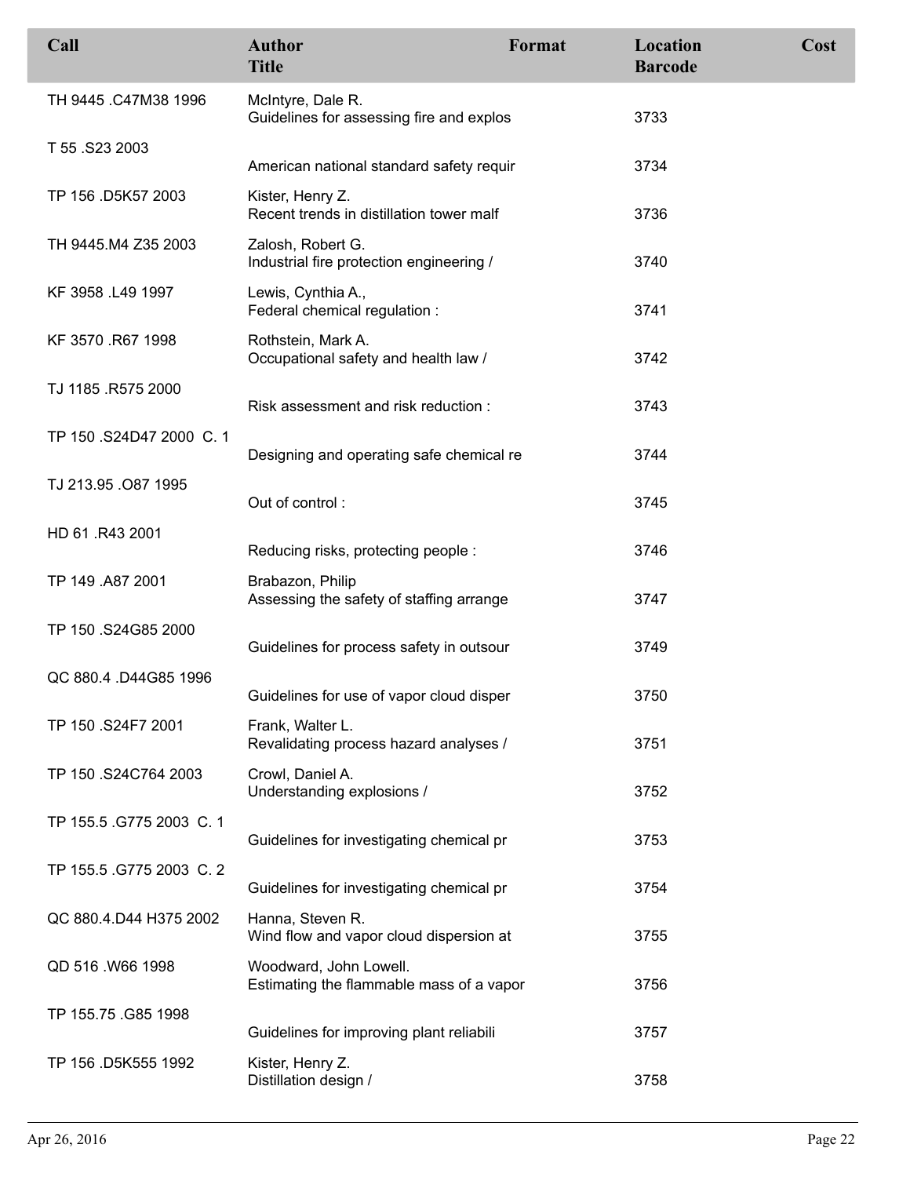| Call | Author<br>Title | Format | Location<br>Barcode | Cost |
|---|---|---|---|---|
| TH 9445 .C47M38 1996 | McIntyre, Dale R.<br>Guidelines for assessing fire and explos | | 3733 | |
| T 55 .S23 2003 | American national standard safety requir | | 3734 | |
| TP 156 .D5K57 2003 | Kister, Henry Z.<br>Recent trends in distillation tower malf | | 3736 | |
| TH 9445.M4 Z35 2003 | Zalosh, Robert G.<br>Industrial fire protection engineering / | | 3740 | |
| KF 3958 .L49 1997 | Lewis, Cynthia A.,<br>Federal chemical regulation : | | 3741 | |
| KF 3570 .R67 1998 | Rothstein, Mark A.<br>Occupational safety and health law / | | 3742 | |
| TJ 1185 .R575 2000 | Risk assessment and risk reduction : | | 3743 | |
| TP 150 .S24D47 2000 C. 1 | Designing and operating safe chemical re | | 3744 | |
| TJ 213.95 .O87 1995 | Out of control : | | 3745 | |
| HD 61 .R43 2001 | Reducing risks, protecting people : | | 3746 | |
| TP 149 .A87 2001 | Brabazon, Philip<br>Assessing the safety of staffing arrange | | 3747 | |
| TP 150 .S24G85 2000 | Guidelines for process safety in outsour | | 3749 | |
| QC 880.4 .D44G85 1996 | Guidelines for use of vapor cloud disper | | 3750 | |
| TP 150 .S24F7 2001 | Frank, Walter L.<br>Revalidating process hazard analyses / | | 3751 | |
| TP 150 .S24C764 2003 | Crowl, Daniel A.<br>Understanding explosions / | | 3752 | |
| TP 155.5 .G775 2003 C. 1 | Guidelines for investigating chemical pr | | 3753 | |
| TP 155.5 .G775 2003 C. 2 | Guidelines for investigating chemical pr | | 3754 | |
| QC 880.4.D44 H375 2002 | Hanna, Steven R.<br>Wind flow and vapor cloud dispersion at | | 3755 | |
| QD 516 .W66 1998 | Woodward, John Lowell.<br>Estimating the flammable mass of a vapor | | 3756 | |
| TP 155.75 .G85 1998 | Guidelines for improving plant reliabili | | 3757 | |
| TP 156 .D5K555 1992 | Kister, Henry Z.<br>Distillation design / | | 3758 | |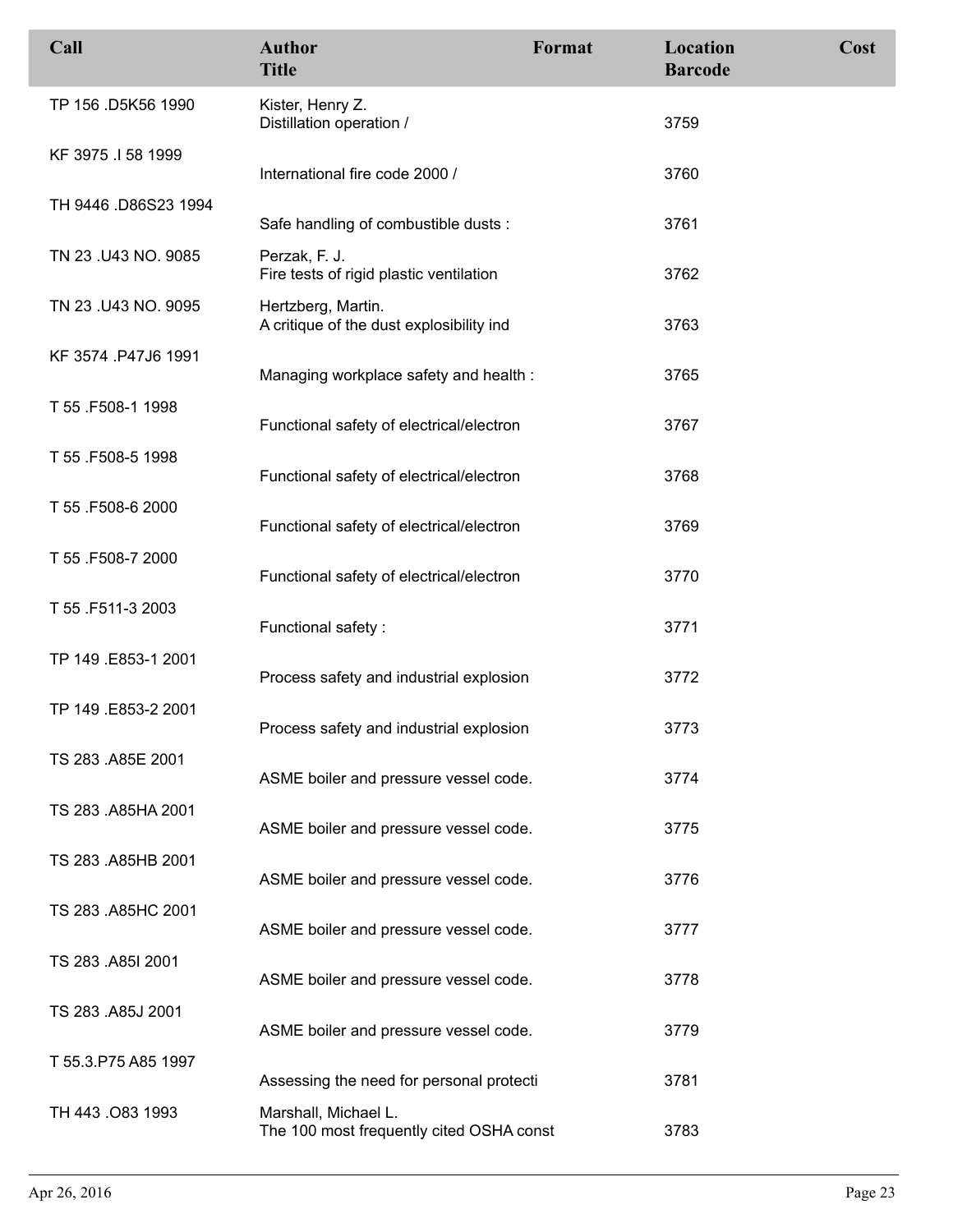| Call | Author<br>Title | Format | Location<br>Barcode | Cost |
|---|---|---|---|---|
| TP 156 .D5K56 1990 | Kister, Henry Z.<br>Distillation operation / | | 3759 | |
| KF 3975 .I 58 1999 | International fire code 2000 / | | 3760 | |
| TH 9446 .D86S23 1994 | Safe handling of combustible dusts : | | 3761 | |
| TN 23 .U43 NO. 9085 | Perzak, F. J.<br>Fire tests of rigid plastic ventilation | | 3762 | |
| TN 23 .U43 NO. 9095 | Hertzberg, Martin.<br>A critique of the dust explosibility ind | | 3763 | |
| KF 3574 .P47J6 1991 | Managing workplace safety and health : | | 3765 | |
| T 55 .F508-1 1998 | Functional safety of electrical/electron | | 3767 | |
| T 55 .F508-5 1998 | Functional safety of electrical/electron | | 3768 | |
| T 55 .F508-6 2000 | Functional safety of electrical/electron | | 3769 | |
| T 55 .F508-7 2000 | Functional safety of electrical/electron | | 3770 | |
| T 55 .F511-3 2003 | Functional safety : | | 3771 | |
| TP 149 .E853-1 2001 | Process safety and industrial explosion | | 3772 | |
| TP 149 .E853-2 2001 | Process safety and industrial explosion | | 3773 | |
| TS 283 .A85E 2001 | ASME boiler and pressure vessel code. | | 3774 | |
| TS 283 .A85HA 2001 | ASME boiler and pressure vessel code. | | 3775 | |
| TS 283 .A85HB 2001 | ASME boiler and pressure vessel code. | | 3776 | |
| TS 283 .A85HC 2001 | ASME boiler and pressure vessel code. | | 3777 | |
| TS 283 .A85I 2001 | ASME boiler and pressure vessel code. | | 3778 | |
| TS 283 .A85J 2001 | ASME boiler and pressure vessel code. | | 3779 | |
| T 55.3.P75 A85 1997 | Assessing the need for personal protecti | | 3781 | |
| TH 443 .O83 1993 | Marshall, Michael L.<br>The 100 most frequently cited OSHA const | | 3783 | |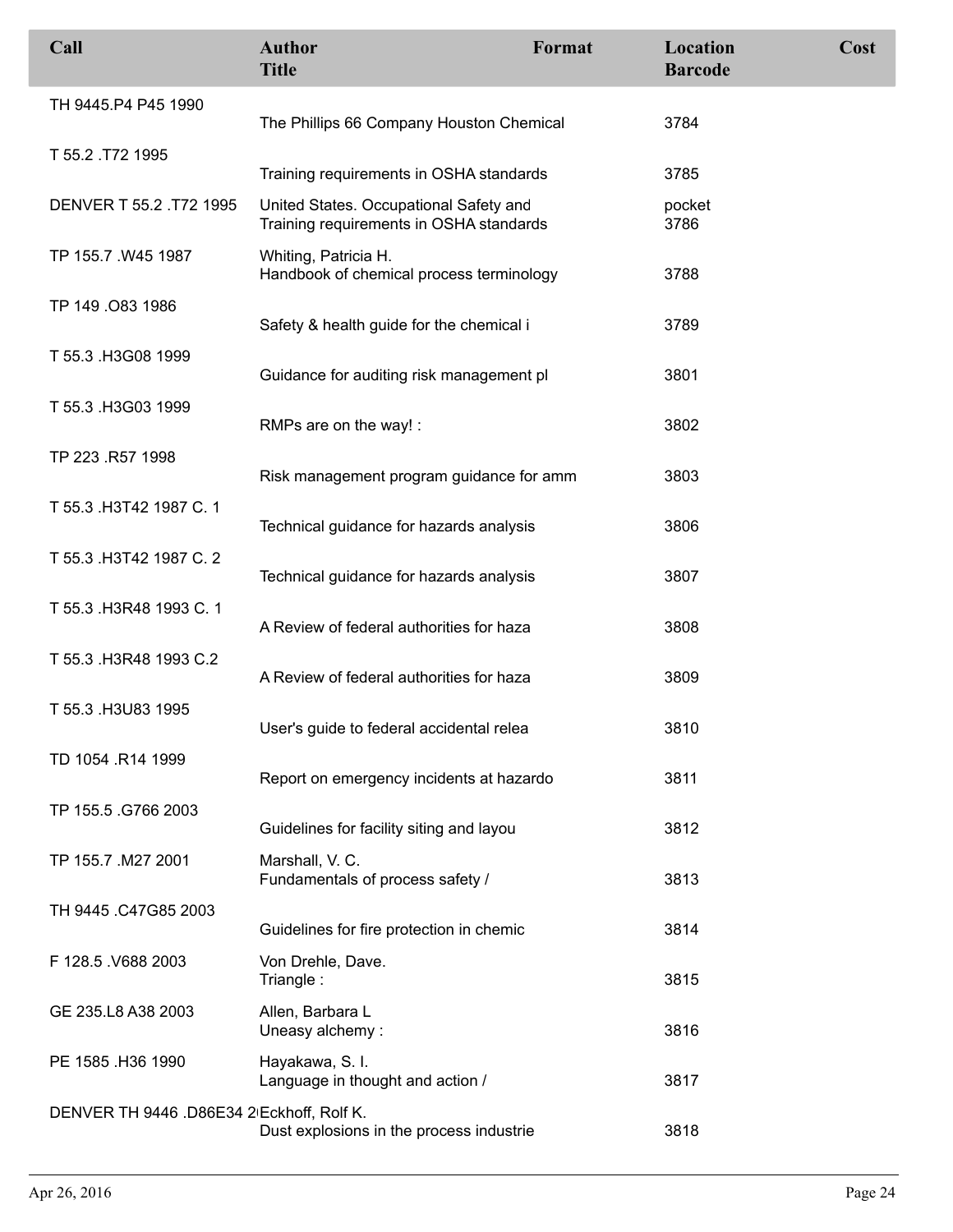| Call | Author<br>Title | Format | Location<br>Barcode | Cost |
|---|---|---|---|---|
| TH 9445.P4 P45 1990 | The Phillips 66 Company Houston Chemical | | 3784 | |
| T 55.2 .T72 1995 | Training requirements in OSHA standards | | 3785 | |
| DENVER T 55.2 .T72 1995 | United States. Occupational Safety and<br>Training requirements in OSHA standards | | pocket<br>3786 | |
| TP 155.7 .W45 1987 | Whiting, Patricia H.<br>Handbook of chemical process terminology | | 3788 | |
| TP 149 .O83 1986 | Safety & health guide for the chemical i | | 3789 | |
| T 55.3 .H3G08 1999 | Guidance for auditing risk management pl | | 3801 | |
| T 55.3 .H3G03 1999 | RMPs are on the way! : | | 3802 | |
| TP 223 .R57 1998 | Risk management program guidance for amm | | 3803 | |
| T 55.3 .H3T42 1987 C. 1 | Technical guidance for hazards analysis | | 3806 | |
| T 55.3 .H3T42 1987 C. 2 | Technical guidance for hazards analysis | | 3807 | |
| T 55.3 .H3R48 1993 C. 1 | A Review of federal authorities for haza | | 3808 | |
| T 55.3 .H3R48 1993 C.2 | A Review of federal authorities for haza | | 3809 | |
| T 55.3 .H3U83 1995 | User's guide to federal accidental relea | | 3810 | |
| TD 1054 .R14 1999 | Report on emergency incidents at hazardo | | 3811 | |
| TP 155.5 .G766 2003 | Guidelines for facility siting and layou | | 3812 | |
| TP 155.7 .M27 2001 | Marshall, V. C.<br>Fundamentals of process safety / | | 3813 | |
| TH 9445 .C47G85 2003 | Guidelines for fire protection in chemic | | 3814 | |
| F 128.5 .V688 2003 | Von Drehle, Dave.<br>Triangle : | | 3815 | |
| GE 235.L8 A38 2003 | Allen, Barbara L<br>Uneasy alchemy : | | 3816 | |
| PE 1585 .H36 1990 | Hayakawa, S. I.<br>Language in thought and action / | | 3817 | |
| DENVER TH 9446 .D86E34 2 | Eckhoff, Rolf K.<br>Dust explosions in the process industrie | | 3818 | |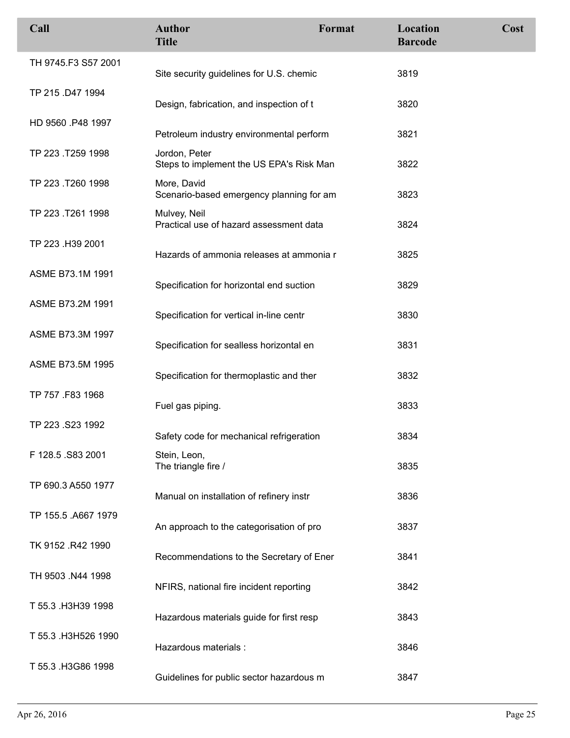| Call | Author<br>Title | Format | Location<br>Barcode | Cost |
|---|---|---|---|---|
| TH 9745.F3 S57 2001 | Site security guidelines for U.S. chemic | | 3819 | |
| TP 215 .D47 1994 | Design, fabrication, and inspection of t | | 3820 | |
| HD 9560 .P48 1997 | Petroleum industry environmental perform | | 3821 | |
| TP 223 .T259 1998 | Jordon, Peter<br>Steps to implement the US EPA's Risk Man | | 3822 | |
| TP 223 .T260 1998 | More, David<br>Scenario-based emergency planning for am | | 3823 | |
| TP 223 .T261 1998 | Mulvey, Neil<br>Practical use of hazard assessment data | | 3824 | |
| TP 223 .H39 2001 | Hazards of ammonia releases at ammonia r | | 3825 | |
| ASME B73.1M 1991 | Specification for horizontal end suction | | 3829 | |
| ASME B73.2M 1991 | Specification for vertical in-line centr | | 3830 | |
| ASME B73.3M 1997 | Specification for sealless horizontal en | | 3831 | |
| ASME B73.5M 1995 | Specification for thermoplastic and ther | | 3832 | |
| TP 757 .F83 1968 | Fuel gas piping. | | 3833 | |
| TP 223 .S23 1992 | Safety code for mechanical refrigeration | | 3834 | |
| F 128.5 .S83 2001 | Stein, Leon,<br>The triangle fire / | | 3835 | |
| TP 690.3 A550 1977 | Manual on installation of refinery instr | | 3836 | |
| TP 155.5 .A667 1979 | An approach to the categorisation of pro | | 3837 | |
| TK 9152 .R42 1990 | Recommendations to the Secretary of Ener | | 3841 | |
| TH 9503 .N44 1998 | NFIRS, national fire incident reporting | | 3842 | |
| T 55.3 .H3H39 1998 | Hazardous materials guide for first resp | | 3843 | |
| T 55.3 .H3H526 1990 | Hazardous materials : | | 3846 | |
| T 55.3 .H3G86 1998 | Guidelines for public sector hazardous m | | 3847 | |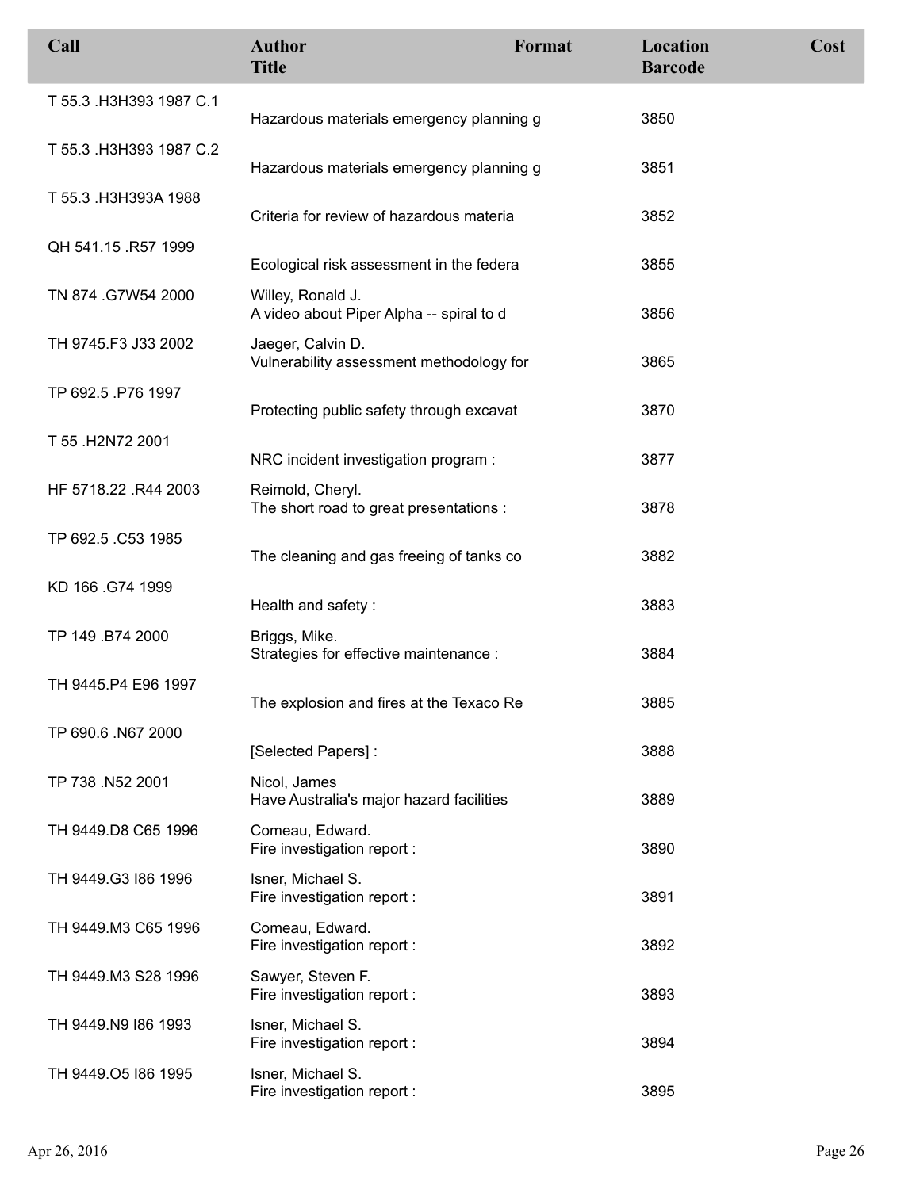| Call | Author<br>Title | Format | Location<br>Barcode | Cost |
|---|---|---|---|---|
| T 55.3 .H3H393 1987 C.1 | Hazardous materials emergency planning g | | 3850 | |
| T 55.3 .H3H393 1987 C.2 | Hazardous materials emergency planning g | | 3851 | |
| T 55.3 .H3H393A 1988 | Criteria for review of hazardous materia | | 3852 | |
| QH 541.15 .R57 1999 | Ecological risk assessment in the federa | | 3855 | |
| TN 874 .G7W54 2000 | Willey, Ronald J.<br>A video about Piper Alpha -- spiral to d | | 3856 | |
| TH 9745.F3 J33 2002 | Jaeger, Calvin D.<br>Vulnerability assessment methodology for | | 3865 | |
| TP 692.5 .P76 1997 | Protecting public safety through excavat | | 3870 | |
| T 55 .H2N72 2001 | NRC incident investigation program : | | 3877 | |
| HF 5718.22 .R44 2003 | Reimold, Cheryl.<br>The short road to great presentations : | | 3878 | |
| TP 692.5 .C53 1985 | The cleaning and gas freeing of tanks co | | 3882 | |
| KD 166 .G74 1999 | Health and safety : | | 3883 | |
| TP 149 .B74 2000 | Briggs, Mike.<br>Strategies for effective maintenance : | | 3884 | |
| TH 9445.P4 E96 1997 | The explosion and fires at the Texaco Re | | 3885 | |
| TP 690.6 .N67 2000 | [Selected Papers] : | | 3888 | |
| TP 738 .N52 2001 | Nicol, James<br>Have Australia's major hazard facilities | | 3889 | |
| TH 9449.D8 C65 1996 | Comeau, Edward.<br>Fire investigation report : | | 3890 | |
| TH 9449.G3 I86 1996 | Isner, Michael S.<br>Fire investigation report : | | 3891 | |
| TH 9449.M3 C65 1996 | Comeau, Edward.<br>Fire investigation report : | | 3892 | |
| TH 9449.M3 S28 1996 | Sawyer, Steven F.<br>Fire investigation report : | | 3893 | |
| TH 9449.N9 I86 1993 | Isner, Michael S.<br>Fire investigation report : | | 3894 | |
| TH 9449.O5 I86 1995 | Isner, Michael S.<br>Fire investigation report : | | 3895 | |

Apr 26, 2016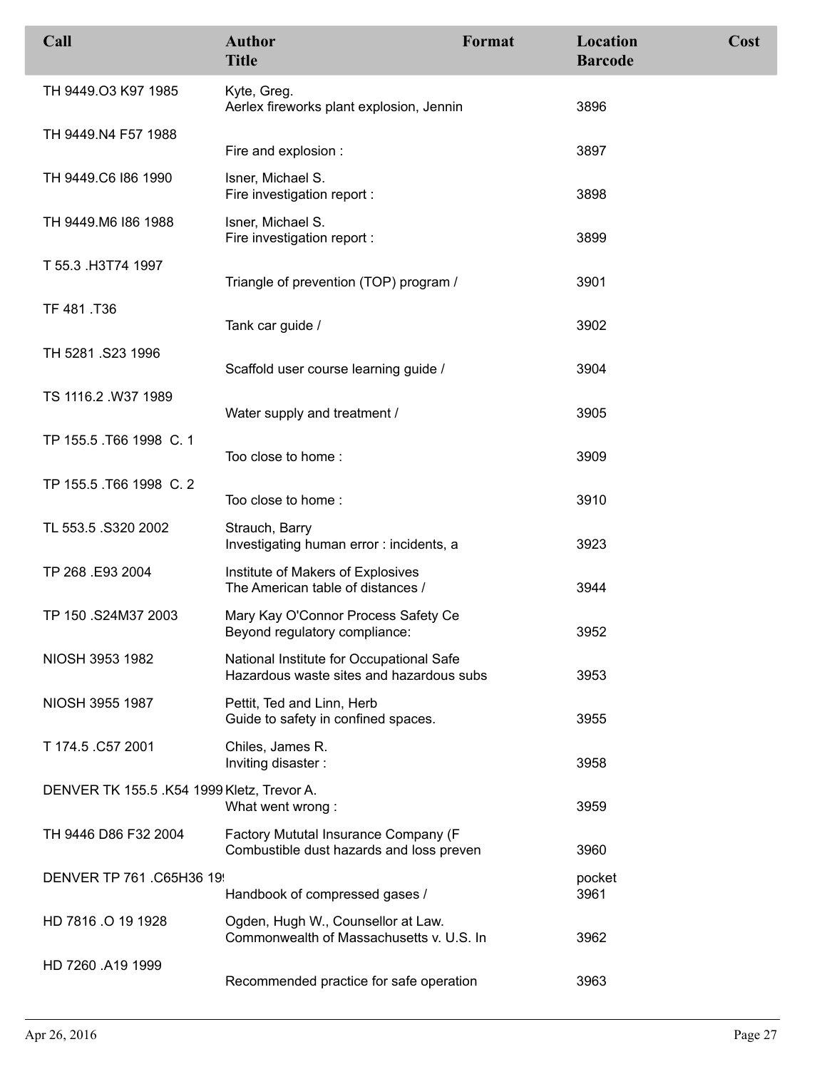| Call | Author<br>Title | Format | Location<br>Barcode | Cost |
|---|---|---|---|---|
| TH 9449.O3 K97 1985 | Kyte, Greg.<br>Aerlex fireworks plant explosion, Jennin | | 3896 | |
| TH 9449.N4 F57 1988 | Fire and explosion : | | 3897 | |
| TH 9449.C6 I86 1990 | Isner, Michael S.<br>Fire investigation report : | | 3898 | |
| TH 9449.M6 I86 1988 | Isner, Michael S.<br>Fire investigation report : | | 3899 | |
| T 55.3 .H3T74 1997 | Triangle of prevention (TOP) program / | | 3901 | |
| TF 481 .T36 | Tank car guide / | | 3902 | |
| TH 5281 .S23 1996 | Scaffold user course learning guide / | | 3904 | |
| TS 1116.2 .W37 1989 | Water supply and treatment / | | 3905 | |
| TP 155.5 .T66 1998 C. 1 | Too close to home : | | 3909 | |
| TP 155.5 .T66 1998 C. 2 | Too close to home : | | 3910 | |
| TL 553.5 .S320 2002 | Strauch, Barry<br>Investigating human error : incidents, a | | 3923 | |
| TP 268 .E93 2004 | Institute of Makers of Explosives<br>The American table of distances / | | 3944 | |
| TP 150 .S24M37 2003 | Mary Kay O'Connor Process Safety Ce<br>Beyond regulatory compliance: | | 3952 | |
| NIOSH 3953 1982 | National Institute for Occupational Safe<br>Hazardous waste sites and hazardous subs | | 3953 | |
| NIOSH 3955 1987 | Pettit, Ted and Linn, Herb<br>Guide to safety in confined spaces. | | 3955 | |
| T 174.5 .C57 2001 | Chiles, James R.<br>Inviting disaster : | | 3958 | |
| DENVER TK 155.5 .K54 1999 | Kletz, Trevor A.<br>What went wrong : | | 3959 | |
| TH 9446 D86 F32 2004 | Factory Mututal Insurance Company (F<br>Combustible dust hazards and loss preven | | 3960 | |
| DENVER TP 761 .C65H36 19 | Handbook of compressed gases / | | pocket<br>3961 | |
| HD 7816 .O 19 1928 | Ogden, Hugh W., Counsellor at Law.<br>Commonwealth of Massachusetts v. U.S. In | | 3962 | |
| HD 7260 .A19 1999 | Recommended practice for safe operation | | 3963 | |

Apr 26, 2016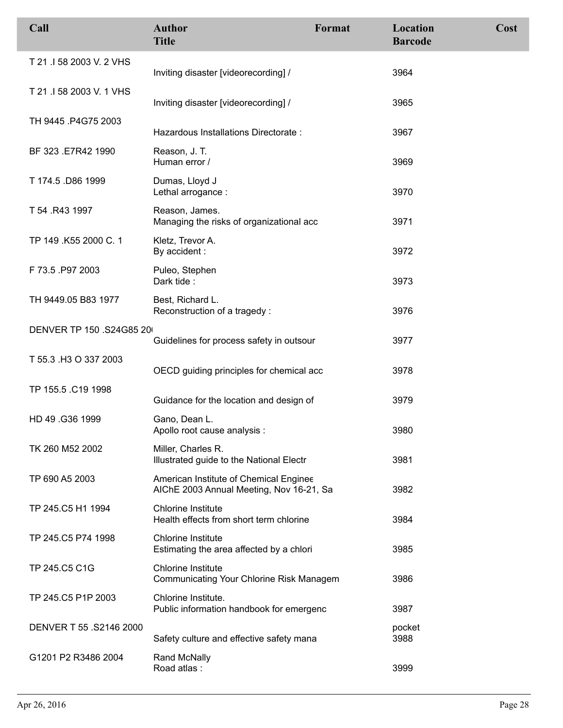| Call | Author<br>Title | Format | Location<br>Barcode | Cost |
|---|---|---|---|---|
| T 21 .I 58 2003 V. 2 VHS | Inviting disaster [videorecording] / | | 3964 | |
| T 21 .I 58 2003 V. 1 VHS | Inviting disaster [videorecording] / | | 3965 | |
| TH 9445 .P4G75 2003 | Hazardous Installations Directorate : | | 3967 | |
| BF 323 .E7R42 1990 | Reason, J. T.<br>Human error / | | 3969 | |
| T 174.5 .D86 1999 | Dumas, Lloyd J<br>Lethal arrogance : | | 3970 | |
| T 54 .R43 1997 | Reason, James.<br>Managing the risks of organizational acc | | 3971 | |
| TP 149 .K55 2000 C. 1 | Kletz, Trevor A.<br>By accident : | | 3972 | |
| F 73.5 .P97 2003 | Puleo, Stephen<br>Dark tide : | | 3973 | |
| TH 9449.05 B83 1977 | Best, Richard L.<br>Reconstruction of a tragedy : | | 3976 | |
| DENVER TP 150 .S24G85 20 | Guidelines for process safety in outsour | | 3977 | |
| T 55.3 .H3 O 337 2003 | OECD guiding principles for chemical acc | | 3978 | |
| TP 155.5 .C19 1998 | Guidance for the location and design of | | 3979 | |
| HD 49 .G36 1999 | Gano, Dean L.<br>Apollo root cause analysis : | | 3980 | |
| TK 260 M52 2002 | Miller, Charles R.<br>Illustrated guide to the National Electr | | 3981 | |
| TP 690 A5 2003 | American Institute of Chemical Enginee<br>AIChE 2003 Annual Meeting, Nov 16-21, Sa | | 3982 | |
| TP 245.C5 H1 1994 | Chlorine Institute<br>Health effects from short term chlorine | | 3984 | |
| TP 245.C5 P74 1998 | Chlorine Institute<br>Estimating the area affected by a chlori | | 3985 | |
| TP 245.C5 C1G | Chlorine Institute<br>Communicating Your Chlorine Risk Managem | | 3986 | |
| TP 245.C5 P1P 2003 | Chlorine Institute.<br>Public information handbook for emergenc | | 3987 | |
| DENVER T 55 .S2146 2000 | Safety culture and effective safety mana | | pocket<br>3988 | |
| G1201 P2 R3486 2004 | Rand McNally<br>Road atlas : | | 3999 | |

Apr 26, 2016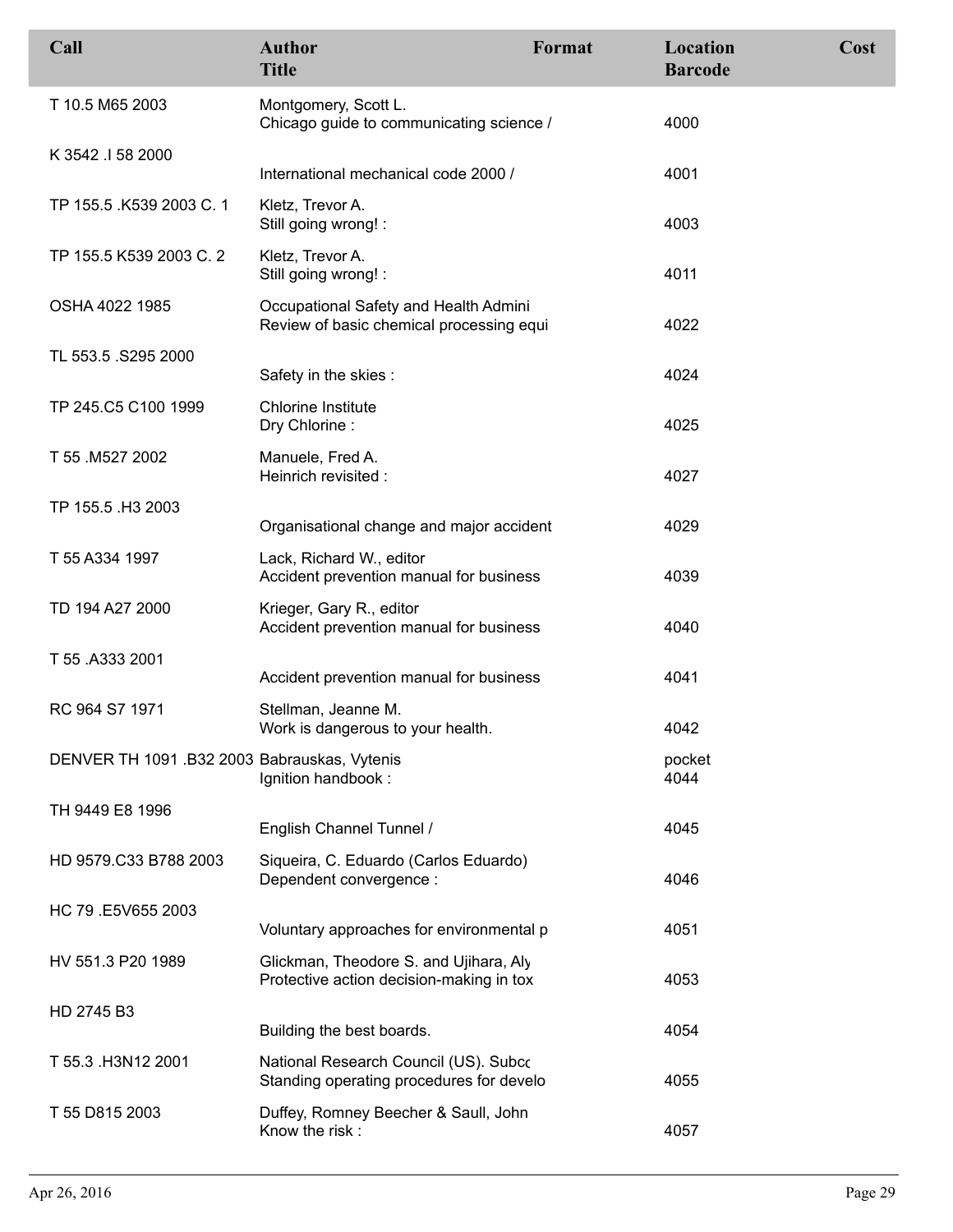| Call | Author<br>Title | Format | Location<br>Barcode | Cost |
|---|---|---|---|---|
| T 10.5 M65 2003 | Montgomery, Scott L.<br>Chicago guide to communicating science / | | 4000 | |
| K 3542 .I 58 2000 | International mechanical code 2000 / | | 4001 | |
| TP 155.5 .K539 2003 C. 1 | Kletz, Trevor A.<br>Still going wrong! : | | 4003 | |
| TP 155.5 K539 2003 C. 2 | Kletz, Trevor A.<br>Still going wrong! : | | 4011 | |
| OSHA 4022 1985 | Occupational Safety and Health Admini<br>Review of basic chemical processing equi | | 4022 | |
| TL 553.5 .S295 2000 | Safety in the skies : | | 4024 | |
| TP 245.C5 C100 1999 | Chlorine Institute<br>Dry Chlorine : | | 4025 | |
| T 55 .M527 2002 | Manuele, Fred A.<br>Heinrich revisited : | | 4027 | |
| TP 155.5 .H3 2003 | Organisational change and major accident | | 4029 | |
| T 55 A334 1997 | Lack, Richard W., editor<br>Accident prevention manual for business | | 4039 | |
| TD 194 A27 2000 | Krieger, Gary R., editor<br>Accident prevention manual for business | | 4040 | |
| T 55 .A333 2001 | Accident prevention manual for business | | 4041 | |
| RC 964 S7 1971 | Stellman, Jeanne M.<br>Work is dangerous to your health. | | 4042 | |
| DENVER TH 1091 .B32 2003 | Babrauskas, Vytenis<br>Ignition handbook : | | pocket<br>4044 | |
| TH 9449 E8 1996 | English Channel Tunnel / | | 4045 | |
| HD 9579.C33 B788 2003 | Siqueira, C. Eduardo (Carlos Eduardo)<br>Dependent convergence : | | 4046 | |
| HC 79 .E5V655 2003 | Voluntary approaches for environmental p | | 4051 | |
| HV 551.3 P20 1989 | Glickman, Theodore S. and Ujihara, Aly<br>Protective action decision-making in tox | | 4053 | |
| HD 2745 B3 | Building the best boards. | | 4054 | |
| T 55.3 .H3N12 2001 | National Research Council (US). Subcc<br>Standing operating procedures for develo | | 4055 | |
| T 55 D815 2003 | Duffey, Romney Beecher & Saull, John<br>Know the risk : | | 4057 | |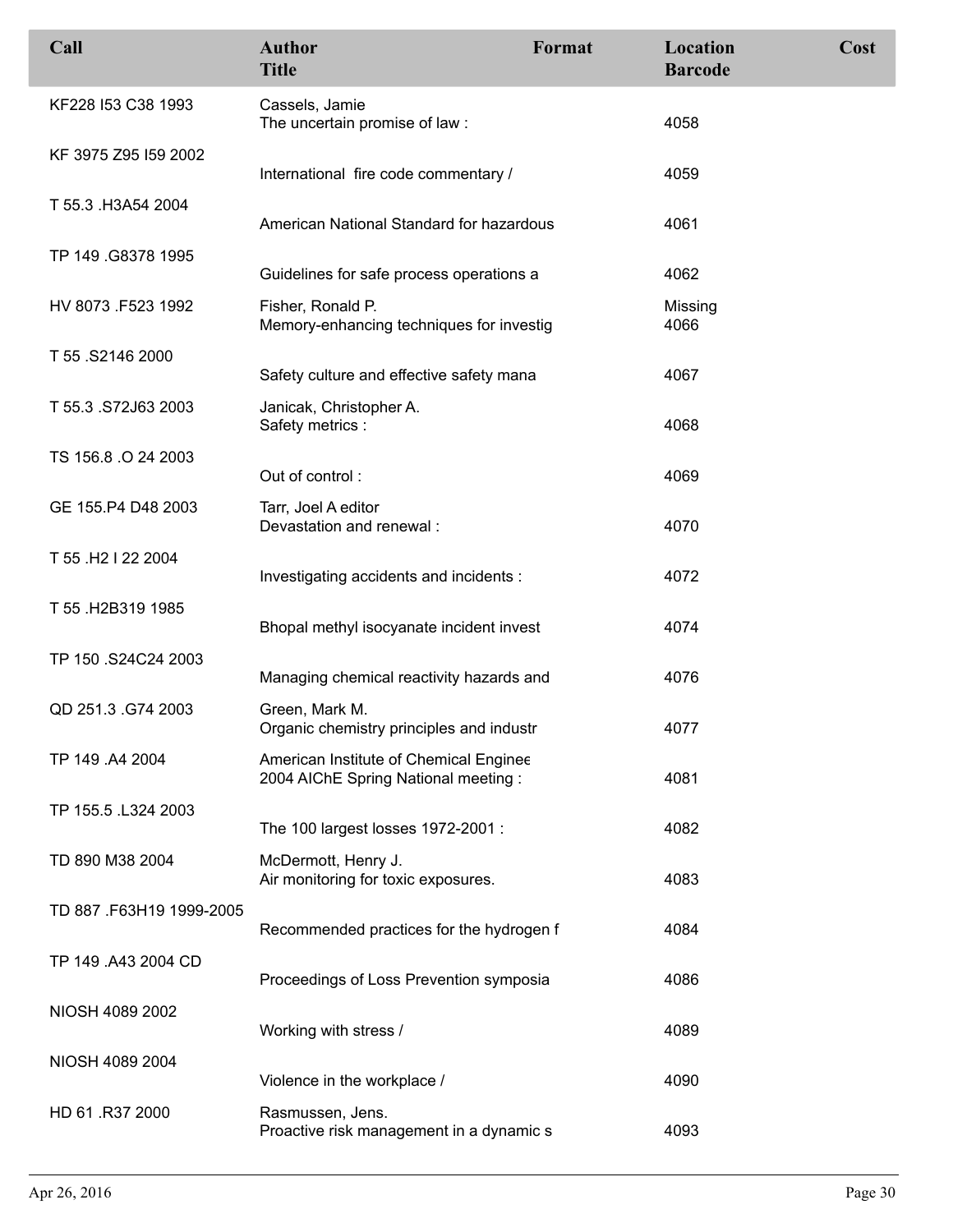| Call | Author<br>Title | Format | Location<br>Barcode | Cost |
|---|---|---|---|---|
| KF228 I53 C38 1993 | Cassels, Jamie<br>The uncertain promise of law : | | 4058 | |
| KF 3975 Z95 I59 2002 | International fire code commentary / | | 4059 | |
| T 55.3 .H3A54 2004 | American National Standard for hazardous | | 4061 | |
| TP 149 .G8378 1995 | Guidelines for safe process operations a | | 4062 | |
| HV 8073 .F523 1992 | Fisher, Ronald P.<br>Memory-enhancing techniques for investig | | Missing<br>4066 | |
| T 55 .S2146 2000 | Safety culture and effective safety mana | | 4067 | |
| T 55.3 .S72J63 2003 | Janicak, Christopher A.<br>Safety metrics : | | 4068 | |
| TS 156.8 .O 24 2003 | Out of control : | | 4069 | |
| GE 155.P4 D48 2003 | Tarr, Joel A editor<br>Devastation and renewal : | | 4070 | |
| T 55 .H2 I 22 2004 | Investigating accidents and incidents : | | 4072 | |
| T 55 .H2B319 1985 | Bhopal methyl isocyanate incident invest | | 4074 | |
| TP 150 .S24C24 2003 | Managing chemical reactivity hazards and | | 4076 | |
| QD 251.3 .G74 2003 | Green, Mark M.<br>Organic chemistry principles and industr | | 4077 | |
| TP 149 .A4 2004 | American Institute of Chemical Enginee<br>2004 AIChE Spring National meeting : | | 4081 | |
| TP 155.5 .L324 2003 | The 100 largest losses 1972-2001 : | | 4082 | |
| TD 890 M38 2004 | McDermott, Henry J.<br>Air monitoring for toxic exposures. | | 4083 | |
| TD 887 .F63H19 1999-2005 | Recommended practices for the hydrogen f | | 4084 | |
| TP 149 .A43 2004 CD | Proceedings of Loss Prevention symposia | | 4086 | |
| NIOSH 4089 2002 | Working with stress / | | 4089 | |
| NIOSH 4089 2004 | Violence in the workplace / | | 4090 | |
| HD 61 .R37 2000 | Rasmussen, Jens.<br>Proactive risk management in a dynamic s | | 4093 | |

Apr 26, 2016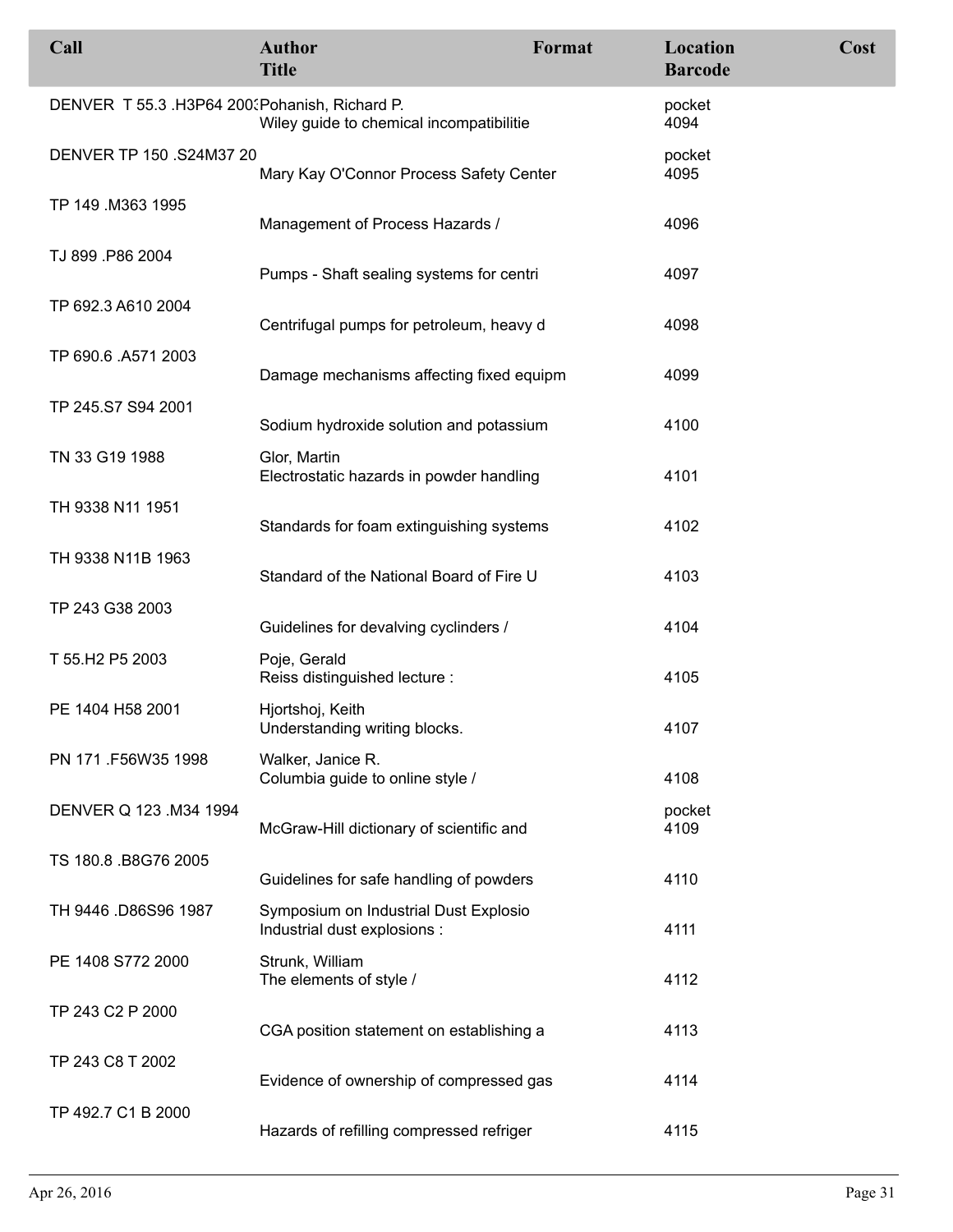| Call | Author / Title | Format | Location / Barcode | Cost |
| --- | --- | --- | --- | --- |
| DENVER T 55.3 .H3P64 2003 | Pohanish, Richard P. / Wiley guide to chemical incompatibilitie | | pocket / 4094 | |
| DENVER TP 150 .S24M37 20 | Mary Kay O'Connor Process Safety Center | | pocket / 4095 | |
| TP 149 .M363 1995 | Management of Process Hazards / | | 4096 | |
| TJ 899 .P86 2004 | Pumps - Shaft sealing systems for centri | | 4097 | |
| TP 692.3 A610 2004 | Centrifugal pumps for petroleum, heavy d | | 4098 | |
| TP 690.6 .A571 2003 | Damage mechanisms affecting fixed equipm | | 4099 | |
| TP 245.S7 S94 2001 | Sodium hydroxide solution and potassium | | 4100 | |
| TN 33 G19 1988 | Glor, Martin / Electrostatic hazards in powder handling | | 4101 | |
| TH 9338 N11 1951 | Standards for foam extinguishing systems | | 4102 | |
| TH 9338 N11B 1963 | Standard of the National Board of Fire U | | 4103 | |
| TP 243 G38 2003 | Guidelines for devalving cyclinders / | | 4104 | |
| T 55.H2 P5 2003 | Poje, Gerald / Reiss distinguished lecture : | | 4105 | |
| PE 1404 H58 2001 | Hjortshoj, Keith / Understanding writing blocks. | | 4107 | |
| PN 171 .F56W35 1998 | Walker, Janice R. / Columbia guide to online style / | | 4108 | |
| DENVER Q 123 .M34 1994 | McGraw-Hill dictionary of scientific and | | pocket / 4109 | |
| TS 180.8 .B8G76 2005 | Guidelines for safe handling of powders | | 4110 | |
| TH 9446 .D86S96 1987 | Symposium on Industrial Dust Explosio / Industrial dust explosions : | | 4111 | |
| PE 1408 S772 2000 | Strunk, William / The elements of style / | | 4112 | |
| TP 243 C2 P 2000 | CGA position statement on establishing a | | 4113 | |
| TP 243 C8 T 2002 | Evidence of ownership of compressed gas | | 4114 | |
| TP 492.7 C1 B 2000 | Hazards of refilling compressed refriger | | 4115 | |

Apr 26, 2016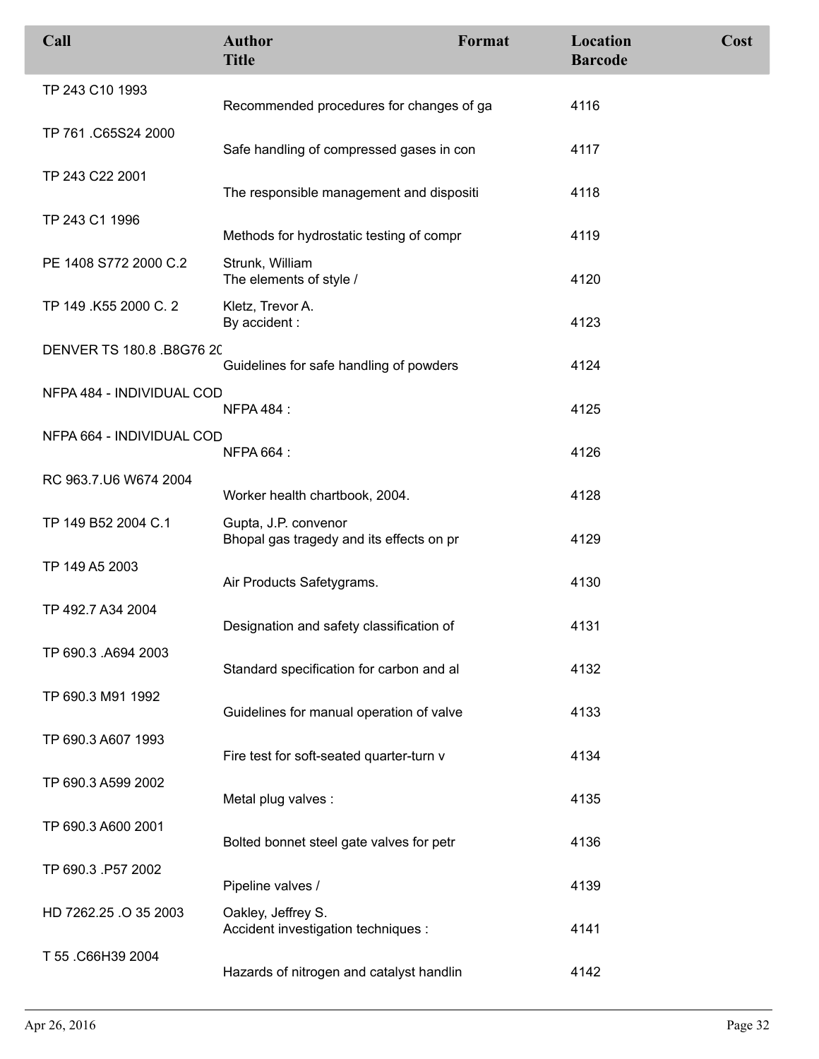| Call | Author<br>Title | Format | Location<br>Barcode | Cost |
|---|---|---|---|---|
| TP 243 C10 1993 | Recommended procedures for changes of ga | | 4116 | |
| TP 761 .C65S24 2000 | Safe handling of compressed gases in con | | 4117 | |
| TP 243 C22 2001 | The responsible management and dispositi | | 4118 | |
| TP 243 C1 1996 | Methods for hydrostatic testing of compr | | 4119 | |
| PE 1408 S772 2000 C.2 | Strunk, William<br>The elements of style / | | 4120 | |
| TP 149 .K55 2000 C. 2 | Kletz, Trevor A.<br>By accident : | | 4123 | |
| DENVER TS 180.8 .B8G76 20 | Guidelines for safe handling of powders | | 4124 | |
| NFPA 484 - INDIVIDUAL COD | NFPA 484 : | | 4125 | |
| NFPA 664 - INDIVIDUAL COD | NFPA 664 : | | 4126 | |
| RC 963.7.U6 W674 2004 | Worker health chartbook, 2004. | | 4128 | |
| TP 149 B52 2004 C.1 | Gupta, J.P. convenor<br>Bhopal gas tragedy and its effects on pr | | 4129 | |
| TP 149 A5 2003 | Air Products Safetygrams. | | 4130 | |
| TP 492.7 A34 2004 | Designation and safety classification of | | 4131 | |
| TP 690.3 .A694 2003 | Standard specification for carbon and al | | 4132 | |
| TP 690.3 M91 1992 | Guidelines for manual operation of valve | | 4133 | |
| TP 690.3 A607 1993 | Fire test for soft-seated quarter-turn v | | 4134 | |
| TP 690.3 A599 2002 | Metal plug valves : | | 4135 | |
| TP 690.3 A600 2001 | Bolted bonnet steel gate valves for petr | | 4136 | |
| TP 690.3 .P57 2002 | Pipeline valves / | | 4139 | |
| HD 7262.25 .O 35 2003 | Oakley, Jeffrey S.<br>Accident investigation techniques : | | 4141 | |
| T 55 .C66H39 2004 | Hazards of nitrogen and catalyst handlin | | 4142 | |

Apr 26, 2016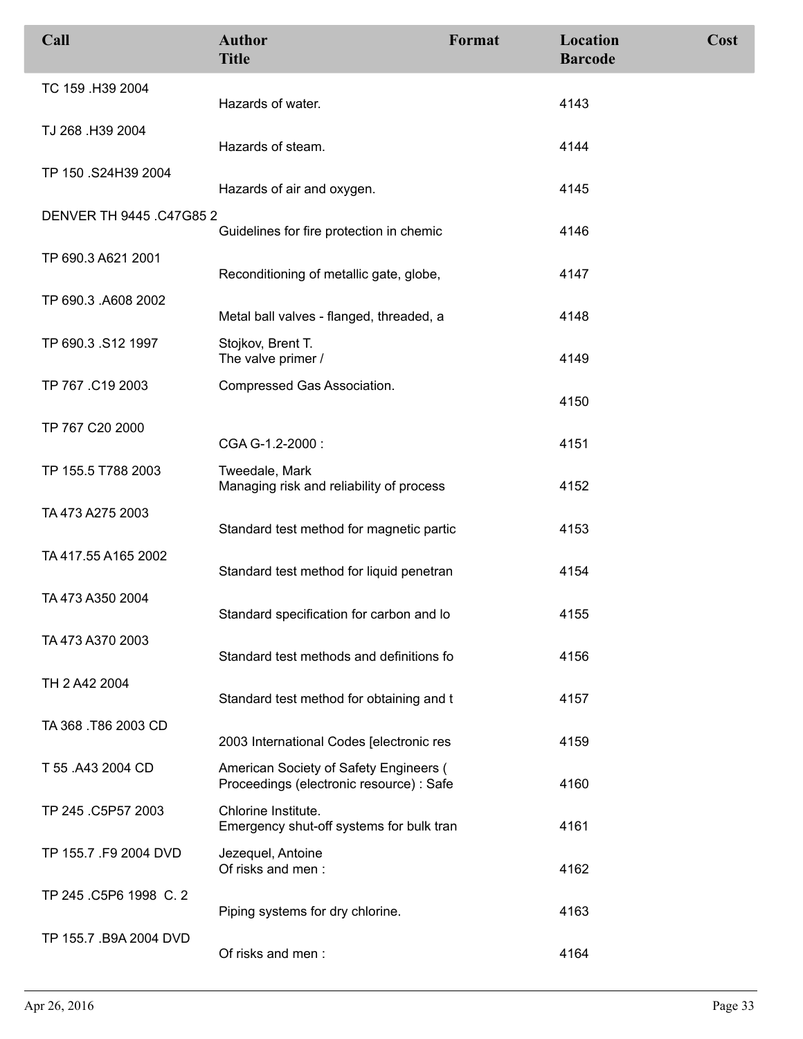| Call | Author<br>Title | Format | Location<br>Barcode | Cost |
|---|---|---|---|---|
| TC 159 .H39 2004 | Hazards of water. | | 4143 | |
| TJ 268 .H39 2004 | Hazards of steam. | | 4144 | |
| TP 150 .S24H39 2004 | Hazards of air and oxygen. | | 4145 | |
| DENVER TH 9445 .C47G85 2 | Guidelines for fire protection in chemic | | 4146 | |
| TP 690.3 A621 2001 | Reconditioning of metallic gate, globe, | | 4147 | |
| TP 690.3 .A608 2002 | Metal ball valves - flanged, threaded, a | | 4148 | |
| TP 690.3 .S12 1997 | Stojkov, Brent T.<br>The valve primer / | | 4149 | |
| TP 767 .C19 2003 | Compressed Gas Association. | | 4150 | |
| TP 767 C20 2000 | CGA G-1.2-2000 : | | 4151 | |
| TP 155.5 T788 2003 | Tweedale, Mark<br>Managing risk and reliability of process | | 4152 | |
| TA 473 A275 2003 | Standard test method for magnetic partic | | 4153 | |
| TA 417.55 A165 2002 | Standard test method for liquid penetran | | 4154 | |
| TA 473 A350 2004 | Standard specification for carbon and lo | | 4155 | |
| TA 473 A370 2003 | Standard test methods and definitions fo | | 4156 | |
| TH 2 A42 2004 | Standard test method for obtaining and t | | 4157 | |
| TA 368 .T86 2003 CD | 2003 International Codes [electronic res | | 4159 | |
| T 55 .A43 2004 CD | American Society of Safety Engineers (<br>Proceedings (electronic resource) : Safe | | 4160 | |
| TP 245 .C5P57 2003 | Chlorine Institute.<br>Emergency shut-off systems for bulk tran | | 4161 | |
| TP 155.7 .F9 2004 DVD | Jezequel, Antoine<br>Of risks and men : | | 4162 | |
| TP 245 .C5P6 1998 C. 2 | Piping systems for dry chlorine. | | 4163 | |
| TP 155.7 .B9A 2004 DVD | Of risks and men : | | 4164 | |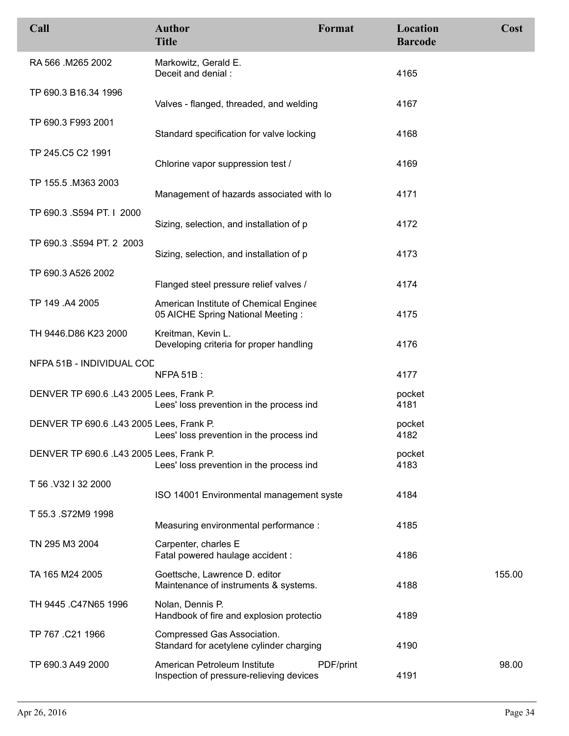| Call | Author<br>Title | Format | Location<br>Barcode | Cost |
| --- | --- | --- | --- | --- |
| RA 566 .M265 2002 | Markowitz, Gerald E.<br>Deceit and denial : | | 4165 | |
| TP 690.3 B16.34 1996 | Valves - flanged, threaded, and welding | | 4167 | |
| TP 690.3 F993 2001 | Standard specification for valve locking | | 4168 | |
| TP 245.C5 C2 1991 | Chlorine vapor suppression test / | | 4169 | |
| TP 155.5 .M363 2003 | Management of hazards associated with lo | | 4171 | |
| TP 690.3 .S594 PT. I 2000 | Sizing, selection, and installation of p | | 4172 | |
| TP 690.3 .S594 PT. 2 2003 | Sizing, selection, and installation of p | | 4173 | |
| TP 690.3 A526 2002 | Flanged steel pressure relief valves / | | 4174 | |
| TP 149 .A4 2005 | American Institute of Chemical Enginee<br>05 AICHE Spring National Meeting : | | 4175 | |
| TH 9446.D86 K23 2000 | Kreitman, Kevin L.<br>Developing criteria for proper handling | | 4176 | |
| NFPA 51B - INDIVIDUAL COD | NFPA 51B : | | 4177 | |
| DENVER TP 690.6 .L43 2005 | Lees, Frank P.<br>Lees' loss prevention in the process ind | | pocket<br>4181 | |
| DENVER TP 690.6 .L43 2005 | Lees, Frank P.<br>Lees' loss prevention in the process ind | | pocket<br>4182 | |
| DENVER TP 690.6 .L43 2005 | Lees, Frank P.<br>Lees' loss prevention in the process ind | | pocket<br>4183 | |
| T 56 .V32 I 32 2000 | ISO 14001 Environmental management syste | | 4184 | |
| T 55.3 .S72M9 1998 | Measuring environmental performance : | | 4185 | |
| TN 295 M3 2004 | Carpenter, charles E<br>Fatal powered haulage accident : | | 4186 | |
| TA 165 M24 2005 | Goettsche, Lawrence D. editor<br>Maintenance of instruments & systems. | | 4188 | 155.00 |
| TH 9445 .C47N65 1996 | Nolan, Dennis P.<br>Handbook of fire and explosion protectio | | 4189 | |
| TP 767 .C21 1966 | Compressed Gas Association.<br>Standard for acetylene cylinder charging | | 4190 | |
| TP 690.3 A49 2000 | American Petroleum Institute<br>Inspection of pressure-relieving devices | PDF/print | 4191 | 98.00 |

Apr 26, 2016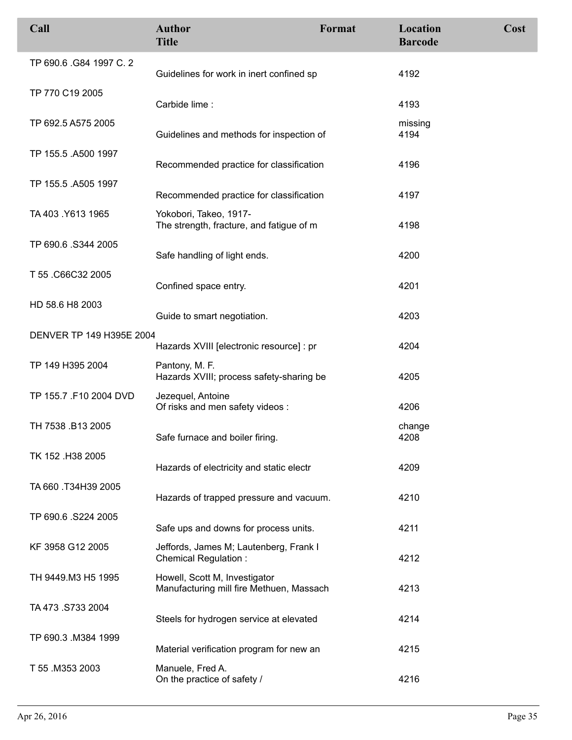| Call | Author<br>Title | Format | Location<br>Barcode | Cost |
|---|---|---|---|---|
| TP 690.6 .G84 1997 C. 2 | Guidelines for work in inert confined sp | | 4192 | |
| TP 770 C19 2005 | Carbide lime : | | 4193 | |
| TP 692.5 A575 2005 | Guidelines and methods for inspection of | | missing<br>4194 | |
| TP 155.5 .A500 1997 | Recommended practice for classification | | 4196 | |
| TP 155.5 .A505 1997 | Recommended practice for classification | | 4197 | |
| TA 403 .Y613 1965 | Yokobori, Takeo, 1917-<br>The strength, fracture, and fatigue of m | | 4198 | |
| TP 690.6 .S344 2005 | Safe handling of light ends. | | 4200 | |
| T 55 .C66C32 2005 | Confined space entry. | | 4201 | |
| HD 58.6 H8 2003 | Guide to smart negotiation. | | 4203 | |
| DENVER TP 149 H395E 2004 | Hazards XVIII [electronic resource] : pr | | 4204 | |
| TP 149 H395 2004 | Pantony, M. F.<br>Hazards XVIII; process safety-sharing be | | 4205 | |
| TP 155.7 .F10 2004 DVD | Jezequel, Antoine<br>Of risks and men safety videos : | | 4206 | |
| TH 7538 .B13 2005 | Safe furnace and boiler firing. | | change<br>4208 | |
| TK 152 .H38 2005 | Hazards of electricity and static electr | | 4209 | |
| TA 660 .T34H39 2005 | Hazards of trapped pressure and vacuum. | | 4210 | |
| TP 690.6 .S224 2005 | Safe ups and downs for process units. | | 4211 | |
| KF 3958 G12 2005 | Jeffords, James M; Lautenberg, Frank I<br>Chemical Regulation : | | 4212 | |
| TH 9449.M3 H5 1995 | Howell, Scott M, Investigator<br>Manufacturing mill fire Methuen, Massach | | 4213 | |
| TA 473 .S733 2004 | Steels for hydrogen service at elevated | | 4214 | |
| TP 690.3 .M384 1999 | Material verification program for new an | | 4215 | |
| T 55 .M353 2003 | Manuele, Fred A.<br>On the practice of safety / | | 4216 | |

Apr 26, 2016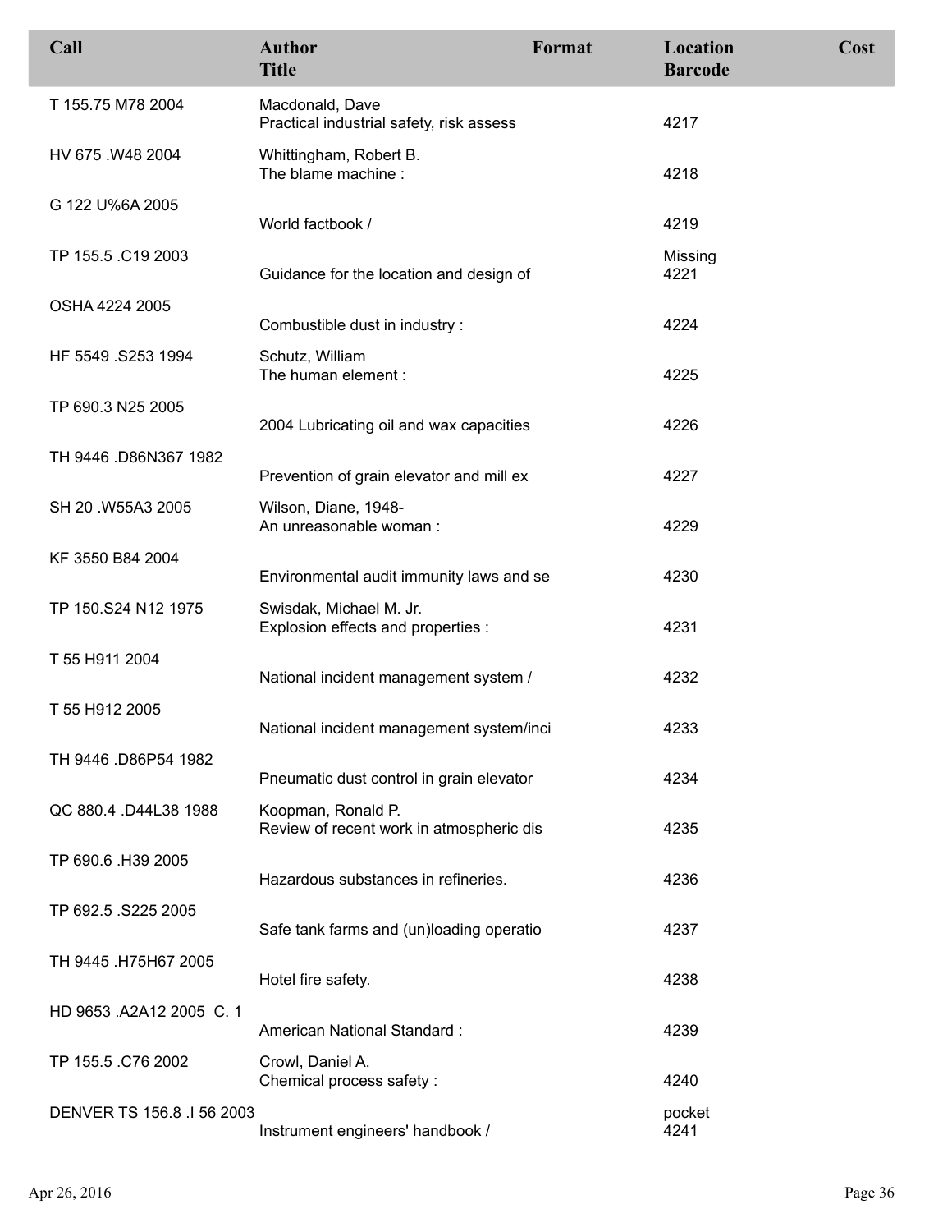| Call | Author / Title | Format | Location / Barcode | Cost |
|---|---|---|---|---|
| T 155.75 M78 2004 | Macdonald, Dave / Practical industrial safety, risk assess | | 4217 | |
| HV 675 .W48 2004 | Whittingham, Robert B. / The blame machine : | | 4218 | |
| G 122 U%6A 2005 | World factbook / | | 4219 | |
| TP 155.5 .C19 2003 | Guidance for the location and design of | | Missing / 4221 | |
| OSHA 4224 2005 | Combustible dust in industry : | | 4224 | |
| HF 5549 .S253 1994 | Schutz, William / The human element : | | 4225 | |
| TP 690.3 N25 2005 | 2004 Lubricating oil and wax capacities | | 4226 | |
| TH 9446 .D86N367 1982 | Prevention of grain elevator and mill ex | | 4227 | |
| SH 20 .W55A3 2005 | Wilson, Diane, 1948- / An unreasonable woman : | | 4229 | |
| KF 3550 B84 2004 | Environmental audit immunity laws and se | | 4230 | |
| TP 150.S24 N12 1975 | Swisdak, Michael M. Jr. / Explosion effects and properties : | | 4231 | |
| T 55 H911 2004 | National incident management system / | | 4232 | |
| T 55 H912 2005 | National incident management system/inci | | 4233 | |
| TH 9446 .D86P54 1982 | Pneumatic dust control in grain elevator | | 4234 | |
| QC 880.4 .D44L38 1988 | Koopman, Ronald P. / Review of recent work in atmospheric dis | | 4235 | |
| TP 690.6 .H39 2005 | Hazardous substances in refineries. | | 4236 | |
| TP 692.5 .S225 2005 | Safe tank farms and (un)loading operatio | | 4237 | |
| TH 9445 .H75H67 2005 | Hotel fire safety. | | 4238 | |
| HD 9653 .A2A12 2005 C. 1 | American National Standard : | | 4239 | |
| TP 155.5 .C76 2002 | Crowl, Daniel A. / Chemical process safety : | | 4240 | |
| DENVER TS 156.8 .I 56 2003 | Instrument engineers' handbook / | | pocket / 4241 | |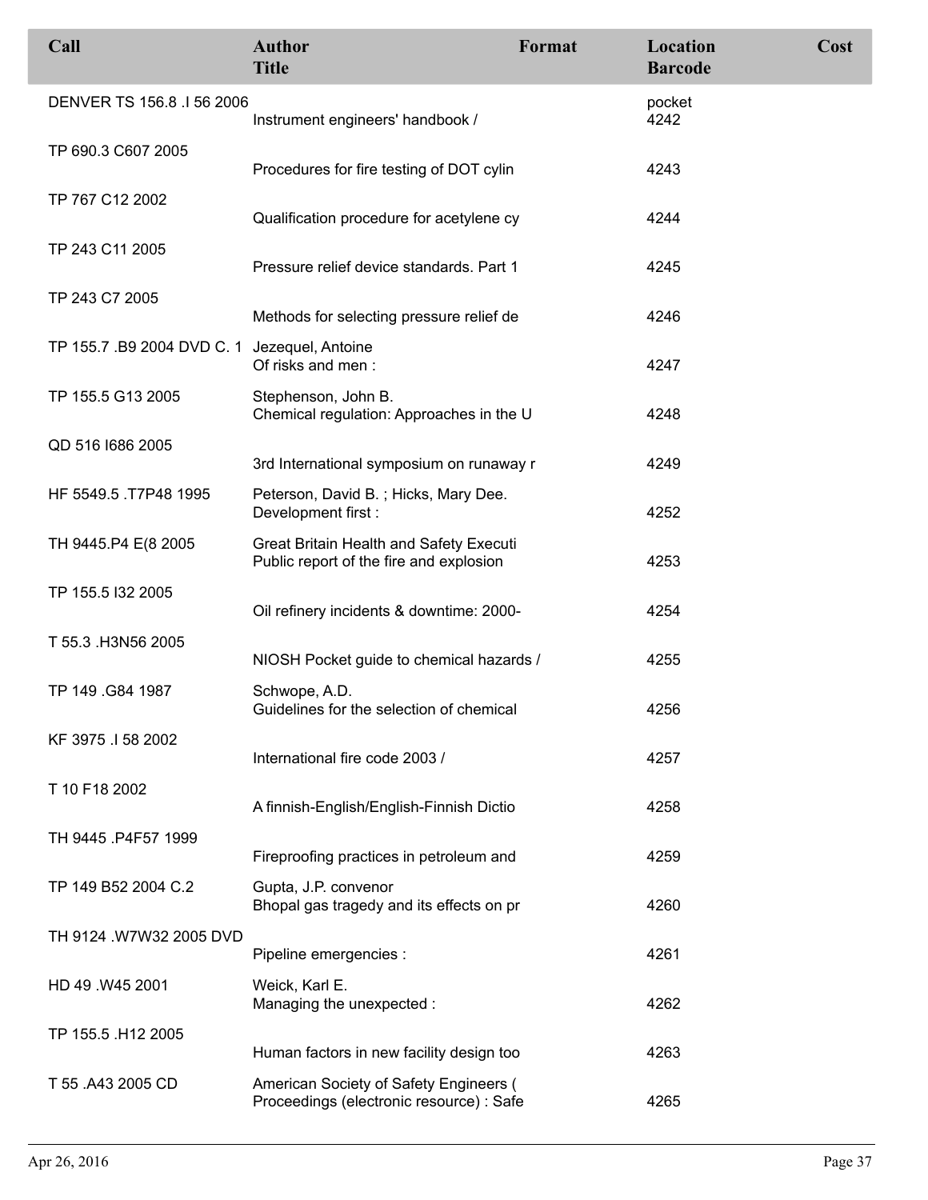| Call | Author<br>Title | Format | Location<br>Barcode | Cost |
|---|---|---|---|---|
| DENVER TS 156.8 .I 56 2006 | Instrument engineers' handbook / | | pocket<br>4242 | |
| TP 690.3 C607 2005 | Procedures for fire testing of DOT cylin | | 4243 | |
| TP 767 C12 2002 | Qualification procedure for acetylene cy | | 4244 | |
| TP 243 C11 2005 | Pressure relief device standards. Part 1 | | 4245 | |
| TP 243 C7 2005 | Methods for selecting pressure relief de | | 4246 | |
| TP 155.7 .B9 2004 DVD C. 1 | Jezequel, Antoine<br>Of risks and men : | | 4247 | |
| TP 155.5 G13 2005 | Stephenson, John B.<br>Chemical regulation: Approaches in the U | | 4248 | |
| QD 516 I686 2005 | 3rd International symposium on runaway r | | 4249 | |
| HF 5549.5 .T7P48 1995 | Peterson, David B. ; Hicks, Mary Dee.<br>Development first : | | 4252 | |
| TH 9445.P4 E(8 2005 | Great Britain Health and Safety Executi<br>Public report of the fire and explosion | | 4253 | |
| TP 155.5 I32 2005 | Oil refinery incidents & downtime: 2000- | | 4254 | |
| T 55.3 .H3N56 2005 | NIOSH Pocket guide to chemical hazards / | | 4255 | |
| TP 149 .G84 1987 | Schwope, A.D.<br>Guidelines for the selection of chemical | | 4256 | |
| KF 3975 .I 58 2002 | International fire code 2003 / | | 4257 | |
| T 10 F18 2002 | A finnish-English/English-Finnish Dictio | | 4258 | |
| TH 9445 .P4F57 1999 | Fireproofing practices in petroleum and | | 4259 | |
| TP 149 B52 2004 C.2 | Gupta, J.P. convenor<br>Bhopal gas tragedy and its effects on pr | | 4260 | |
| TH 9124 .W7W32 2005 DVD | Pipeline emergencies : | | 4261 | |
| HD 49 .W45 2001 | Weick, Karl E.<br>Managing the unexpected : | | 4262 | |
| TP 155.5 .H12 2005 | Human factors in new facility design too | | 4263 | |
| T 55 .A43 2005 CD | American Society of Safety Engineers (<br>Proceedings (electronic resource) : Safe | | 4265 | |

Apr 26, 2016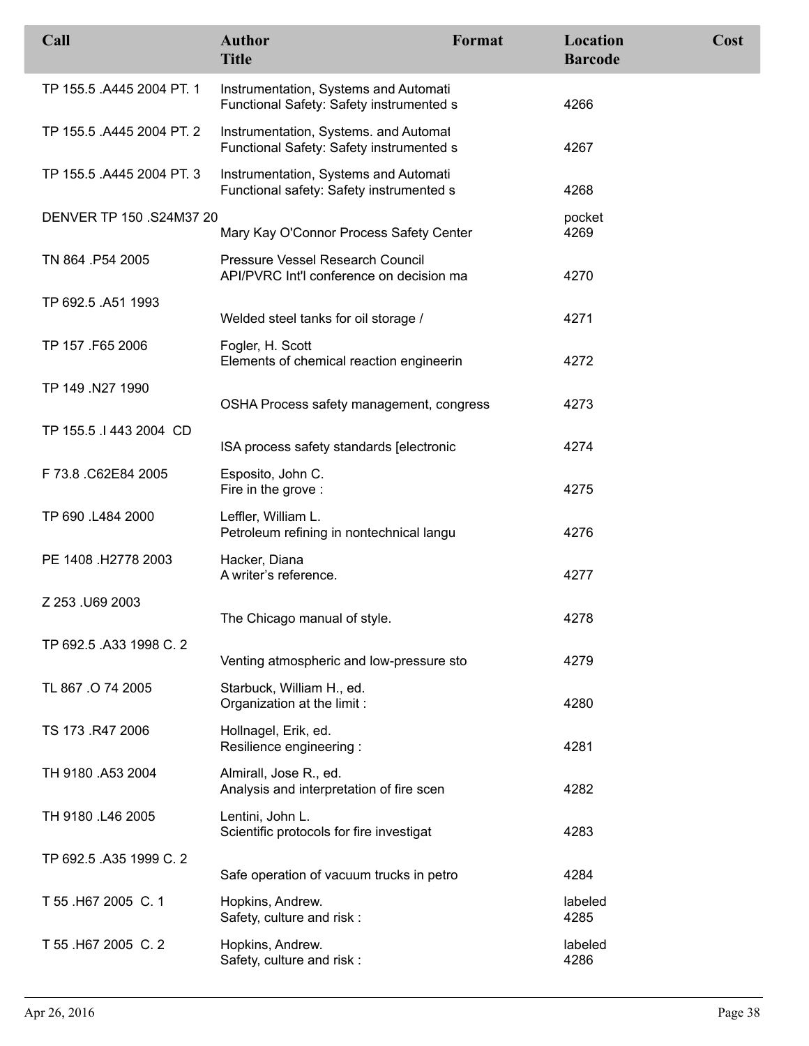| Call | Author<br>Title | Format | Location<br>Barcode | Cost |
|---|---|---|---|---|
| TP 155.5 .A445 2004 PT. 1 | Instrumentation, Systems and Automati<br>Functional Safety: Safety instrumented s | | 4266 | |
| TP 155.5 .A445 2004 PT. 2 | Instrumentation, Systems. and Automat<br>Functional Safety: Safety instrumented s | | 4267 | |
| TP 155.5 .A445 2004 PT. 3 | Instrumentation, Systems and Automati<br>Functional safety: Safety instrumented s | | 4268 | |
| DENVER TP 150 .S24M37 20 | Mary Kay O'Connor Process Safety Center | | pocket<br>4269 | |
| TN 864 .P54 2005 | Pressure Vessel Research Council<br>API/PVRC Int'l conference on decision ma | | 4270 | |
| TP 692.5 .A51 1993 | Welded steel tanks for oil storage / | | 4271 | |
| TP 157 .F65 2006 | Fogler, H. Scott<br>Elements of chemical reaction engineerin | | 4272 | |
| TP 149 .N27 1990 | OSHA Process safety management, congress | | 4273 | |
| TP 155.5 .I 443 2004 CD | ISA process safety standards [electronic | | 4274 | |
| F 73.8 .C62E84 2005 | Esposito, John C.<br>Fire in the grove : | | 4275 | |
| TP 690 .L484 2000 | Leffler, William L.<br>Petroleum refining in nontechnical langu | | 4276 | |
| PE 1408 .H2778 2003 | Hacker, Diana<br>A writer's reference. | | 4277 | |
| Z 253 .U69 2003 | The Chicago manual of style. | | 4278 | |
| TP 692.5 .A33 1998 C. 2 | Venting atmospheric and low-pressure sto | | 4279 | |
| TL 867 .O 74 2005 | Starbuck, William H., ed.<br>Organization at the limit : | | 4280 | |
| TS 173 .R47 2006 | Hollnagel, Erik, ed.<br>Resilience engineering : | | 4281 | |
| TH 9180 .A53 2004 | Almirall, Jose R., ed.<br>Analysis and interpretation of fire scen | | 4282 | |
| TH 9180 .L46 2005 | Lentini, John L.<br>Scientific protocols for fire investigat | | 4283 | |
| TP 692.5 .A35 1999 C. 2 | Safe operation of vacuum trucks in petro | | 4284 | |
| T 55 .H67 2005 C. 1 | Hopkins, Andrew.<br>Safety, culture and risk : | | labeled<br>4285 | |
| T 55 .H67 2005 C. 2 | Hopkins, Andrew.<br>Safety, culture and risk : | | labeled<br>4286 | |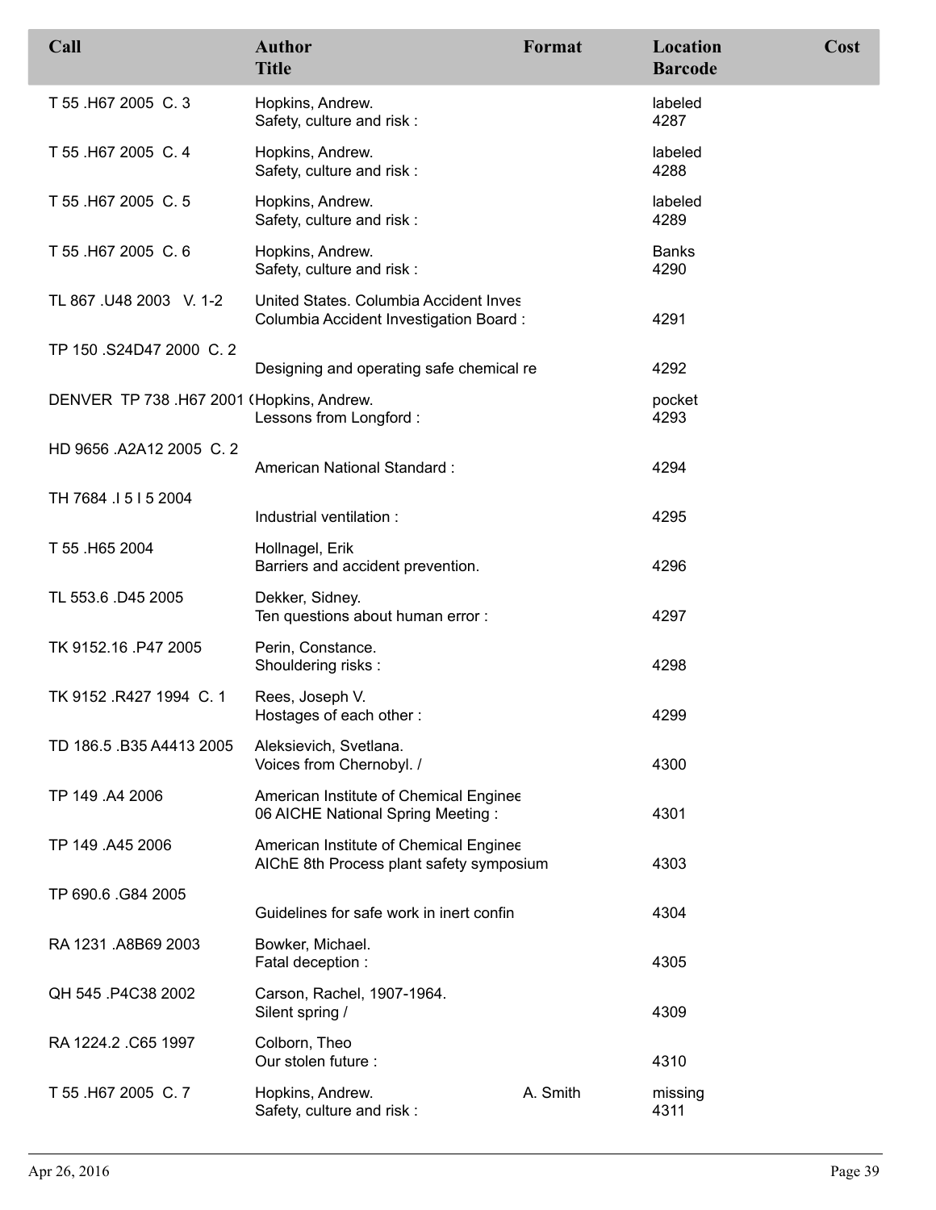| Call | Author<br>Title | Format | Location<br>Barcode | Cost |
|---|---|---|---|---|
| T 55 .H67 2005 C. 3 | Hopkins, Andrew.<br>Safety, culture and risk : | | labeled<br>4287 | |
| T 55 .H67 2005 C. 4 | Hopkins, Andrew.<br>Safety, culture and risk : | | labeled<br>4288 | |
| T 55 .H67 2005 C. 5 | Hopkins, Andrew.<br>Safety, culture and risk : | | labeled<br>4289 | |
| T 55 .H67 2005 C. 6 | Hopkins, Andrew.<br>Safety, culture and risk : | | Banks<br>4290 | |
| TL 867 .U48 2003 V. 1-2 | United States. Columbia Accident Inves<br>Columbia Accident Investigation Board : | | 4291 | |
| TP 150 .S24D47 2000 C. 2 | Designing and operating safe chemical re | | 4292 | |
| DENVER TP 738 .H67 2001 ( | Hopkins, Andrew.<br>Lessons from Longford : | | pocket<br>4293 | |
| HD 9656 .A2A12 2005 C. 2 | American National Standard : | | 4294 | |
| TH 7684 .I 5 I 5 2004 | Industrial ventilation : | | 4295 | |
| T 55 .H65 2004 | Hollnagel, Erik<br>Barriers and accident prevention. | | 4296 | |
| TL 553.6 .D45 2005 | Dekker, Sidney.<br>Ten questions about human error : | | 4297 | |
| TK 9152.16 .P47 2005 | Perin, Constance.<br>Shouldering risks : | | 4298 | |
| TK 9152 .R427 1994 C. 1 | Rees, Joseph V.<br>Hostages of each other : | | 4299 | |
| TD 186.5 .B35 A4413 2005 | Aleksievich, Svetlana.<br>Voices from Chernobyl. / | | 4300 | |
| TP 149 .A4 2006 | American Institute of Chemical Enginee<br>06 AICHE National Spring Meeting : | | 4301 | |
| TP 149 .A45 2006 | American Institute of Chemical Enginee<br>AIChE 8th Process plant safety symposium | | 4303 | |
| TP 690.6 .G84 2005 | Guidelines for safe work in inert confin | | 4304 | |
| RA 1231 .A8B69 2003 | Bowker, Michael.<br>Fatal deception : | | 4305 | |
| QH 545 .P4C38 2002 | Carson, Rachel, 1907-1964.<br>Silent spring / | | 4309 | |
| RA 1224.2 .C65 1997 | Colborn, Theo<br>Our stolen future : | | 4310 | |
| T 55 .H67 2005 C. 7 | Hopkins, Andrew.<br>Safety, culture and risk : | A. Smith | missing<br>4311 | |

Apr 26, 2016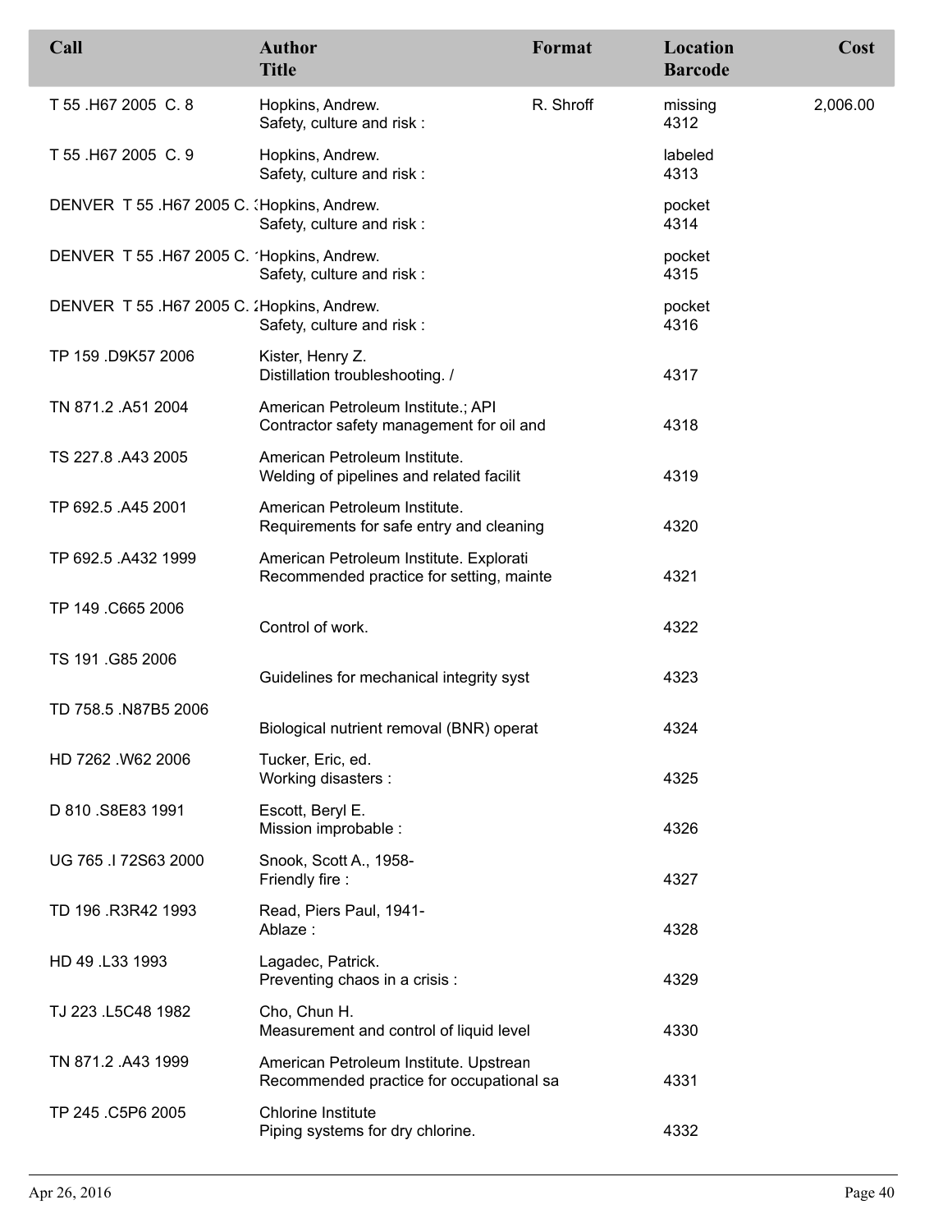| Call | Author / Title | Format | Location / Barcode | Cost |
|---|---|---|---|---|
| T 55 .H67 2005 C. 8 | Hopkins, Andrew. Safety, culture and risk : | R. Shroff | missing 4312 | 2,006.00 |
| T 55 .H67 2005 C. 9 | Hopkins, Andrew. Safety, culture and risk : | | labeled 4313 | |
| DENVER T 55 .H67 2005 C. 3 | Hopkins, Andrew. Safety, culture and risk : | | pocket 4314 | |
| DENVER T 55 .H67 2005 C. 1 | Hopkins, Andrew. Safety, culture and risk : | | pocket 4315 | |
| DENVER T 55 .H67 2005 C. 2 | Hopkins, Andrew. Safety, culture and risk : | | pocket 4316 | |
| TP 159 .D9K57 2006 | Kister, Henry Z. Distillation troubleshooting. / | | 4317 | |
| TN 871.2 .A51 2004 | American Petroleum Institute.; API Contractor safety management for oil and | | 4318 | |
| TS 227.8 .A43 2005 | American Petroleum Institute. Welding of pipelines and related facilit | | 4319 | |
| TP 692.5 .A45 2001 | American Petroleum Institute. Requirements for safe entry and cleaning | | 4320 | |
| TP 692.5 .A432 1999 | American Petroleum Institute. Explorati Recommended practice for setting, mainte | | 4321 | |
| TP 149 .C665 2006 | Control of work. | | 4322 | |
| TS 191 .G85 2006 | Guidelines for mechanical integrity syst | | 4323 | |
| TD 758.5 .N87B5 2006 | Biological nutrient removal (BNR) operat | | 4324 | |
| HD 7262 .W62 2006 | Tucker, Eric, ed. Working disasters : | | 4325 | |
| D 810 .S8E83 1991 | Escott, Beryl E. Mission improbable : | | 4326 | |
| UG 765 .I 72S63 2000 | Snook, Scott A., 1958- Friendly fire : | | 4327 | |
| TD 196 .R3R42 1993 | Read, Piers Paul, 1941- Ablaze : | | 4328 | |
| HD 49 .L33 1993 | Lagadec, Patrick. Preventing chaos in a crisis : | | 4329 | |
| TJ 223 .L5C48 1982 | Cho, Chun H. Measurement and control of liquid level | | 4330 | |
| TN 871.2 .A43 1999 | American Petroleum Institute. Upstrean Recommended practice for occupational sa | | 4331 | |
| TP 245 .C5P6 2005 | Chlorine Institute Piping systems for dry chlorine. | | 4332 | |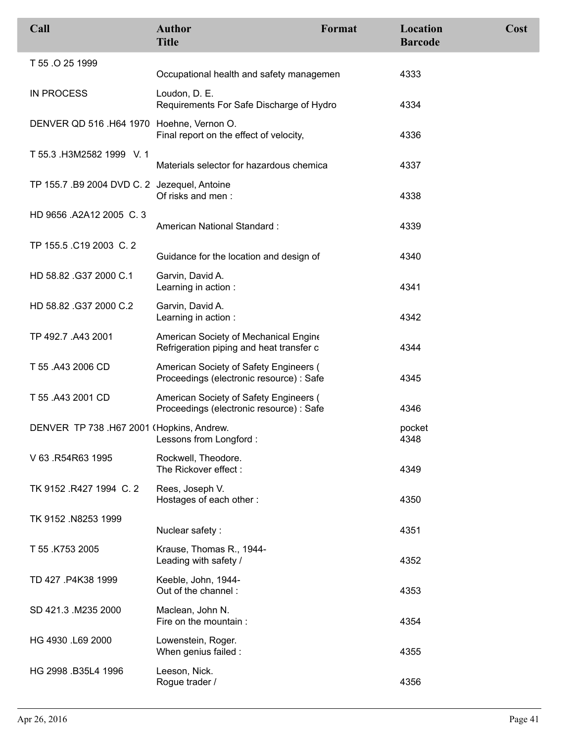| Call | Author<br>Title | Format | Location<br>Barcode | Cost |
|---|---|---|---|---|
| T 55 .O 25 1999 | Occupational health and safety managemen | | 4333 | |
| IN PROCESS | Loudon, D. E.<br>Requirements For Safe Discharge of Hydro | | 4334 | |
| DENVER QD 516 .H64 1970 | Hoehne, Vernon O.<br>Final report on the effect of velocity, | | 4336 | |
| T 55.3 .H3M2582 1999 V. 1 | Materials selector for hazardous chemica | | 4337 | |
| TP 155.7 .B9 2004 DVD C. 2 | Jezequel, Antoine<br>Of risks and men : | | 4338 | |
| HD 9656 .A2A12 2005 C. 3 | American National Standard : | | 4339 | |
| TP 155.5 .C19 2003 C. 2 | Guidance for the location and design of | | 4340 | |
| HD 58.82 .G37 2000 C.1 | Garvin, David A.<br>Learning in action : | | 4341 | |
| HD 58.82 .G37 2000 C.2 | Garvin, David A.<br>Learning in action : | | 4342 | |
| TP 492.7 .A43 2001 | American Society of Mechanical Engine<br>Refrigeration piping and heat transfer c | | 4344 | |
| T 55 .A43 2006 CD | American Society of Safety Engineers (<br>Proceedings (electronic resource) : Safe | | 4345 | |
| T 55 .A43 2001 CD | American Society of Safety Engineers (<br>Proceedings (electronic resource) : Safe | | 4346 | |
| DENVER TP 738 .H67 2001 ( | Hopkins, Andrew.<br>Lessons from Longford : | | pocket<br>4348 | |
| V 63 .R54R63 1995 | Rockwell, Theodore.<br>The Rickover effect : | | 4349 | |
| TK 9152 .R427 1994 C. 2 | Rees, Joseph V.<br>Hostages of each other : | | 4350 | |
| TK 9152 .N8253 1999 | Nuclear safety : | | 4351 | |
| T 55 .K753 2005 | Krause, Thomas R., 1944-<br>Leading with safety / | | 4352 | |
| TD 427 .P4K38 1999 | Keeble, John, 1944-<br>Out of the channel : | | 4353 | |
| SD 421.3 .M235 2000 | Maclean, John N.<br>Fire on the mountain : | | 4354 | |
| HG 4930 .L69 2000 | Lowenstein, Roger.<br>When genius failed : | | 4355 | |
| HG 2998 .B35L4 1996 | Leeson, Nick.<br>Rogue trader / | | 4356 | |

Apr 26, 2016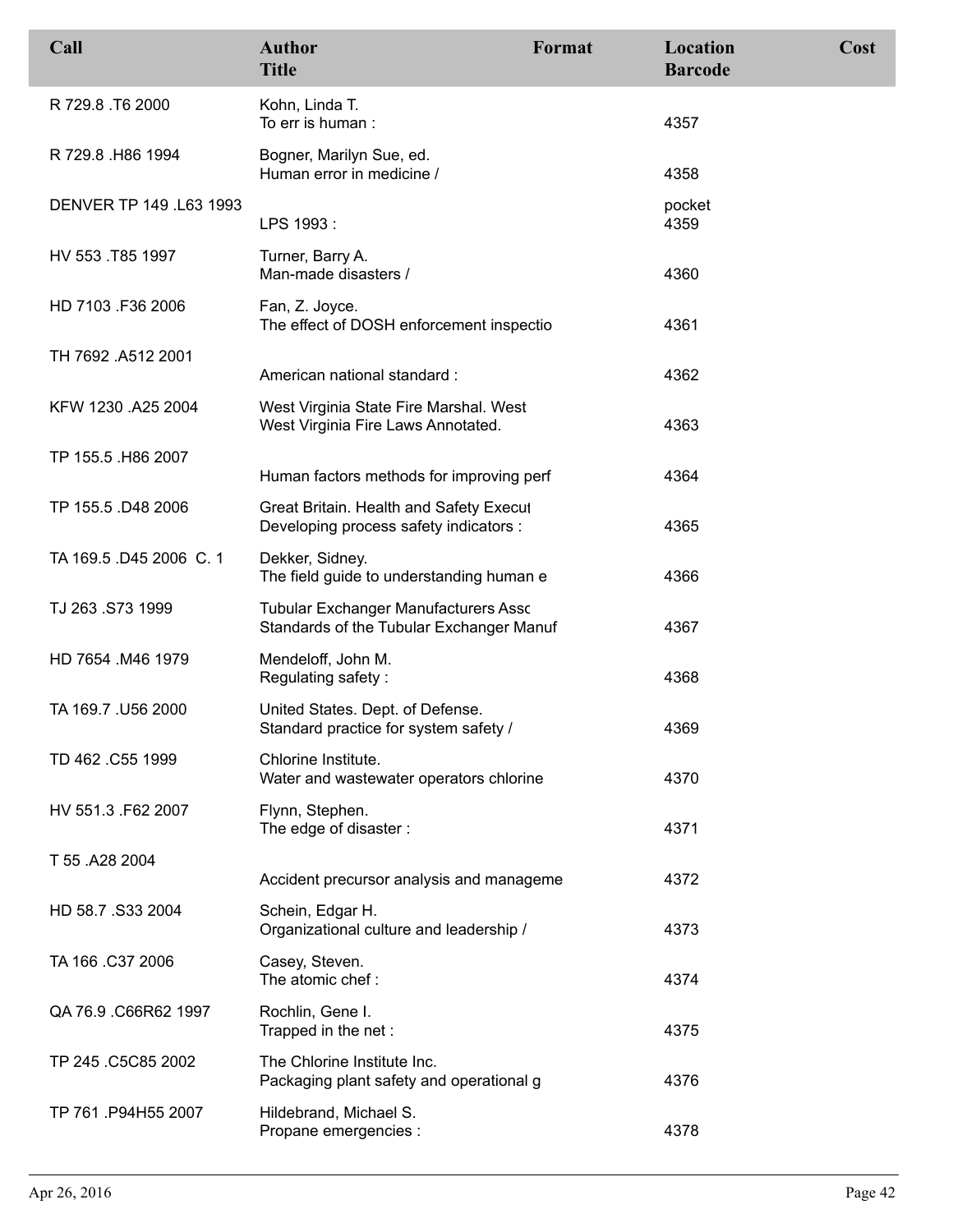| Call | Author<br>Title | Format | Location<br>Barcode | Cost |
|---|---|---|---|---|
| R 729.8 .T6 2000 | Kohn, Linda T.<br>To err is human : | | 4357 | |
| R 729.8 .H86 1994 | Bogner, Marilyn Sue, ed.<br>Human error in medicine / | | 4358 | |
| DENVER TP 149 .L63 1993 | LPS 1993 : | | pocket<br>4359 | |
| HV 553 .T85 1997 | Turner, Barry A.<br>Man-made disasters / | | 4360 | |
| HD 7103 .F36 2006 | Fan, Z. Joyce.<br>The effect of DOSH enforcement inspectio | | 4361 | |
| TH 7692 .A512 2001 | American national standard : | | 4362 | |
| KFW 1230 .A25 2004 | West Virginia State Fire Marshal. West<br>West Virginia Fire Laws Annotated. | | 4363 | |
| TP 155.5 .H86 2007 | Human factors methods for improving perf | | 4364 | |
| TP 155.5 .D48 2006 | Great Britain. Health and Safety Execut<br>Developing process safety indicators : | | 4365 | |
| TA 169.5 .D45 2006 C. 1 | Dekker, Sidney.<br>The field guide to understanding human e | | 4366 | |
| TJ 263 .S73 1999 | Tubular Exchanger Manufacturers Assc<br>Standards of the Tubular Exchanger Manuf | | 4367 | |
| HD 7654 .M46 1979 | Mendeloff, John M.<br>Regulating safety : | | 4368 | |
| TA 169.7 .U56 2000 | United States. Dept. of Defense.<br>Standard practice for system safety / | | 4369 | |
| TD 462 .C55 1999 | Chlorine Institute.<br>Water and wastewater operators chlorine | | 4370 | |
| HV 551.3 .F62 2007 | Flynn, Stephen.<br>The edge of disaster : | | 4371 | |
| T 55 .A28 2004 | Accident precursor analysis and manageme | | 4372 | |
| HD 58.7 .S33 2004 | Schein, Edgar H.<br>Organizational culture and leadership / | | 4373 | |
| TA 166 .C37 2006 | Casey, Steven.<br>The atomic chef : | | 4374 | |
| QA 76.9 .C66R62 1997 | Rochlin, Gene I.<br>Trapped in the net : | | 4375 | |
| TP 245 .C5C85 2002 | The Chlorine Institute Inc.<br>Packaging plant safety and operational g | | 4376 | |
| TP 761 .P94H55 2007 | Hildebrand, Michael S.<br>Propane emergencies : | | 4378 | |

Apr 26, 2016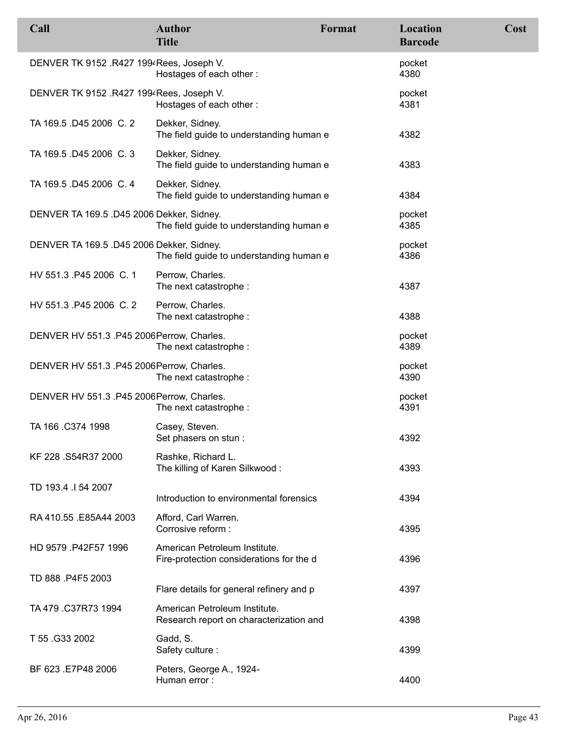| Call | Author / Title | Format | Location / Barcode | Cost |
|---|---|---|---|---|
| DENVER TK 9152 .R427 1994 | Rees, Joseph V. / Hostages of each other : | | pocket / 4380 | |
| DENVER TK 9152 .R427 1994 | Rees, Joseph V. / Hostages of each other : | | pocket / 4381 | |
| TA 169.5 .D45 2006 C. 2 | Dekker, Sidney. / The field guide to understanding human e | | 4382 | |
| TA 169.5 .D45 2006 C. 3 | Dekker, Sidney. / The field guide to understanding human e | | 4383 | |
| TA 169.5 .D45 2006 C. 4 | Dekker, Sidney. / The field guide to understanding human e | | 4384 | |
| DENVER TA 169.5 .D45 2006 | Dekker, Sidney. / The field guide to understanding human e | | pocket / 4385 | |
| DENVER TA 169.5 .D45 2006 | Dekker, Sidney. / The field guide to understanding human e | | pocket / 4386 | |
| HV 551.3 .P45 2006 C. 1 | Perrow, Charles. / The next catastrophe : | | 4387 | |
| HV 551.3 .P45 2006 C. 2 | Perrow, Charles. / The next catastrophe : | | 4388 | |
| DENVER HV 551.3 .P45 2006 | Perrow, Charles. / The next catastrophe : | | pocket / 4389 | |
| DENVER HV 551.3 .P45 2006 | Perrow, Charles. / The next catastrophe : | | pocket / 4390 | |
| DENVER HV 551.3 .P45 2006 | Perrow, Charles. / The next catastrophe : | | pocket / 4391 | |
| TA 166 .C374 1998 | Casey, Steven. / Set phasers on stun : | | 4392 | |
| KF 228 .S54R37 2000 | Rashke, Richard L. / The killing of Karen Silkwood : | | 4393 | |
| TD 193.4 .I 54 2007 | Introduction to environmental forensics | | 4394 | |
| RA 410.55 .E85A44 2003 | Afford, Carl Warren. / Corrosive reform : | | 4395 | |
| HD 9579 .P42F57 1996 | American Petroleum Institute. / Fire-protection considerations for the d | | 4396 | |
| TD 888 .P4F5 2003 | Flare details for general refinery and p | | 4397 | |
| TA 479 .C37R73 1994 | American Petroleum Institute. / Research report on characterization and | | 4398 | |
| T 55 .G33 2002 | Gadd, S. / Safety culture : | | 4399 | |
| BF 623 .E7P48 2006 | Peters, George A., 1924- / Human error : | | 4400 | |

Apr 26, 2016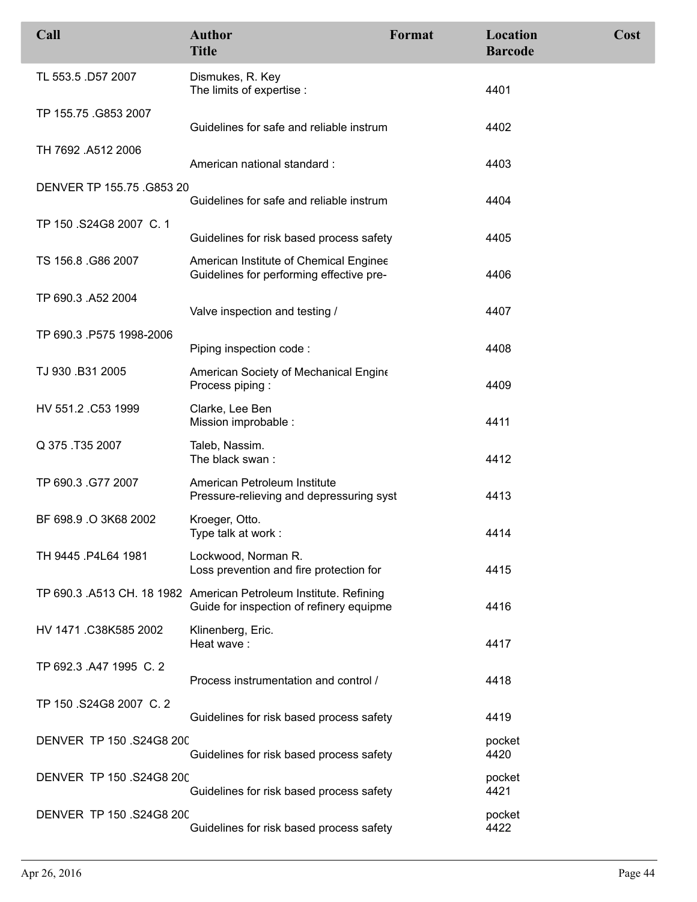| Call | Author<br>Title | Format | Location<br>Barcode | Cost |
|---|---|---|---|---|
| TL 553.5 .D57 2007 | Dismukes, R. Key<br>The limits of expertise : | | 4401 | |
| TP 155.75 .G853 2007 | Guidelines for safe and reliable instrum | | 4402 | |
| TH 7692 .A512 2006 | American national standard : | | 4403 | |
| DENVER TP 155.75 .G853 20 | Guidelines for safe and reliable instrum | | 4404 | |
| TP 150 .S24G8 2007 C. 1 | Guidelines for risk based process safety | | 4405 | |
| TS 156.8 .G86 2007 | American Institute of Chemical Enginee<br>Guidelines for performing effective pre- | | 4406 | |
| TP 690.3 .A52 2004 | Valve inspection and testing / | | 4407 | |
| TP 690.3 .P575 1998-2006 | Piping inspection code : | | 4408 | |
| TJ 930 .B31 2005 | American Society of Mechanical Engine<br>Process piping : | | 4409 | |
| HV 551.2 .C53 1999 | Clarke, Lee Ben<br>Mission improbable : | | 4411 | |
| Q 375 .T35 2007 | Taleb, Nassim.<br>The black swan : | | 4412 | |
| TP 690.3 .G77 2007 | American Petroleum Institute<br>Pressure-relieving and depressuring syst | | 4413 | |
| BF 698.9 .O 3K68 2002 | Kroeger, Otto.<br>Type talk at work : | | 4414 | |
| TH 9445 .P4L64 1981 | Lockwood, Norman R.<br>Loss prevention and fire protection for | | 4415 | |
| TP 690.3 .A513 CH. 18 1982 | American Petroleum Institute. Refining<br>Guide for inspection of refinery equipme | | 4416 | |
| HV 1471 .C38K585 2002 | Klinenberg, Eric.<br>Heat wave : | | 4417 | |
| TP 692.3 .A47 1995 C. 2 | Process instrumentation and control / | | 4418 | |
| TP 150 .S24G8 2007 C. 2 | Guidelines for risk based process safety | | 4419 | |
| DENVER TP 150 .S24G8 200 | Guidelines for risk based process safety | | pocket<br>4420 | |
| DENVER TP 150 .S24G8 200 | Guidelines for risk based process safety | | pocket<br>4421 | |
| DENVER TP 150 .S24G8 200 | Guidelines for risk based process safety | | pocket<br>4422 | |

Apr 26, 2016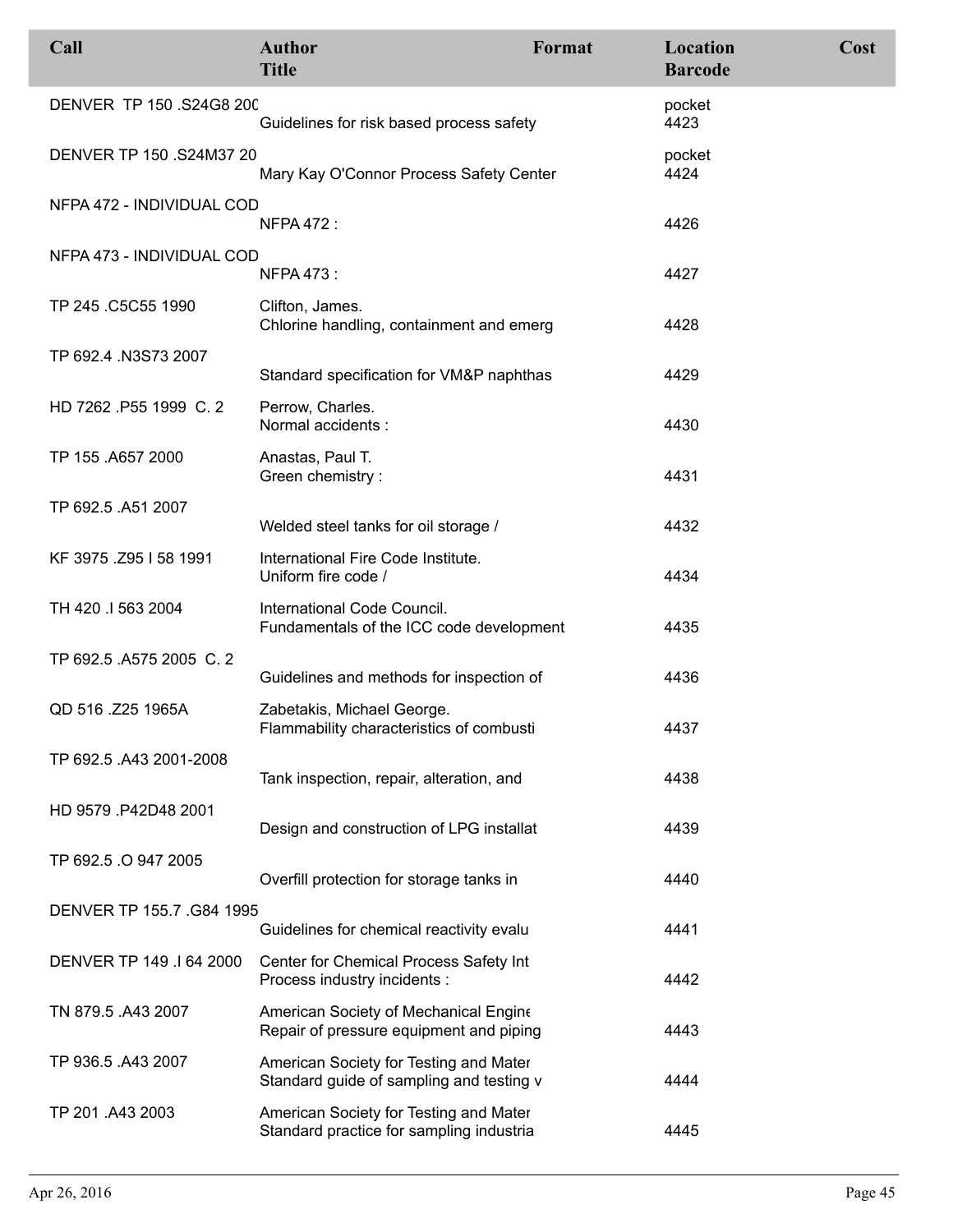| Call | Author<br>Title | Format | Location<br>Barcode | Cost |
|---|---|---|---|---|
| DENVER TP 150 .S24G8 200 | Guidelines for risk based process safety | | pocket<br>4423 | |
| DENVER TP 150 .S24M37 20 | Mary Kay O'Connor Process Safety Center | | pocket<br>4424 | |
| NFPA 472 - INDIVIDUAL COD | NFPA 472 : | | 4426 | |
| NFPA 473 - INDIVIDUAL COD | NFPA 473 : | | 4427 | |
| TP 245 .C5C55 1990 | Clifton, James.<br>Chlorine handling, containment and emerg | | 4428 | |
| TP 692.4 .N3S73 2007 | Standard specification for VM&P naphthas | | 4429 | |
| HD 7262 .P55 1999 C. 2 | Perrow, Charles.<br>Normal accidents : | | 4430 | |
| TP 155 .A657 2000 | Anastas, Paul T.<br>Green chemistry : | | 4431 | |
| TP 692.5 .A51 2007 | Welded steel tanks for oil storage / | | 4432 | |
| KF 3975 .Z95 I 58 1991 | International Fire Code Institute.<br>Uniform fire code / | | 4434 | |
| TH 420 .I 563 2004 | International Code Council.<br>Fundamentals of the ICC code development | | 4435 | |
| TP 692.5 .A575 2005 C. 2 | Guidelines and methods for inspection of | | 4436 | |
| QD 516 .Z25 1965A | Zabetakis, Michael George.<br>Flammability characteristics of combusti | | 4437 | |
| TP 692.5 .A43 2001-2008 | Tank inspection, repair, alteration, and | | 4438 | |
| HD 9579 .P42D48 2001 | Design and construction of LPG installat | | 4439 | |
| TP 692.5 .O 947 2005 | Overfill protection for storage tanks in | | 4440 | |
| DENVER TP 155.7 .G84 1995 | Guidelines for chemical reactivity evalu | | 4441 | |
| DENVER TP 149 .I 64 2000 | Center for Chemical Process Safety Int<br>Process industry incidents : | | 4442 | |
| TN 879.5 .A43 2007 | American Society of Mechanical Engine<br>Repair of pressure equipment and piping | | 4443 | |
| TP 936.5 .A43 2007 | American Society for Testing and Mater<br>Standard guide of sampling and testing v | | 4444 | |
| TP 201 .A43 2003 | American Society for Testing and Mater<br>Standard practice for sampling industria | | 4445 | |

Apr 26, 2016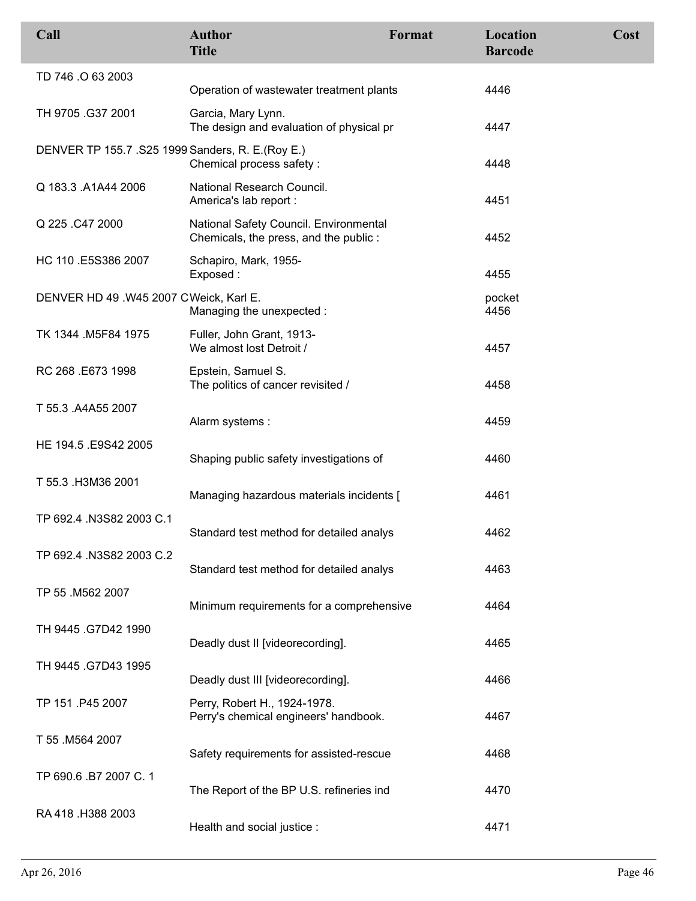| Call | Author<br>Title | Format | Location<br>Barcode | Cost |
|---|---|---|---|---|
| TD 746 .O 63 2003 | Operation of wastewater treatment plants | | 4446 | |
| TH 9705 .G37 2001 | Garcia, Mary Lynn.<br>The design and evaluation of physical pr | | 4447 | |
| DENVER TP 155.7 .S25 1999 | Sanders, R. E.(Roy E.)<br>Chemical process safety : | | 4448 | |
| Q 183.3 .A1A44 2006 | National Research Council.<br>America's lab report : | | 4451 | |
| Q 225 .C47 2000 | National Safety Council. Environmental<br>Chemicals, the press, and the public : | | 4452 | |
| HC 110 .E5S386 2007 | Schapiro, Mark, 1955-<br>Exposed : | | 4455 | |
| DENVER HD 49 .W45 2007 C | Weick, Karl E.<br>Managing the unexpected : | | pocket<br>4456 | |
| TK 1344 .M5F84 1975 | Fuller, John Grant, 1913-<br>We almost lost Detroit / | | 4457 | |
| RC 268 .E673 1998 | Epstein, Samuel S.<br>The politics of cancer revisited / | | 4458 | |
| T 55.3 .A4A55 2007 | Alarm systems : | | 4459 | |
| HE 194.5 .E9S42 2005 | Shaping public safety investigations of | | 4460 | |
| T 55.3 .H3M36 2001 | Managing hazardous materials incidents [ | | 4461 | |
| TP 692.4 .N3S82 2003 C.1 | Standard test method for detailed analys | | 4462 | |
| TP 692.4 .N3S82 2003 C.2 | Standard test method for detailed analys | | 4463 | |
| TP 55 .M562 2007 | Minimum requirements for a comprehensive | | 4464 | |
| TH 9445 .G7D42 1990 | Deadly dust II [videorecording]. | | 4465 | |
| TH 9445 .G7D43 1995 | Deadly dust III [videorecording]. | | 4466 | |
| TP 151 .P45 2007 | Perry, Robert H., 1924-1978.<br>Perry's chemical engineers' handbook. | | 4467 | |
| T 55 .M564 2007 | Safety requirements for assisted-rescue | | 4468 | |
| TP 690.6 .B7 2007 C. 1 | The Report of the BP U.S. refineries ind | | 4470 | |
| RA 418 .H388 2003 | Health and social justice : | | 4471 | |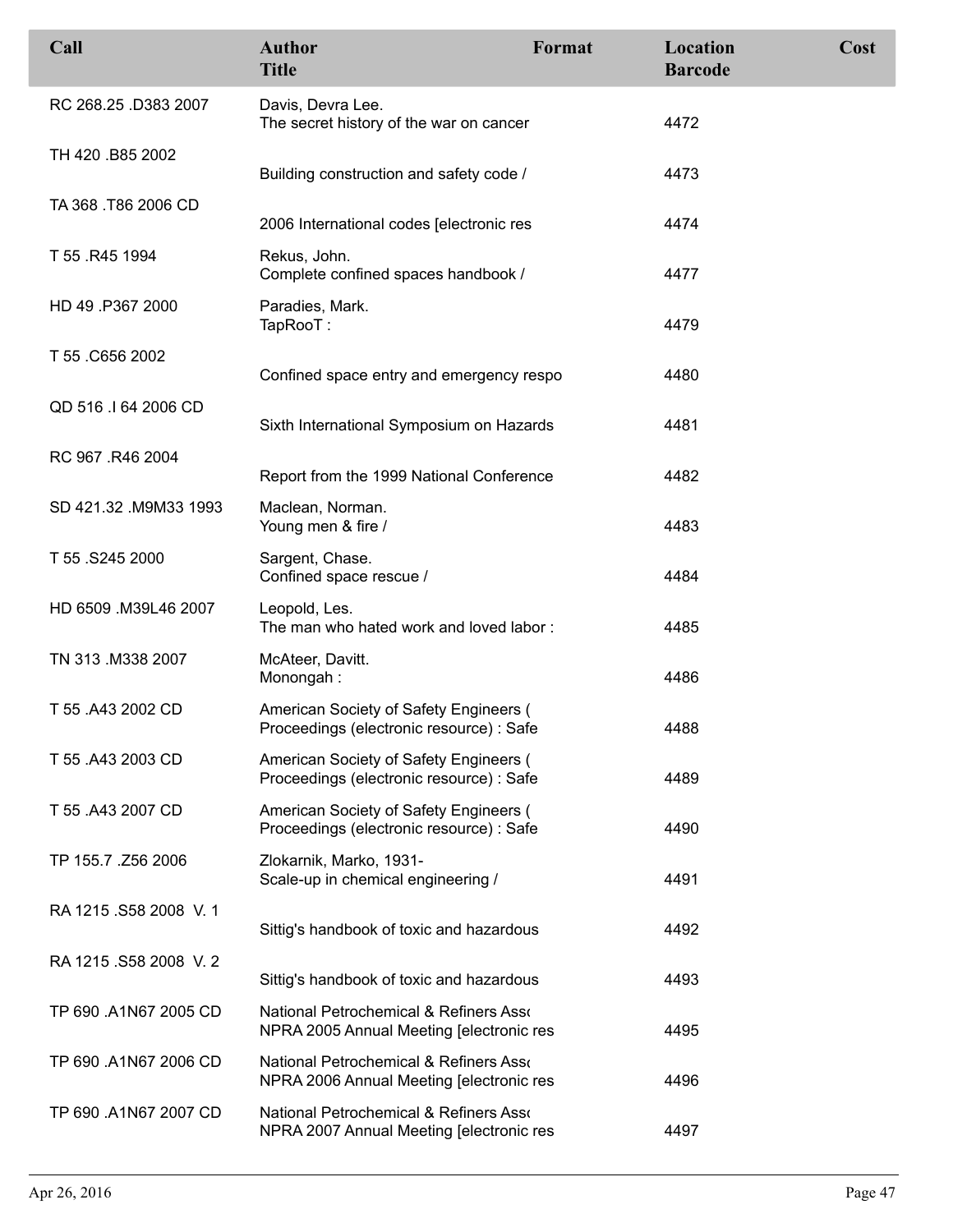| Call | Author<br>Title | Format | Location<br>Barcode | Cost |
|---|---|---|---|---|
| RC 268.25 .D383 2007 | Davis, Devra Lee.<br>The secret history of the war on cancer | | 4472 | |
| TH 420 .B85 2002 | Building construction and safety code / | | 4473 | |
| TA 368 .T86 2006 CD | 2006 International codes [electronic res | | 4474 | |
| T 55 .R45 1994 | Rekus, John.<br>Complete confined spaces handbook / | | 4477 | |
| HD 49 .P367 2000 | Paradies, Mark.<br>TapRooT : | | 4479 | |
| T 55 .C656 2002 | Confined space entry and emergency respo | | 4480 | |
| QD 516 .I 64 2006 CD | Sixth International Symposium on Hazards | | 4481 | |
| RC 967 .R46 2004 | Report from the 1999 National Conference | | 4482 | |
| SD 421.32 .M9M33 1993 | Maclean, Norman.<br>Young men & fire / | | 4483 | |
| T 55 .S245 2000 | Sargent, Chase.<br>Confined space rescue / | | 4484 | |
| HD 6509 .M39L46 2007 | Leopold, Les.<br>The man who hated work and loved labor : | | 4485 | |
| TN 313 .M338 2007 | McAteer, Davitt.<br>Monongah : | | 4486 | |
| T 55 .A43 2002 CD | American Society of Safety Engineers (<br>Proceedings (electronic resource) : Safe | | 4488 | |
| T 55 .A43 2003 CD | American Society of Safety Engineers (<br>Proceedings (electronic resource) : Safe | | 4489 | |
| T 55 .A43 2007 CD | American Society of Safety Engineers (<br>Proceedings (electronic resource) : Safe | | 4490 | |
| TP 155.7 .Z56 2006 | Zlokarnik, Marko, 1931-<br>Scale-up in chemical engineering / | | 4491 | |
| RA 1215 .S58 2008 V. 1 | Sittig's handbook of toxic and hazardous | | 4492 | |
| RA 1215 .S58 2008 V. 2 | Sittig's handbook of toxic and hazardous | | 4493 | |
| TP 690 .A1N67 2005 CD | National Petrochemical & Refiners Ass(<br>NPRA 2005 Annual Meeting [electronic res | | 4495 | |
| TP 690 .A1N67 2006 CD | National Petrochemical & Refiners Ass(<br>NPRA 2006 Annual Meeting [electronic res | | 4496 | |
| TP 690 .A1N67 2007 CD | National Petrochemical & Refiners Ass(<br>NPRA 2007 Annual Meeting [electronic res | | 4497 | |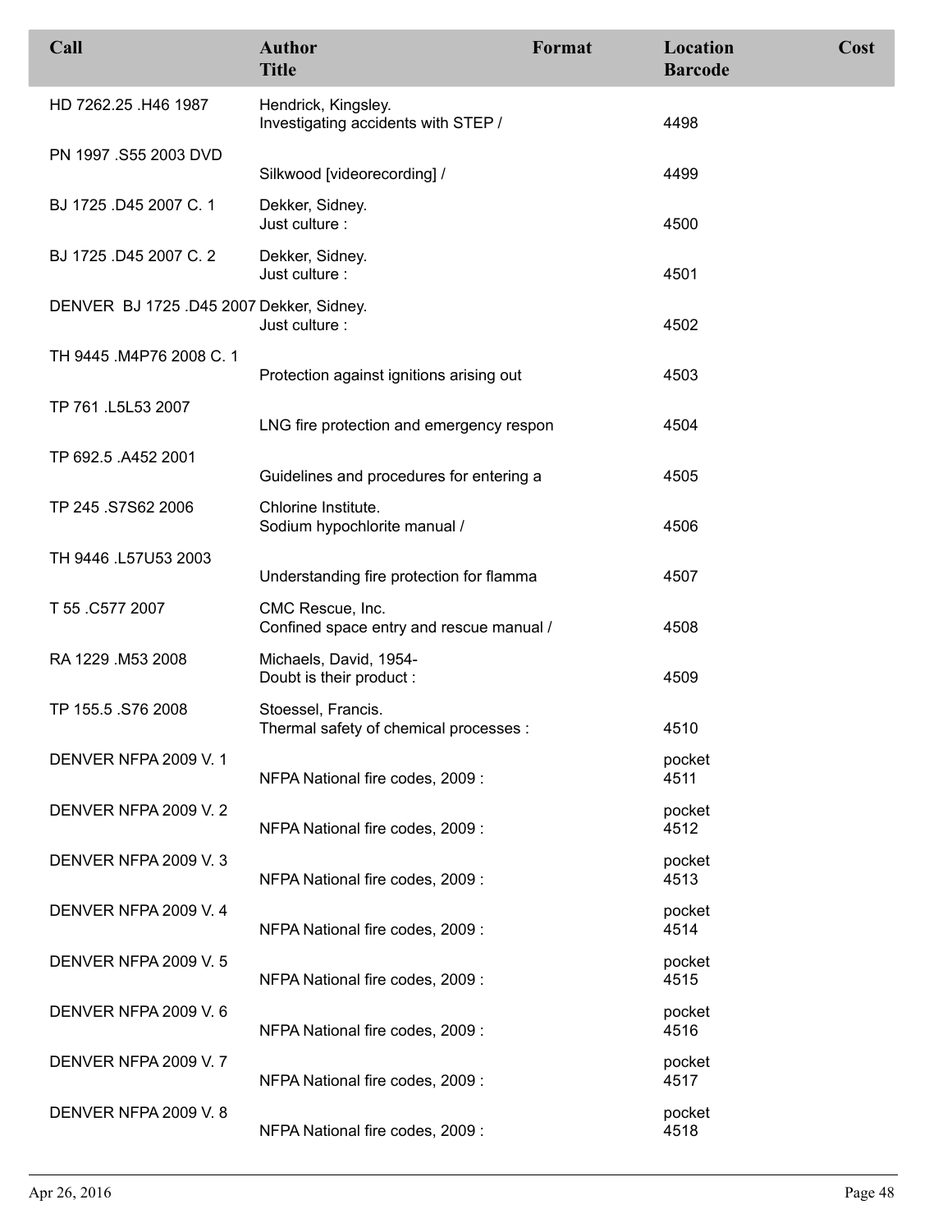| Call | Author<br>Title | Format | Location<br>Barcode | Cost |
|---|---|---|---|---|
| HD 7262.25 .H46 1987 | Hendrick, Kingsley.<br>Investigating accidents with STEP / | | 4498 | |
| PN 1997 .S55 2003 DVD | Silkwood [videorecording] / | | 4499 | |
| BJ 1725 .D45 2007 C. 1 | Dekker, Sidney.<br>Just culture : | | 4500 | |
| BJ 1725 .D45 2007 C. 2 | Dekker, Sidney.<br>Just culture : | | 4501 | |
| DENVER BJ 1725 .D45 2007 | Dekker, Sidney.<br>Just culture : | | 4502 | |
| TH 9445 .M4P76 2008 C. 1 | Protection against ignitions arising out | | 4503 | |
| TP 761 .L5L53 2007 | LNG fire protection and emergency respon | | 4504 | |
| TP 692.5 .A452 2001 | Guidelines and procedures for entering a | | 4505 | |
| TP 245 .S7S62 2006 | Chlorine Institute.<br>Sodium hypochlorite manual / | | 4506 | |
| TH 9446 .L57U53 2003 | Understanding fire protection for flamma | | 4507 | |
| T 55 .C577 2007 | CMC Rescue, Inc.<br>Confined space entry and rescue manual / | | 4508 | |
| RA 1229 .M53 2008 | Michaels, David, 1954-<br>Doubt is their product : | | 4509 | |
| TP 155.5 .S76 2008 | Stoessel, Francis.<br>Thermal safety of chemical processes : | | 4510 | |
| DENVER NFPA 2009 V. 1 | NFPA National fire codes, 2009 : | | pocket<br>4511 | |
| DENVER NFPA 2009 V. 2 | NFPA National fire codes, 2009 : | | pocket<br>4512 | |
| DENVER NFPA 2009 V. 3 | NFPA National fire codes, 2009 : | | pocket<br>4513 | |
| DENVER NFPA 2009 V. 4 | NFPA National fire codes, 2009 : | | pocket<br>4514 | |
| DENVER NFPA 2009 V. 5 | NFPA National fire codes, 2009 : | | pocket<br>4515 | |
| DENVER NFPA 2009 V. 6 | NFPA National fire codes, 2009 : | | pocket<br>4516 | |
| DENVER NFPA 2009 V. 7 | NFPA National fire codes, 2009 : | | pocket<br>4517 | |
| DENVER NFPA 2009 V. 8 | NFPA National fire codes, 2009 : | | pocket<br>4518 | |

Apr 26, 2016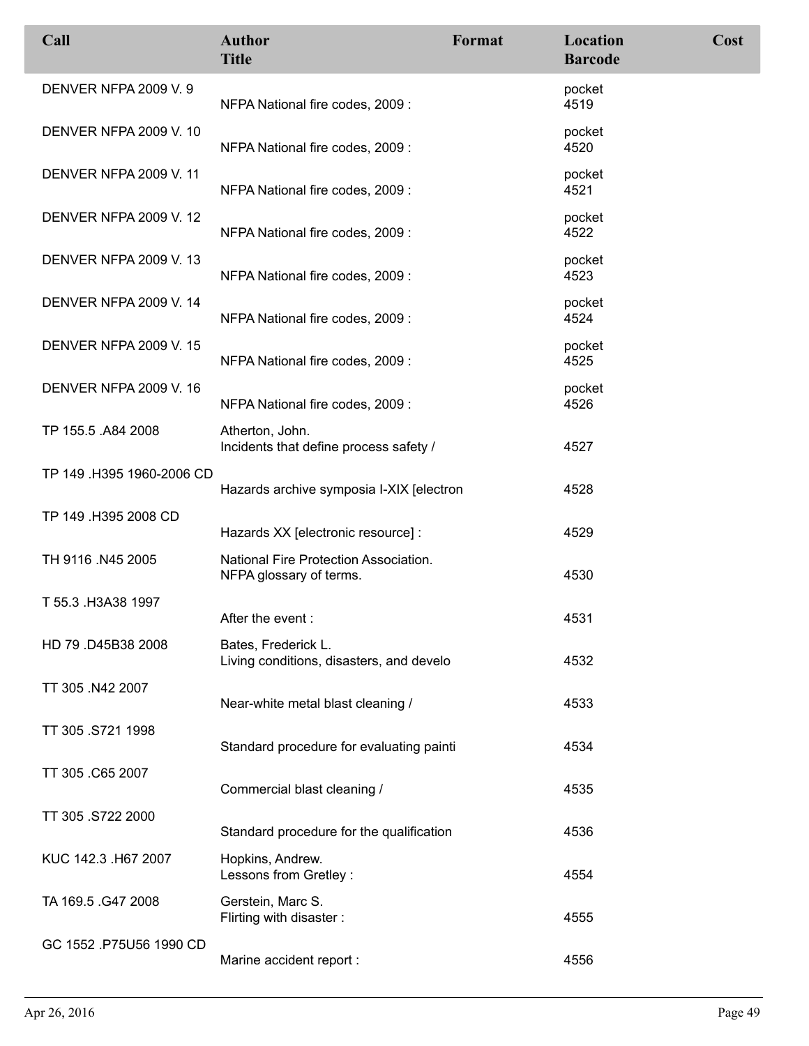| Call | Author<br>Title | Format | Location<br>Barcode | Cost |
|---|---|---|---|---|
| DENVER NFPA 2009 V. 9 | NFPA National fire codes, 2009 : | | pocket<br>4519 | |
| DENVER NFPA 2009 V. 10 | NFPA National fire codes, 2009 : | | pocket<br>4520 | |
| DENVER NFPA 2009 V. 11 | NFPA National fire codes, 2009 : | | pocket<br>4521 | |
| DENVER NFPA 2009 V. 12 | NFPA National fire codes, 2009 : | | pocket<br>4522 | |
| DENVER NFPA 2009 V. 13 | NFPA National fire codes, 2009 : | | pocket<br>4523 | |
| DENVER NFPA 2009 V. 14 | NFPA National fire codes, 2009 : | | pocket<br>4524 | |
| DENVER NFPA 2009 V. 15 | NFPA National fire codes, 2009 : | | pocket<br>4525 | |
| DENVER NFPA 2009 V. 16 | NFPA National fire codes, 2009 : | | pocket<br>4526 | |
| TP 155.5 .A84 2008 | Atherton, John.<br>Incidents that define process safety / | | 4527 | |
| TP 149 .H395 1960-2006 CD | Hazards archive symposia I-XIX [electron | | 4528 | |
| TP 149 .H395 2008 CD | Hazards XX [electronic resource] : | | 4529 | |
| TH 9116 .N45 2005 | National Fire Protection Association.<br>NFPA glossary of terms. | | 4530 | |
| T 55.3 .H3A38 1997 | After the event : | | 4531 | |
| HD 79 .D45B38 2008 | Bates, Frederick L.<br>Living conditions, disasters, and develo | | 4532 | |
| TT 305 .N42 2007 | Near-white metal blast cleaning / | | 4533 | |
| TT 305 .S721 1998 | Standard procedure for evaluating painti | | 4534 | |
| TT 305 .C65 2007 | Commercial blast cleaning / | | 4535 | |
| TT 305 .S722 2000 | Standard procedure for the qualification | | 4536 | |
| KUC 142.3 .H67 2007 | Hopkins, Andrew.<br>Lessons from Gretley : | | 4554 | |
| TA 169.5 .G47 2008 | Gerstein, Marc S.<br>Flirting with disaster : | | 4555 | |
| GC 1552 .P75U56 1990 CD | Marine accident report : | | 4556 | |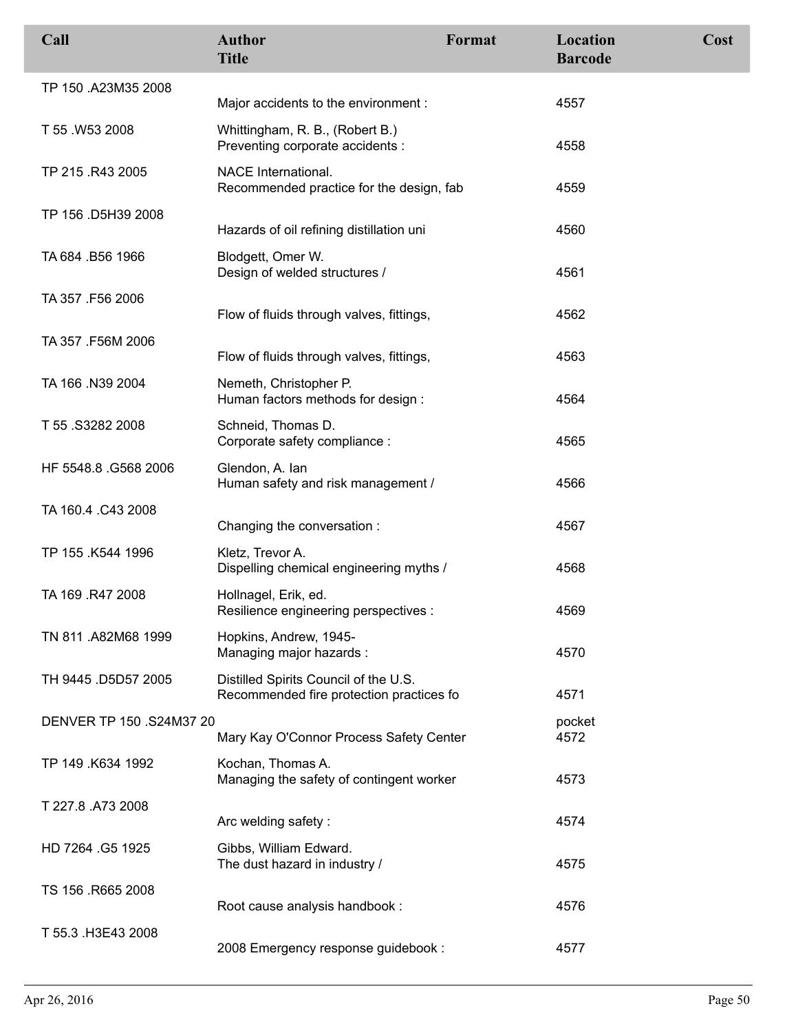| Call | Author<br>Title | Format | Location<br>Barcode | Cost |
|---|---|---|---|---|
| TP 150 .A23M35 2008 | Major accidents to the environment : | | 4557 | |
| T 55 .W53 2008 | Whittingham, R. B., (Robert B.)<br>Preventing corporate accidents : | | 4558 | |
| TP 215 .R43 2005 | NACE International.<br>Recommended practice for the design, fab | | 4559 | |
| TP 156 .D5H39 2008 | Hazards of oil refining distillation uni | | 4560 | |
| TA 684 .B56 1966 | Blodgett, Omer W.<br>Design of welded structures / | | 4561 | |
| TA 357 .F56 2006 | Flow of fluids through valves, fittings, | | 4562 | |
| TA 357 .F56M 2006 | Flow of fluids through valves, fittings, | | 4563 | |
| TA 166 .N39 2004 | Nemeth, Christopher P.<br>Human factors methods for design : | | 4564 | |
| T 55 .S3282 2008 | Schneid, Thomas D.<br>Corporate safety compliance : | | 4565 | |
| HF 5548.8 .G568 2006 | Glendon, A. Ian<br>Human safety and risk management / | | 4566 | |
| TA 160.4 .C43 2008 | Changing the conversation : | | 4567 | |
| TP 155 .K544 1996 | Kletz, Trevor A.<br>Dispelling chemical engineering myths / | | 4568 | |
| TA 169 .R47 2008 | Hollnagel, Erik, ed.<br>Resilience engineering perspectives : | | 4569 | |
| TN 811 .A82M68 1999 | Hopkins, Andrew, 1945-<br>Managing major hazards : | | 4570 | |
| TH 9445 .D5D57 2005 | Distilled Spirits Council of the U.S.<br>Recommended fire protection practices fo | | 4571 | |
| DENVER TP 150 .S24M37 20 | Mary Kay O'Connor Process Safety Center | | pocket<br>4572 | |
| TP 149 .K634 1992 | Kochan, Thomas A.<br>Managing the safety of contingent worker | | 4573 | |
| T 227.8 .A73 2008 | Arc welding safety : | | 4574 | |
| HD 7264 .G5 1925 | Gibbs, William Edward.<br>The dust hazard in industry / | | 4575 | |
| TS 156 .R665 2008 | Root cause analysis handbook : | | 4576 | |
| T 55.3 .H3E43 2008 | 2008 Emergency response guidebook : | | 4577 | |

Apr 26, 2016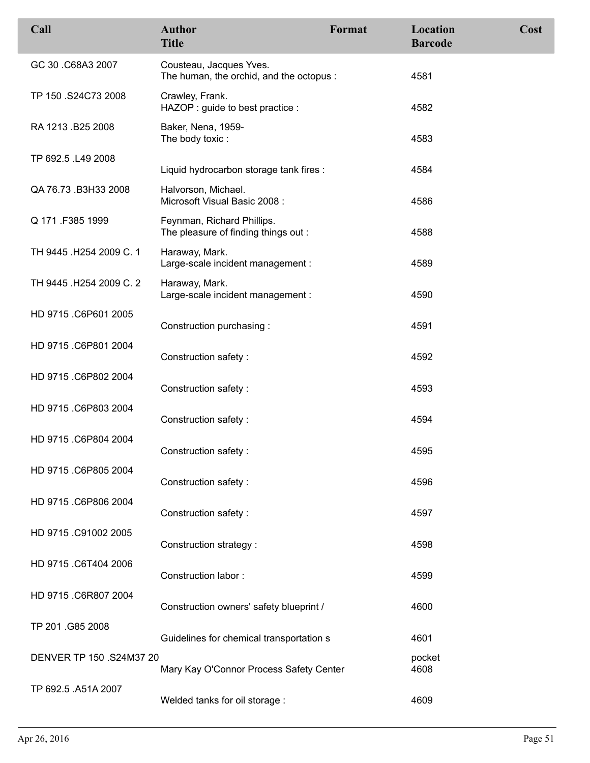| Call | Author<br>Title | Format | Location<br>Barcode | Cost |
|---|---|---|---|---|
| GC 30 .C68A3 2007 | Cousteau, Jacques Yves.<br>The human, the orchid, and the octopus : | | 4581 | |
| TP 150 .S24C73 2008 | Crawley, Frank.<br>HAZOP : guide to best practice : | | 4582 | |
| RA 1213 .B25 2008 | Baker, Nena, 1959-<br>The body toxic : | | 4583 | |
| TP 692.5 .L49 2008 | Liquid hydrocarbon storage tank fires : | | 4584 | |
| QA 76.73 .B3H33 2008 | Halvorson, Michael.<br>Microsoft Visual Basic 2008 : | | 4586 | |
| Q 171 .F385 1999 | Feynman, Richard Phillips.<br>The pleasure of finding things out : | | 4588 | |
| TH 9445 .H254 2009 C. 1 | Haraway, Mark.<br>Large-scale incident management : | | 4589 | |
| TH 9445 .H254 2009 C. 2 | Haraway, Mark.<br>Large-scale incident management : | | 4590 | |
| HD 9715 .C6P601 2005 | Construction purchasing : | | 4591 | |
| HD 9715 .C6P801 2004 | Construction safety : | | 4592 | |
| HD 9715 .C6P802 2004 | Construction safety : | | 4593 | |
| HD 9715 .C6P803 2004 | Construction safety : | | 4594 | |
| HD 9715 .C6P804 2004 | Construction safety : | | 4595 | |
| HD 9715 .C6P805 2004 | Construction safety : | | 4596 | |
| HD 9715 .C6P806 2004 | Construction safety : | | 4597 | |
| HD 9715 .C91002 2005 | Construction strategy : | | 4598 | |
| HD 9715 .C6T404 2006 | Construction labor : | | 4599 | |
| HD 9715 .C6R807 2004 | Construction owners' safety blueprint / | | 4600 | |
| TP 201 .G85 2008 | Guidelines for chemical transportation s | | 4601 | |
| DENVER TP 150 .S24M37 20 | Mary Kay O'Connor Process Safety Center | | pocket<br>4608 | |
| TP 692.5 .A51A 2007 | Welded tanks for oil storage : | | 4609 | |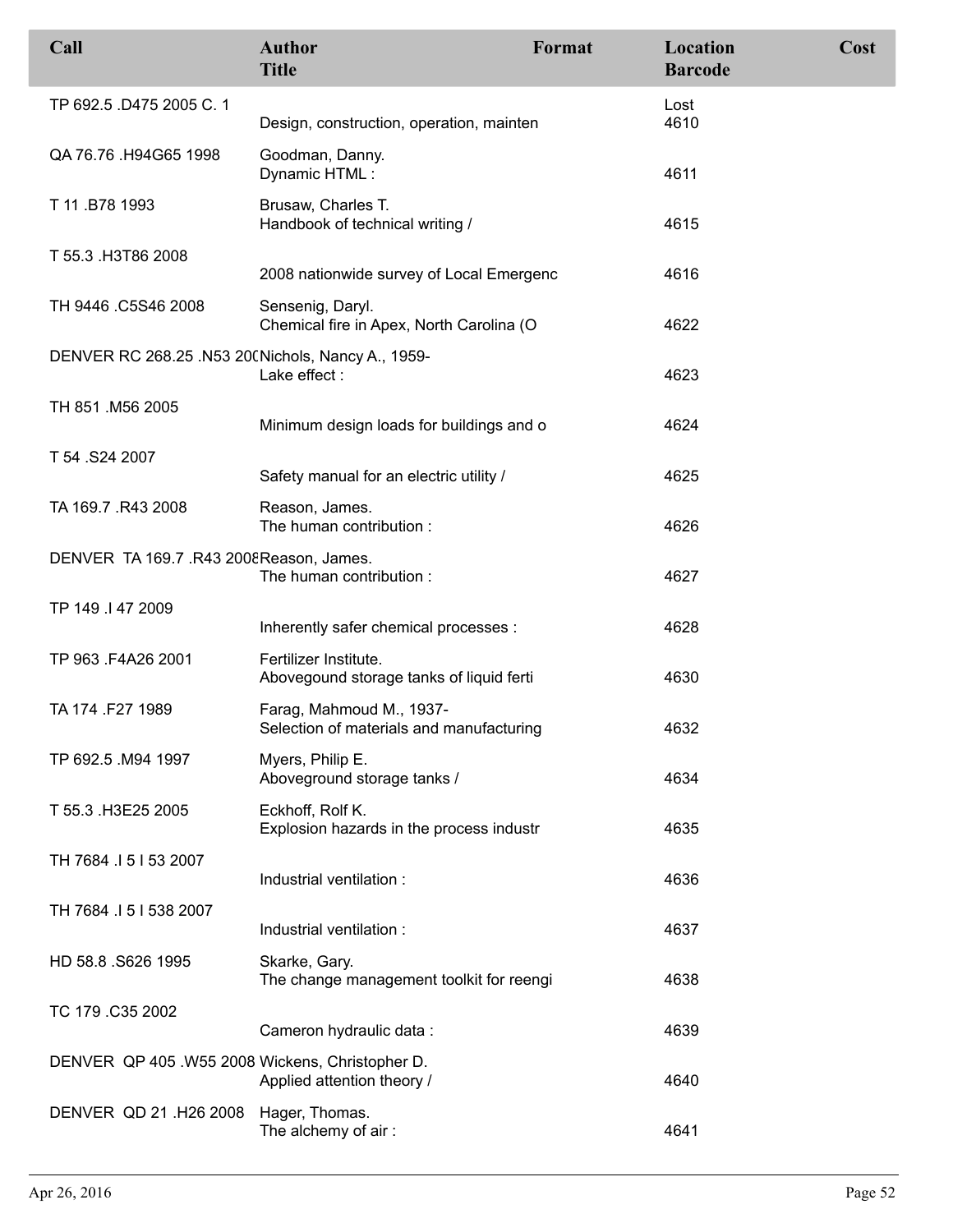| Call | Author<br>Title | Format | Location<br>Barcode | Cost |
|---|---|---|---|---|
| TP 692.5 .D475 2005 C. 1 | Design, construction, operation, mainten | | Lost<br>4610 | |
| QA 76.76 .H94G65 1998 | Goodman, Danny.<br>Dynamic HTML : | | 4611 | |
| T 11 .B78 1993 | Brusaw, Charles T.<br>Handbook of technical writing / | | 4615 | |
| T 55.3 .H3T86 2008 | 2008 nationwide survey of Local Emergenc | | 4616 | |
| TH 9446 .C5S46 2008 | Sensenig, Daryl.<br>Chemical fire in Apex, North Carolina (O | | 4622 | |
| DENVER RC 268.25 .N53 200 | Nichols, Nancy A., 1959-<br>Lake effect : | | 4623 | |
| TH 851 .M56 2005 | Minimum design loads for buildings and o | | 4624 | |
| T 54 .S24 2007 | Safety manual for an electric utility / | | 4625 | |
| TA 169.7 .R43 2008 | Reason, James.<br>The human contribution : | | 4626 | |
| DENVER TA 169.7 .R43 2008 | Reason, James.<br>The human contribution : | | 4627 | |
| TP 149 .I 47 2009 | Inherently safer chemical processes : | | 4628 | |
| TP 963 .F4A26 2001 | Fertilizer Institute.<br>Abovegound storage tanks of liquid ferti | | 4630 | |
| TA 174 .F27 1989 | Farag, Mahmoud M., 1937-<br>Selection of materials and manufacturing | | 4632 | |
| TP 692.5 .M94 1997 | Myers, Philip E.<br>Aboveground storage tanks / | | 4634 | |
| T 55.3 .H3E25 2005 | Eckhoff, Rolf K.<br>Explosion hazards in the process industr | | 4635 | |
| TH 7684 .I 5 I 53 2007 | Industrial ventilation : | | 4636 | |
| TH 7684 .I 5 I 538 2007 | Industrial ventilation : | | 4637 | |
| HD 58.8 .S626 1995 | Skarke, Gary.<br>The change management toolkit for reengi | | 4638 | |
| TC 179 .C35 2002 | Cameron hydraulic data : | | 4639 | |
| DENVER QP 405 .W55 2008 | Wickens, Christopher D.<br>Applied attention theory / | | 4640 | |
| DENVER QD 21 .H26 2008 | Hager, Thomas.<br>The alchemy of air : | | 4641 | |

Apr 26, 2016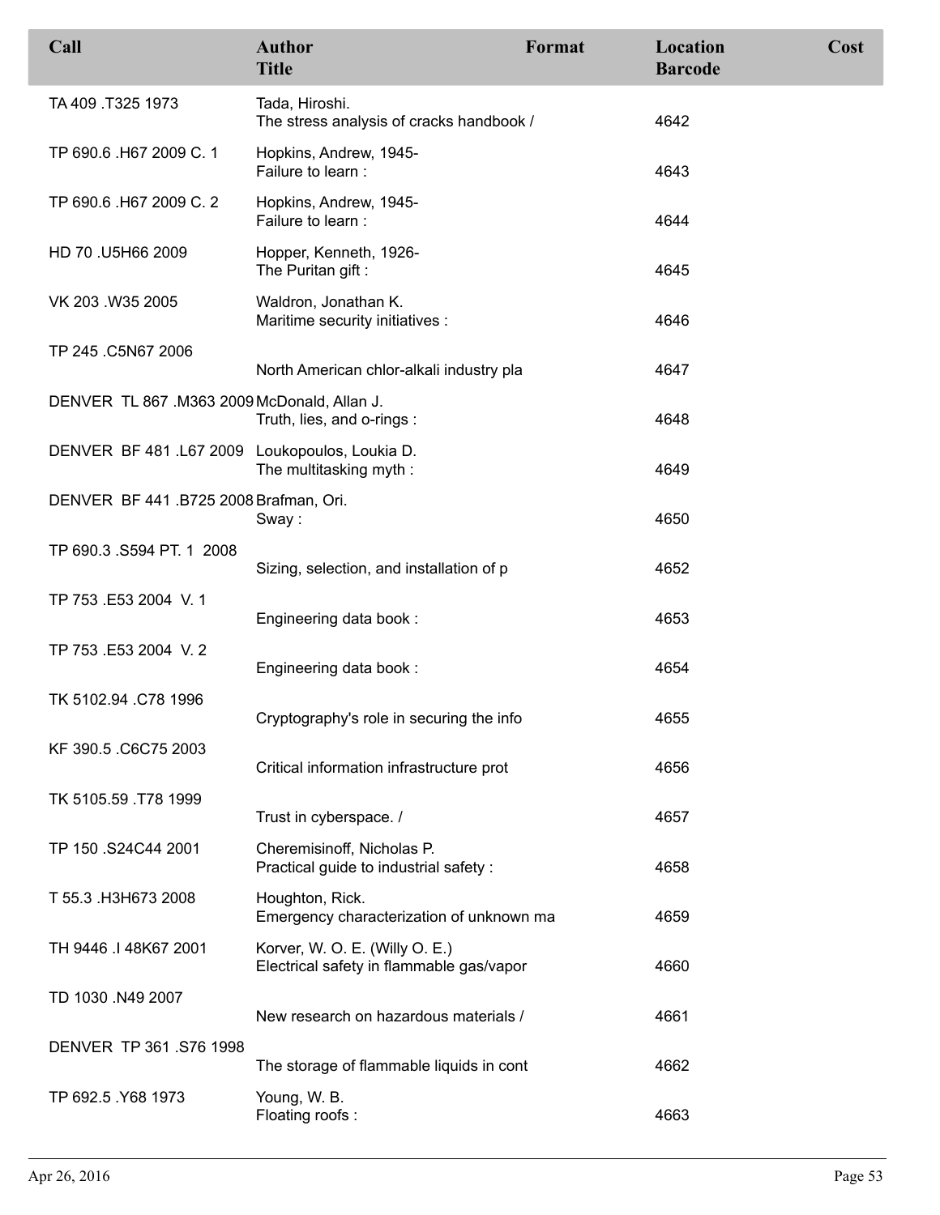| Call | Author / Title | Format | Location / Barcode | Cost |
| --- | --- | --- | --- | --- |
| TA 409 .T325 1973 | Tada, Hiroshi. / The stress analysis of cracks handbook / | | 4642 | |
| TP 690.6 .H67 2009 C. 1 | Hopkins, Andrew, 1945- / Failure to learn : | | 4643 | |
| TP 690.6 .H67 2009 C. 2 | Hopkins, Andrew, 1945- / Failure to learn : | | 4644 | |
| HD 70 .U5H66 2009 | Hopper, Kenneth, 1926- / The Puritan gift : | | 4645 | |
| VK 203 .W35 2005 | Waldron, Jonathan K. / Maritime security initiatives : | | 4646 | |
| TP 245 .C5N67 2006 | North American chlor-alkali industry pla | | 4647 | |
| DENVER TL 867 .M363 2009 | McDonald, Allan J. / Truth, lies, and o-rings : | | 4648 | |
| DENVER BF 481 .L67 2009 | Loukopoulos, Loukia D. / The multitasking myth : | | 4649 | |
| DENVER BF 441 .B725 2008 | Brafman, Ori. / Sway : | | 4650 | |
| TP 690.3 .S594 PT. 1 2008 | Sizing, selection, and installation of p | | 4652 | |
| TP 753 .E53 2004 V. 1 | Engineering data book : | | 4653 | |
| TP 753 .E53 2004 V. 2 | Engineering data book : | | 4654 | |
| TK 5102.94 .C78 1996 | Cryptography's role in securing the info | | 4655 | |
| KF 390.5 .C6C75 2003 | Critical information infrastructure prot | | 4656 | |
| TK 5105.59 .T78 1999 | Trust in cyberspace. / | | 4657 | |
| TP 150 .S24C44 2001 | Cheremisinoff, Nicholas P. / Practical guide to industrial safety : | | 4658 | |
| T 55.3 .H3H673 2008 | Houghton, Rick. / Emergency characterization of unknown ma | | 4659 | |
| TH 9446 .I 48K67 2001 | Korver, W. O. E. (Willy O. E.) / Electrical safety in flammable gas/vapor | | 4660 | |
| TD 1030 .N49 2007 | New research on hazardous materials / | | 4661 | |
| DENVER TP 361 .S76 1998 | The storage of flammable liquids in cont | | 4662 | |
| TP 692.5 .Y68 1973 | Young, W. B. / Floating roofs : | | 4663 | |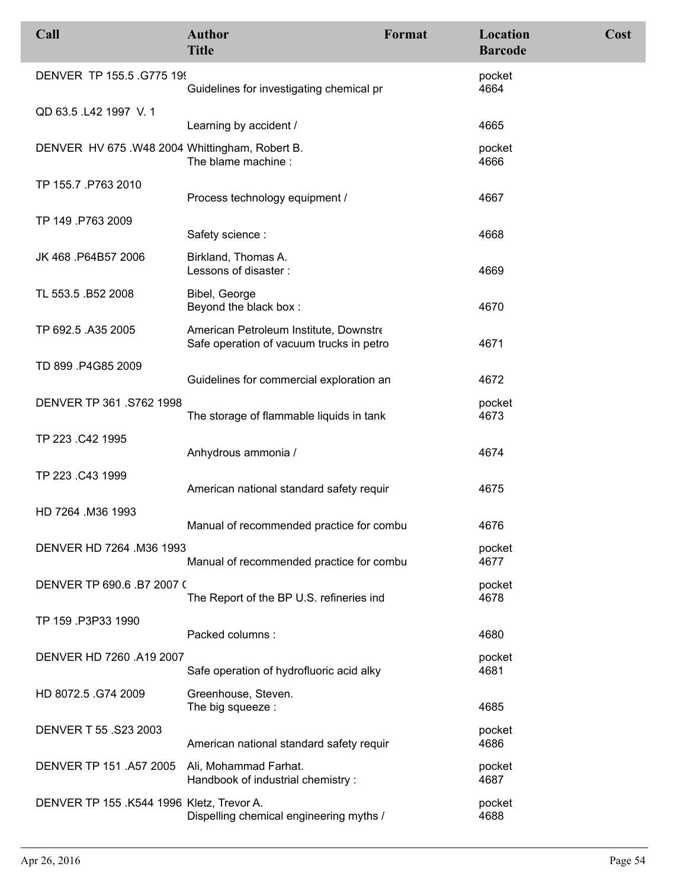| Call | Author<br>Title | Format | Location<br>Barcode | Cost |
|---|---|---|---|---|
| DENVER TP 155.5 .G775 199 | Guidelines for investigating chemical pr | | pocket<br>4664 | |
| QD 63.5 .L42 1997 V. 1 | Learning by accident / | | 4665 | |
| DENVER HV 675 .W48 2004 | Whittingham, Robert B.<br>The blame machine : | | pocket<br>4666 | |
| TP 155.7 .P763 2010 | Process technology equipment / | | 4667 | |
| TP 149 .P763 2009 | Safety science : | | 4668 | |
| JK 468 .P64B57 2006 | Birkland, Thomas A.<br>Lessons of disaster : | | 4669 | |
| TL 553.5 .B52 2008 | Bibel, George<br>Beyond the black box : | | 4670 | |
| TP 692.5 .A35 2005 | American Petroleum Institute, Downstre<br>Safe operation of vacuum trucks in petro | | 4671 | |
| TD 899 .P4G85 2009 | Guidelines for commercial exploration an | | 4672 | |
| DENVER TP 361 .S762 1998 | The storage of flammable liquids in tank | | pocket<br>4673 | |
| TP 223 .C42 1995 | Anhydrous ammonia / | | 4674 | |
| TP 223 .C43 1999 | American national standard safety requir | | 4675 | |
| HD 7264 .M36 1993 | Manual of recommended practice for combu | | 4676 | |
| DENVER HD 7264 .M36 1993 | Manual of recommended practice for combu | | pocket<br>4677 | |
| DENVER TP 690.6 .B7 2007 ( | The Report of the BP U.S. refineries ind | | pocket<br>4678 | |
| TP 159 .P3P33 1990 | Packed columns : | | 4680 | |
| DENVER HD 7260 .A19 2007 | Safe operation of hydrofluoric acid alky | | pocket<br>4681 | |
| HD 8072.5 .G74 2009 | Greenhouse, Steven.<br>The big squeeze : | | 4685 | |
| DENVER T 55 .S23 2003 | American national standard safety requir | | pocket<br>4686 | |
| DENVER TP 151 .A57 2005 | Ali, Mohammad Farhat.<br>Handbook of industrial chemistry : | | pocket<br>4687 | |
| DENVER TP 155 .K544 1996 | Kletz, Trevor A.<br>Dispelling chemical engineering myths / | | pocket<br>4688 | |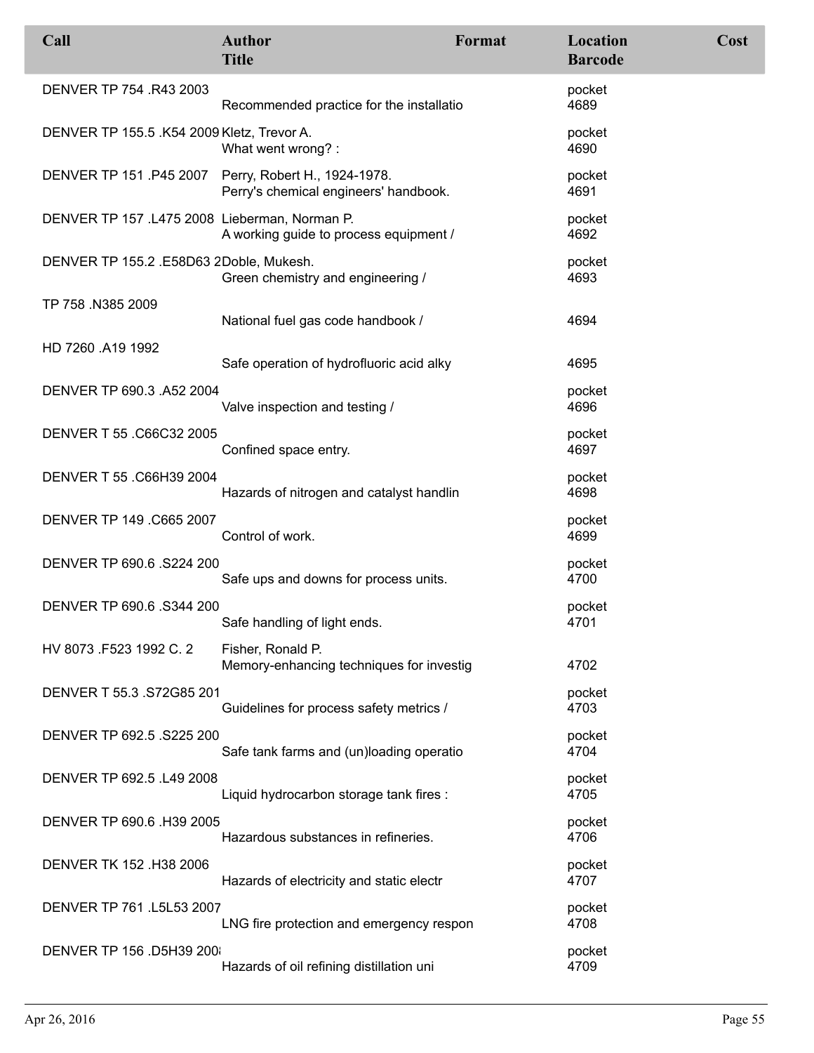| Call | Author<br>Title | Format | Location<br>Barcode | Cost |
|---|---|---|---|---|
| DENVER TP 754 .R43 2003 | Recommended practice for the installatio | | pocket<br>4689 | |
| DENVER TP 155.5 .K54 2009 | Kletz, Trevor A.<br>What went wrong? : | | pocket<br>4690 | |
| DENVER TP 151 .P45 2007 | Perry, Robert H., 1924-1978.<br>Perry's chemical engineers' handbook. | | pocket<br>4691 | |
| DENVER TP 157 .L475 2008 | Lieberman, Norman P.<br>A working guide to process equipment / | | pocket<br>4692 | |
| DENVER TP 155.2 .E58D63 2 | Doble, Mukesh.<br>Green chemistry and engineering / | | pocket<br>4693 | |
| TP 758 .N385 2009 | National fuel gas code handbook / | | 4694 | |
| HD 7260 .A19 1992 | Safe operation of hydrofluoric acid alky | | 4695 | |
| DENVER TP 690.3 .A52 2004 | Valve inspection and testing / | | pocket<br>4696 | |
| DENVER T 55 .C66C32 2005 | Confined space entry. | | pocket<br>4697 | |
| DENVER T 55 .C66H39 2004 | Hazards of nitrogen and catalyst handlin | | pocket<br>4698 | |
| DENVER TP 149 .C665 2007 | Control of work. | | pocket<br>4699 | |
| DENVER TP 690.6 .S224 200 | Safe ups and downs for process units. | | pocket<br>4700 | |
| DENVER TP 690.6 .S344 200 | Safe handling of light ends. | | pocket<br>4701 | |
| HV 8073 .F523 1992 C. 2 | Fisher, Ronald P.<br>Memory-enhancing techniques for investig | | 4702 | |
| DENVER T 55.3 .S72G85 201 | Guidelines for process safety metrics / | | pocket<br>4703 | |
| DENVER TP 692.5 .S225 200 | Safe tank farms and (un)loading operatio | | pocket<br>4704 | |
| DENVER TP 692.5 .L49 2008 | Liquid hydrocarbon storage tank fires : | | pocket<br>4705 | |
| DENVER TP 690.6 .H39 2005 | Hazardous substances in refineries. | | pocket<br>4706 | |
| DENVER TK 152 .H38 2006 | Hazards of electricity and static electr | | pocket<br>4707 | |
| DENVER TP 761 .L5L53 2007 | LNG fire protection and emergency respon | | pocket<br>4708 | |
| DENVER TP 156 .D5H39 200 | Hazards of oil refining distillation uni | | pocket<br>4709 | |

Apr 26, 2016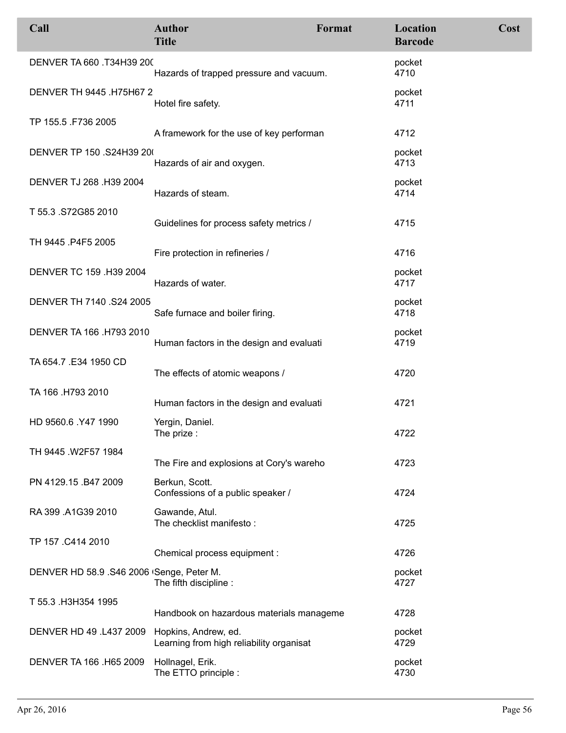| Call | Author<br>Title | Format | Location<br>Barcode | Cost |
|---|---|---|---|---|
| DENVER TA 660 .T34H39 20( | Hazards of trapped pressure and vacuum. | | pocket<br>4710 | |
| DENVER TH 9445 .H75H67 2 | Hotel fire safety. | | pocket<br>4711 | |
| TP 155.5 .F736 2005 | A framework for the use of key performan | | 4712 | |
| DENVER TP 150 .S24H39 20( | Hazards of air and oxygen. | | pocket<br>4713 | |
| DENVER TJ 268 .H39 2004 | Hazards of steam. | | pocket<br>4714 | |
| T 55.3 .S72G85 2010 | Guidelines for process safety metrics / | | 4715 | |
| TH 9445 .P4F5 2005 | Fire protection in refineries / | | 4716 | |
| DENVER TC 159 .H39 2004 | Hazards of water. | | pocket<br>4717 | |
| DENVER TH 7140 .S24 2005 | Safe furnace and boiler firing. | | pocket<br>4718 | |
| DENVER TA 166 .H793 2010 | Human factors in the design and evaluati | | pocket<br>4719 | |
| TA 654.7 .E34 1950 CD | The effects of atomic weapons / | | 4720 | |
| TA 166 .H793 2010 | Human factors in the design and evaluati | | 4721 | |
| HD 9560.6 .Y47 1990 | Yergin, Daniel.<br>The prize : | | 4722 | |
| TH 9445 .W2F57 1984 | The Fire and explosions at Cory's wareho | | 4723 | |
| PN 4129.15 .B47 2009 | Berkun, Scott.<br>Confessions of a public speaker / | | 4724 | |
| RA 399 .A1G39 2010 | Gawande, Atul.<br>The checklist manifesto : | | 4725 | |
| TP 157 .C414 2010 | Chemical process equipment : | | 4726 | |
| DENVER HD 58.9 .S46 2006 ( | Senge, Peter M.<br>The fifth discipline : | | pocket<br>4727 | |
| T 55.3 .H3H354 1995 | Handbook on hazardous materials manageme | | 4728 | |
| DENVER HD 49 .L437 2009 | Hopkins, Andrew, ed.<br>Learning from high reliability organisat | | pocket<br>4729 | |
| DENVER TA 166 .H65 2009 | Hollnagel, Erik.<br>The ETTO principle : | | pocket<br>4730 | |

Apr 26, 2016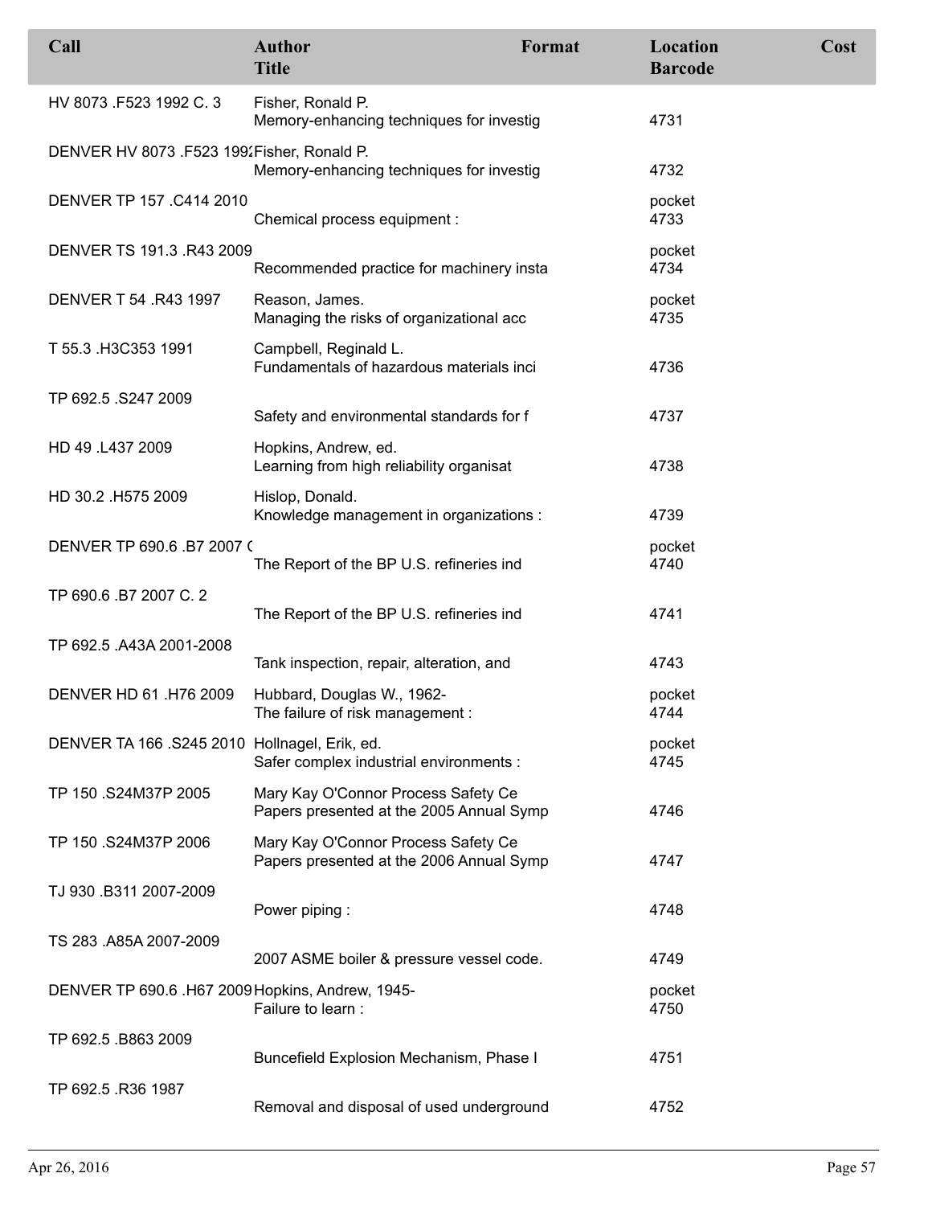| Call | Author<br>Title | Format | Location<br>Barcode | Cost |
|---|---|---|---|---|
| HV 8073 .F523 1992 C. 3 | Fisher, Ronald P.<br>Memory-enhancing techniques for investig | | 4731 | |
| DENVER HV 8073 .F523 199 | Fisher, Ronald P.<br>Memory-enhancing techniques for investig | | 4732 | |
| DENVER TP 157 .C414 2010 | Chemical process equipment : | | pocket<br>4733 | |
| DENVER TS 191.3 .R43 2009 | Recommended practice for machinery insta | | pocket<br>4734 | |
| DENVER T 54 .R43 1997 | Reason, James.<br>Managing the risks of organizational acc | | pocket<br>4735 | |
| T 55.3 .H3C353 1991 | Campbell, Reginald L.<br>Fundamentals of hazardous materials inci | | 4736 | |
| TP 692.5 .S247 2009 | Safety and environmental standards for f | | 4737 | |
| HD 49 .L437 2009 | Hopkins, Andrew, ed.<br>Learning from high reliability organisat | | 4738 | |
| HD 30.2 .H575 2009 | Hislop, Donald.<br>Knowledge management in organizations : | | 4739 | |
| DENVER TP 690.6 .B7 2007 ( | The Report of the BP U.S. refineries ind | | pocket<br>4740 | |
| TP 690.6 .B7 2007 C. 2 | The Report of the BP U.S. refineries ind | | 4741 | |
| TP 692.5 .A43A 2001-2008 | Tank inspection, repair, alteration, and | | 4743 | |
| DENVER HD 61 .H76 2009 | Hubbard, Douglas W., 1962-<br>The failure of risk management : | | pocket<br>4744 | |
| DENVER TA 166 .S245 2010 | Hollnagel, Erik, ed.<br>Safer complex industrial environments : | | pocket<br>4745 | |
| TP 150 .S24M37P 2005 | Mary Kay O'Connor Process Safety Ce<br>Papers presented at the 2005 Annual Symp | | 4746 | |
| TP 150 .S24M37P 2006 | Mary Kay O'Connor Process Safety Ce<br>Papers presented at the 2006 Annual Symp | | 4747 | |
| TJ 930 .B311 2007-2009 | Power piping : | | 4748 | |
| TS 283 .A85A 2007-2009 | 2007 ASME boiler & pressure vessel code. | | 4749 | |
| DENVER TP 690.6 .H67 2009 | Hopkins, Andrew, 1945-<br>Failure to learn : | | pocket<br>4750 | |
| TP 692.5 .B863 2009 | Buncefield Explosion Mechanism, Phase I | | 4751 | |
| TP 692.5 .R36 1987 | Removal and disposal of used underground | | 4752 | |

Apr 26, 2016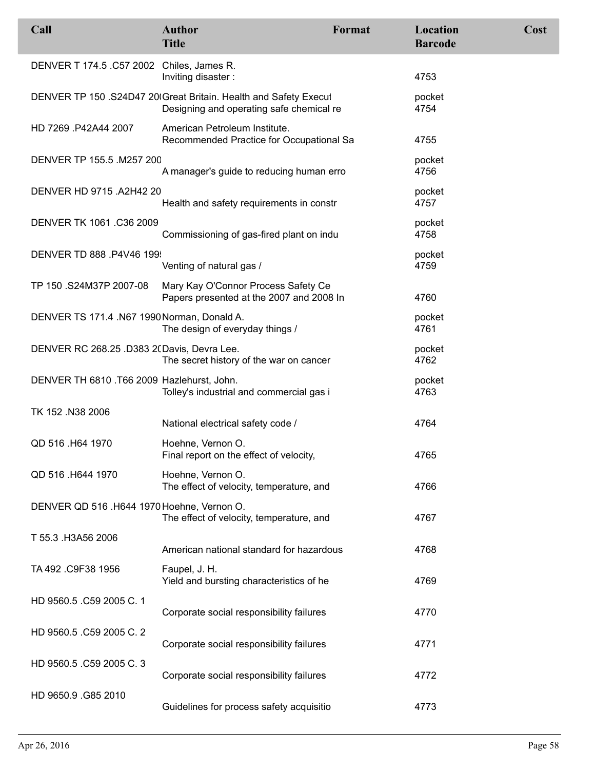| Call | Author<br>Title | Format | Location<br>Barcode | Cost |
|---|---|---|---|---|
| DENVER T 174.5 .C57 2002 | Chiles, James R.<br>Inviting disaster : | | 4753 | |
| DENVER TP 150 .S24D47 20( | Great Britain. Health and Safety Execut<br>Designing and operating safe chemical re | | pocket<br>4754 | |
| HD 7269 .P42A44 2007 | American Petroleum Institute.<br>Recommended Practice for Occupational Sa | | 4755 | |
| DENVER TP 155.5 .M257 200 | A manager's guide to reducing human erro | | pocket<br>4756 | |
| DENVER HD 9715 .A2H42 20 | Health and safety requirements in constr | | pocket<br>4757 | |
| DENVER TK 1061 .C36 2009 | Commissioning of gas-fired plant on indu | | pocket<br>4758 | |
| DENVER TD 888 .P4V46 199! | Venting of natural gas / | | pocket<br>4759 | |
| TP 150 .S24M37P 2007-08 | Mary Kay O'Connor Process Safety Ce<br>Papers presented at the 2007 and 2008 In | | 4760 | |
| DENVER TS 171.4 .N67 1990 | Norman, Donald A.<br>The design of everyday things / | | pocket<br>4761 | |
| DENVER RC 268.25 .D383 2( | Davis, Devra Lee.<br>The secret history of the war on cancer | | pocket<br>4762 | |
| DENVER TH 6810 .T66 2009 | Hazlehurst, John.<br>Tolley's industrial and commercial gas i | | pocket<br>4763 | |
| TK 152 .N38 2006 | National electrical safety code / | | 4764 | |
| QD 516 .H64 1970 | Hoehne, Vernon O.<br>Final report on the effect of velocity, | | 4765 | |
| QD 516 .H644 1970 | Hoehne, Vernon O.<br>The effect of velocity, temperature, and | | 4766 | |
| DENVER QD 516 .H644 1970 | Hoehne, Vernon O.<br>The effect of velocity, temperature, and | | 4767 | |
| T 55.3 .H3A56 2006 | American national standard for hazardous | | 4768 | |
| TA 492 .C9F38 1956 | Faupel, J. H.<br>Yield and bursting characteristics of he | | 4769 | |
| HD 9560.5 .C59 2005 C. 1 | Corporate social responsibility failures | | 4770 | |
| HD 9560.5 .C59 2005 C. 2 | Corporate social responsibility failures | | 4771 | |
| HD 9560.5 .C59 2005 C. 3 | Corporate social responsibility failures | | 4772 | |
| HD 9650.9 .G85 2010 | Guidelines for process safety acquisitio | | 4773 | |

Apr 26, 2016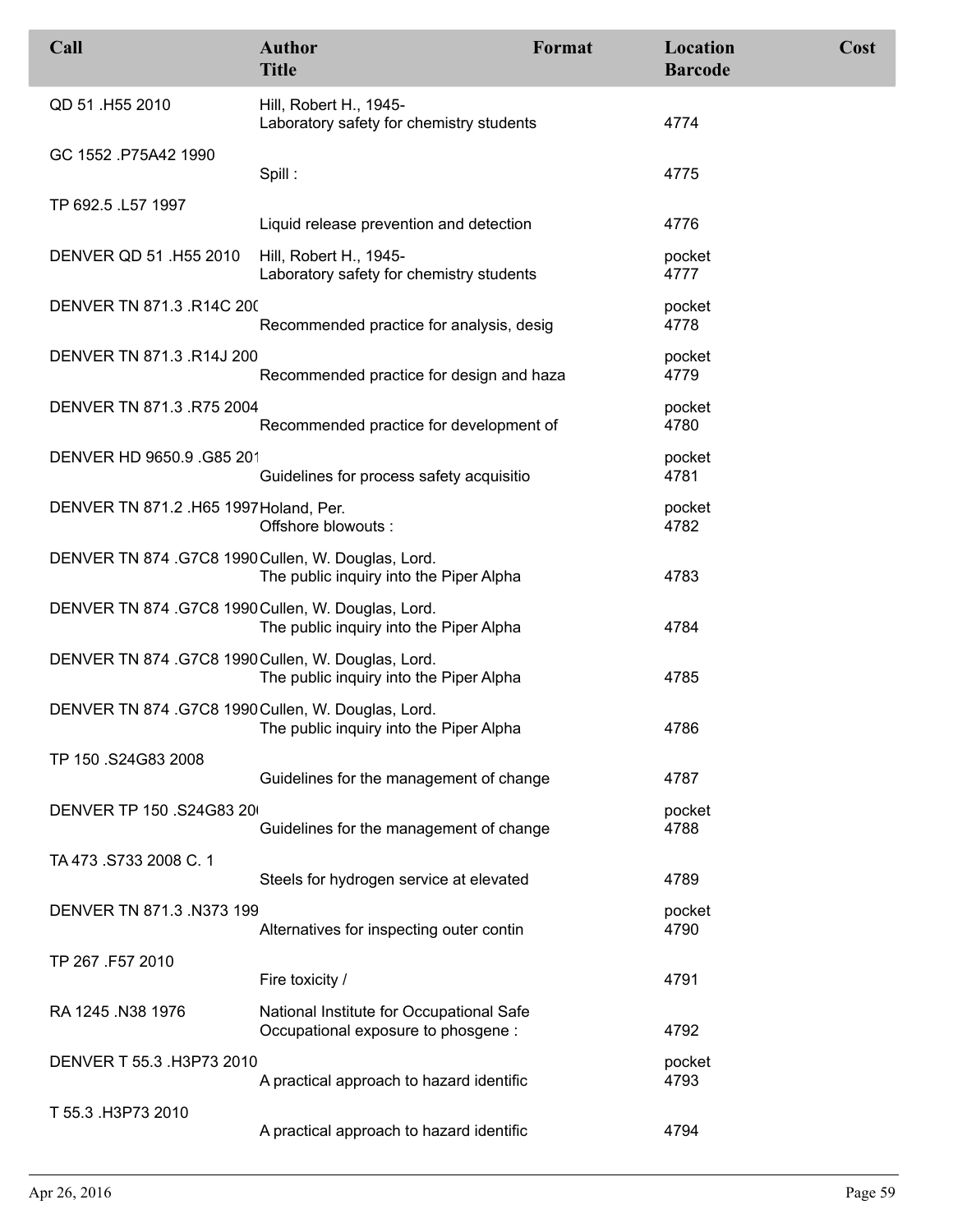| Call | Author<br>Title | Format | Location<br>Barcode | Cost |
|---|---|---|---|---|
| QD 51 .H55 2010 | Hill, Robert H., 1945-<br>Laboratory safety for chemistry students | | 4774 | |
| GC 1552 .P75A42 1990 | Spill : | | 4775 | |
| TP 692.5 .L57 1997 | Liquid release prevention and detection | | 4776 | |
| DENVER QD 51 .H55 2010 | Hill, Robert H., 1945-<br>Laboratory safety for chemistry students | | pocket<br>4777 | |
| DENVER TN 871.3 .R14C 20( | Recommended practice for analysis, desig | | pocket<br>4778 | |
| DENVER TN 871.3 .R14J 200 | Recommended practice for design and haza | | pocket<br>4779 | |
| DENVER TN 871.3 .R75 2004 | Recommended practice for development of | | pocket<br>4780 | |
| DENVER HD 9650.9 .G85 201 | Guidelines for process safety acquisitio | | pocket<br>4781 | |
| DENVER TN 871.2 .H65 1997 | Holand, Per.<br>Offshore blowouts : | | pocket<br>4782 | |
| DENVER TN 874 .G7C8 1990 | Cullen, W. Douglas, Lord.<br>The public inquiry into the Piper Alpha | | 4783 | |
| DENVER TN 874 .G7C8 1990 | Cullen, W. Douglas, Lord.<br>The public inquiry into the Piper Alpha | | 4784 | |
| DENVER TN 874 .G7C8 1990 | Cullen, W. Douglas, Lord.<br>The public inquiry into the Piper Alpha | | 4785 | |
| DENVER TN 874 .G7C8 1990 | Cullen, W. Douglas, Lord.<br>The public inquiry into the Piper Alpha | | 4786 | |
| TP 150 .S24G83 2008 | Guidelines for the management of change | | 4787 | |
| DENVER TP 150 .S24G83 20( | Guidelines for the management of change | | pocket<br>4788 | |
| TA 473 .S733 2008 C. 1 | Steels for hydrogen service at elevated | | 4789 | |
| DENVER TN 871.3 .N373 199 | Alternatives for inspecting outer contin | | pocket<br>4790 | |
| TP 267 .F57 2010 | Fire toxicity / | | 4791 | |
| RA 1245 .N38 1976 | National Institute for Occupational Safe<br>Occupational exposure to phosgene : | | 4792 | |
| DENVER T 55.3 .H3P73 2010 | A practical approach to hazard identific | | pocket<br>4793 | |
| T 55.3 .H3P73 2010 | A practical approach to hazard identific | | 4794 | |

Apr 26, 2016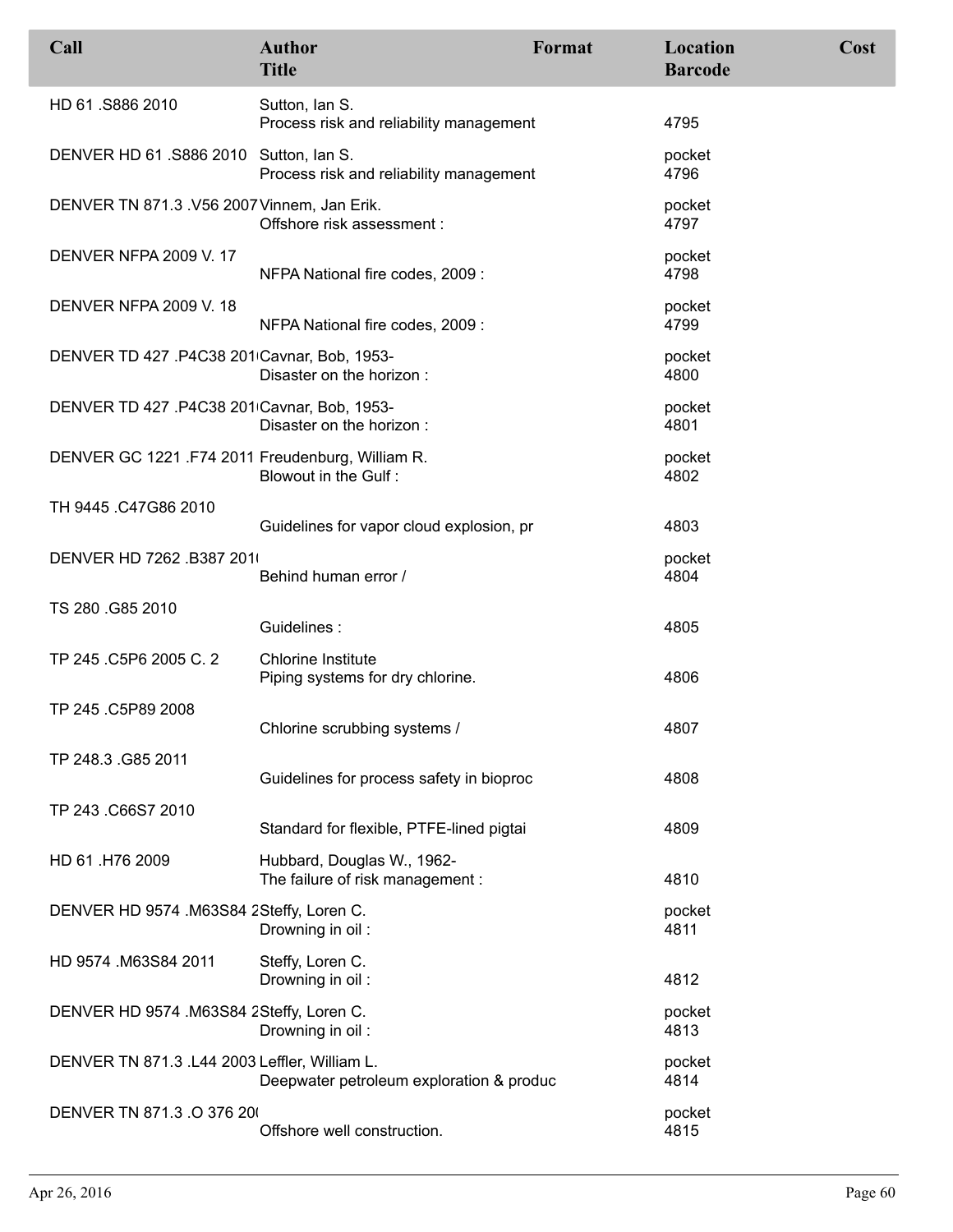| Call | Author<br>Title | Format | Location<br>Barcode | Cost |
|---|---|---|---|---|
| HD 61 .S886 2010 | Sutton, Ian S.<br>Process risk and reliability management | | <br>4795 | |
| DENVER HD 61 .S886 2010 | Sutton, Ian S.<br>Process risk and reliability management | | pocket<br>4796 | |
| DENVER TN 871.3 .V56 2007 | Vinnem, Jan Erik.<br>Offshore risk assessment : | | pocket<br>4797 | |
| DENVER NFPA 2009 V. 17 | <br>NFPA National fire codes, 2009 : | | pocket<br>4798 | |
| DENVER NFPA 2009 V. 18 | <br>NFPA National fire codes, 2009 : | | pocket<br>4799 | |
| DENVER TD 427 .P4C38 201( | Cavnar, Bob, 1953-<br>Disaster on the horizon : | | pocket<br>4800 | |
| DENVER TD 427 .P4C38 201( | Cavnar, Bob, 1953-<br>Disaster on the horizon : | | pocket<br>4801 | |
| DENVER GC 1221 .F74 2011 | Freudenburg, William R.<br>Blowout in the Gulf : | | pocket<br>4802 | |
| TH 9445 .C47G86 2010 | <br>Guidelines for vapor cloud explosion, pr | | <br>4803 | |
| DENVER HD 7262 .B387 201( | <br>Behind human error / | | pocket<br>4804 | |
| TS 280 .G85 2010 | <br>Guidelines : | | <br>4805 | |
| TP 245 .C5P6 2005 C. 2 | Chlorine Institute<br>Piping systems for dry chlorine. | | <br>4806 | |
| TP 245 .C5P89 2008 | <br>Chlorine scrubbing systems / | | <br>4807 | |
| TP 248.3 .G85 2011 | <br>Guidelines for process safety in bioproc | | <br>4808 | |
| TP 243 .C66S7 2010 | <br>Standard for flexible, PTFE-lined pigtai | | <br>4809 | |
| HD 61 .H76 2009 | Hubbard, Douglas W., 1962-<br>The failure of risk management : | | <br>4810 | |
| DENVER HD 9574 .M63S84 2 | Steffy, Loren C.<br>Drowning in oil : | | pocket<br>4811 | |
| HD 9574 .M63S84 2011 | Steffy, Loren C.<br>Drowning in oil : | | <br>4812 | |
| DENVER HD 9574 .M63S84 2 | Steffy, Loren C.<br>Drowning in oil : | | pocket<br>4813 | |
| DENVER TN 871.3 .L44 2003 | Leffler, William L.<br>Deepwater petroleum exploration & produc | | pocket<br>4814 | |
| DENVER TN 871.3 .O 376 20( | <br>Offshore well construction. | | pocket<br>4815 | |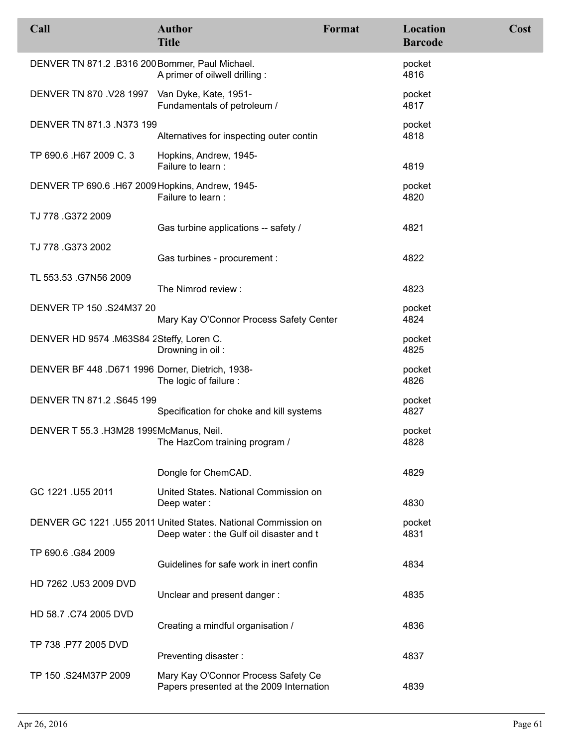| Call | Author<br>Title | Format | Location<br>Barcode | Cost |
|---|---|---|---|---|
| DENVER TN 871.2 .B316 200 | Bommer, Paul Michael.<br>A primer of oilwell drilling : | | pocket<br>4816 | |
| DENVER TN 870 .V28 1997 | Van Dyke, Kate, 1951-<br>Fundamentals of petroleum / | | pocket<br>4817 | |
| DENVER TN 871.3 .N373 199 | Alternatives for inspecting outer contin | | pocket<br>4818 | |
| TP 690.6 .H67 2009 C. 3 | Hopkins, Andrew, 1945-<br>Failure to learn : | | 4819 | |
| DENVER TP 690.6 .H67 2009 | Hopkins, Andrew, 1945-<br>Failure to learn : | | pocket<br>4820 | |
| TJ 778 .G372 2009 | Gas turbine applications -- safety / | | 4821 | |
| TJ 778 .G373 2002 | Gas turbines - procurement : | | 4822 | |
| TL 553.53 .G7N56 2009 | The Nimrod review : | | 4823 | |
| DENVER TP 150 .S24M37 20 | Mary Kay O'Connor Process Safety Center | | pocket<br>4824 | |
| DENVER HD 9574 .M63S84 2 | Steffy, Loren C.<br>Drowning in oil : | | pocket<br>4825 | |
| DENVER BF 448 .D671 1996 | Dorner, Dietrich, 1938-<br>The logic of failure : | | pocket<br>4826 | |
| DENVER TN 871.2 .S645 199 | Specification for choke and kill systems | | pocket<br>4827 | |
| DENVER T 55.3 .H3M28 1999 | McManus, Neil.<br>The HazCom training program / | | pocket<br>4828 | |
| | Dongle for ChemCAD. | | 4829 | |
| GC 1221 .U55 2011 | United States. National Commission on<br>Deep water : | | 4830 | |
| DENVER GC 1221 .U55 2011 | United States. National Commission on<br>Deep water : the Gulf oil disaster and t | | pocket<br>4831 | |
| TP 690.6 .G84 2009 | Guidelines for safe work in inert confin | | 4834 | |
| HD 7262 .U53 2009 DVD | Unclear and present danger : | | 4835 | |
| HD 58.7 .C74 2005 DVD | Creating a mindful organisation / | | 4836 | |
| TP 738 .P77 2005 DVD | Preventing disaster : | | 4837 | |
| TP 150 .S24M37P 2009 | Mary Kay O'Connor Process Safety Ce<br>Papers presented at the 2009 Internation | | 4839 | |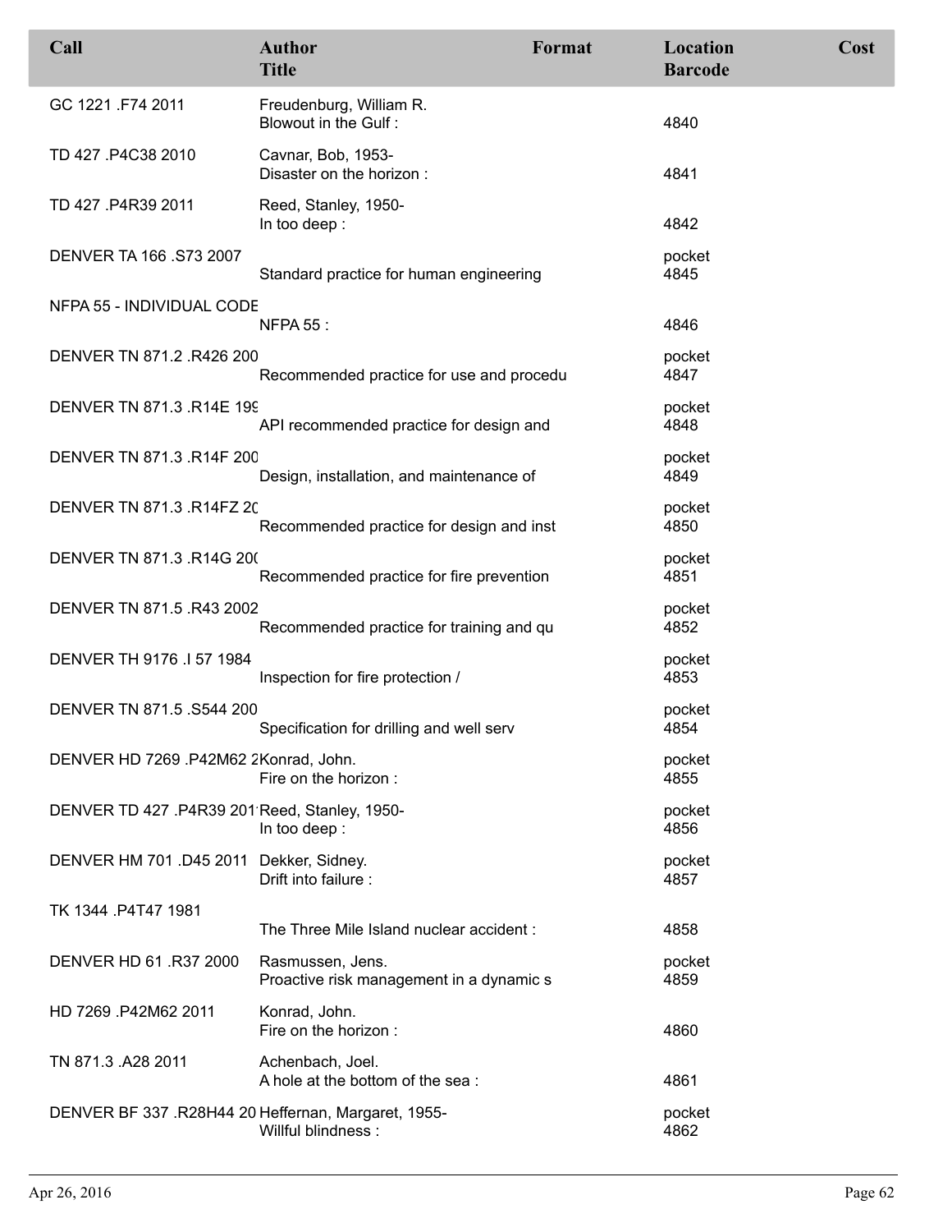| Call | Author<br>Title | Format | Location<br>Barcode | Cost |
|---|---|---|---|---|
| GC 1221 .F74 2011 | Freudenburg, William R.<br>Blowout in the Gulf : | | 4840 | |
| TD 427 .P4C38 2010 | Cavnar, Bob, 1953-<br>Disaster on the horizon : | | 4841 | |
| TD 427 .P4R39 2011 | Reed, Stanley, 1950-<br>In too deep : | | 4842 | |
| DENVER TA 166 .S73 2007 | Standard practice for human engineering | | pocket<br>4845 | |
| NFPA 55 - INDIVIDUAL CODE | NFPA 55 : | | 4846 | |
| DENVER TN 871.2 .R426 200 | Recommended practice for use and procedu | | pocket<br>4847 | |
| DENVER TN 871.3 .R14E 199 | API recommended practice for design and | | pocket<br>4848 | |
| DENVER TN 871.3 .R14F 200 | Design, installation, and maintenance of | | pocket<br>4849 | |
| DENVER TN 871.3 .R14FZ 20 | Recommended practice for design and inst | | pocket<br>4850 | |
| DENVER TN 871.3 .R14G 200 | Recommended practice for fire prevention | | pocket<br>4851 | |
| DENVER TN 871.5 .R43 2002 | Recommended practice for training and qu | | pocket<br>4852 | |
| DENVER TH 9176 .I 57 1984 | Inspection for fire protection / | | pocket<br>4853 | |
| DENVER TN 871.5 .S544 200 | Specification for drilling and well serv | | pocket<br>4854 | |
| DENVER HD 7269 .P42M62 2 | Konrad, John.<br>Fire on the horizon : | | pocket<br>4855 | |
| DENVER TD 427 .P4R39 201 | Reed, Stanley, 1950-<br>In too deep : | | pocket<br>4856 | |
| DENVER HM 701 .D45 2011 | Dekker, Sidney.<br>Drift into failure : | | pocket<br>4857 | |
| TK 1344 .P4T47 1981 | The Three Mile Island nuclear accident : | | 4858 | |
| DENVER HD 61 .R37 2000 | Rasmussen, Jens.<br>Proactive risk management in a dynamic s | | pocket<br>4859 | |
| HD 7269 .P42M62 2011 | Konrad, John.<br>Fire on the horizon : | | 4860 | |
| TN 871.3 .A28 2011 | Achenbach, Joel.<br>A hole at the bottom of the sea : | | 4861 | |
| DENVER BF 337 .R28H44 20 | Heffernan, Margaret, 1955-<br>Willful blindness : | | pocket<br>4862 | |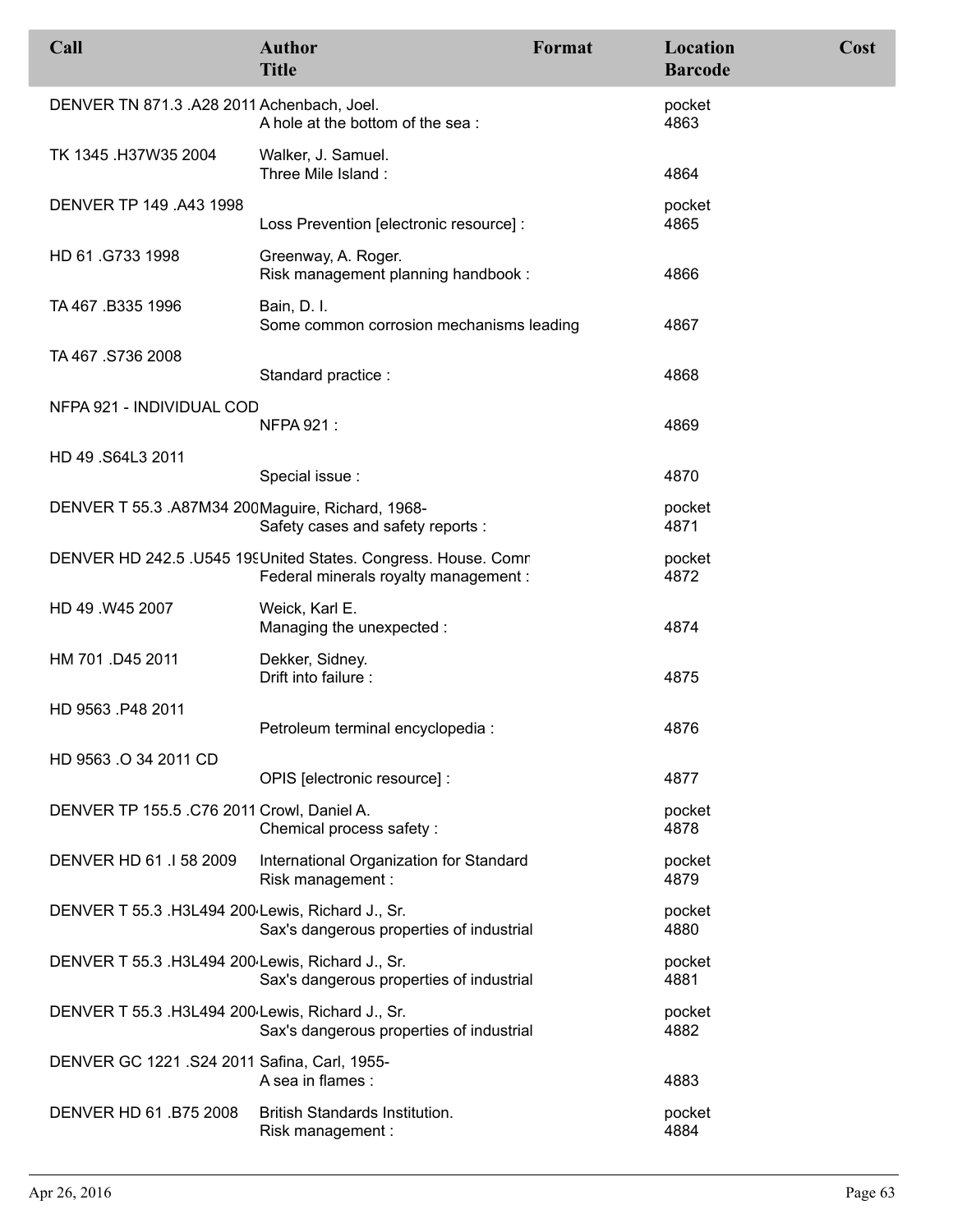| Call | Author<br>Title | Format | Location<br>Barcode | Cost |
|---|---|---|---|---|
| DENVER TN 871.3 .A28 2011 | Achenbach, Joel.<br>A hole at the bottom of the sea : | | pocket<br>4863 | |
| TK 1345 .H37W35 2004 | Walker, J. Samuel.<br>Three Mile Island : | | 4864 | |
| DENVER TP 149 .A43 1998 | Loss Prevention [electronic resource] : | | pocket<br>4865 | |
| HD 61 .G733 1998 | Greenway, A. Roger.<br>Risk management planning handbook : | | 4866 | |
| TA 467 .B335 1996 | Bain, D. I.<br>Some common corrosion mechanisms leading | | 4867 | |
| TA 467 .S736 2008 | Standard practice : | | 4868 | |
| NFPA 921 - INDIVIDUAL COD | NFPA 921 : | | 4869 | |
| HD 49 .S64L3 2011 | Special issue : | | 4870 | |
| DENVER T 55.3 .A87M34 200 | Maguire, Richard, 1968-<br>Safety cases and safety reports : | | pocket<br>4871 | |
| DENVER HD 242.5 .U545 199 | United States. Congress. House. Comm<br>Federal minerals royalty management : | | pocket<br>4872 | |
| HD 49 .W45 2007 | Weick, Karl E.<br>Managing the unexpected : | | 4874 | |
| HM 701 .D45 2011 | Dekker, Sidney.<br>Drift into failure : | | 4875 | |
| HD 9563 .P48 2011 | Petroleum terminal encyclopedia : | | 4876 | |
| HD 9563 .O 34 2011 CD | OPIS [electronic resource] : | | 4877 | |
| DENVER TP 155.5 .C76 2011 | Crowl, Daniel A.<br>Chemical process safety : | | pocket<br>4878 | |
| DENVER HD 61 .I 58 2009 | International Organization for Standard<br>Risk management : | | pocket<br>4879 | |
| DENVER T 55.3 .H3L494 200 | Lewis, Richard J., Sr.<br>Sax's dangerous properties of industrial | | pocket<br>4880 | |
| DENVER T 55.3 .H3L494 200 | Lewis, Richard J., Sr.<br>Sax's dangerous properties of industrial | | pocket<br>4881 | |
| DENVER T 55.3 .H3L494 200 | Lewis, Richard J., Sr.<br>Sax's dangerous properties of industrial | | pocket<br>4882 | |
| DENVER GC 1221 .S24 2011 | Safina, Carl, 1955-<br>A sea in flames : | | 4883 | |
| DENVER HD 61 .B75 2008 | British Standards Institution.<br>Risk management : | | pocket<br>4884 | |

Apr 26, 2016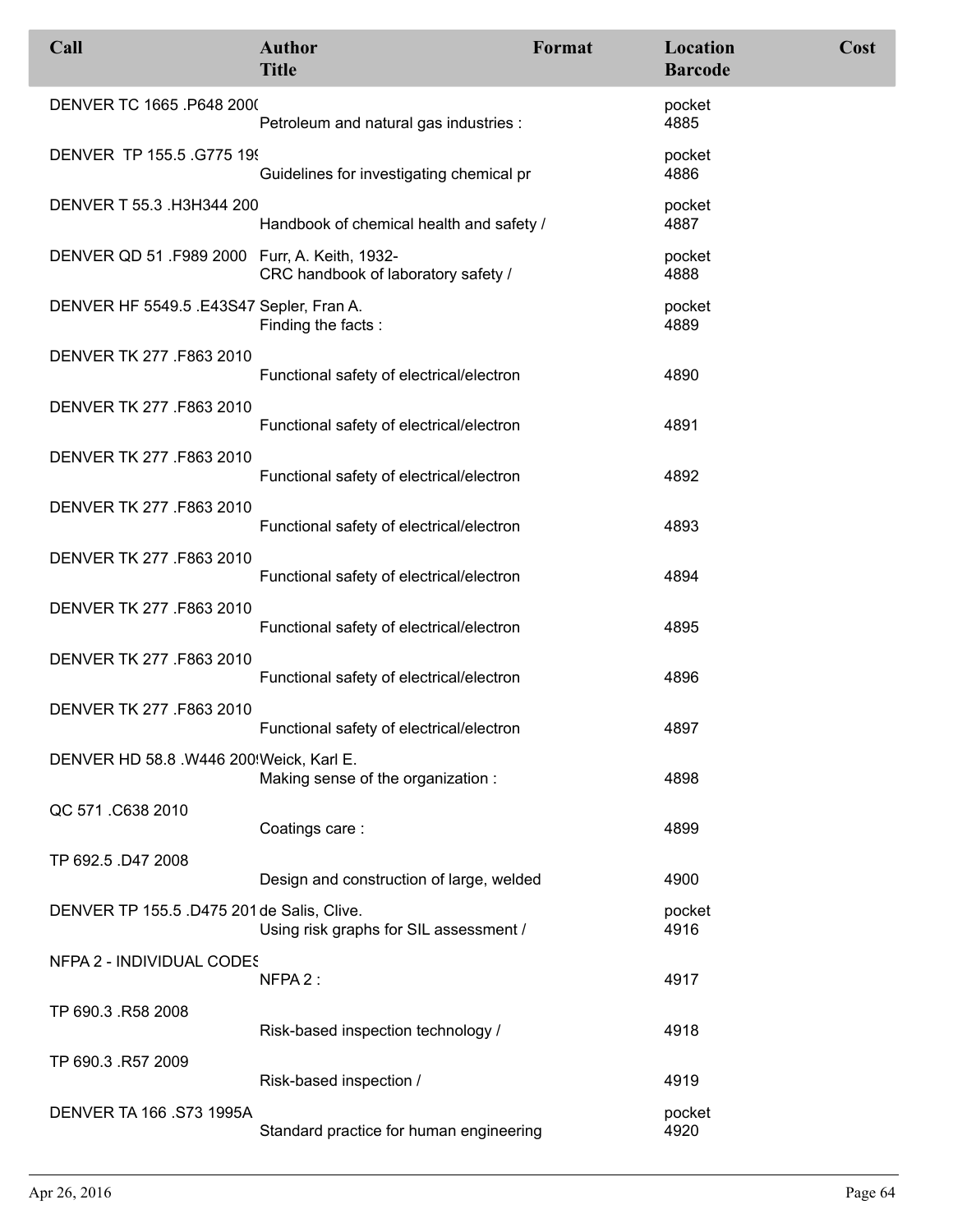| Call | Author<br>Title | Format | Location<br>Barcode | Cost |
|---|---|---|---|---|
| DENVER TC 1665 .P648 2000 | Petroleum and natural gas industries : | | pocket<br>4885 | |
| DENVER TP 155.5 .G775 199 | Guidelines for investigating chemical pr | | pocket<br>4886 | |
| DENVER T 55.3 .H3H344 200 | Handbook of chemical health and safety / | | pocket<br>4887 | |
| DENVER QD 51 .F989 2000 | Furr, A. Keith, 1932-<br>CRC handbook of laboratory safety / | | pocket<br>4888 | |
| DENVER HF 5549.5 .E43S47 | Sepler, Fran A.<br>Finding the facts : | | pocket<br>4889 | |
| DENVER TK 277 .F863 2010 | Functional safety of electrical/electron | | 4890 | |
| DENVER TK 277 .F863 2010 | Functional safety of electrical/electron | | 4891 | |
| DENVER TK 277 .F863 2010 | Functional safety of electrical/electron | | 4892 | |
| DENVER TK 277 .F863 2010 | Functional safety of electrical/electron | | 4893 | |
| DENVER TK 277 .F863 2010 | Functional safety of electrical/electron | | 4894 | |
| DENVER TK 277 .F863 2010 | Functional safety of electrical/electron | | 4895 | |
| DENVER TK 277 .F863 2010 | Functional safety of electrical/electron | | 4896 | |
| DENVER TK 277 .F863 2010 | Functional safety of electrical/electron | | 4897 | |
| DENVER HD 58.8 .W446 200 | Weick, Karl E.<br>Making sense of the organization : | | 4898 | |
| QC 571 .C638 2010 | Coatings care : | | 4899 | |
| TP 692.5 .D47 2008 | Design and construction of large, welded | | 4900 | |
| DENVER TP 155.5 .D475 201 | de Salis, Clive.<br>Using risk graphs for SIL assessment / | | pocket<br>4916 | |
| NFPA 2 - INDIVIDUAL CODES | NFPA 2 : | | 4917 | |
| TP 690.3 .R58 2008 | Risk-based inspection technology / | | 4918 | |
| TP 690.3 .R57 2009 | Risk-based inspection / | | 4919 | |
| DENVER TA 166 .S73 1995A | Standard practice for human engineering | | pocket<br>4920 | |

Apr 26, 2016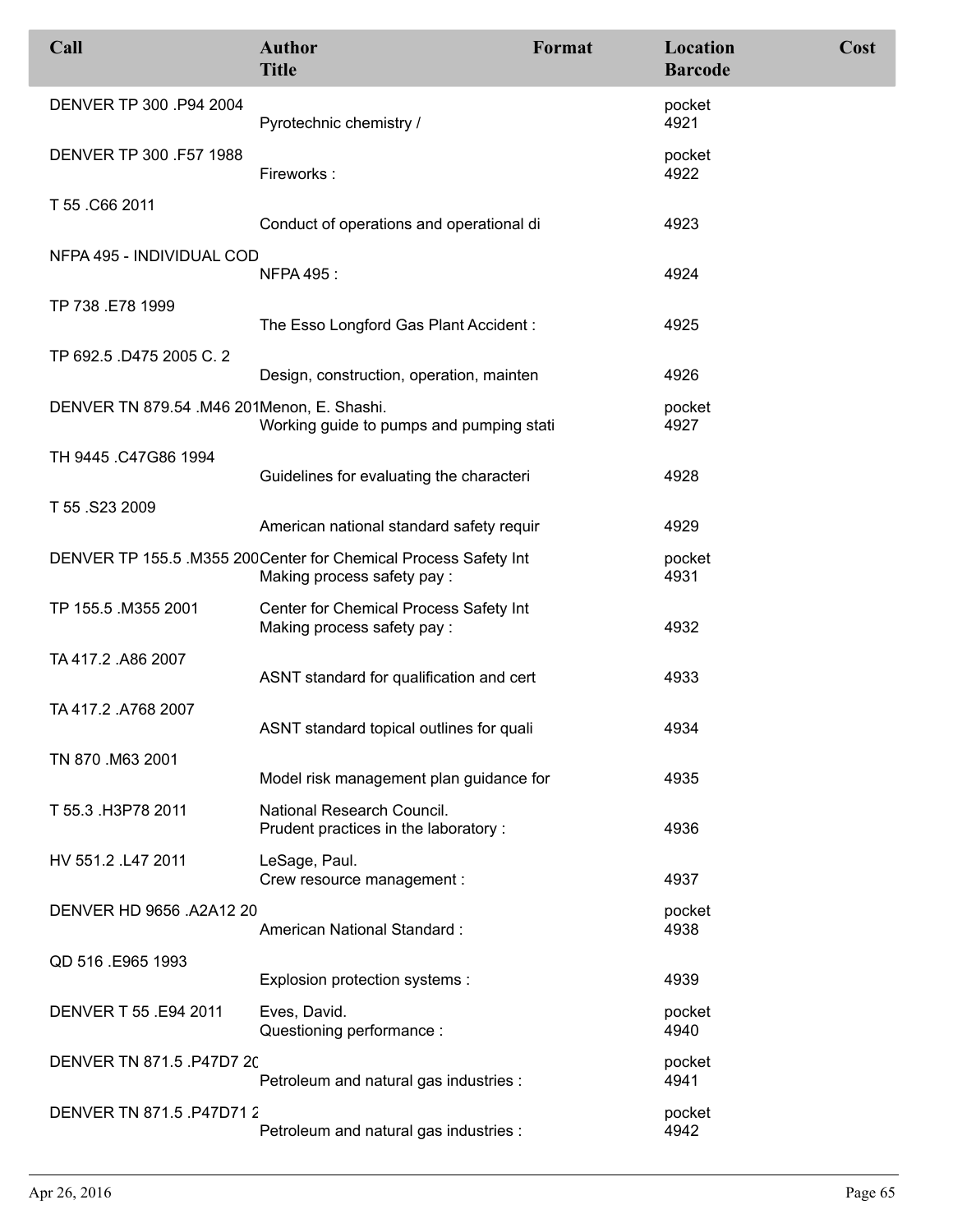| Call | Author / Title | Format | Location / Barcode | Cost |
|---|---|---|---|---|
| DENVER TP 300 .P94 2004 | Pyrotechnic chemistry / | | pocket 4921 | |
| DENVER TP 300 .F57 1988 | Fireworks : | | pocket 4922 | |
| T 55 .C66 2011 | Conduct of operations and operational di | | 4923 | |
| NFPA 495 - INDIVIDUAL COD | NFPA 495 : | | 4924 | |
| TP 738 .E78 1999 | The Esso Longford Gas Plant Accident : | | 4925 | |
| TP 692.5 .D475 2005 C. 2 | Design, construction, operation, mainten | | 4926 | |
| DENVER TN 879.54 .M46 201 | Menon, E. Shashi. Working guide to pumps and pumping stati | | pocket 4927 | |
| TH 9445 .C47G86 1994 | Guidelines for evaluating the characteri | | 4928 | |
| T 55 .S23 2009 | American national standard safety requir | | 4929 | |
| DENVER TP 155.5 .M355 200 | Center for Chemical Process Safety Int Making process safety pay : | | pocket 4931 | |
| TP 155.5 .M355 2001 | Center for Chemical Process Safety Int Making process safety pay : | | 4932 | |
| TA 417.2 .A86 2007 | ASNT standard for qualification and cert | | 4933 | |
| TA 417.2 .A768 2007 | ASNT standard topical outlines for quali | | 4934 | |
| TN 870 .M63 2001 | Model risk management plan guidance for | | 4935 | |
| T 55.3 .H3P78 2011 | National Research Council. Prudent practices in the laboratory : | | 4936 | |
| HV 551.2 .L47 2011 | LeSage, Paul. Crew resource management : | | 4937 | |
| DENVER HD 9656 .A2A12 20 | American National Standard : | | pocket 4938 | |
| QD 516 .E965 1993 | Explosion protection systems : | | 4939 | |
| DENVER T 55 .E94 2011 | Eves, David. Questioning performance : | | pocket 4940 | |
| DENVER TN 871.5 .P47D7 20 | Petroleum and natural gas industries : | | pocket 4941 | |
| DENVER TN 871.5 .P47D71 2 | Petroleum and natural gas industries : | | pocket 4942 | |

Apr 26, 2016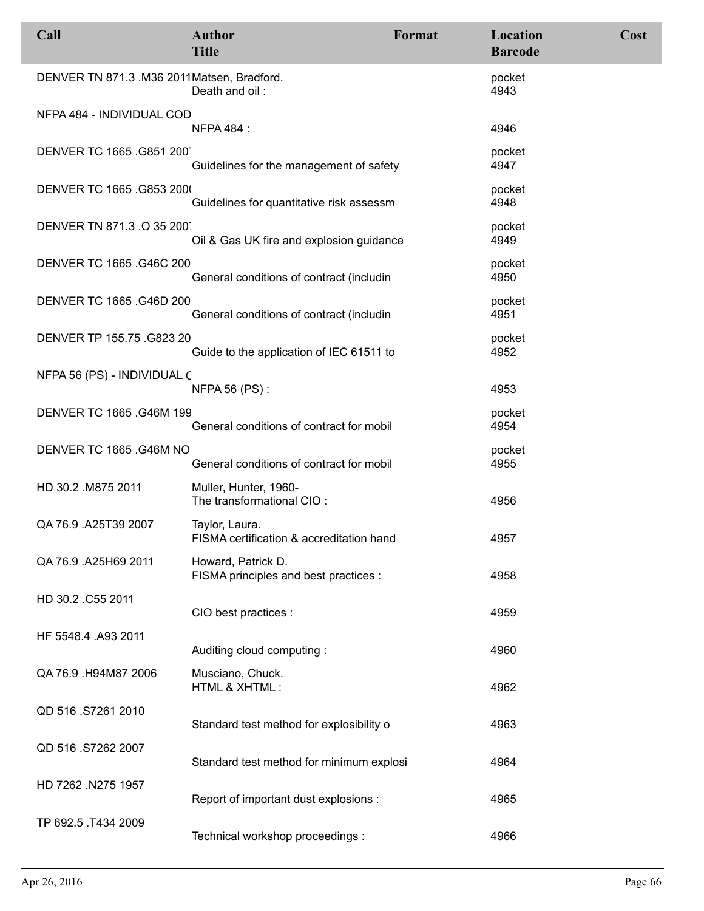| Call | Author<br>Title | Format | Location<br>Barcode | Cost |
|---|---|---|---|---|
| DENVER TN 871.3 .M36 2011 | Matsen, Bradford.<br>Death and oil : | | pocket<br>4943 | |
| NFPA 484 - INDIVIDUAL COD | NFPA 484 : | | 4946 | |
| DENVER TC 1665 .G851 200 | Guidelines for the management of safety | | pocket<br>4947 | |
| DENVER TC 1665 .G853 200 | Guidelines for quantitative risk assessm | | pocket<br>4948 | |
| DENVER TN 871.3 .O 35 200 | Oil & Gas UK fire and explosion guidance | | pocket<br>4949 | |
| DENVER TC 1665 .G46C 200 | General conditions of contract (includin | | pocket<br>4950 | |
| DENVER TC 1665 .G46D 200 | General conditions of contract (includin | | pocket<br>4951 | |
| DENVER TP 155.75 .G823 20 | Guide to the application of IEC 61511 to | | pocket<br>4952 | |
| NFPA 56 (PS) - INDIVIDUAL ( | NFPA 56 (PS) : | | 4953 | |
| DENVER TC 1665 .G46M 199 | General conditions of contract for mobil | | pocket<br>4954 | |
| DENVER TC 1665 .G46M NO | General conditions of contract for mobil | | pocket<br>4955 | |
| HD 30.2 .M875 2011 | Muller, Hunter, 1960-<br>The transformational CIO : | | 4956 | |
| QA 76.9 .A25T39 2007 | Taylor, Laura.<br>FISMA certification & accreditation hand | | 4957 | |
| QA 76.9 .A25H69 2011 | Howard, Patrick D.<br>FISMA principles and best practices : | | 4958 | |
| HD 30.2 .C55 2011 | CIO best practices : | | 4959 | |
| HF 5548.4 .A93 2011 | Auditing cloud computing : | | 4960 | |
| QA 76.9 .H94M87 2006 | Musciano, Chuck.<br>HTML & XHTML : | | 4962 | |
| QD 516 .S7261 2010 | Standard test method for explosibility o | | 4963 | |
| QD 516 .S7262 2007 | Standard test method for minimum explosi | | 4964 | |
| HD 7262 .N275 1957 | Report of important dust explosions : | | 4965 | |
| TP 692.5 .T434 2009 | Technical workshop proceedings : | | 4966 | |

Apr 26, 2016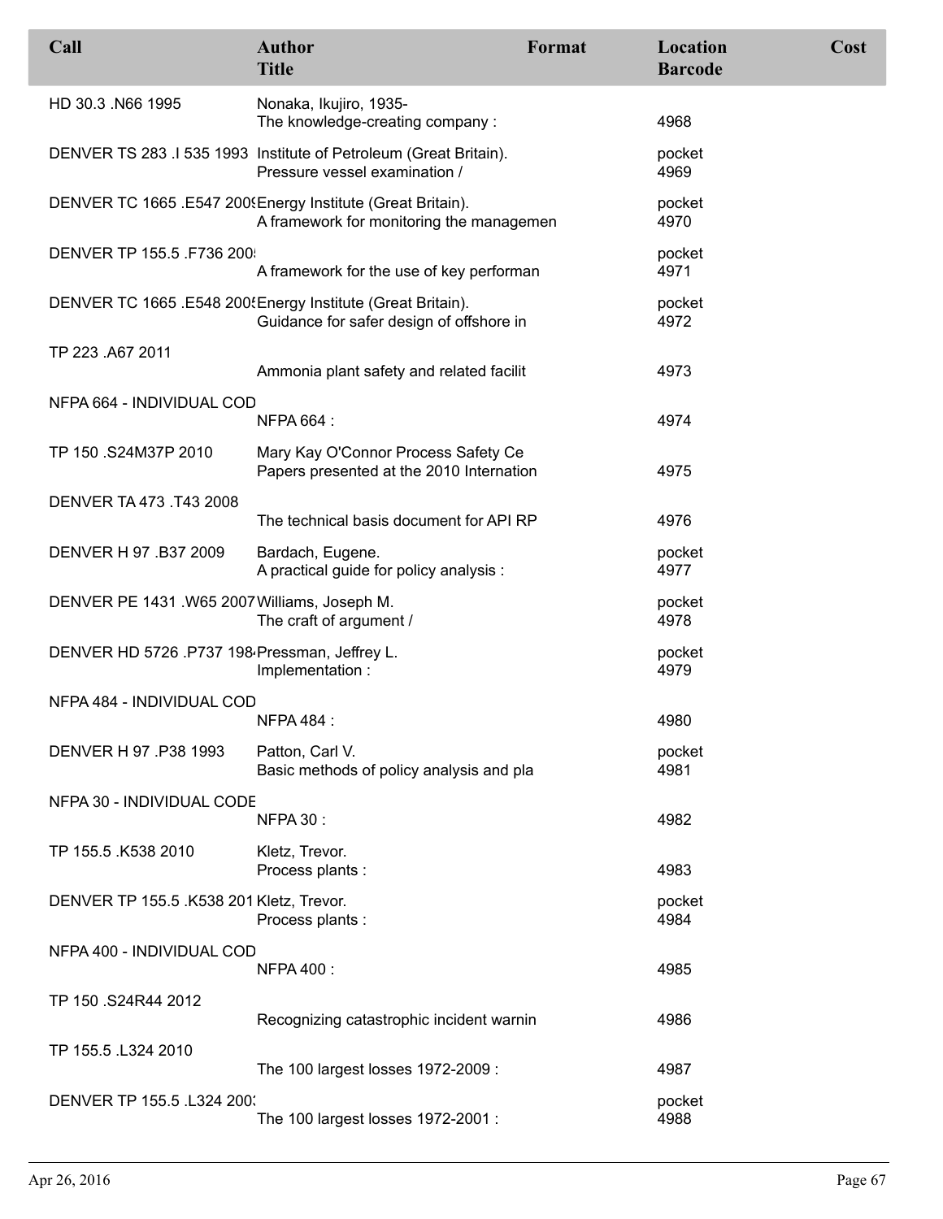| Call | Author<br>Title | Format | Location<br>Barcode | Cost |
|---|---|---|---|---|
| HD 30.3 .N66 1995 | Nonaka, Ikujiro, 1935-<br>The knowledge-creating company : | | <br>4968 | |
| DENVER TS 283 .I 535 1993 | Institute of Petroleum (Great Britain).<br>Pressure vessel examination / | | pocket<br>4969 | |
| DENVER TC 1665 .E547 2009 | Energy Institute (Great Britain).<br>A framework for monitoring the managemen | | pocket<br>4970 | |
| DENVER TP 155.5 .F736 2009 | <br>A framework for the use of key performan | | pocket<br>4971 | |
| DENVER TC 1665 .E548 2005 | Energy Institute (Great Britain).<br>Guidance for safer design of offshore in | | pocket<br>4972 | |
| TP 223 .A67 2011 | <br>Ammonia plant safety and related facilit | | <br>4973 | |
| NFPA 664 - INDIVIDUAL COD | <br>NFPA 664 : | | <br>4974 | |
| TP 150 .S24M37P 2010 | Mary Kay O'Connor Process Safety Ce<br>Papers presented at the 2010 Internation | | <br>4975 | |
| DENVER TA 473 .T43 2008 | <br>The technical basis document for API RP | | <br>4976 | |
| DENVER H 97 .B37 2009 | Bardach, Eugene.<br>A practical guide for policy analysis : | | pocket<br>4977 | |
| DENVER PE 1431 .W65 2007 | Williams, Joseph M.<br>The craft of argument / | | pocket<br>4978 | |
| DENVER HD 5726 .P737 1984 | Pressman, Jeffrey L.<br>Implementation : | | pocket<br>4979 | |
| NFPA 484 - INDIVIDUAL COD | <br>NFPA 484 : | | <br>4980 | |
| DENVER H 97 .P38 1993 | Patton, Carl V.<br>Basic methods of policy analysis and pla | | pocket<br>4981 | |
| NFPA 30 - INDIVIDUAL CODE | <br>NFPA 30 : | | <br>4982 | |
| TP 155.5 .K538 2010 | Kletz, Trevor.<br>Process plants : | | <br>4983 | |
| DENVER TP 155.5 .K538 201 | Kletz, Trevor.<br>Process plants : | | pocket<br>4984 | |
| NFPA 400 - INDIVIDUAL COD | <br>NFPA 400 : | | <br>4985 | |
| TP 150 .S24R44 2012 | <br>Recognizing catastrophic incident warnin | | <br>4986 | |
| TP 155.5 .L324 2010 | <br>The 100 largest losses 1972-2009 : | | <br>4987 | |
| DENVER TP 155.5 .L324 2003 | <br>The 100 largest losses 1972-2001 : | | pocket<br>4988 | |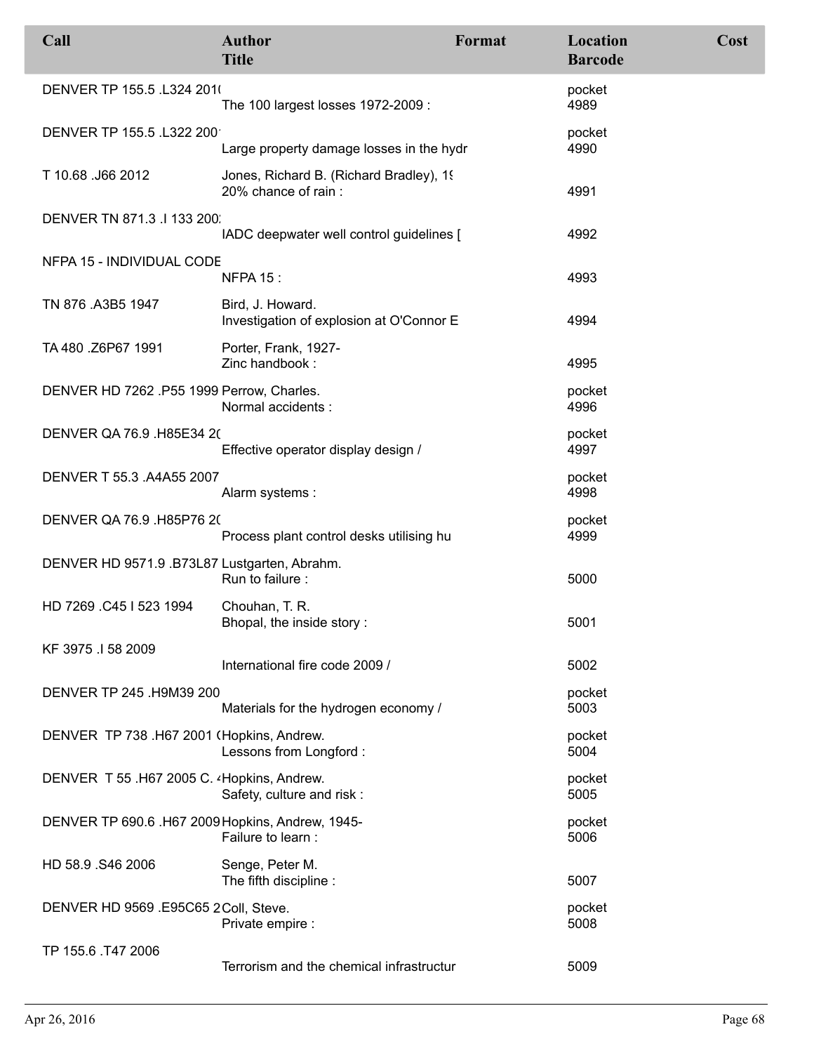| Call | Author<br>Title | Format | Location<br>Barcode | Cost |
|---|---|---|---|---|
| DENVER TP 155.5 .L324 201( | The 100 largest losses 1972-2009 : | | pocket<br>4989 | |
| DENVER TP 155.5 .L322 200' | Large property damage losses in the hydr | | pocket<br>4990 | |
| T 10.68 .J66 2012 | Jones, Richard B. (Richard Bradley), 19<br>20% chance of rain : | | 4991 | |
| DENVER TN 871.3 .I 133 200: | IADC deepwater well control guidelines [ | | 4992 | |
| NFPA 15 - INDIVIDUAL CODE | NFPA 15 : | | 4993 | |
| TN 876 .A3B5 1947 | Bird, J. Howard.<br>Investigation of explosion at O'Connor E | | 4994 | |
| TA 480 .Z6P67 1991 | Porter, Frank, 1927-<br>Zinc handbook : | | 4995 | |
| DENVER HD 7262 .P55 1999 | Perrow, Charles.<br>Normal accidents : | | pocket<br>4996 | |
| DENVER QA 76.9 .H85E34 2( | Effective operator display design / | | pocket<br>4997 | |
| DENVER T 55.3 .A4A55 2007 | Alarm systems : | | pocket<br>4998 | |
| DENVER QA 76.9 .H85P76 2( | Process plant control desks utilising hu | | pocket<br>4999 | |
| DENVER HD 9571.9 .B73L87 | Lustgarten, Abrahm.<br>Run to failure : | | 5000 | |
| HD 7269 .C45 I 523 1994 | Chouhan, T. R.<br>Bhopal, the inside story : | | 5001 | |
| KF 3975 .I 58 2009 | International fire code 2009 / | | 5002 | |
| DENVER TP 245 .H9M39 200 | Materials for the hydrogen economy / | | pocket<br>5003 | |
| DENVER TP 738 .H67 2001 ( | Hopkins, Andrew.<br>Lessons from Longford : | | pocket<br>5004 | |
| DENVER T 55 .H67 2005 C. 4 | Hopkins, Andrew.<br>Safety, culture and risk : | | pocket<br>5005 | |
| DENVER TP 690.6 .H67 2009 | Hopkins, Andrew, 1945-<br>Failure to learn : | | pocket<br>5006 | |
| HD 58.9 .S46 2006 | Senge, Peter M.<br>The fifth discipline : | | 5007 | |
| DENVER HD 9569 .E95C65 2 | Coll, Steve.<br>Private empire : | | pocket<br>5008 | |
| TP 155.6 .T47 2006 | Terrorism and the chemical infrastructur | | 5009 | |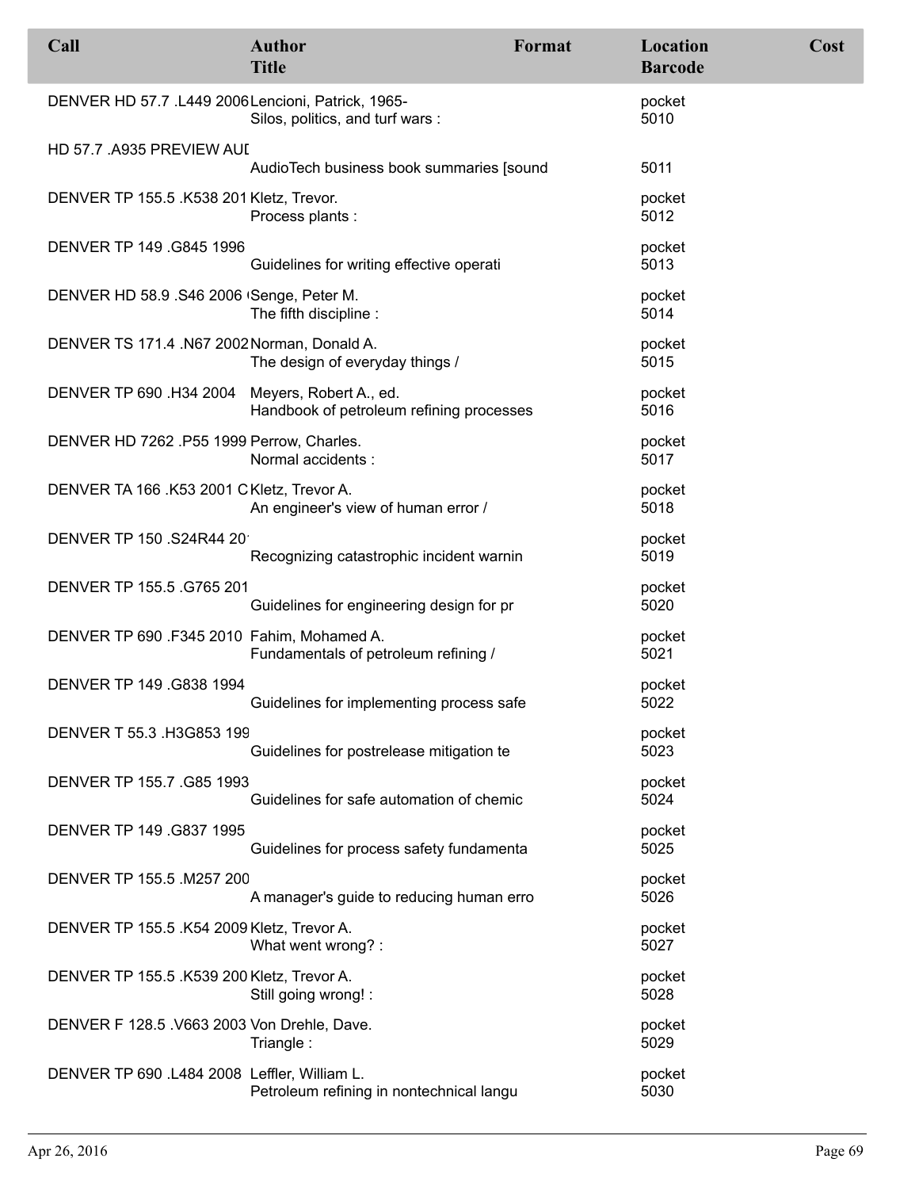| Call | Author<br>Title | Format | Location<br>Barcode | Cost |
|---|---|---|---|---|
| DENVER HD 57.7 .L449 2006 | Lencioni, Patrick, 1965-<br>Silos, politics, and turf wars : | | pocket<br>5010 | |
| HD 57.7 .A935 PREVIEW AUI | <br>AudioTech business book summaries [sound | | <br>5011 | |
| DENVER TP 155.5 .K538 201 | Kletz, Trevor.<br>Process plants : | | pocket<br>5012 | |
| DENVER TP 149 .G845 1996 | <br>Guidelines for writing effective operati | | pocket<br>5013 | |
| DENVER HD 58.9 .S46 2006 | Senge, Peter M.<br>The fifth discipline : | | pocket<br>5014 | |
| DENVER TS 171.4 .N67 2002 | Norman, Donald A.<br>The design of everyday things / | | pocket<br>5015 | |
| DENVER TP 690 .H34 2004 | Meyers, Robert A., ed.<br>Handbook of petroleum refining processes | | pocket<br>5016 | |
| DENVER HD 7262 .P55 1999 | Perrow, Charles.<br>Normal accidents : | | pocket<br>5017 | |
| DENVER TA 166 .K53 2001 C | Kletz, Trevor A.<br>An engineer's view of human error / | | pocket<br>5018 | |
| DENVER TP 150 .S24R44 20 | <br>Recognizing catastrophic incident warnin | | pocket<br>5019 | |
| DENVER TP 155.5 .G765 201 | <br>Guidelines for engineering design for pr | | pocket<br>5020 | |
| DENVER TP 690 .F345 2010 | Fahim, Mohamed A.<br>Fundamentals of petroleum refining / | | pocket<br>5021 | |
| DENVER TP 149 .G838 1994 | <br>Guidelines for implementing process safe | | pocket<br>5022 | |
| DENVER T 55.3 .H3G853 199 | <br>Guidelines for postrelease mitigation te | | pocket<br>5023 | |
| DENVER TP 155.7 .G85 1993 | <br>Guidelines for safe automation of chemic | | pocket<br>5024 | |
| DENVER TP 149 .G837 1995 | <br>Guidelines for process safety fundamenta | | pocket<br>5025 | |
| DENVER TP 155.5 .M257 200 | <br>A manager's guide to reducing human erro | | pocket<br>5026 | |
| DENVER TP 155.5 .K54 2009 | Kletz, Trevor A.<br>What went wrong? : | | pocket<br>5027 | |
| DENVER TP 155.5 .K539 200 | Kletz, Trevor A.<br>Still going wrong! : | | pocket<br>5028 | |
| DENVER F 128.5 .V663 2003 | Von Drehle, Dave.<br>Triangle : | | pocket<br>5029 | |
| DENVER TP 690 .L484 2008 | Leffler, William L.<br>Petroleum refining in nontechnical langu | | pocket<br>5030 | |

Apr 26, 2016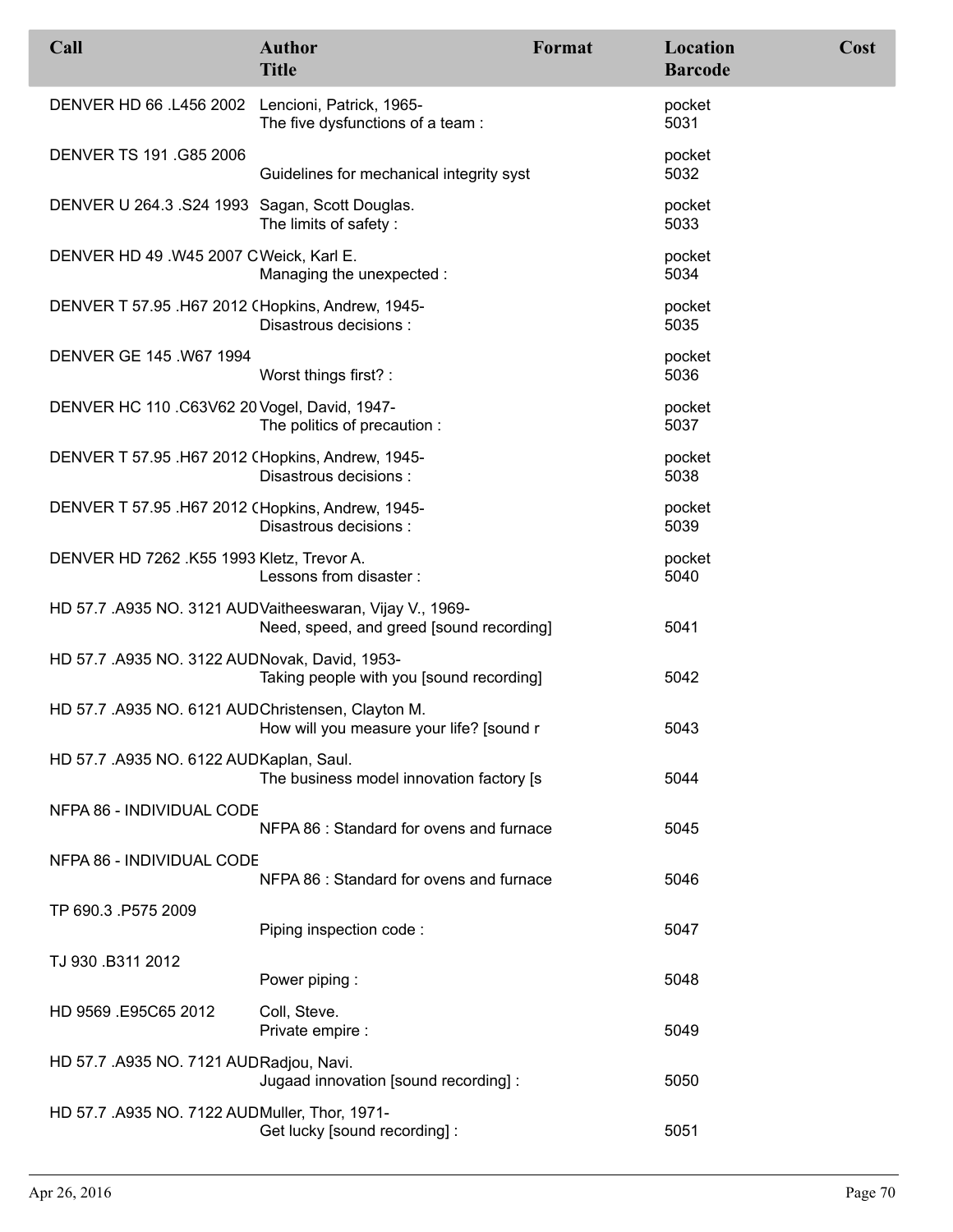| Call | Author<br>Title | Format | Location<br>Barcode | Cost |
|---|---|---|---|---|
| DENVER HD 66 .L456 2002 | Lencioni, Patrick, 1965-<br>The five dysfunctions of a team : | | pocket<br>5031 | |
| DENVER TS 191 .G85 2006 | Guidelines for mechanical integrity syst | | pocket<br>5032 | |
| DENVER U 264.3 .S24 1993 | Sagan, Scott Douglas.<br>The limits of safety : | | pocket<br>5033 | |
| DENVER HD 49 .W45 2007 C | Weick, Karl E.<br>Managing the unexpected : | | pocket<br>5034 | |
| DENVER T 57.95 .H67 2012 ( | Hopkins, Andrew, 1945-<br>Disastrous decisions : | | pocket<br>5035 | |
| DENVER GE 145 .W67 1994 | Worst things first? : | | pocket<br>5036 | |
| DENVER HC 110 .C63V62 20 | Vogel, David, 1947-<br>The politics of precaution : | | pocket<br>5037 | |
| DENVER T 57.95 .H67 2012 ( | Hopkins, Andrew, 1945-<br>Disastrous decisions : | | pocket<br>5038 | |
| DENVER T 57.95 .H67 2012 ( | Hopkins, Andrew, 1945-<br>Disastrous decisions : | | pocket<br>5039 | |
| DENVER HD 7262 .K55 1993 | Kletz, Trevor A.<br>Lessons from disaster : | | pocket<br>5040 | |
| HD 57.7 .A935 NO. 3121 AUD | Vaitheeswaran, Vijay V., 1969-<br>Need, speed, and greed [sound recording] | | 5041 | |
| HD 57.7 .A935 NO. 3122 AUD | Novak, David, 1953-<br>Taking people with you [sound recording] | | 5042 | |
| HD 57.7 .A935 NO. 6121 AUD | Christensen, Clayton M.<br>How will you measure your life? [sound r | | 5043 | |
| HD 57.7 .A935 NO. 6122 AUD | Kaplan, Saul.<br>The business model innovation factory [s | | 5044 | |
| NFPA 86 - INDIVIDUAL CODE | NFPA 86 : Standard for ovens and furnace | | 5045 | |
| NFPA 86 - INDIVIDUAL CODE | NFPA 86 : Standard for ovens and furnace | | 5046 | |
| TP 690.3 .P575 2009 | Piping inspection code : | | 5047 | |
| TJ 930 .B311 2012 | Power piping : | | 5048 | |
| HD 9569 .E95C65 2012 | Coll, Steve.<br>Private empire : | | 5049 | |
| HD 57.7 .A935 NO. 7121 AUD | Radjou, Navi.<br>Jugaad innovation [sound recording] : | | 5050 | |
| HD 57.7 .A935 NO. 7122 AUD | Muller, Thor, 1971-<br>Get lucky [sound recording] : | | 5051 | |

Apr 26, 2016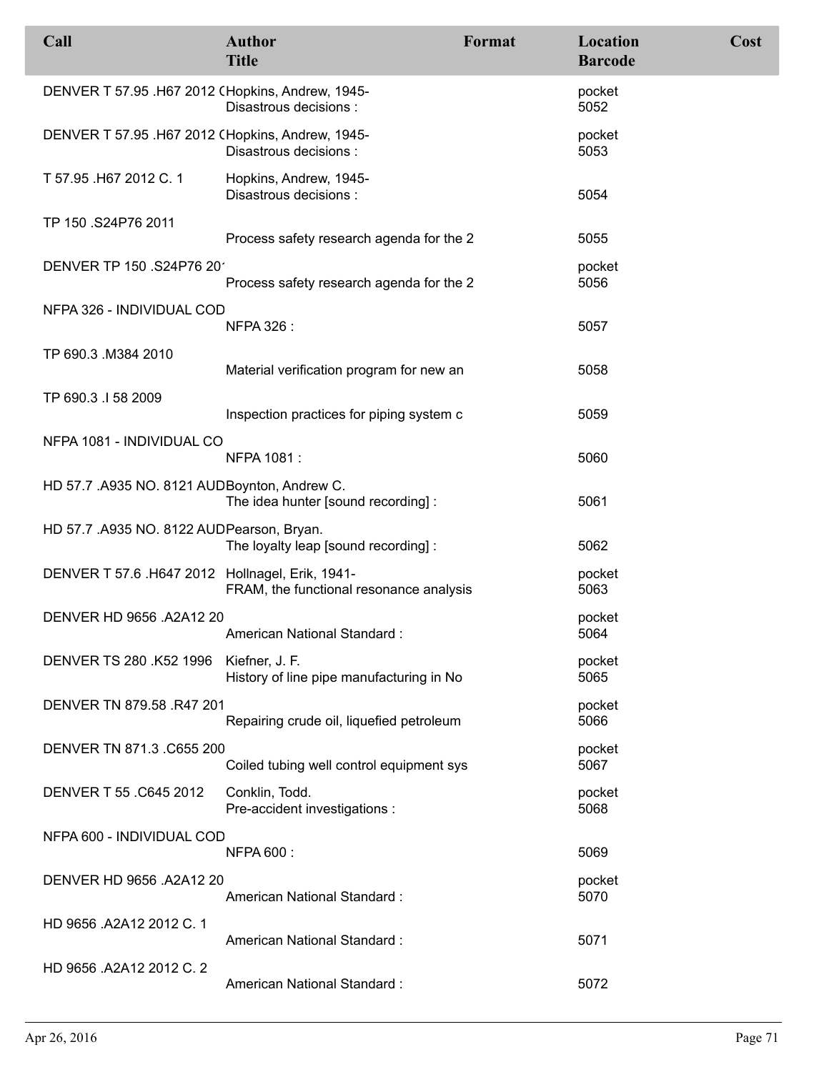| Call | Author / Title | Format | Location / Barcode | Cost |
|---|---|---|---|---|
| DENVER T 57.95 .H67 2012 ( | Hopkins, Andrew, 1945- / Disastrous decisions : | | pocket / 5052 | |
| DENVER T 57.95 .H67 2012 ( | Hopkins, Andrew, 1945- / Disastrous decisions : | | pocket / 5053 | |
| T 57.95 .H67 2012 C. 1 | Hopkins, Andrew, 1945- / Disastrous decisions : | | 5054 | |
| TP 150 .S24P76 2011 | Process safety research agenda for the 2 | | 5055 | |
| DENVER TP 150 .S24P76 20 | Process safety research agenda for the 2 | | pocket / 5056 | |
| NFPA 326 - INDIVIDUAL COD | NFPA 326 : | | 5057 | |
| TP 690.3 .M384 2010 | Material verification program for new an | | 5058 | |
| TP 690.3 .I 58 2009 | Inspection practices for piping system c | | 5059 | |
| NFPA 1081 - INDIVIDUAL CO | NFPA 1081 : | | 5060 | |
| HD 57.7 .A935 NO. 8121 AUD | Boynton, Andrew C. / The idea hunter [sound recording] : | | 5061 | |
| HD 57.7 .A935 NO. 8122 AUD | Pearson, Bryan. / The loyalty leap [sound recording] : | | 5062 | |
| DENVER T 57.6 .H647 2012 | Hollnagel, Erik, 1941- / FRAM, the functional resonance analysis | | pocket / 5063 | |
| DENVER HD 9656 .A2A12 20 | American National Standard : | | pocket / 5064 | |
| DENVER TS 280 .K52 1996 | Kiefner, J. F. / History of line pipe manufacturing in No | | pocket / 5065 | |
| DENVER TN 879.58 .R47 201 | Repairing crude oil, liquefied petroleum | | pocket / 5066 | |
| DENVER TN 871.3 .C655 200 | Coiled tubing well control equipment sys | | pocket / 5067 | |
| DENVER T 55 .C645 2012 | Conklin, Todd. / Pre-accident investigations : | | pocket / 5068 | |
| NFPA 600 - INDIVIDUAL COD | NFPA 600 : | | 5069 | |
| DENVER HD 9656 .A2A12 20 | American National Standard : | | pocket / 5070 | |
| HD 9656 .A2A12 2012 C. 1 | American National Standard : | | 5071 | |
| HD 9656 .A2A12 2012 C. 2 | American National Standard : | | 5072 | |

Apr 26, 2016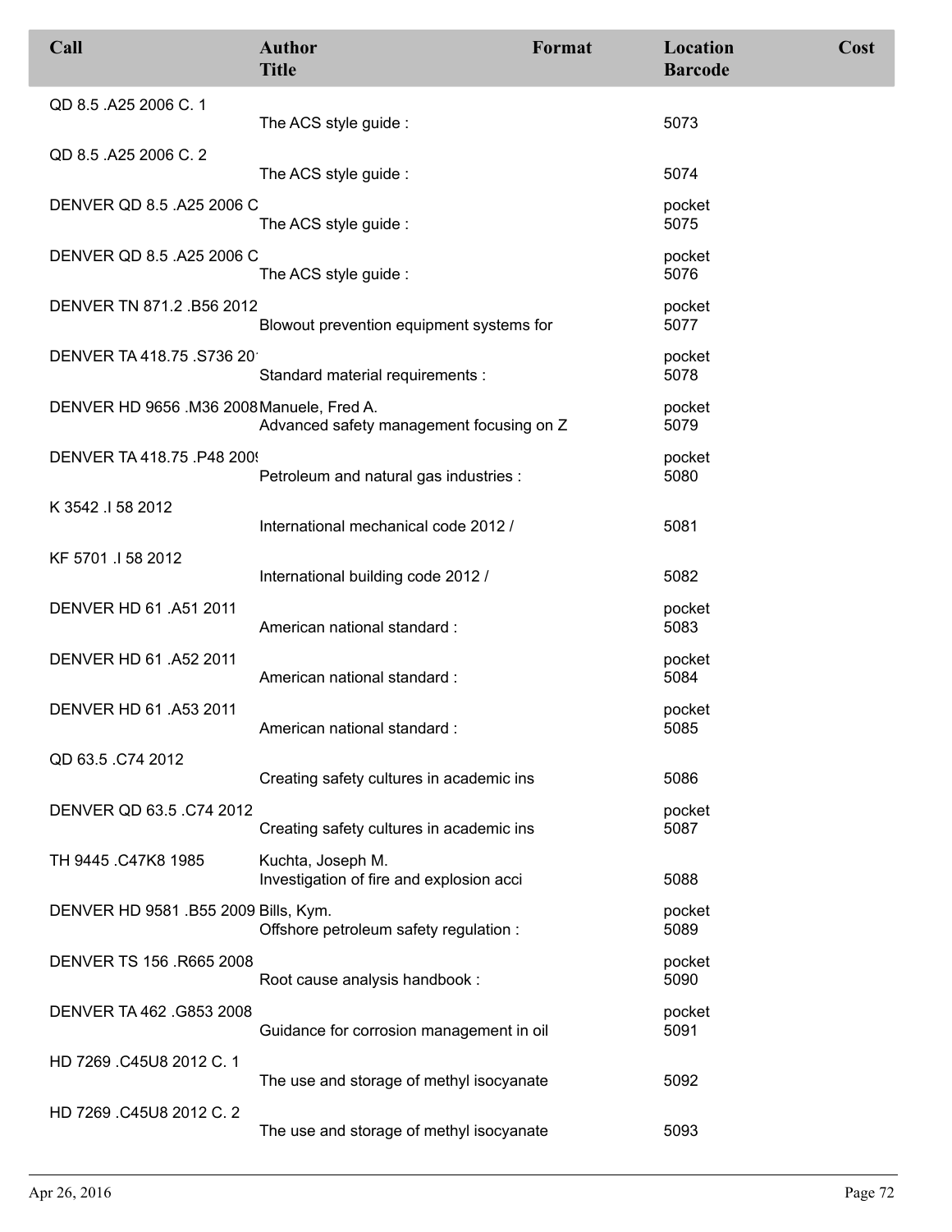| Call | Author / Title | Format | Location / Barcode | Cost |
|---|---|---|---|---|
| QD 8.5 .A25 2006 C. 1 | The ACS style guide : | | 5073 | |
| QD 8.5 .A25 2006 C. 2 | The ACS style guide : | | 5074 | |
| DENVER QD 8.5 .A25 2006 C | The ACS style guide : | | pocket 5075 | |
| DENVER QD 8.5 .A25 2006 C | The ACS style guide : | | pocket 5076 | |
| DENVER TN 871.2 .B56 2012 | Blowout prevention equipment systems for | | pocket 5077 | |
| DENVER TA 418.75 .S736 20 | Standard material requirements : | | pocket 5078 | |
| DENVER HD 9656 .M36 2008 | Manuele, Fred A. Advanced safety management focusing on Z | | pocket 5079 | |
| DENVER TA 418.75 .P48 200 | Petroleum and natural gas industries : | | pocket 5080 | |
| K 3542 .I 58 2012 | International mechanical code 2012 / | | 5081 | |
| KF 5701 .I 58 2012 | International building code 2012 / | | 5082 | |
| DENVER HD 61 .A51 2011 | American national standard : | | pocket 5083 | |
| DENVER HD 61 .A52 2011 | American national standard : | | pocket 5084 | |
| DENVER HD 61 .A53 2011 | American national standard : | | pocket 5085 | |
| QD 63.5 .C74 2012 | Creating safety cultures in academic ins | | 5086 | |
| DENVER QD 63.5 .C74 2012 | Creating safety cultures in academic ins | | pocket 5087 | |
| TH 9445 .C47K8 1985 | Kuchta, Joseph M. Investigation of fire and explosion acci | | 5088 | |
| DENVER HD 9581 .B55 2009 | Bills, Kym. Offshore petroleum safety regulation : | | pocket 5089 | |
| DENVER TS 156 .R665 2008 | Root cause analysis handbook : | | pocket 5090 | |
| DENVER TA 462 .G853 2008 | Guidance for corrosion management in oil | | pocket 5091 | |
| HD 7269 .C45U8 2012 C. 1 | The use and storage of methyl isocyanate | | 5092 | |
| HD 7269 .C45U8 2012 C. 2 | The use and storage of methyl isocyanate | | 5093 | |

Apr 26, 2016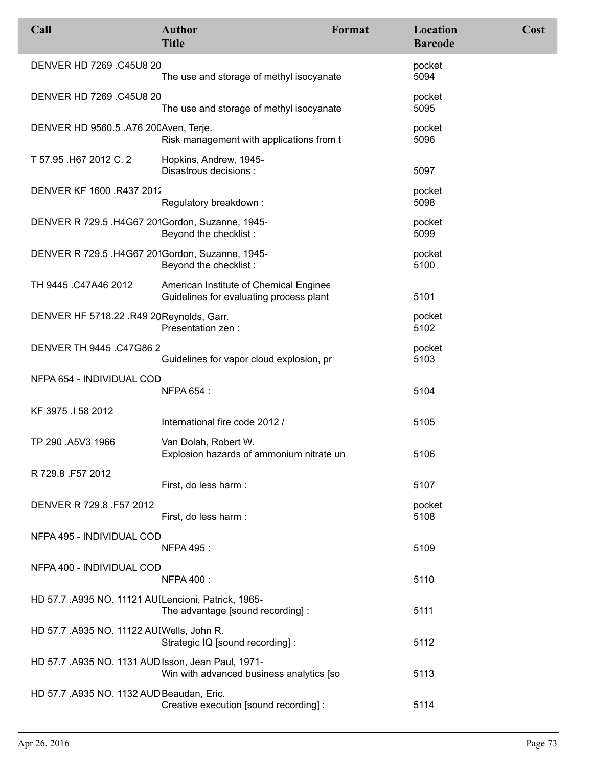| Call | Author<br>Title | Format | Location<br>Barcode | Cost |
|---|---|---|---|---|
| DENVER HD 7269 .C45U8 20 | The use and storage of methyl isocyanate | | pocket<br>5094 | |
| DENVER HD 7269 .C45U8 20 | The use and storage of methyl isocyanate | | pocket<br>5095 | |
| DENVER HD 9560.5 .A76 200 | Aven, Terje.<br>Risk management with applications from t | | pocket<br>5096 | |
| T 57.95 .H67 2012 C. 2 | Hopkins, Andrew, 1945-<br>Disastrous decisions : | | 5097 | |
| DENVER KF 1600 .R437 2012 | Regulatory breakdown : | | pocket<br>5098 | |
| DENVER R 729.5 .H4G67 201 | Gordon, Suzanne, 1945-<br>Beyond the checklist : | | pocket<br>5099 | |
| DENVER R 729.5 .H4G67 201 | Gordon, Suzanne, 1945-<br>Beyond the checklist : | | pocket<br>5100 | |
| TH 9445 .C47A46 2012 | American Institute of Chemical Enginee<br>Guidelines for evaluating process plant | | 5101 | |
| DENVER HF 5718.22 .R49 20 | Reynolds, Garr.<br>Presentation zen : | | pocket<br>5102 | |
| DENVER TH 9445 .C47G86 2 | Guidelines for vapor cloud explosion, pr | | pocket<br>5103 | |
| NFPA 654 - INDIVIDUAL COD | NFPA 654 : | | 5104 | |
| KF 3975 .I 58 2012 | International fire code 2012 / | | 5105 | |
| TP 290 .A5V3 1966 | Van Dolah, Robert W.<br>Explosion hazards of ammonium nitrate un | | 5106 | |
| R 729.8 .F57 2012 | First, do less harm : | | 5107 | |
| DENVER R 729.8 .F57 2012 | First, do less harm : | | pocket<br>5108 | |
| NFPA 495 - INDIVIDUAL COD | NFPA 495 : | | 5109 | |
| NFPA 400 - INDIVIDUAL COD | NFPA 400 : | | 5110 | |
| HD 57.7 .A935 NO. 11121 AUI | Lencioni, Patrick, 1965-<br>The advantage [sound recording] : | | 5111 | |
| HD 57.7 .A935 NO. 11122 AUI | Wells, John R.<br>Strategic IQ [sound recording] : | | 5112 | |
| HD 57.7 .A935 NO. 1131 AUD | Isson, Jean Paul, 1971-<br>Win with advanced business analytics [so | | 5113 | |
| HD 57.7 .A935 NO. 1132 AUD | Beaudan, Eric.<br>Creative execution [sound recording] : | | 5114 | |

Apr 26, 2016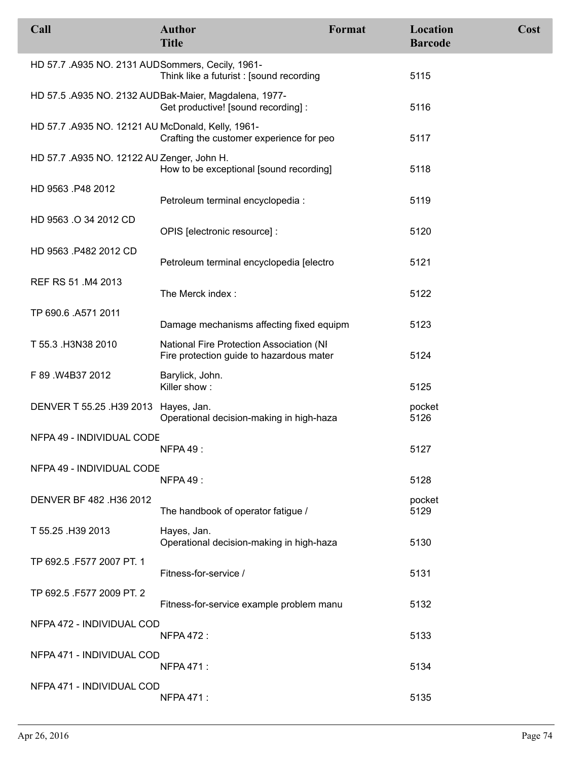| Call | Author<br>Title | Format | Location<br>Barcode | Cost |
|---|---|---|---|---|
| HD 57.7 .A935 NO. 2131 AUD | Sommers, Cecily, 1961-<br>Think like a futurist : [sound recording | | 5115 | |
| HD 57.5 .A935 NO. 2132 AUD | Bak-Maier, Magdalena, 1977-<br>Get productive! [sound recording] : | | 5116 | |
| HD 57.7 .A935 NO. 12121 AU | McDonald, Kelly, 1961-<br>Crafting the customer experience for peo | | 5117 | |
| HD 57.7 .A935 NO. 12122 AU | Zenger, John H.<br>How to be exceptional [sound recording] | | 5118 | |
| HD 9563 .P48 2012 | Petroleum terminal encyclopedia : | | 5119 | |
| HD 9563 .O 34 2012 CD | OPIS [electronic resource] : | | 5120 | |
| HD 9563 .P482 2012 CD | Petroleum terminal encyclopedia [electro | | 5121 | |
| REF RS 51 .M4 2013 | The Merck index : | | 5122 | |
| TP 690.6 .A571 2011 | Damage mechanisms affecting fixed equipm | | 5123 | |
| T 55.3 .H3N38 2010 | National Fire Protection Association (NI<br>Fire protection guide to hazardous mater | | 5124 | |
| F 89 .W4B37 2012 | Barylick, John.<br>Killer show : | | 5125 | |
| DENVER T 55.25 .H39 2013 | Hayes, Jan.<br>Operational decision-making in high-haza | | pocket<br>5126 | |
| NFPA 49 - INDIVIDUAL CODE | NFPA 49 : | | 5127 | |
| NFPA 49 - INDIVIDUAL CODE | NFPA 49 : | | 5128 | |
| DENVER BF 482 .H36 2012 | The handbook of operator fatigue / | | pocket<br>5129 | |
| T 55.25 .H39 2013 | Hayes, Jan.<br>Operational decision-making in high-haza | | 5130 | |
| TP 692.5 .F577 2007 PT. 1 | Fitness-for-service / | | 5131 | |
| TP 692.5 .F577 2009 PT. 2 | Fitness-for-service example problem manu | | 5132 | |
| NFPA 472 - INDIVIDUAL COD | NFPA 472 : | | 5133 | |
| NFPA 471 - INDIVIDUAL COD | NFPA 471 : | | 5134 | |
| NFPA 471 - INDIVIDUAL COD | NFPA 471 : | | 5135 | |

Apr 26, 2016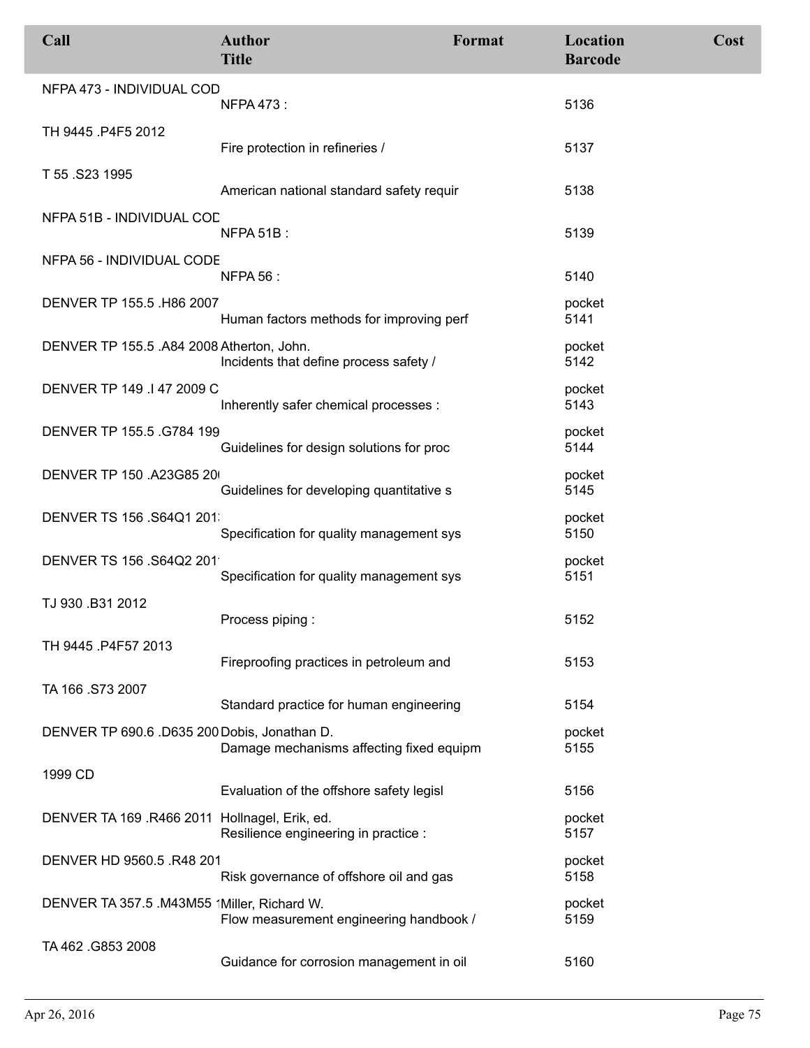| Call | Author<br>Title | Format | Location<br>Barcode | Cost |
|---|---|---|---|---|
| NFPA 473 - INDIVIDUAL COD | NFPA 473 : | | 5136 | |
| TH 9445 .P4F5 2012 | Fire protection in refineries / | | 5137 | |
| T 55 .S23 1995 | American national standard safety requir | | 5138 | |
| NFPA 51B - INDIVIDUAL COD | NFPA 51B : | | 5139 | |
| NFPA 56 - INDIVIDUAL CODE | NFPA 56 : | | 5140 | |
| DENVER TP 155.5 .H86 2007 | Human factors methods for improving perf | | pocket<br>5141 | |
| DENVER TP 155.5 .A84 2008 | Atherton, John.<br>Incidents that define process safety / | | pocket<br>5142 | |
| DENVER TP 149 .I 47 2009 C | Inherently safer chemical processes : | | pocket<br>5143 | |
| DENVER TP 155.5 .G784 199 | Guidelines for design solutions for proc | | pocket<br>5144 | |
| DENVER TP 150 .A23G85 20 | Guidelines for developing quantitative s | | pocket<br>5145 | |
| DENVER TS 156 .S64Q1 201 | Specification for quality management sys | | pocket<br>5150 | |
| DENVER TS 156 .S64Q2 201 | Specification for quality management sys | | pocket<br>5151 | |
| TJ 930 .B31 2012 | Process piping : | | 5152 | |
| TH 9445 .P4F57 2013 | Fireproofing practices in petroleum and | | 5153 | |
| TA 166 .S73 2007 | Standard practice for human engineering | | 5154 | |
| DENVER TP 690.6 .D635 200 | Dobis, Jonathan D.<br>Damage mechanisms affecting fixed equipm | | pocket<br>5155 | |
| 1999 CD | Evaluation of the offshore safety legisl | | 5156 | |
| DENVER TA 169 .R466 2011 | Hollnagel, Erik, ed.<br>Resilience engineering in practice : | | pocket<br>5157 | |
| DENVER HD 9560.5 .R48 201 | Risk governance of offshore oil and gas | | pocket<br>5158 | |
| DENVER TA 357.5 .M43M55 1 | Miller, Richard W.<br>Flow measurement engineering handbook / | | pocket<br>5159 | |
| TA 462 .G853 2008 | Guidance for corrosion management in oil | | 5160 | |

Apr 26, 2016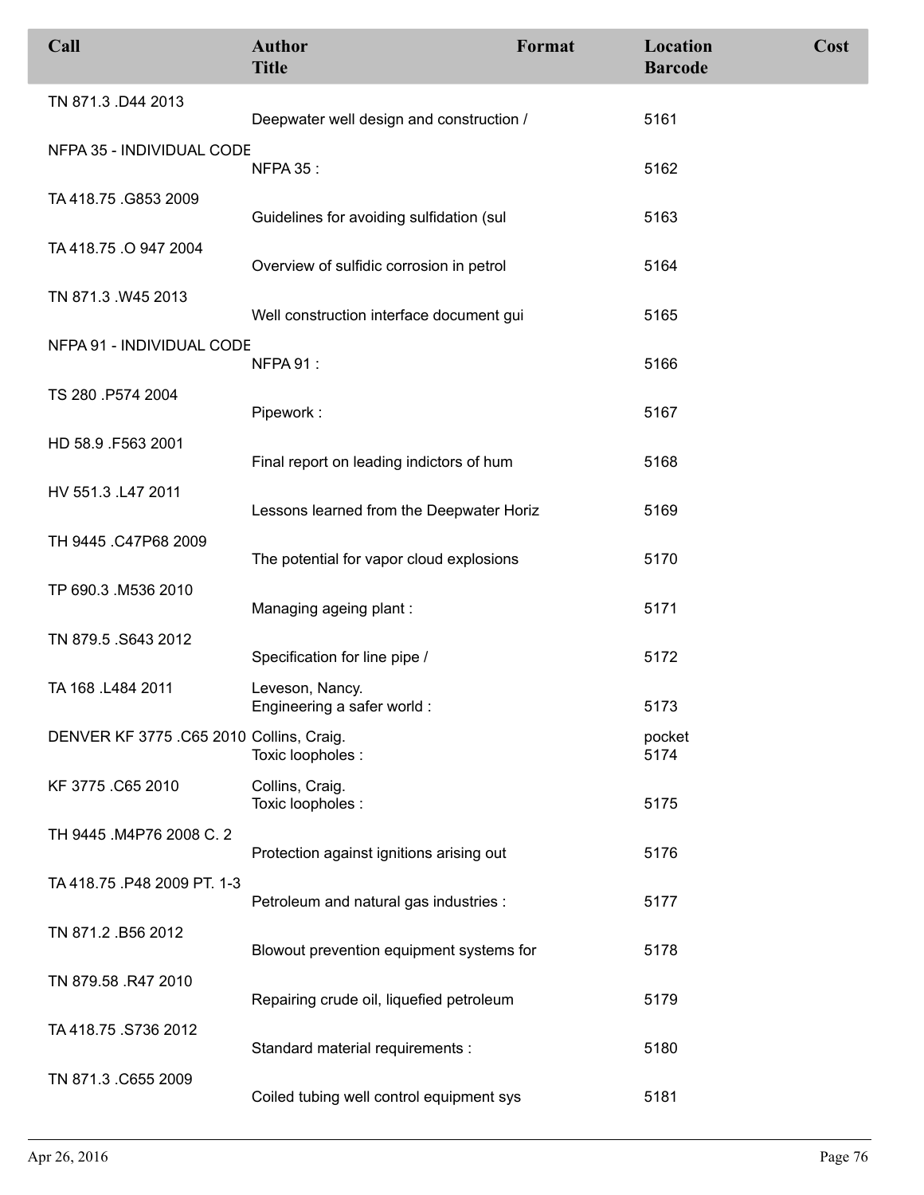| Call | Author<br>Title | Format | Location<br>Barcode | Cost |
|---|---|---|---|---|
| TN 871.3 .D44 2013 | Deepwater well design and construction / | | 5161 | |
| NFPA 35 - INDIVIDUAL CODE | NFPA 35 : | | 5162 | |
| TA 418.75 .G853 2009 | Guidelines for avoiding sulfidation (sul | | 5163 | |
| TA 418.75 .O 947 2004 | Overview of sulfidic corrosion in petrol | | 5164 | |
| TN 871.3 .W45 2013 | Well construction interface document gui | | 5165 | |
| NFPA 91 - INDIVIDUAL CODE | NFPA 91 : | | 5166 | |
| TS 280 .P574 2004 | Pipework : | | 5167 | |
| HD 58.9 .F563 2001 | Final report on leading indictors of hum | | 5168 | |
| HV 551.3 .L47 2011 | Lessons learned from the Deepwater Horiz | | 5169 | |
| TH 9445 .C47P68 2009 | The potential for vapor cloud explosions | | 5170 | |
| TP 690.3 .M536 2010 | Managing ageing plant : | | 5171 | |
| TN 879.5 .S643 2012 | Specification for line pipe / | | 5172 | |
| TA 168 .L484 2011 | Leveson, Nancy.<br>Engineering a safer world : | | 5173 | |
| DENVER KF 3775 .C65 2010 | Collins, Craig.<br>Toxic loopholes : | | pocket<br>5174 | |
| KF 3775 .C65 2010 | Collins, Craig.<br>Toxic loopholes : | | 5175 | |
| TH 9445 .M4P76 2008 C. 2 | Protection against ignitions arising out | | 5176 | |
| TA 418.75 .P48 2009 PT. 1-3 | Petroleum and natural gas industries : | | 5177 | |
| TN 871.2 .B56 2012 | Blowout prevention equipment systems for | | 5178 | |
| TN 879.58 .R47 2010 | Repairing crude oil, liquefied petroleum | | 5179 | |
| TA 418.75 .S736 2012 | Standard material requirements : | | 5180 | |
| TN 871.3 .C655 2009 | Coiled tubing well control equipment sys | | 5181 | |

Apr 26, 2016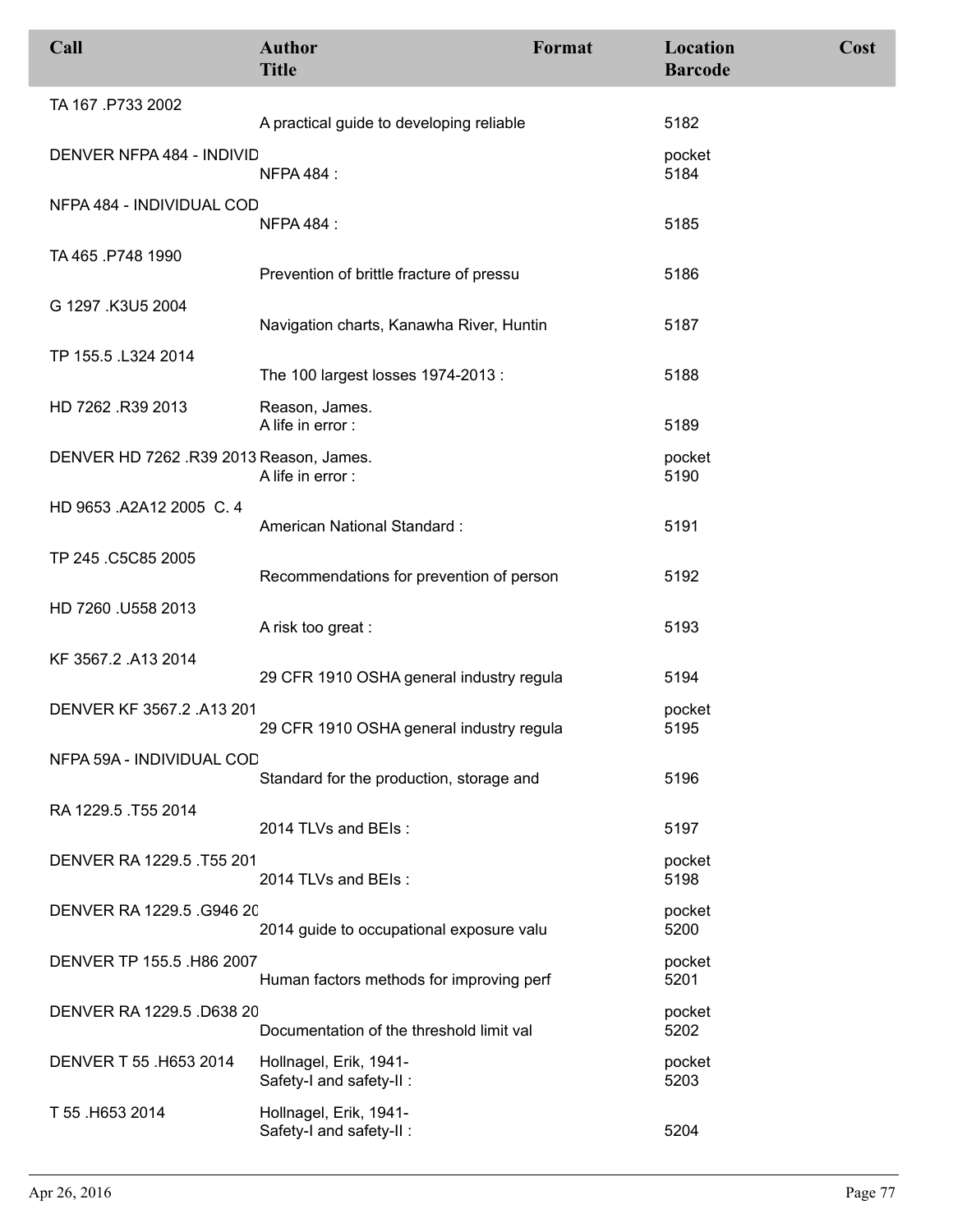| Call | Author<br>Title | Format | Location<br>Barcode | Cost |
|---|---|---|---|---|
| TA 167 .P733 2002 | A practical guide to developing reliable | | 5182 | |
| DENVER NFPA 484 - INDIVID | NFPA 484 : | | pocket<br>5184 | |
| NFPA 484 - INDIVIDUAL COD | NFPA 484 : | | 5185 | |
| TA 465 .P748 1990 | Prevention of brittle fracture of pressu | | 5186 | |
| G 1297 .K3U5 2004 | Navigation charts, Kanawha River, Huntin | | 5187 | |
| TP 155.5 .L324 2014 | The 100 largest losses 1974-2013 : | | 5188 | |
| HD 7262 .R39 2013 | Reason, James.<br>A life in error : | | 5189 | |
| DENVER HD 7262 .R39 2013 | Reason, James.<br>A life in error : | | pocket<br>5190 | |
| HD 9653 .A2A12 2005 C. 4 | American National Standard : | | 5191 | |
| TP 245 .C5C85 2005 | Recommendations for prevention of person | | 5192 | |
| HD 7260 .U558 2013 | A risk too great : | | 5193 | |
| KF 3567.2 .A13 2014 | 29 CFR 1910 OSHA general industry regula | | 5194 | |
| DENVER KF 3567.2 .A13 201 | 29 CFR 1910 OSHA general industry regula | | pocket<br>5195 | |
| NFPA 59A - INDIVIDUAL COD | Standard for the production, storage and | | 5196 | |
| RA 1229.5 .T55 2014 | 2014 TLVs and BEIs : | | 5197 | |
| DENVER RA 1229.5 .T55 201 | 2014 TLVs and BEIs : | | pocket<br>5198 | |
| DENVER RA 1229.5 .G946 20 | 2014 guide to occupational exposure valu | | pocket<br>5200 | |
| DENVER TP 155.5 .H86 2007 | Human factors methods for improving perf | | pocket<br>5201 | |
| DENVER RA 1229.5 .D638 20 | Documentation of the threshold limit val | | pocket<br>5202 | |
| DENVER T 55 .H653 2014 | Hollnagel, Erik, 1941-<br>Safety-I and safety-II : | | pocket<br>5203 | |
| T 55 .H653 2014 | Hollnagel, Erik, 1941-<br>Safety-I and safety-II : | | 5204 | |

Apr 26, 2016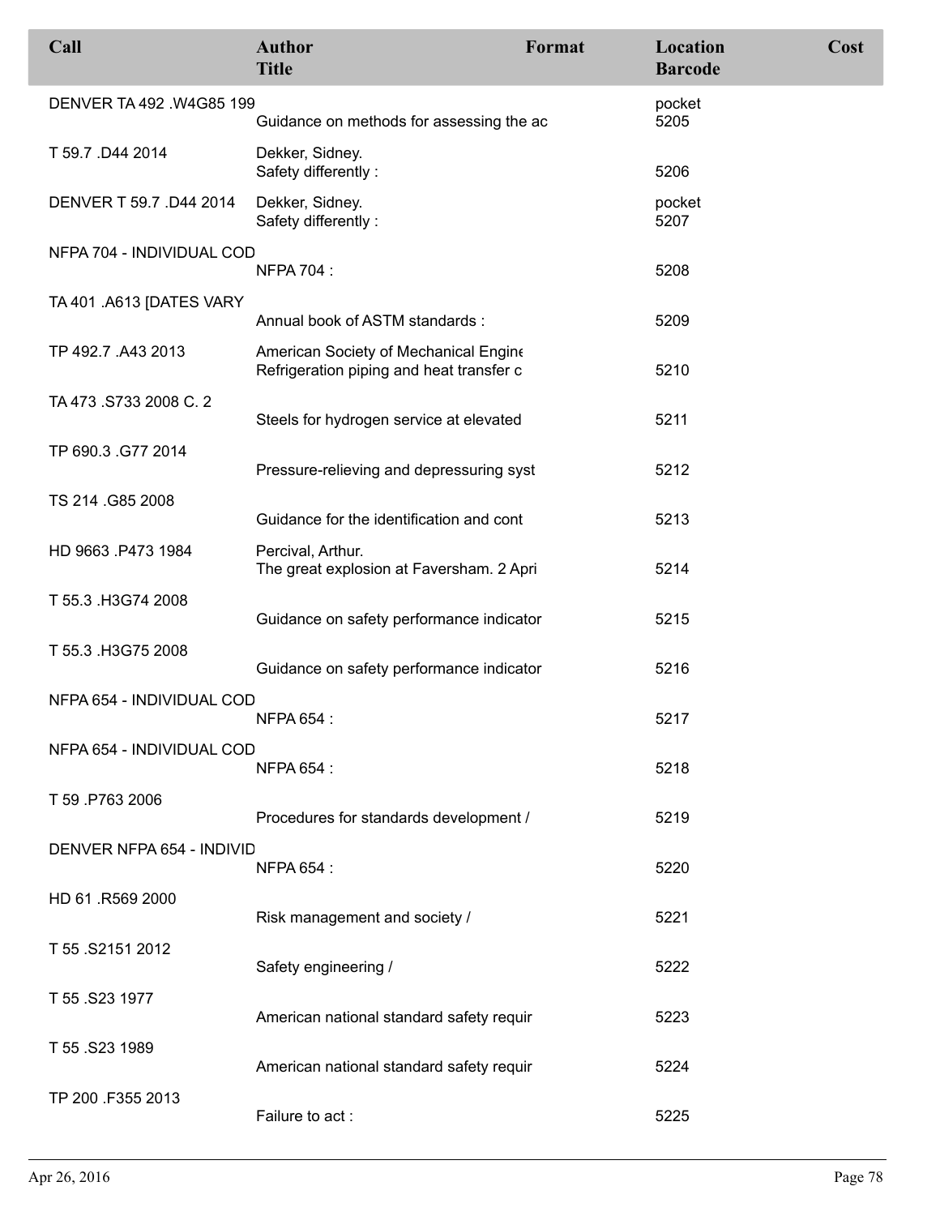| Call | Author<br>Title | Format | Location<br>Barcode | Cost |
|---|---|---|---|---|
| DENVER TA 492 .W4G85 199 | Guidance on methods for assessing the ac | | pocket<br>5205 | |
| T 59.7 .D44 2014 | Dekker, Sidney.<br>Safety differently : | | 5206 | |
| DENVER T 59.7 .D44 2014 | Dekker, Sidney.<br>Safety differently : | | pocket<br>5207 | |
| NFPA 704 - INDIVIDUAL COD | NFPA 704 : | | 5208 | |
| TA 401 .A613 [DATES VARY | Annual book of ASTM standards : | | 5209 | |
| TP 492.7 .A43 2013 | American Society of Mechanical Engine<br>Refrigeration piping and heat transfer c | | 5210 | |
| TA 473 .S733 2008 C. 2 | Steels for hydrogen service at elevated | | 5211 | |
| TP 690.3 .G77 2014 | Pressure-relieving and depressuring syst | | 5212 | |
| TS 214 .G85 2008 | Guidance for the identification and cont | | 5213 | |
| HD 9663 .P473 1984 | Percival, Arthur.<br>The great explosion at Faversham. 2 Apri | | 5214 | |
| T 55.3 .H3G74 2008 | Guidance on safety performance indicator | | 5215 | |
| T 55.3 .H3G75 2008 | Guidance on safety performance indicator | | 5216 | |
| NFPA 654 - INDIVIDUAL COD | NFPA 654 : | | 5217 | |
| NFPA 654 - INDIVIDUAL COD | NFPA 654 : | | 5218 | |
| T 59 .P763 2006 | Procedures for standards development / | | 5219 | |
| DENVER NFPA 654 - INDIVID | NFPA 654 : | | 5220 | |
| HD 61 .R569 2000 | Risk management and society / | | 5221 | |
| T 55 .S2151 2012 | Safety engineering / | | 5222 | |
| T 55 .S23 1977 | American national standard safety requir | | 5223 | |
| T 55 .S23 1989 | American national standard safety requir | | 5224 | |
| TP 200 .F355 2013 | Failure to act : | | 5225 | |

Apr 26, 2016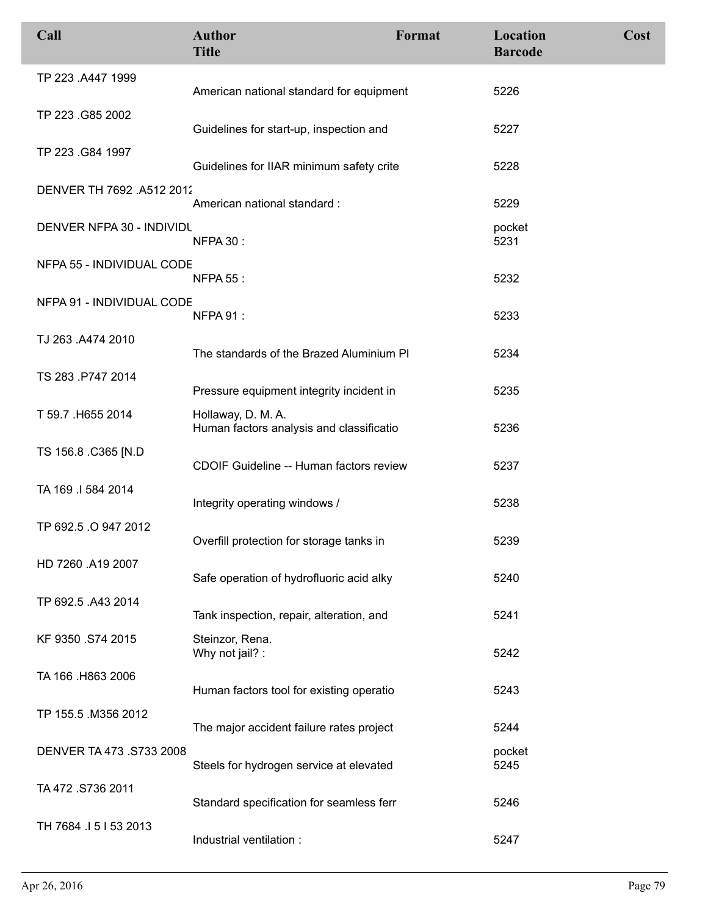| Call | Author<br>Title | Format | Location<br>Barcode | Cost |
|---|---|---|---|---|
| TP 223 .A447 1999 | American national standard for equipment | | 5226 | |
| TP 223 .G85 2002 | Guidelines for start-up, inspection and | | 5227 | |
| TP 223 .G84 1997 | Guidelines for IIAR minimum safety crite | | 5228 | |
| DENVER TH 7692 .A512 2012 | American national standard : | | 5229 | |
| DENVER NFPA 30 - INDIVIDU | NFPA 30 : | | pocket<br>5231 | |
| NFPA 55 - INDIVIDUAL CODE | NFPA 55 : | | 5232 | |
| NFPA 91 - INDIVIDUAL CODE | NFPA 91 : | | 5233 | |
| TJ 263 .A474 2010 | The standards of the Brazed Aluminium Pl | | 5234 | |
| TS 283 .P747 2014 | Pressure equipment integrity incident in | | 5235 | |
| T 59.7 .H655 2014 | Hollaway, D. M. A.<br>Human factors analysis and classificatio | | 5236 | |
| TS 156.8 .C365 [N.D | CDOIF Guideline -- Human factors review | | 5237 | |
| TA 169 .I 584 2014 | Integrity operating windows / | | 5238 | |
| TP 692.5 .O 947 2012 | Overfill protection for storage tanks in | | 5239 | |
| HD 7260 .A19 2007 | Safe operation of hydrofluoric acid alky | | 5240 | |
| TP 692.5 .A43 2014 | Tank inspection, repair, alteration, and | | 5241 | |
| KF 9350 .S74 2015 | Steinzor, Rena.<br>Why not jail? : | | 5242 | |
| TA 166 .H863 2006 | Human factors tool for existing operatio | | 5243 | |
| TP 155.5 .M356 2012 | The major accident failure rates project | | 5244 | |
| DENVER TA 473 .S733 2008 | Steels for hydrogen service at elevated | | pocket<br>5245 | |
| TA 472 .S736 2011 | Standard specification for seamless ferr | | 5246 | |
| TH 7684 .I 5 I 53 2013 | Industrial ventilation : | | 5247 | |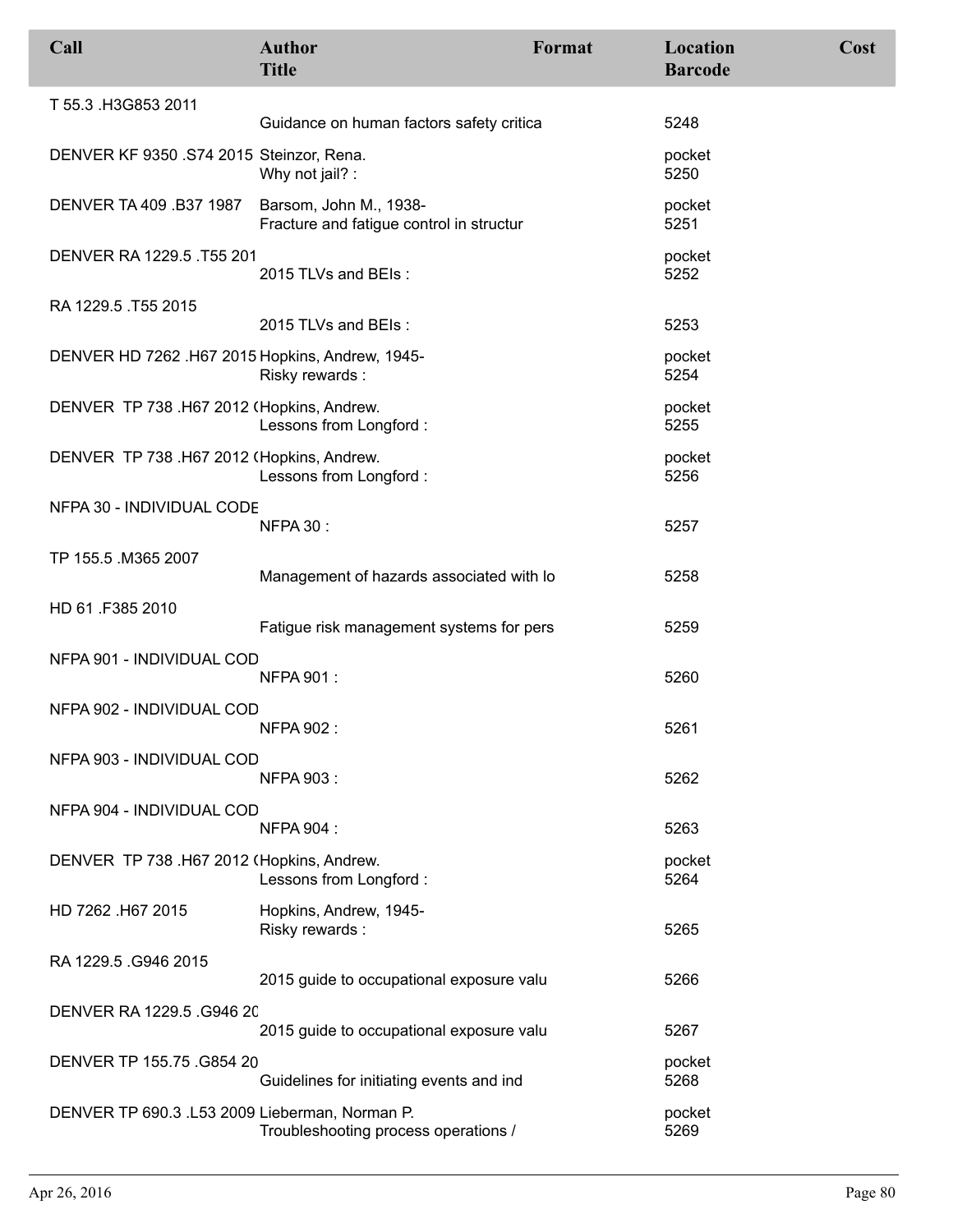| Call | Author / Title | Format | Location / Barcode | Cost |
|---|---|---|---|---|
| T 55.3 .H3G853 2011 | Guidance on human factors safety critica | | 5248 | |
| DENVER KF 9350 .S74 2015 | Steinzor, Rena. / Why not jail? : | | pocket / 5250 | |
| DENVER TA 409 .B37 1987 | Barsom, John M., 1938- / Fracture and fatigue control in structur | | pocket / 5251 | |
| DENVER RA 1229.5 .T55 201 | 2015 TLVs and BEIs : | | pocket / 5252 | |
| RA 1229.5 .T55 2015 | 2015 TLVs and BEIs : | | 5253 | |
| DENVER HD 7262 .H67 2015 | Hopkins, Andrew, 1945- / Risky rewards : | | pocket / 5254 | |
| DENVER TP 738 .H67 2012 ( | Hopkins, Andrew. / Lessons from Longford : | | pocket / 5255 | |
| DENVER TP 738 .H67 2012 ( | Hopkins, Andrew. / Lessons from Longford : | | pocket / 5256 | |
| NFPA 30 - INDIVIDUAL CODE | NFPA 30 : | | 5257 | |
| TP 155.5 .M365 2007 | Management of hazards associated with lo | | 5258 | |
| HD 61 .F385 2010 | Fatigue risk management systems for pers | | 5259 | |
| NFPA 901 - INDIVIDUAL COD | NFPA 901 : | | 5260 | |
| NFPA 902 - INDIVIDUAL COD | NFPA 902 : | | 5261 | |
| NFPA 903 - INDIVIDUAL COD | NFPA 903 : | | 5262 | |
| NFPA 904 - INDIVIDUAL COD | NFPA 904 : | | 5263 | |
| DENVER TP 738 .H67 2012 ( | Hopkins, Andrew. / Lessons from Longford : | | pocket / 5264 | |
| HD 7262 .H67 2015 | Hopkins, Andrew, 1945- / Risky rewards : | | 5265 | |
| RA 1229.5 .G946 2015 | 2015 guide to occupational exposure valu | | 5266 | |
| DENVER RA 1229.5 .G946 20 | 2015 guide to occupational exposure valu | | 5267 | |
| DENVER TP 155.75 .G854 20 | Guidelines for initiating events and ind | | pocket / 5268 | |
| DENVER TP 690.3 .L53 2009 | Lieberman, Norman P. / Troubleshooting process operations / | | pocket / 5269 | |

Apr 26, 2016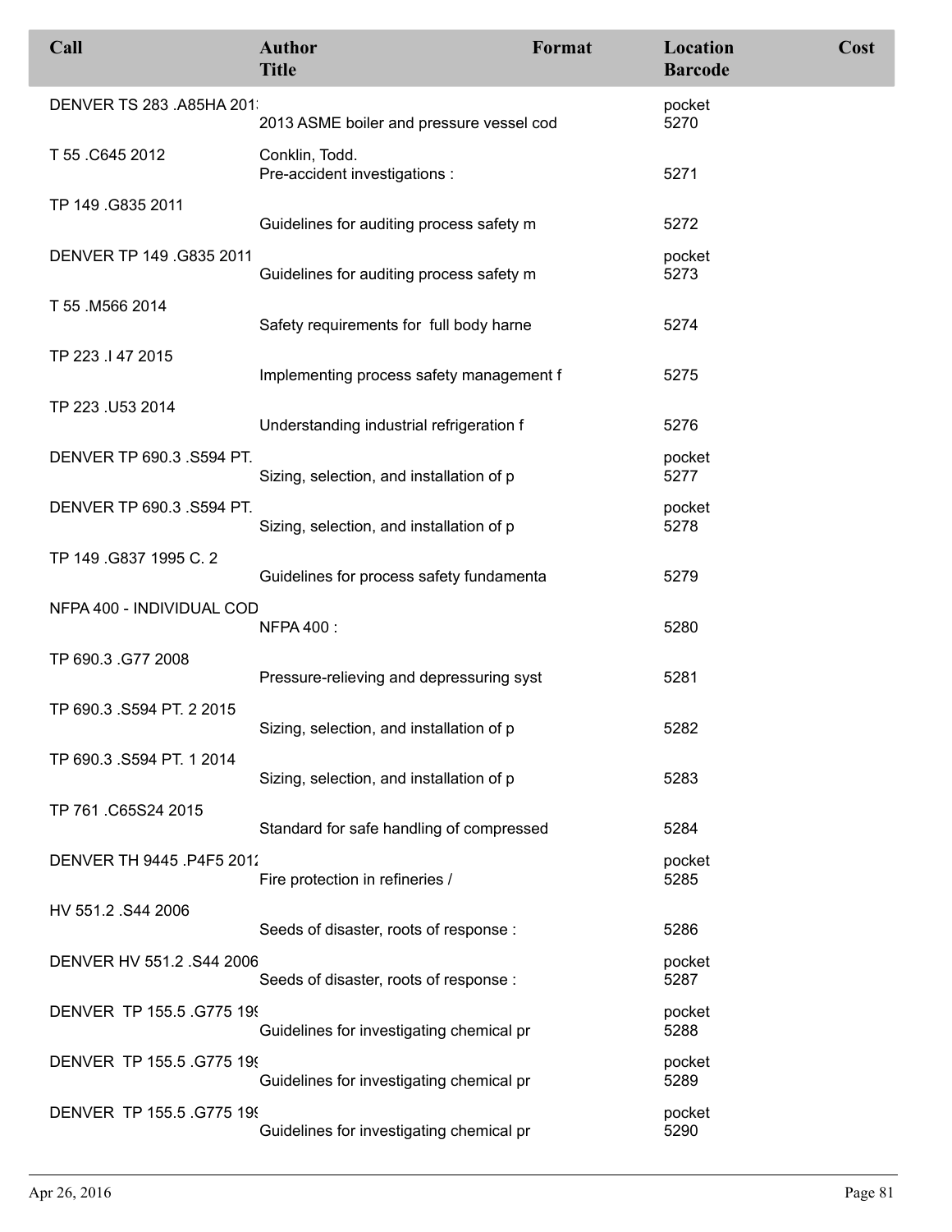| Call | Author<br>Title | Format | Location<br>Barcode | Cost |
|---|---|---|---|---|
| DENVER TS 283 .A85HA 201: | 2013 ASME boiler and pressure vessel cod | | pocket<br>5270 | |
| T 55 .C645 2012 | Conklin, Todd.<br>Pre-accident investigations : | | 5271 | |
| TP 149 .G835 2011 | Guidelines for auditing process safety m | | 5272 | |
| DENVER TP 149 .G835 2011 | Guidelines for auditing process safety m | | pocket<br>5273 | |
| T 55 .M566 2014 | Safety requirements for full body harne | | 5274 | |
| TP 223 .I 47 2015 | Implementing process safety management f | | 5275 | |
| TP 223 .U53 2014 | Understanding industrial refrigeration f | | 5276 | |
| DENVER TP 690.3 .S594 PT. | Sizing, selection, and installation of p | | pocket<br>5277 | |
| DENVER TP 690.3 .S594 PT. | Sizing, selection, and installation of p | | pocket<br>5278 | |
| TP 149 .G837 1995 C. 2 | Guidelines for process safety fundamenta | | 5279 | |
| NFPA 400 - INDIVIDUAL COD | NFPA 400 : | | 5280 | |
| TP 690.3 .G77 2008 | Pressure-relieving and depressuring syst | | 5281 | |
| TP 690.3 .S594 PT. 2 2015 | Sizing, selection, and installation of p | | 5282 | |
| TP 690.3 .S594 PT. 1 2014 | Sizing, selection, and installation of p | | 5283 | |
| TP 761 .C65S24 2015 | Standard for safe handling of compressed | | 5284 | |
| DENVER TH 9445 .P4F5 2012 | Fire protection in refineries / | | pocket<br>5285 | |
| HV 551.2 .S44 2006 | Seeds of disaster, roots of response : | | 5286 | |
| DENVER HV 551.2 .S44 2006 | Seeds of disaster, roots of response : | | pocket<br>5287 | |
| DENVER TP 155.5 .G775 19! | Guidelines for investigating chemical pr | | pocket<br>5288 | |
| DENVER TP 155.5 .G775 19! | Guidelines for investigating chemical pr | | pocket<br>5289 | |
| DENVER TP 155.5 .G775 19! | Guidelines for investigating chemical pr | | pocket<br>5290 | |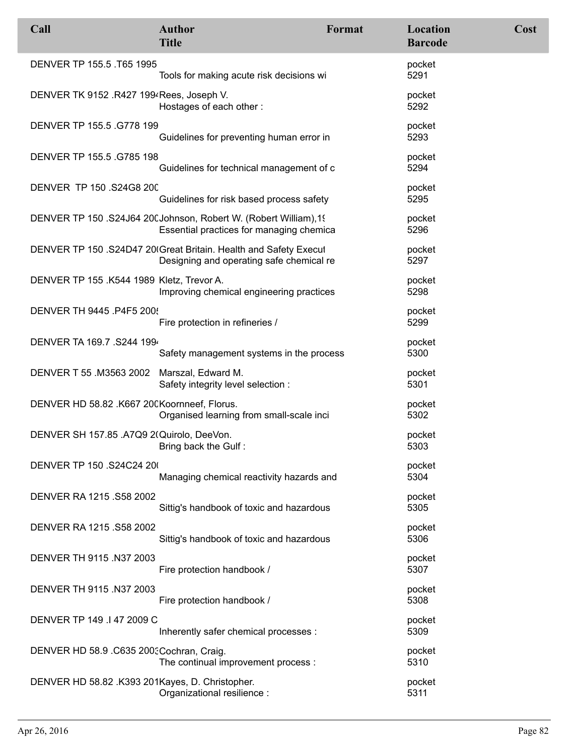| Call | Author<br>Title | Format | Location<br>Barcode | Cost |
|---|---|---|---|---|
| DENVER TP 155.5 .T65 1995 | Tools for making acute risk decisions wi | | pocket<br>5291 | |
| DENVER TK 9152 .R427 1994 | Rees, Joseph V.<br>Hostages of each other : | | pocket<br>5292 | |
| DENVER TP 155.5 .G778 199 | Guidelines for preventing human error in | | pocket<br>5293 | |
| DENVER TP 155.5 .G785 198 | Guidelines for technical management of c | | pocket<br>5294 | |
| DENVER TP 150 .S24G8 200 | Guidelines for risk based process safety | | pocket<br>5295 | |
| DENVER TP 150 .S24J64 200 | Johnson, Robert W. (Robert William),19<br>Essential practices for managing chemica | | pocket<br>5296 | |
| DENVER TP 150 .S24D47 200 | Great Britain. Health and Safety Execut<br>Designing and operating safe chemical re | | pocket<br>5297 | |
| DENVER TP 155 .K544 1989 | Kletz, Trevor A.<br>Improving chemical engineering practices | | pocket<br>5298 | |
| DENVER TH 9445 .P4F5 2005 | Fire protection in refineries / | | pocket<br>5299 | |
| DENVER TA 169.7 .S244 1994 | Safety management systems in the process | | pocket<br>5300 | |
| DENVER T 55 .M3563 2002 | Marszal, Edward M.<br>Safety integrity level selection : | | pocket<br>5301 | |
| DENVER HD 58.82 .K667 200 | Koornneef, Florus.<br>Organised learning from small-scale inci | | pocket<br>5302 | |
| DENVER SH 157.85 .A7Q9 20 | Quirolo, DeeVon.<br>Bring back the Gulf : | | pocket<br>5303 | |
| DENVER TP 150 .S24C24 200 | Managing chemical reactivity hazards and | | pocket<br>5304 | |
| DENVER RA 1215 .S58 2002 | Sittig's handbook of toxic and hazardous | | pocket<br>5305 | |
| DENVER RA 1215 .S58 2002 | Sittig's handbook of toxic and hazardous | | pocket<br>5306 | |
| DENVER TH 9115 .N37 2003 | Fire protection handbook / | | pocket<br>5307 | |
| DENVER TH 9115 .N37 2003 | Fire protection handbook / | | pocket<br>5308 | |
| DENVER TP 149 .I 47 2009 C | Inherently safer chemical processes : | | pocket<br>5309 | |
| DENVER HD 58.9 .C635 2003 | Cochran, Craig.<br>The continual improvement process : | | pocket<br>5310 | |
| DENVER HD 58.82 .K393 201 | Kayes, D. Christopher.<br>Organizational resilience : | | pocket<br>5311 | |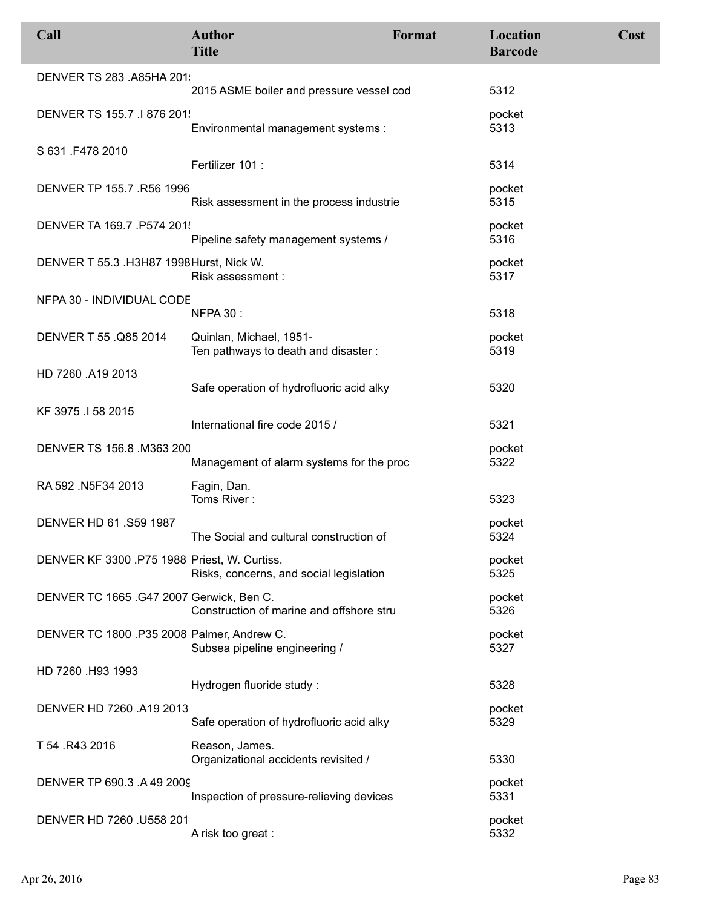| Call | Author<br>Title | Format | Location<br>Barcode | Cost |
|---|---|---|---|---|
| DENVER TS 283 .A85HA 201! | 2015 ASME boiler and pressure vessel cod | | 5312 | |
| DENVER TS 155.7 .I 876 201! | Environmental management systems : | | pocket<br>5313 | |
| S 631 .F478 2010 | Fertilizer 101 : | | 5314 | |
| DENVER TP 155.7 .R56 1996 | Risk assessment in the process industrie | | pocket<br>5315 | |
| DENVER TA 169.7 .P574 201! | Pipeline safety management systems / | | pocket<br>5316 | |
| DENVER T 55.3 .H3H87 1998 | Hurst, Nick W.<br>Risk assessment : | | pocket<br>5317 | |
| NFPA 30 - INDIVIDUAL CODE | NFPA 30 : | | 5318 | |
| DENVER T 55 .Q85 2014 | Quinlan, Michael, 1951-<br>Ten pathways to death and disaster : | | pocket<br>5319 | |
| HD 7260 .A19 2013 | Safe operation of hydrofluoric acid alky | | 5320 | |
| KF 3975 .I 58 2015 | International fire code 2015 / | | 5321 | |
| DENVER TS 156.8 .M363 200 | Management of alarm systems for the proc | | pocket<br>5322 | |
| RA 592 .N5F34 2013 | Fagin, Dan.<br>Toms River : | | 5323 | |
| DENVER HD 61 .S59 1987 | The Social and cultural construction of | | pocket<br>5324 | |
| DENVER KF 3300 .P75 1988 | Priest, W. Curtiss.<br>Risks, concerns, and social legislation | | pocket<br>5325 | |
| DENVER TC 1665 .G47 2007 | Gerwick, Ben C.<br>Construction of marine and offshore stru | | pocket<br>5326 | |
| DENVER TC 1800 .P35 2008 | Palmer, Andrew C.<br>Subsea pipeline engineering / | | pocket<br>5327 | |
| HD 7260 .H93 1993 | Hydrogen fluoride study : | | 5328 | |
| DENVER HD 7260 .A19 2013 | Safe operation of hydrofluoric acid alky | | pocket<br>5329 | |
| T 54 .R43 2016 | Reason, James.<br>Organizational accidents revisited / | | 5330 | |
| DENVER TP 690.3 .A 49 2009 | Inspection of pressure-relieving devices | | pocket<br>5331 | |
| DENVER HD 7260 .U558 201 | A risk too great : | | pocket<br>5332 | |

Apr 26, 2016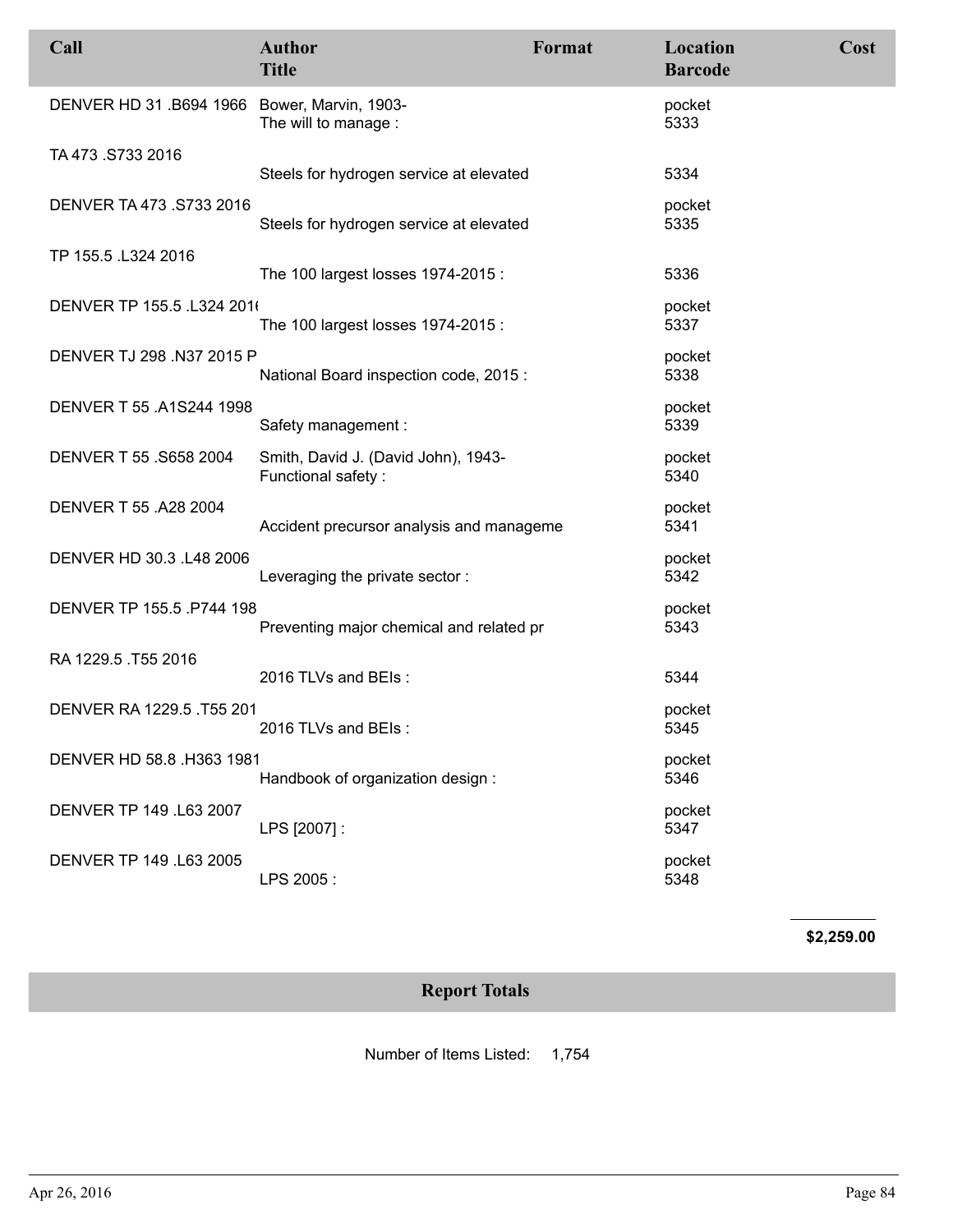| Call | Author<br>Title | Format | Location<br>Barcode | Cost |
|---|---|---|---|---|
| DENVER HD 31 .B694 1966 | Bower, Marvin, 1903-<br>The will to manage : | | pocket<br>5333 | |
| TA 473 .S733 2016 | Steels for hydrogen service at elevated | | 5334 | |
| DENVER TA 473 .S733 2016 | Steels for hydrogen service at elevated | | pocket<br>5335 | |
| TP 155.5 .L324 2016 | The 100 largest losses 1974-2015 : | | 5336 | |
| DENVER TP 155.5 .L324 201( | The 100 largest losses 1974-2015 : | | pocket<br>5337 | |
| DENVER TJ 298 .N37 2015 P | National Board inspection code, 2015 : | | pocket<br>5338 | |
| DENVER T 55 .A1S244 1998 | Safety management : | | pocket<br>5339 | |
| DENVER T 55 .S658 2004 | Smith, David J. (David John), 1943-<br>Functional safety : | | pocket<br>5340 | |
| DENVER T 55 .A28 2004 | Accident precursor analysis and manageme | | pocket<br>5341 | |
| DENVER HD 30.3 .L48 2006 | Leveraging the private sector : | | pocket<br>5342 | |
| DENVER TP 155.5 .P744 198 | Preventing major chemical and related pr | | pocket<br>5343 | |
| RA 1229.5 .T55 2016 | 2016 TLVs and BEIs : | | 5344 | |
| DENVER RA 1229.5 .T55 201 | 2016 TLVs and BEIs : | | pocket<br>5345 | |
| DENVER HD 58.8 .H363 1981 | Handbook of organization design : | | pocket<br>5346 | |
| DENVER TP 149 .L63 2007 | LPS [2007] : | | pocket<br>5347 | |
| DENVER TP 149 .L63 2005 | LPS 2005 : | | pocket<br>5348 | |
| | | | | **$2,259.00** |

## Report Totals

Number of Items Listed: 1,754